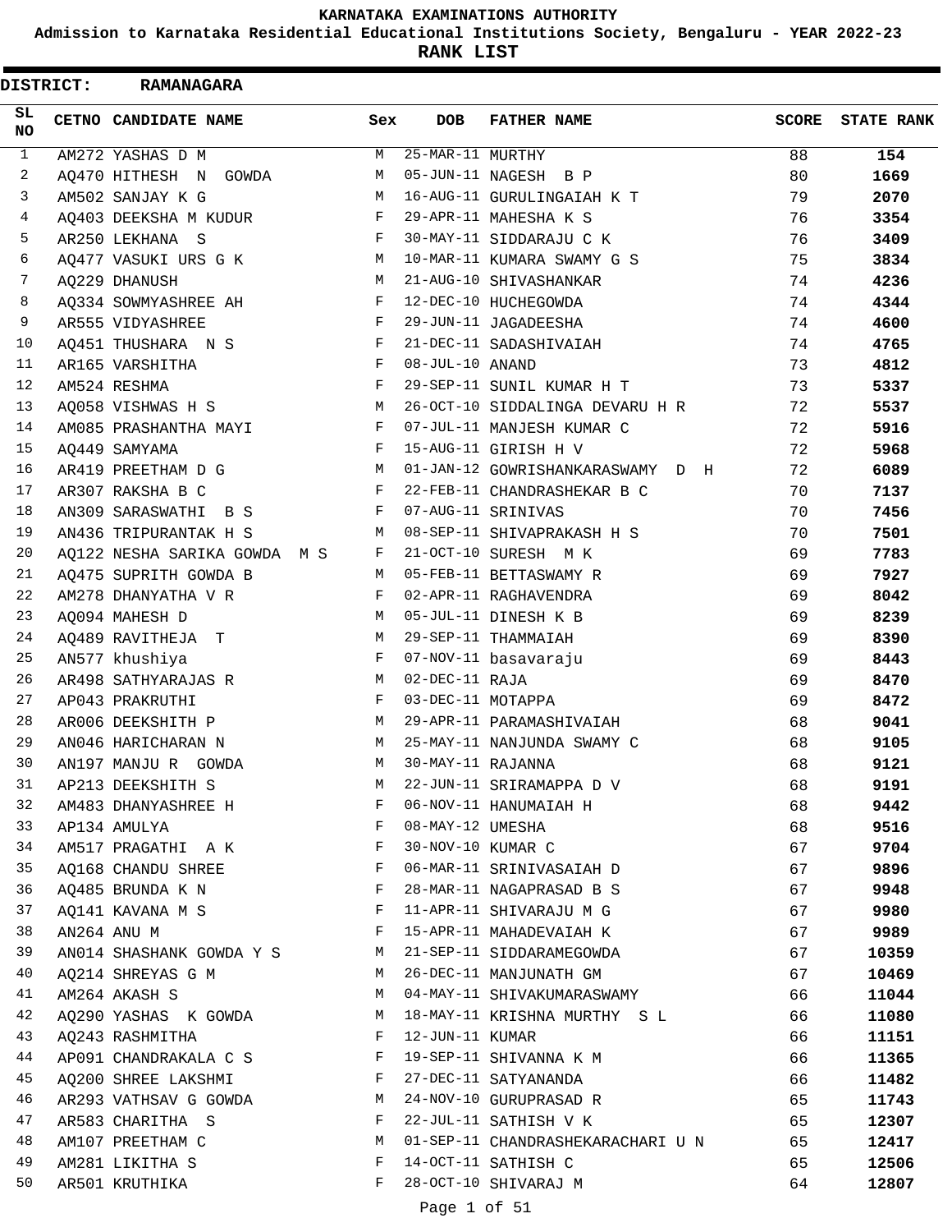# KARNATAKA EXAMINATIONS AUTHORITY

## Admission to Karnataka Residential Educational Institutions Society, Bengaluru - YEAR 2022-23

## RANK LIST

**DISTRICT: RAMANAGARA**

| SL NO | CETNO | CANDIDATE NAME | Sex | DOB | FATHER NAME | SCORE | STATE RANK |
|---|---|---|---|---|---|---|---|
| 1 | AM272 | YASHAS D M | M | 25-MAR-11 | MURTHY | 88 | **154** |
| 2 | AQ470 | HITHESH N GOWDA | M | 05-JUN-11 | NAGESH B P | 80 | **1669** |
| 3 | AM502 | SANJAY K G | M | 16-AUG-11 | GURULINGAIAH K T | 79 | **2070** |
| 4 | AQ403 | DEEKSHA M KUDUR | F | 29-APR-11 | MAHESHA K S | 76 | **3354** |
| 5 | AR250 | LEKHANA S | F | 30-MAY-11 | SIDDARAJU C K | 76 | **3409** |
| 6 | AQ477 | VASUKI URS G K | M | 10-MAR-11 | KUMARA SWAMY G S | 75 | **3834** |
| 7 | AQ229 | DHANUSH | M | 21-AUG-10 | SHIVASHANKAR | 74 | **4236** |
| 8 | AQ334 | SOWMYASHREE AH | F | 12-DEC-10 | HUCHEGOWDA | 74 | **4344** |
| 9 | AR555 | VIDYASHREE | F | 29-JUN-11 | JAGADEESHA | 74 | **4600** |
| 10 | AQ451 | THUSHARA N S | F | 21-DEC-11 | SADASHIVAIAH | 74 | **4765** |
| 11 | AR165 | VARSHITHA | F | 08-JUL-10 | ANAND | 73 | **4812** |
| 12 | AM524 | RESHMA | F | 29-SEP-11 | SUNIL KUMAR H T | 73 | **5337** |
| 13 | AQ058 | VISHWAS H S | M | 26-OCT-10 | SIDDALINGA DEVARU H R | 72 | **5537** |
| 14 | AM085 | PRASHANTHA MAYI | F | 07-JUL-11 | MANJESH KUMAR C | 72 | **5916** |
| 15 | AQ449 | SAMYAMA | F | 15-AUG-11 | GIRISH H V | 72 | **5968** |
| 16 | AR419 | PREETHAM D G | M | 01-JAN-12 | GOWRISHANKARASWAMY D H | 72 | **6089** |
| 17 | AR307 | RAKSHA B C | F | 22-FEB-11 | CHANDRASHEKAR B C | 70 | **7137** |
| 18 | AN309 | SARASWATHI B S | F | 07-AUG-11 | SRINIVAS | 70 | **7456** |
| 19 | AN436 | TRIPURANTAK H S | M | 08-SEP-11 | SHIVAPRAKASH H S | 70 | **7501** |
| 20 | AQ122 | NESHA SARIKA GOWDA M S | F | 21-OCT-10 | SURESH M K | 69 | **7783** |
| 21 | AQ475 | SUPRITH GOWDA B | M | 05-FEB-11 | BETTASWAMY R | 69 | **7927** |
| 22 | AM278 | DHANYATHA V R | F | 02-APR-11 | RAGHAVENDRA | 69 | **8042** |
| 23 | AQ094 | MAHESH D | M | 05-JUL-11 | DINESH K B | 69 | **8239** |
| 24 | AQ489 | RAVITHEJA T | M | 29-SEP-11 | THAMMAIAH | 69 | **8390** |
| 25 | AN577 | khushiya | F | 07-NOV-11 | basavaraju | 69 | **8443** |
| 26 | AR498 | SATHYARAJAS R | M | 02-DEC-11 | RAJA | 69 | **8470** |
| 27 | AP043 | PRAKRUTHI | F | 03-DEC-11 | MOTAPPA | 69 | **8472** |
| 28 | AR006 | DEEKSHITH P | M | 29-APR-11 | PARAMASHIVAIAH | 68 | **9041** |
| 29 | AN046 | HARICHARAN N | M | 25-MAY-11 | NANJUNDA SWAMY C | 68 | **9105** |
| 30 | AN197 | MANJU R GOWDA | M | 30-MAY-11 | RAJANNA | 68 | **9121** |
| 31 | AP213 | DEEKSHITH S | M | 22-JUN-11 | SRIRAMAPPA D V | 68 | **9191** |
| 32 | AM483 | DHANYASHREE H | F | 06-NOV-11 | HANUMAIAH H | 68 | **9442** |
| 33 | AP134 | AMULYA | F | 08-MAY-12 | UMESHA | 68 | **9516** |
| 34 | AM517 | PRAGATHI A K | F | 30-NOV-10 | KUMAR C | 67 | **9704** |
| 35 | AQ168 | CHANDU SHREE | F | 06-MAR-11 | SRINIVASAIAH D | 67 | **9896** |
| 36 | AQ485 | BRUNDA K N | F | 28-MAR-11 | NAGAPRASAD B S | 67 | **9948** |
| 37 | AQ141 | KAVANA M S | F | 11-APR-11 | SHIVARAJU M G | 67 | **9980** |
| 38 | AN264 | ANU M | F | 15-APR-11 | MAHADEVAIAH K | 67 | **9989** |
| 39 | AN014 | SHASHANK GOWDA Y S | M | 21-SEP-11 | SIDDARAMEGOWDA | 67 | **10359** |
| 40 | AQ214 | SHREYAS G M | M | 26-DEC-11 | MANJUNATH GM | 67 | **10469** |
| 41 | AM264 | AKASH S | M | 04-MAY-11 | SHIVAKUMARASWAMY | 66 | **11044** |
| 42 | AQ290 | YASHAS K GOWDA | M | 18-MAY-11 | KRISHNA MURTHY S L | 66 | **11080** |
| 43 | AQ243 | RASHMITHA | F | 12-JUN-11 | KUMAR | 66 | **11151** |
| 44 | AP091 | CHANDRAKALA C S | F | 19-SEP-11 | SHIVANNA K M | 66 | **11365** |
| 45 | AQ200 | SHREE LAKSHMI | F | 27-DEC-11 | SATYANANDA | 66 | **11482** |
| 46 | AR293 | VATHSAV G GOWDA | M | 24-NOV-10 | GURUPRASAD R | 65 | **11743** |
| 47 | AR583 | CHARITHA S | F | 22-JUL-11 | SATHISH V K | 65 | **12307** |
| 48 | AM107 | PREETHAM C | M | 01-SEP-11 | CHANDRASHEKARACHARI U N | 65 | **12417** |
| 49 | AM281 | LIKITHA S | F | 14-OCT-11 | SATHISH C | 65 | **12506** |
| 50 | AR501 | KRUTHIKA | F | 28-OCT-10 | SHIVARAJ M | 64 | **12807** |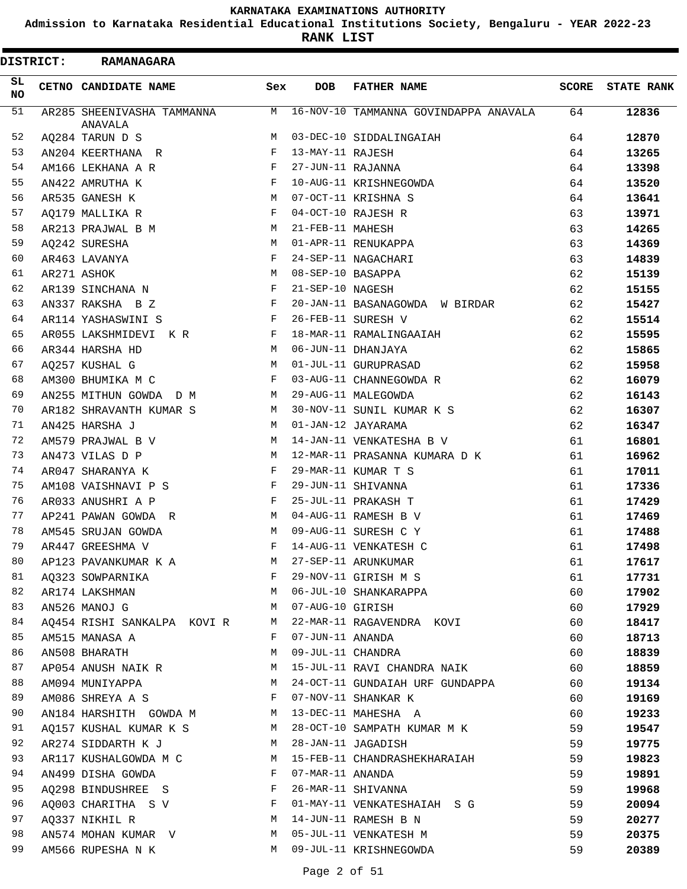KARNATAKA EXAMINATIONS AUTHORITY

Admission to Karnataka Residential Educational Institutions Society, Bengaluru - YEAR 2022-23

**RANK LIST**

**DISTRICT: RAMANAGARA**

| SL NO | CETNO | CANDIDATE NAME | Sex | DOB | FATHER NAME | SCORE | STATE RANK |
|---|---|---|---|---|---|---|---|
| 51 | AR285 | SHEENIVASHA TAMMANNA ANAVALA | M | 16-NOV-10 | TAMMANNA GOVINDAPPA ANAVALA | 64 | **12836** |
| 52 | AQ284 | TARUN D S | M | 03-DEC-10 | SIDDALINGAIAH | 64 | **12870** |
| 53 | AN204 | KEERTHANA R | F | 13-MAY-11 | RAJESH | 64 | **13265** |
| 54 | AM166 | LEKHANA A R | F | 27-JUN-11 | RAJANNA | 64 | **13398** |
| 55 | AN422 | AMRUTHA K | F | 10-AUG-11 | KRISHNEGOWDA | 64 | **13520** |
| 56 | AR535 | GANESH K | M | 07-OCT-11 | KRISHNA S | 64 | **13641** |
| 57 | AQ179 | MALLIKA R | F | 04-OCT-10 | RAJESH R | 63 | **13971** |
| 58 | AR213 | PRAJWAL B M | M | 21-FEB-11 | MAHESH | 63 | **14265** |
| 59 | AQ242 | SURESHA | M | 01-APR-11 | RENUKAPPA | 63 | **14369** |
| 60 | AR463 | LAVANYA | F | 24-SEP-11 | NAGACHARI | 63 | **14839** |
| 61 | AR271 | ASHOK | M | 08-SEP-10 | BASAPPA | 62 | **15139** |
| 62 | AR139 | SINCHANA N | F | 21-SEP-10 | NAGESH | 62 | **15155** |
| 63 | AN337 | RAKSHA B Z | F | 20-JAN-11 | BASANAGOWDA W BIRDAR | 62 | **15427** |
| 64 | AR114 | YASHASWINI S | F | 26-FEB-11 | SURESH V | 62 | **15514** |
| 65 | AR055 | LAKSHMIDEVI K R | F | 18-MAR-11 | RAMALINGAAIAH | 62 | **15595** |
| 66 | AR344 | HARSHA HD | M | 06-JUN-11 | DHANJAYA | 62 | **15865** |
| 67 | AQ257 | KUSHAL G | M | 01-JUL-11 | GURUPRASAD | 62 | **15958** |
| 68 | AM300 | BHUMIKA M C | F | 03-AUG-11 | CHANNEGOWDA R | 62 | **16079** |
| 69 | AN255 | MITHUN GOWDA D M | M | 29-AUG-11 | MALEGOWDA | 62 | **16143** |
| 70 | AR182 | SHRAVANTH KUMAR S | M | 30-NOV-11 | SUNIL KUMAR K S | 62 | **16307** |
| 71 | AN425 | HARSHA J | M | 01-JAN-12 | JAYARAMA | 62 | **16347** |
| 72 | AM579 | PRAJWAL B V | M | 14-JAN-11 | VENKATESHA B V | 61 | **16801** |
| 73 | AN473 | VILAS D P | M | 12-MAR-11 | PRASANNA KUMARA D K | 61 | **16962** |
| 74 | AR047 | SHARANYA K | F | 29-MAR-11 | KUMAR T S | 61 | **17011** |
| 75 | AM108 | VAISHNAVI P S | F | 29-JUN-11 | SHIVANNA | 61 | **17336** |
| 76 | AR033 | ANUSHRI A P | F | 25-JUL-11 | PRAKASH T | 61 | **17429** |
| 77 | AP241 | PAWAN GOWDA R | M | 04-AUG-11 | RAMESH B V | 61 | **17469** |
| 78 | AM545 | SRUJAN GOWDA | M | 09-AUG-11 | SURESH C Y | 61 | **17488** |
| 79 | AR447 | GREESHMA V | F | 14-AUG-11 | VENKATESH C | 61 | **17498** |
| 80 | AP123 | PAVANKUMAR K A | M | 27-SEP-11 | ARUNKUMAR | 61 | **17617** |
| 81 | AQ323 | SOWPARNIKA | F | 29-NOV-11 | GIRISH M S | 61 | **17731** |
| 82 | AR174 | LAKSHMAN | M | 06-JUL-10 | SHANKARAPPA | 60 | **17902** |
| 83 | AN526 | MANOJ G | M | 07-AUG-10 | GIRISH | 60 | **17929** |
| 84 | AQ454 | RISHI SANKALPA KOVI R | M | 22-MAR-11 | RAGAVENDRA KOVI | 60 | **18417** |
| 85 | AM515 | MANASA A | F | 07-JUN-11 | ANANDA | 60 | **18713** |
| 86 | AN508 | BHARATH | M | 09-JUL-11 | CHANDRA | 60 | **18839** |
| 87 | AP054 | ANUSH NAIK R | M | 15-JUL-11 | RAVI CHANDRA NAIK | 60 | **18859** |
| 88 | AM094 | MUNIYAPPA | M | 24-OCT-11 | GUNDAIAH URF GUNDAPPA | 60 | **19134** |
| 89 | AM086 | SHREYA A S | F | 07-NOV-11 | SHANKAR K | 60 | **19169** |
| 90 | AN184 | HARSHITH GOWDA M | M | 13-DEC-11 | MAHESHA A | 60 | **19233** |
| 91 | AQ157 | KUSHAL KUMAR K S | M | 28-OCT-10 | SAMPATH KUMAR M K | 59 | **19547** |
| 92 | AR274 | SIDDARTH K J | M | 28-JAN-11 | JAGADISH | 59 | **19775** |
| 93 | AR117 | KUSHALGOWDA M C | M | 15-FEB-11 | CHANDRASHEKHARAIAH | 59 | **19823** |
| 94 | AN499 | DISHA GOWDA | F | 07-MAR-11 | ANANDA | 59 | **19891** |
| 95 | AQ298 | BINDUSHREE S | F | 26-MAR-11 | SHIVANNA | 59 | **19968** |
| 96 | AQ003 | CHARITHA S V | F | 01-MAY-11 | VENKATESHAIAH S G | 59 | **20094** |
| 97 | AQ337 | NIKHIL R | M | 14-JUN-11 | RAMESH B N | 59 | **20277** |
| 98 | AN574 | MOHAN KUMAR V | M | 05-JUL-11 | VENKATESH M | 59 | **20375** |
| 99 | AM566 | RUPESHA N K | M | 09-JUL-11 | KRISHNEGOWDA | 59 | **20389** |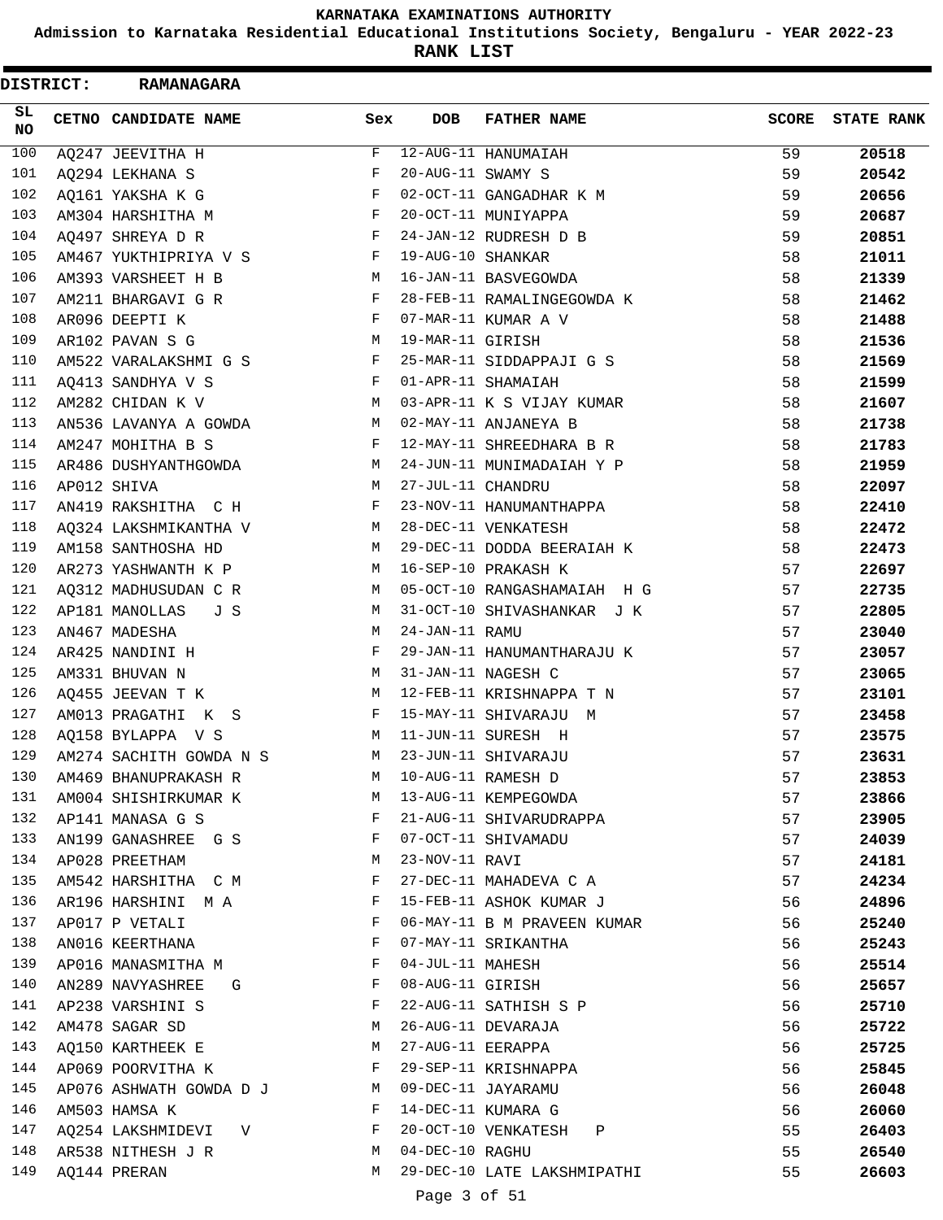**KARNATAKA EXAMINATIONS AUTHORITY**

**Admission to Karnataka Residential Educational Institutions Society, Bengaluru - YEAR 2022-23**

**RANK LIST**

**DISTRICT: RAMANAGARA**

| SL NO | CETNO | CANDIDATE NAME | Sex | DOB | FATHER NAME | SCORE | STATE RANK |
|---|---|---|---|---|---|---|---|
| 100 | AQ247 | JEEVITHA H | F | 12-AUG-11 | HANUMAIAH | 59 | **20518** |
| 101 | AQ294 | LEKHANA S | F | 20-AUG-11 | SWAMY S | 59 | **20542** |
| 102 | AQ161 | YAKSHA K G | F | 02-OCT-11 | GANGADHAR K M | 59 | **20656** |
| 103 | AM304 | HARSHITHA M | F | 20-OCT-11 | MUNIYAPPA | 59 | **20687** |
| 104 | AQ497 | SHREYA D R | F | 24-JAN-12 | RUDRESH D B | 59 | **20851** |
| 105 | AM467 | YUKTHIPRIYA V S | F | 19-AUG-10 | SHANKAR | 58 | **21011** |
| 106 | AM393 | VARSHEET H B | M | 16-JAN-11 | BASVEGOWDA | 58 | **21339** |
| 107 | AM211 | BHARGAVI G R | F | 28-FEB-11 | RAMALINGEGOWDA K | 58 | **21462** |
| 108 | AR096 | DEEPTI K | F | 07-MAR-11 | KUMAR A V | 58 | **21488** |
| 109 | AR102 | PAVAN S G | M | 19-MAR-11 | GIRISH | 58 | **21536** |
| 110 | AM522 | VARALAKSHMI G S | F | 25-MAR-11 | SIDDAPPAJI G S | 58 | **21569** |
| 111 | AQ413 | SANDHYA V S | F | 01-APR-11 | SHAMAIAH | 58 | **21599** |
| 112 | AM282 | CHIDAN K V | M | 03-APR-11 | K S VIJAY KUMAR | 58 | **21607** |
| 113 | AN536 | LAVANYA A GOWDA | M | 02-MAY-11 | ANJANEYA B | 58 | **21738** |
| 114 | AM247 | MOHITHA B S | F | 12-MAY-11 | SHREEDHARA B R | 58 | **21783** |
| 115 | AR486 | DUSHYANTHGOWDA | M | 24-JUN-11 | MUNIMADAIAH Y P | 58 | **21959** |
| 116 | AP012 | SHIVA | M | 27-JUL-11 | CHANDRU | 58 | **22097** |
| 117 | AN419 | RAKSHITHA C H | F | 23-NOV-11 | HANUMANTHAPPA | 58 | **22410** |
| 118 | AQ324 | LAKSHMIKANTHA V | M | 28-DEC-11 | VENKATESH | 58 | **22472** |
| 119 | AM158 | SANTHOSHA HD | M | 29-DEC-11 | DODDA BEERAIAH K | 58 | **22473** |
| 120 | AR273 | YASHWANTH K P | M | 16-SEP-10 | PRAKASH K | 57 | **22697** |
| 121 | AQ312 | MADHUSUDAN C R | M | 05-OCT-10 | RANGASHAMAIAH H G | 57 | **22735** |
| 122 | AP181 | MANOLLAS J S | M | 31-OCT-10 | SHIVASHANKAR J K | 57 | **22805** |
| 123 | AN467 | MADESHA | M | 24-JAN-11 | RAMU | 57 | **23040** |
| 124 | AR425 | NANDINI H | F | 29-JAN-11 | HANUMANTHARAJU K | 57 | **23057** |
| 125 | AM331 | BHUVAN N | M | 31-JAN-11 | NAGESH C | 57 | **23065** |
| 126 | AQ455 | JEEVAN T K | M | 12-FEB-11 | KRISHNAPPA T N | 57 | **23101** |
| 127 | AM013 | PRAGATHI K S | F | 15-MAY-11 | SHIVARAJU M | 57 | **23458** |
| 128 | AQ158 | BYLAPPA V S | M | 11-JUN-11 | SURESH H | 57 | **23575** |
| 129 | AM274 | SACHITH GOWDA N S | M | 23-JUN-11 | SHIVARAJU | 57 | **23631** |
| 130 | AM469 | BHANUPRAKASH R | M | 10-AUG-11 | RAMESH D | 57 | **23853** |
| 131 | AM004 | SHISHIRKUMAR K | M | 13-AUG-11 | KEMPEGOWDA | 57 | **23866** |
| 132 | AP141 | MANASA G S | F | 21-AUG-11 | SHIVARUDRAPPA | 57 | **23905** |
| 133 | AN199 | GANASHREE G S | F | 07-OCT-11 | SHIVAMADU | 57 | **24039** |
| 134 | AP028 | PREETHAM | M | 23-NOV-11 | RAVI | 57 | **24181** |
| 135 | AM542 | HARSHITHA C M | F | 27-DEC-11 | MAHADEVA C A | 57 | **24234** |
| 136 | AR196 | HARSHINI M A | F | 15-FEB-11 | ASHOK KUMAR J | 56 | **24896** |
| 137 | AP017 | P VETALI | F | 06-MAY-11 | B M PRAVEEN KUMAR | 56 | **25240** |
| 138 | AN016 | KEERTHANA | F | 07-MAY-11 | SRIKANTHA | 56 | **25243** |
| 139 | AP016 | MANASMITHA M | F | 04-JUL-11 | MAHESH | 56 | **25514** |
| 140 | AN289 | NAVYASHREE G | F | 08-AUG-11 | GIRISH | 56 | **25657** |
| 141 | AP238 | VARSHINI S | F | 22-AUG-11 | SATHISH S P | 56 | **25710** |
| 142 | AM478 | SAGAR SD | M | 26-AUG-11 | DEVARAJA | 56 | **25722** |
| 143 | AQ150 | KARTHEEK E | M | 27-AUG-11 | EERAPPA | 56 | **25725** |
| 144 | AP069 | POORVITHA K | F | 29-SEP-11 | KRISHNAPPA | 56 | **25845** |
| 145 | AP076 | ASHWATH GOWDA D J | M | 09-DEC-11 | JAYARAMU | 56 | **26048** |
| 146 | AM503 | HAMSA K | F | 14-DEC-11 | KUMARA G | 56 | **26060** |
| 147 | AQ254 | LAKSHMIDEVI V | F | 20-OCT-10 | VENKATESH P | 55 | **26403** |
| 148 | AR538 | NITHESH J R | M | 04-DEC-10 | RAGHU | 55 | **26540** |
| 149 | AQ144 | PRERAN | M | 29-DEC-10 | LATE LAKSHMIPATHI | 55 | **26603** |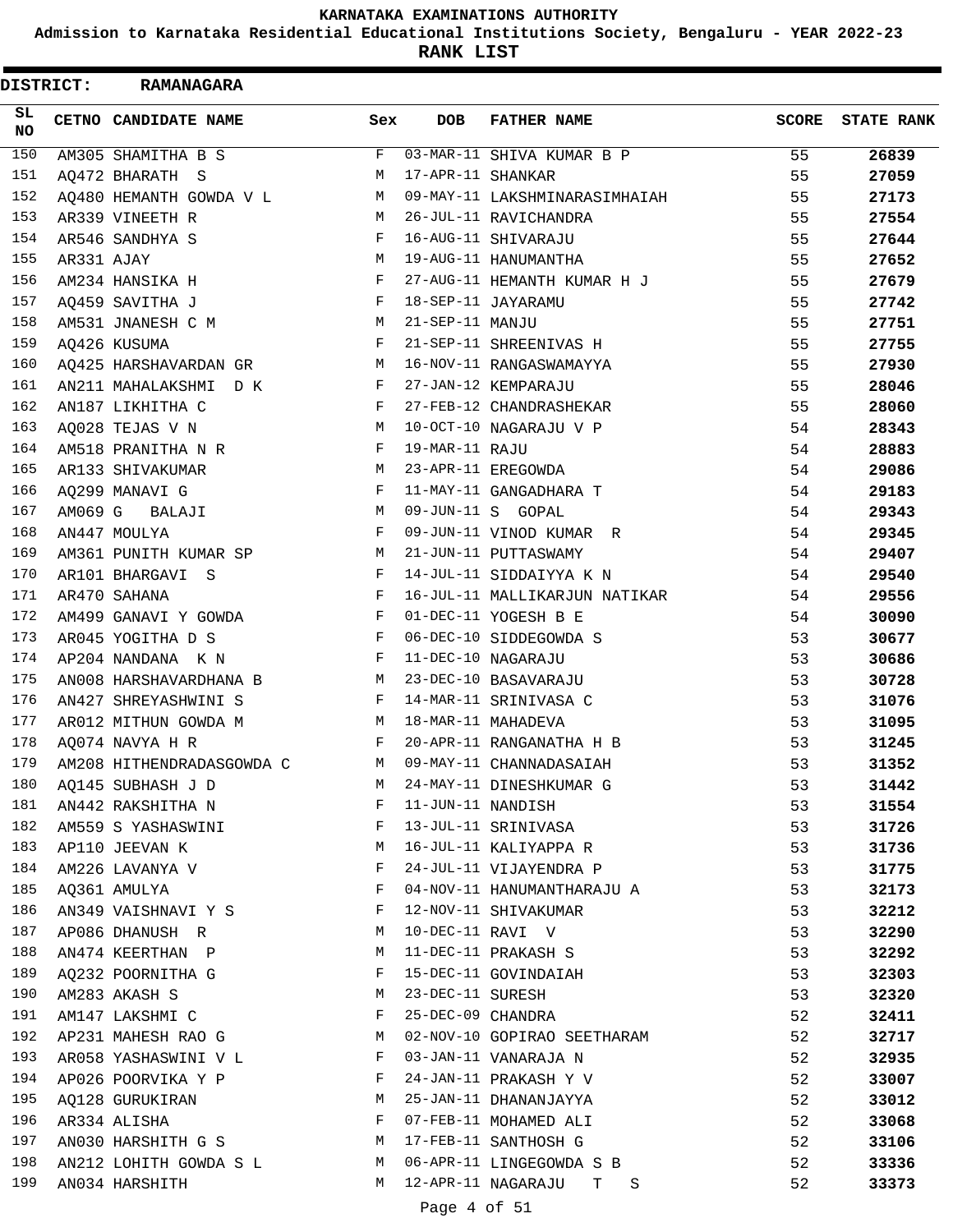# KARNATAKA EXAMINATIONS AUTHORITY

## Admission to Karnataka Residential Educational Institutions Society, Bengaluru - YEAR 2022-23

### RANK LIST

**DISTRICT: RAMANAGARA**

| SL NO | CETNO | CANDIDATE NAME | Sex | DOB | FATHER NAME | SCORE | STATE RANK |
|---|---|---|---|---|---|---|---|
| 150 | AM305 | SHAMITHA B S | F | 03-MAR-11 | SHIVA KUMAR B P | 55 | **26839** |
| 151 | AQ472 | BHARATH S | M | 17-APR-11 | SHANKAR | 55 | **27059** |
| 152 | AQ480 | HEMANTH GOWDA V L | M | 09-MAY-11 | LAKSHMINARASIMHAIAH | 55 | **27173** |
| 153 | AR339 | VINEETH R | M | 26-JUL-11 | RAVICHANDRA | 55 | **27554** |
| 154 | AR546 | SANDHYA S | F | 16-AUG-11 | SHIVARAJU | 55 | **27644** |
| 155 | AR331 | AJAY | M | 19-AUG-11 | HANUMANTHA | 55 | **27652** |
| 156 | AM234 | HANSIKA H | F | 27-AUG-11 | HEMANTH KUMAR H J | 55 | **27679** |
| 157 | AQ459 | SAVITHA J | F | 18-SEP-11 | JAYARAMU | 55 | **27742** |
| 158 | AM531 | JNANESH C M | M | 21-SEP-11 | MANJU | 55 | **27751** |
| 159 | AQ426 | KUSUMA | F | 21-SEP-11 | SHREENIVAS H | 55 | **27755** |
| 160 | AQ425 | HARSHAVARDAN GR | M | 16-NOV-11 | RANGASWAMAYYA | 55 | **27930** |
| 161 | AN211 | MAHALAKSHMI D K | F | 27-JAN-12 | KEMPARAJU | 55 | **28046** |
| 162 | AN187 | LIKHITHA C | F | 27-FEB-12 | CHANDRASHEKAR | 55 | **28060** |
| 163 | AQ028 | TEJAS V N | M | 10-OCT-10 | NAGARAJU V P | 54 | **28343** |
| 164 | AM518 | PRANITHA N R | F | 19-MAR-11 | RAJU | 54 | **28883** |
| 165 | AR133 | SHIVAKUMAR | M | 23-APR-11 | EREGOWDA | 54 | **29086** |
| 166 | AQ299 | MANAVI G | F | 11-MAY-11 | GANGADHARA T | 54 | **29183** |
| 167 | AM069 | G BALAJI | M | 09-JUN-11 | S GOPAL | 54 | **29343** |
| 168 | AN447 | MOULYA | F | 09-JUN-11 | VINOD KUMAR R | 54 | **29345** |
| 169 | AM361 | PUNITH KUMAR SP | M | 21-JUN-11 | PUTTASWAMY | 54 | **29407** |
| 170 | AR101 | BHARGAVI S | F | 14-JUL-11 | SIDDAIYYA K N | 54 | **29540** |
| 171 | AR470 | SAHANA | F | 16-JUL-11 | MALLIKARJUN NATIKAR | 54 | **29556** |
| 172 | AM499 | GANAVI Y GOWDA | F | 01-DEC-11 | YOGESH B E | 54 | **30090** |
| 173 | AR045 | YOGITHA D S | F | 06-DEC-10 | SIDDEGOWDA S | 53 | **30677** |
| 174 | AP204 | NANDANA K N | F | 11-DEC-10 | NAGARAJU | 53 | **30686** |
| 175 | AN008 | HARSHAVARDHANA B | M | 23-DEC-10 | BASAVARAJU | 53 | **30728** |
| 176 | AN427 | SHREYASHWINI S | F | 14-MAR-11 | SRINIVASA C | 53 | **31076** |
| 177 | AR012 | MITHUN GOWDA M | M | 18-MAR-11 | MAHADEVA | 53 | **31095** |
| 178 | AQ074 | NAVYA H R | F | 20-APR-11 | RANGANATHA H B | 53 | **31245** |
| 179 | AM208 | HITHENDRADASGOWDA C | M | 09-MAY-11 | CHANNADASAIAH | 53 | **31352** |
| 180 | AQ145 | SUBHASH J D | M | 24-MAY-11 | DINESHKUMAR G | 53 | **31442** |
| 181 | AN442 | RAKSHITHA N | F | 11-JUN-11 | NANDISH | 53 | **31554** |
| 182 | AM559 | S YASHASWINI | F | 13-JUL-11 | SRINIVASA | 53 | **31726** |
| 183 | AP110 | JEEVAN K | M | 16-JUL-11 | KALIYAPPA R | 53 | **31736** |
| 184 | AM226 | LAVANYA V | F | 24-JUL-11 | VIJAYENDRA P | 53 | **31775** |
| 185 | AQ361 | AMULYA | F | 04-NOV-11 | HANUMANTHARAJU A | 53 | **32173** |
| 186 | AN349 | VAISHNAVI Y S | F | 12-NOV-11 | SHIVAKUMAR | 53 | **32212** |
| 187 | AP086 | DHANUSH R | M | 10-DEC-11 | RAVI V | 53 | **32290** |
| 188 | AN474 | KEERTHAN P | M | 11-DEC-11 | PRAKASH S | 53 | **32292** |
| 189 | AQ232 | POORNITHA G | F | 15-DEC-11 | GOVINDAIAH | 53 | **32303** |
| 190 | AM283 | AKASH S | M | 23-DEC-11 | SURESH | 53 | **32320** |
| 191 | AM147 | LAKSHMI C | F | 25-DEC-09 | CHANDRA | 52 | **32411** |
| 192 | AP231 | MAHESH RAO G | M | 02-NOV-10 | GOPIRAO SEETHARAM | 52 | **32717** |
| 193 | AR058 | YASHASWINI V L | F | 03-JAN-11 | VANARAJA N | 52 | **32935** |
| 194 | AP026 | POORVIKA Y P | F | 24-JAN-11 | PRAKASH Y V | 52 | **33007** |
| 195 | AQ128 | GURUKIRAN | M | 25-JAN-11 | DHANANJAYYA | 52 | **33012** |
| 196 | AR334 | ALISHA | F | 07-FEB-11 | MOHAMED ALI | 52 | **33068** |
| 197 | AN030 | HARSHITH G S | M | 17-FEB-11 | SANTHOSH G | 52 | **33106** |
| 198 | AN212 | LOHITH GOWDA S L | M | 06-APR-11 | LINGEGOWDA S B | 52 | **33336** |
| 199 | AN034 | HARSHITH | M | 12-APR-11 | NAGARAJU T S | 52 | **33373** |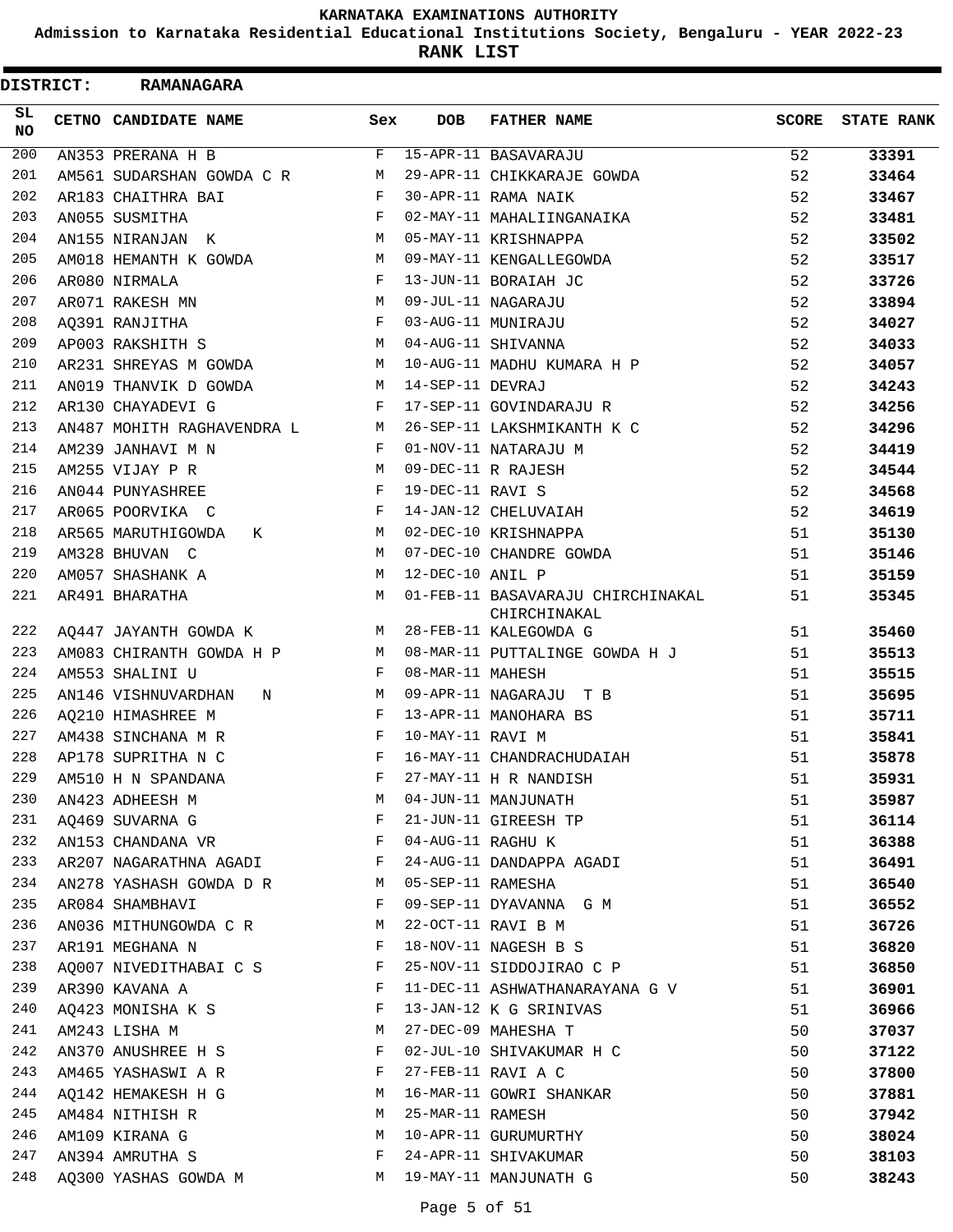# KARNATAKA EXAMINATIONS AUTHORITY

**Admission to Karnataka Residential Educational Institutions Society, Bengaluru - YEAR 2022-23**

**RANK LIST**

**DISTRICT: RAMANAGARA**

| SL NO | CETNO | CANDIDATE NAME | Sex | DOB | FATHER NAME | SCORE | STATE RANK |
|---|---|---|---|---|---|---|---|
| 200 | AN353 | PRERANA H B | F | 15-APR-11 | BASAVARAJU | 52 | **33391** |
| 201 | AM561 | SUDARSHAN GOWDA C R | M | 29-APR-11 | CHIKKARAJE GOWDA | 52 | **33464** |
| 202 | AR183 | CHAITHRA BAI | F | 30-APR-11 | RAMA NAIK | 52 | **33467** |
| 203 | AN055 | SUSMITHA | F | 02-MAY-11 | MAHALIINGANAIKA | 52 | **33481** |
| 204 | AN155 | NIRANJAN K | M | 05-MAY-11 | KRISHNAPPA | 52 | **33502** |
| 205 | AM018 | HEMANTH K GOWDA | M | 09-MAY-11 | KENGALLEGOWDA | 52 | **33517** |
| 206 | AR080 | NIRMALA | F | 13-JUN-11 | BORAIAH JC | 52 | **33726** |
| 207 | AR071 | RAKESH MN | M | 09-JUL-11 | NAGARAJU | 52 | **33894** |
| 208 | AQ391 | RANJITHA | F | 03-AUG-11 | MUNIRAJU | 52 | **34027** |
| 209 | AP003 | RAKSHITH S | M | 04-AUG-11 | SHIVANNA | 52 | **34033** |
| 210 | AR231 | SHREYAS M GOWDA | M | 10-AUG-11 | MADHU KUMARA H P | 52 | **34057** |
| 211 | AN019 | THANVIK D GOWDA | M | 14-SEP-11 | DEVRAJ | 52 | **34243** |
| 212 | AR130 | CHAYADEVI G | F | 17-SEP-11 | GOVINDARAJU R | 52 | **34256** |
| 213 | AN487 | MOHITH RAGHAVENDRA L | M | 26-SEP-11 | LAKSHMIKANTH K C | 52 | **34296** |
| 214 | AM239 | JANHAVI M N | F | 01-NOV-11 | NATARAJU M | 52 | **34419** |
| 215 | AM255 | VIJAY P R | M | 09-DEC-11 | R RAJESH | 52 | **34544** |
| 216 | AN044 | PUNYASHREE | F | 19-DEC-11 | RAVI S | 52 | **34568** |
| 217 | AR065 | POORVIKA C | F | 14-JAN-12 | CHELUVAIAH | 52 | **34619** |
| 218 | AR565 | MARUTHIGOWDA K | M | 02-DEC-10 | KRISHNAPPA | 51 | **35130** |
| 219 | AM328 | BHUVAN C | M | 07-DEC-10 | CHANDRE GOWDA | 51 | **35146** |
| 220 | AM057 | SHASHANK A | M | 12-DEC-10 | ANIL P | 51 | **35159** |
| 221 | AR491 | BHARATHA | M | 01-FEB-11 | BASAVARAJU CHIRCHINAKAL CHIRCHINAKAL | 51 | **35345** |
| 222 | AQ447 | JAYANTH GOWDA K | M | 28-FEB-11 | KALEGOWDA G | 51 | **35460** |
| 223 | AM083 | CHIRANTH GOWDA H P | M | 08-MAR-11 | PUTTALINGE GOWDA H J | 51 | **35513** |
| 224 | AM553 | SHALINI U | F | 08-MAR-11 | MAHESH | 51 | **35515** |
| 225 | AN146 | VISHNUVARDHAN N | M | 09-APR-11 | NAGARAJU T B | 51 | **35695** |
| 226 | AQ210 | HIMASHREE M | F | 13-APR-11 | MANOHARA BS | 51 | **35711** |
| 227 | AM438 | SINCHANA M R | F | 10-MAY-11 | RAVI M | 51 | **35841** |
| 228 | AP178 | SUPRITHA N C | F | 16-MAY-11 | CHANDRACHUDAIAH | 51 | **35878** |
| 229 | AM510 | H N SPANDANA | F | 27-MAY-11 | H R NANDISH | 51 | **35931** |
| 230 | AN423 | ADHEESH M | M | 04-JUN-11 | MANJUNATH | 51 | **35987** |
| 231 | AQ469 | SUVARNA G | F | 21-JUN-11 | GIREESH TP | 51 | **36114** |
| 232 | AN153 | CHANDANA VR | F | 04-AUG-11 | RAGHU K | 51 | **36388** |
| 233 | AR207 | NAGARATHNA AGADI | F | 24-AUG-11 | DANDAPPA AGADI | 51 | **36491** |
| 234 | AN278 | YASHASH GOWDA D R | M | 05-SEP-11 | RAMESHA | 51 | **36540** |
| 235 | AR084 | SHAMBHAVI | F | 09-SEP-11 | DYAVANNA G M | 51 | **36552** |
| 236 | AN036 | MITHUNGOWDA C R | M | 22-OCT-11 | RAVI B M | 51 | **36726** |
| 237 | AR191 | MEGHANA N | F | 18-NOV-11 | NAGESH B S | 51 | **36820** |
| 238 | AQ007 | NIVEDITHABAI C S | F | 25-NOV-11 | SIDDOJIRAO C P | 51 | **36850** |
| 239 | AR390 | KAVANA A | F | 11-DEC-11 | ASHWATHANARAYANA G V | 51 | **36901** |
| 240 | AQ423 | MONISHA K S | F | 13-JAN-12 | K G SRINIVAS | 51 | **36966** |
| 241 | AM243 | LISHA M | M | 27-DEC-09 | MAHESHA T | 50 | **37037** |
| 242 | AN370 | ANUSHREE H S | F | 02-JUL-10 | SHIVAKUMAR H C | 50 | **37122** |
| 243 | AM465 | YASHASWI A R | F | 27-FEB-11 | RAVI A C | 50 | **37800** |
| 244 | AQ142 | HEMAKESH H G | M | 16-MAR-11 | GOWRI SHANKAR | 50 | **37881** |
| 245 | AM484 | NITHISH R | M | 25-MAR-11 | RAMESH | 50 | **37942** |
| 246 | AM109 | KIRANA G | M | 10-APR-11 | GURUMURTHY | 50 | **38024** |
| 247 | AN394 | AMRUTHA S | F | 24-APR-11 | SHIVAKUMAR | 50 | **38103** |
| 248 | AQ300 | YASHAS GOWDA M | M | 19-MAY-11 | MANJUNATH G | 50 | **38243** |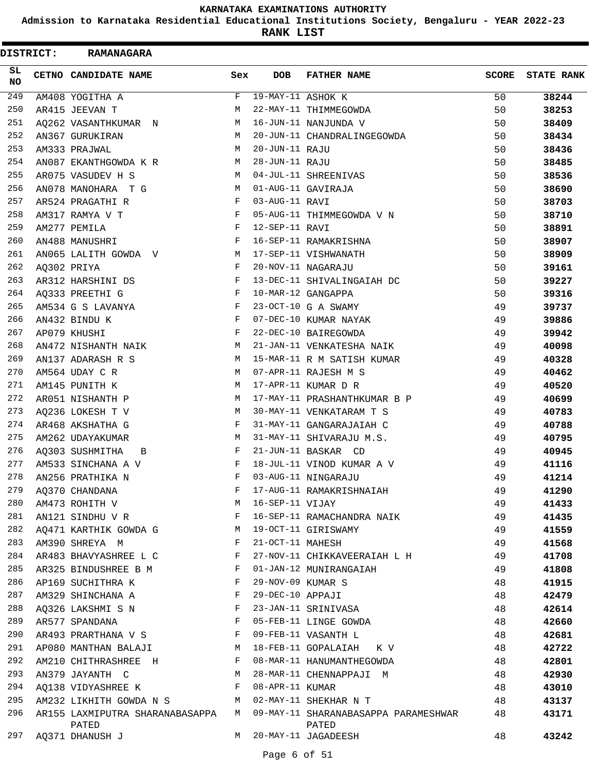# KARNATAKA EXAMINATIONS AUTHORITY

**Admission to Karnataka Residential Educational Institutions Society, Bengaluru - YEAR 2022-23**

**RANK LIST**

**DISTRICT: RAMANAGARA**

| SL NO | CETNO | CANDIDATE NAME | Sex | DOB | FATHER NAME | SCORE | STATE RANK |
|---|---|---|---|---|---|---|---|
| 249 | AM408 | YOGITHA A | F | 19-MAY-11 | ASHOK K | 50 | **38244** |
| 250 | AR415 | JEEVAN T | M | 22-MAY-11 | THIMMEGOWDA | 50 | **38253** |
| 251 | AQ262 | VASANTHKUMAR N | M | 16-JUN-11 | NANJUNDA V | 50 | **38409** |
| 252 | AN367 | GURUKIRAN | M | 20-JUN-11 | CHANDRALINGEGOWDA | 50 | **38434** |
| 253 | AM333 | PRAJWAL | M | 20-JUN-11 | RAJU | 50 | **38436** |
| 254 | AN087 | EKANTHGOWDA K R | M | 28-JUN-11 | RAJU | 50 | **38485** |
| 255 | AR075 | VASUDEV H S | M | 04-JUL-11 | SHREENIVAS | 50 | **38536** |
| 256 | AN078 | MANOHARA T G | M | 01-AUG-11 | GAVIRAJA | 50 | **38690** |
| 257 | AR524 | PRAGATHI R | F | 03-AUG-11 | RAVI | 50 | **38703** |
| 258 | AM317 | RAMYA V T | F | 05-AUG-11 | THIMMEGOWDA V N | 50 | **38710** |
| 259 | AM277 | PEMILA | F | 12-SEP-11 | RAVI | 50 | **38891** |
| 260 | AN488 | MANUSHRI | F | 16-SEP-11 | RAMAKRISHNA | 50 | **38907** |
| 261 | AN065 | LALITH GOWDA V | M | 17-SEP-11 | VISHWANATH | 50 | **38909** |
| 262 | AQ302 | PRIYA | F | 20-NOV-11 | NAGARAJU | 50 | **39161** |
| 263 | AR312 | HARSHINI DS | F | 13-DEC-11 | SHIVALINGAIAH DC | 50 | **39227** |
| 264 | AQ333 | PREETHI G | F | 10-MAR-12 | GANGAPPA | 50 | **39316** |
| 265 | AM534 | G S LAVANYA | F | 23-OCT-10 | G A SWAMY | 49 | **39737** |
| 266 | AN432 | BINDU K | F | 07-DEC-10 | KUMAR NAYAK | 49 | **39886** |
| 267 | AP079 | KHUSHI | F | 22-DEC-10 | BAIREGOWDA | 49 | **39942** |
| 268 | AN472 | NISHANTH NAIK | M | 21-JAN-11 | VENKATESHA NAIK | 49 | **40098** |
| 269 | AN137 | ADARASH R S | M | 15-MAR-11 | R M SATISH KUMAR | 49 | **40328** |
| 270 | AM564 | UDAY C R | M | 07-APR-11 | RAJESH M S | 49 | **40462** |
| 271 | AM145 | PUNITH K | M | 17-APR-11 | KUMAR D R | 49 | **40520** |
| 272 | AR051 | NISHANTH P | M | 17-MAY-11 | PRASHANTHKUMAR B P | 49 | **40699** |
| 273 | AQ236 | LOKESH T V | M | 30-MAY-11 | VENKATARAM T S | 49 | **40783** |
| 274 | AR468 | AKSHATHA G | F | 31-MAY-11 | GANGARAJAIAH C | 49 | **40788** |
| 275 | AM262 | UDAYAKUMAR | M | 31-MAY-11 | SHIVARAJU M.S. | 49 | **40795** |
| 276 | AQ303 | SUSHMITHA B | F | 21-JUN-11 | BASKAR CD | 49 | **40945** |
| 277 | AM533 | SINCHANA A V | F | 18-JUL-11 | VINOD KUMAR A V | 49 | **41116** |
| 278 | AN256 | PRATHIKA N | F | 03-AUG-11 | NINGARAJU | 49 | **41214** |
| 279 | AQ370 | CHANDANA | F | 17-AUG-11 | RAMAKRISHNAIAH | 49 | **41290** |
| 280 | AM473 | ROHITH V | M | 16-SEP-11 | VIJAY | 49 | **41433** |
| 281 | AN121 | SINDHU V R | F | 16-SEP-11 | RAMACHANDRA NAIK | 49 | **41435** |
| 282 | AQ471 | KARTHIK GOWDA G | M | 19-OCT-11 | GIRISWAMY | 49 | **41559** |
| 283 | AM390 | SHREYA M | F | 21-OCT-11 | MAHESH | 49 | **41568** |
| 284 | AR483 | BHAVYASHREE L C | F | 27-NOV-11 | CHIKKAVEERAIAH L H | 49 | **41708** |
| 285 | AR325 | BINDUSHREE B M | F | 01-JAN-12 | MUNIRANGAIAH | 49 | **41808** |
| 286 | AP169 | SUCHITHRA K | F | 29-NOV-09 | KUMAR S | 48 | **41915** |
| 287 | AM329 | SHINCHANA A | F | 29-DEC-10 | APPAJI | 48 | **42479** |
| 288 | AQ326 | LAKSHMI S N | F | 23-JAN-11 | SRINIVASA | 48 | **42614** |
| 289 | AR577 | SPANDANA | F | 05-FEB-11 | LINGE GOWDA | 48 | **42660** |
| 290 | AR493 | PRARTHANA V S | F | 09-FEB-11 | VASANTH L | 48 | **42681** |
| 291 | AP080 | MANTHAN BALAJI | M | 18-FEB-11 | GOPALAIAH K V | 48 | **42722** |
| 292 | AM210 | CHITHRASHREE H | F | 08-MAR-11 | HANUMANTHEGOWDA | 48 | **42801** |
| 293 | AN379 | JAYANTH C | M | 28-MAR-11 | CHENNAPPAJI M | 48 | **42930** |
| 294 | AQ138 | VIDYASHREE K | F | 08-APR-11 | KUMAR | 48 | **43010** |
| 295 | AM232 | LIKHITH GOWDA N S | M | 02-MAY-11 | SHEKHAR N T | 48 | **43137** |
| 296 | AR155 | LAXMIPUTRA SHARANABASAPPA PATED | M | 09-MAY-11 | SHARANABASAPPA PARAMESHWAR PATED | 48 | **43171** |
| 297 | AQ371 | DHANUSH J | M | 20-MAY-11 | JAGADEESH | 48 | **43242** |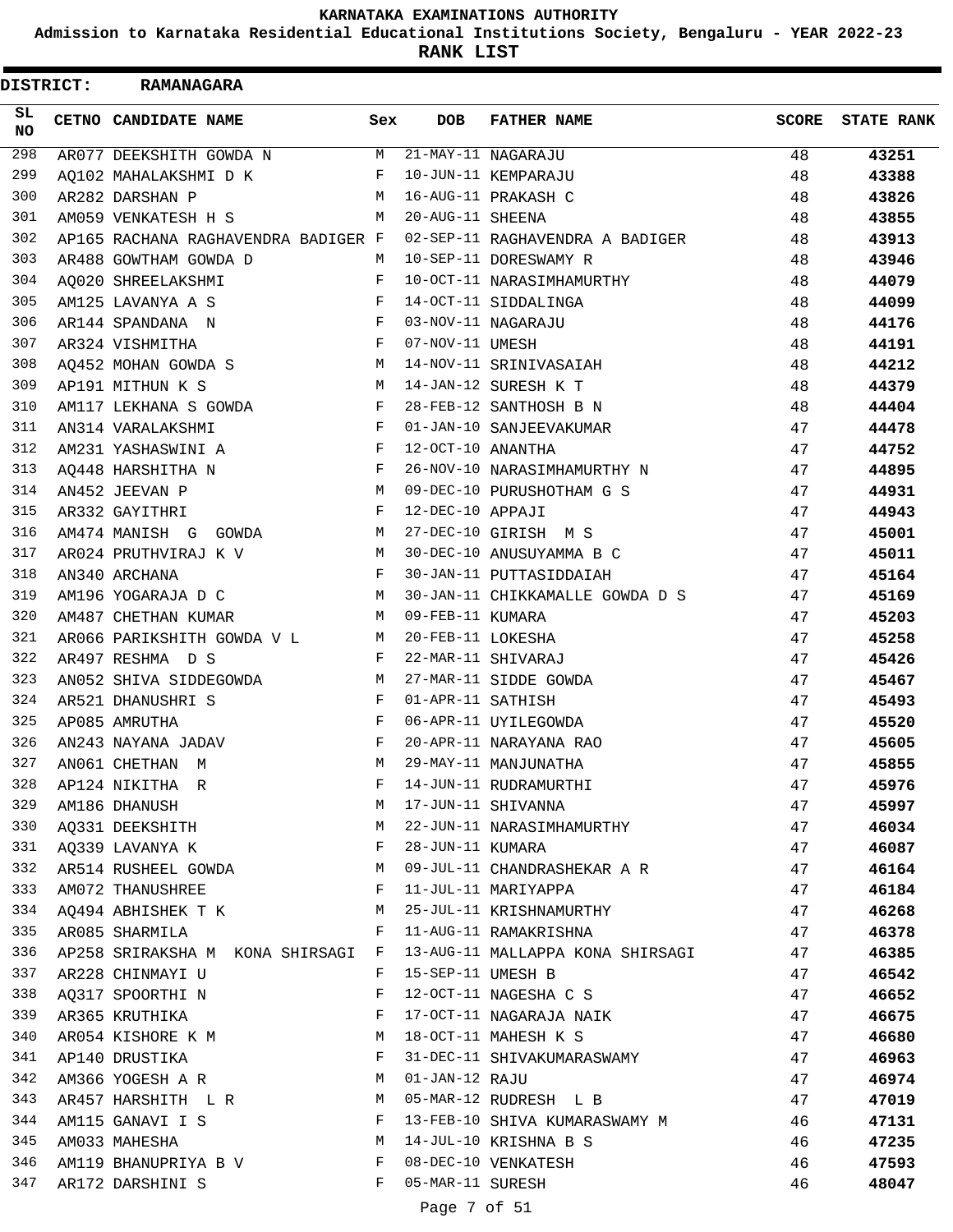# KARNATAKA EXAMINATIONS AUTHORITY

## Admission to Karnataka Residential Educational Institutions Society, Bengaluru - YEAR 2022-23

## RANK LIST

**DISTRICT: RAMANAGARA**

| SL NO | CETNO | CANDIDATE NAME | Sex | DOB | FATHER NAME | SCORE | STATE RANK |
|---|---|---|---|---|---|---|---|
| 298 | AR077 | DEEKSHITH GOWDA N | M | 21-MAY-11 | NAGARAJU | 48 | **43251** |
| 299 | AQ102 | MAHALAKSHMI D K | F | 10-JUN-11 | KEMPARAJU | 48 | **43388** |
| 300 | AR282 | DARSHAN P | M | 16-AUG-11 | PRAKASH C | 48 | **43826** |
| 301 | AM059 | VENKATESH H S | M | 20-AUG-11 | SHEENA | 48 | **43855** |
| 302 | AP165 | RACHANA RAGHAVENDRA BADIGER | F | 02-SEP-11 | RAGHAVENDRA A BADIGER | 48 | **43913** |
| 303 | AR488 | GOWTHAM GOWDA D | M | 10-SEP-11 | DORESWAMY R | 48 | **43946** |
| 304 | AQ020 | SHREELAKSHMI | F | 10-OCT-11 | NARASIMHAMURTHY | 48 | **44079** |
| 305 | AM125 | LAVANYA A S | F | 14-OCT-11 | SIDDALINGA | 48 | **44099** |
| 306 | AR144 | SPANDANA N | F | 03-NOV-11 | NAGARAJU | 48 | **44176** |
| 307 | AR324 | VISHMITHA | F | 07-NOV-11 | UMESH | 48 | **44191** |
| 308 | AQ452 | MOHAN GOWDA S | M | 14-NOV-11 | SRINIVASAIAH | 48 | **44212** |
| 309 | AP191 | MITHUN K S | M | 14-JAN-12 | SURESH K T | 48 | **44379** |
| 310 | AM117 | LEKHANA S GOWDA | F | 28-FEB-12 | SANTHOSH B N | 48 | **44404** |
| 311 | AN314 | VARALAKSHMI | F | 01-JAN-10 | SANJEEVAKUMAR | 47 | **44478** |
| 312 | AM231 | YASHASWINI A | F | 12-OCT-10 | ANANTHA | 47 | **44752** |
| 313 | AQ448 | HARSHITHA N | F | 26-NOV-10 | NARASIMHAMURTHY N | 47 | **44895** |
| 314 | AN452 | JEEVAN P | M | 09-DEC-10 | PURUSHOTHAM G S | 47 | **44931** |
| 315 | AR332 | GAYITHRI | F | 12-DEC-10 | APPAJI | 47 | **44943** |
| 316 | AM474 | MANISH G GOWDA | M | 27-DEC-10 | GIRISH M S | 47 | **45001** |
| 317 | AR024 | PRUTHVIRAJ K V | M | 30-DEC-10 | ANUSUYAMMA B C | 47 | **45011** |
| 318 | AN340 | ARCHANA | F | 30-JAN-11 | PUTTASIDDAIAH | 47 | **45164** |
| 319 | AM196 | YOGARAJA D C | M | 30-JAN-11 | CHIKKAMALLE GOWDA D S | 47 | **45169** |
| 320 | AM487 | CHETHAN KUMAR | M | 09-FEB-11 | KUMARA | 47 | **45203** |
| 321 | AR066 | PARIKSHITH GOWDA V L | M | 20-FEB-11 | LOKESHA | 47 | **45258** |
| 322 | AR497 | RESHMA D S | F | 22-MAR-11 | SHIVARAJ | 47 | **45426** |
| 323 | AN052 | SHIVA SIDDEGOWDA | M | 27-MAR-11 | SIDDE GOWDA | 47 | **45467** |
| 324 | AR521 | DHANUSHRI S | F | 01-APR-11 | SATHISH | 47 | **45493** |
| 325 | AP085 | AMRUTHA | F | 06-APR-11 | UYILEGOWDA | 47 | **45520** |
| 326 | AN243 | NAYANA JADAV | F | 20-APR-11 | NARAYANA RAO | 47 | **45605** |
| 327 | AN061 | CHETHAN M | M | 29-MAY-11 | MANJUNATHA | 47 | **45855** |
| 328 | AP124 | NIKITHA R | F | 14-JUN-11 | RUDRAMURTHI | 47 | **45976** |
| 329 | AM186 | DHANUSH | M | 17-JUN-11 | SHIVANNA | 47 | **45997** |
| 330 | AQ331 | DEEKSHITH | M | 22-JUN-11 | NARASIMHAMURTHY | 47 | **46034** |
| 331 | AQ339 | LAVANYA K | F | 28-JUN-11 | KUMARA | 47 | **46087** |
| 332 | AR514 | RUSHEEL GOWDA | M | 09-JUL-11 | CHANDRASHEKAR A R | 47 | **46164** |
| 333 | AM072 | THANUSHREE | F | 11-JUL-11 | MARIYAPPA | 47 | **46184** |
| 334 | AQ494 | ABHISHEK T K | M | 25-JUL-11 | KRISHNAMURTHY | 47 | **46268** |
| 335 | AR085 | SHARMILA | F | 11-AUG-11 | RAMAKRISHNA | 47 | **46378** |
| 336 | AP258 | SRIRAKSHA M KONA SHIRSAGI | F | 13-AUG-11 | MALLAPPA KONA SHIRSAGI | 47 | **46385** |
| 337 | AR228 | CHINMAYI U | F | 15-SEP-11 | UMESH B | 47 | **46542** |
| 338 | AQ317 | SPOORTHI N | F | 12-OCT-11 | NAGESHA C S | 47 | **46652** |
| 339 | AR365 | KRUTHIKA | F | 17-OCT-11 | NAGARAJA NAIK | 47 | **46675** |
| 340 | AR054 | KISHORE K M | M | 18-OCT-11 | MAHESH K S | 47 | **46680** |
| 341 | AP140 | DRUSTIKA | F | 31-DEC-11 | SHIVAKUMARASWAMY | 47 | **46963** |
| 342 | AM366 | YOGESH A R | M | 01-JAN-12 | RAJU | 47 | **46974** |
| 343 | AR457 | HARSHITH L R | M | 05-MAR-12 | RUDRESH L B | 47 | **47019** |
| 344 | AM115 | GANAVI I S | F | 13-FEB-10 | SHIVA KUMARASWAMY M | 46 | **47131** |
| 345 | AM033 | MAHESHA | M | 14-JUL-10 | KRISHNA B S | 46 | **47235** |
| 346 | AM119 | BHANUPRIYA B V | F | 08-DEC-10 | VENKATESH | 46 | **47593** |
| 347 | AR172 | DARSHINI S | F | 05-MAR-11 | SURESH | 46 | **48047** |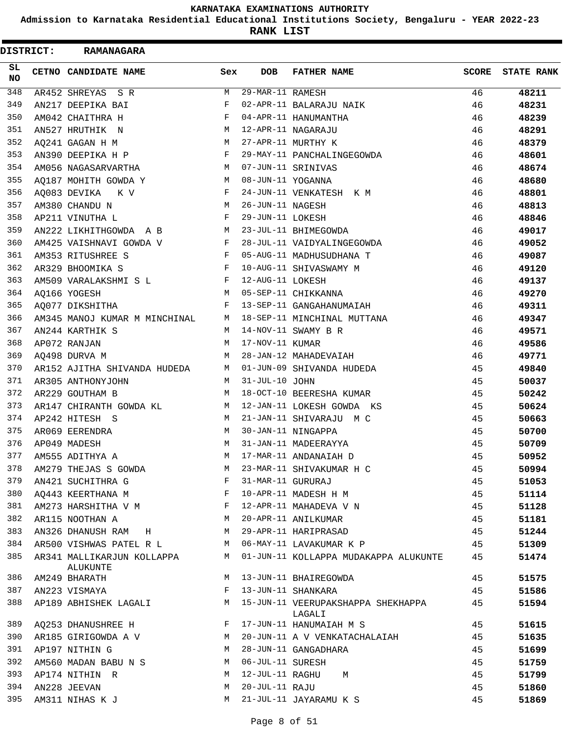KARNATAKA EXAMINATIONS AUTHORITY

Admission to Karnataka Residential Educational Institutions Society, Bengaluru - YEAR 2022-23

**RANK LIST**

**DISTRICT: RAMANAGARA**

| SL NO | CETNO | CANDIDATE NAME | Sex | DOB | FATHER NAME | SCORE | STATE RANK |
|---|---|---|---|---|---|---|---|
| 348 | AR452 | SHREYAS S R | M | 29-MAR-11 | RAMESH | 46 | **48211** |
| 349 | AN217 | DEEPIKA BAI | F | 02-APR-11 | BALARAJU NAIK | 46 | **48231** |
| 350 | AM042 | CHAITHRA H | F | 04-APR-11 | HANUMANTHA | 46 | **48239** |
| 351 | AN527 | HRUTHIK N | M | 12-APR-11 | NAGARAJU | 46 | **48291** |
| 352 | AQ241 | GAGAN H M | M | 27-APR-11 | MURTHY K | 46 | **48379** |
| 353 | AN390 | DEEPIKA H P | F | 29-MAY-11 | PANCHALINGEGOWDA | 46 | **48601** |
| 354 | AM056 | NAGASARVARTHA | M | 07-JUN-11 | SRINIVAS | 46 | **48674** |
| 355 | AQ187 | MOHITH GOWDA Y | M | 08-JUN-11 | YOGANNA | 46 | **48680** |
| 356 | AQ083 | DEVIKA K V | F | 24-JUN-11 | VENKATESH K M | 46 | **48801** |
| 357 | AM380 | CHANDU N | M | 26-JUN-11 | NAGESH | 46 | **48813** |
| 358 | AP211 | VINUTHA L | F | 29-JUN-11 | LOKESH | 46 | **48846** |
| 359 | AN222 | LIKHITHGOWDA A B | M | 23-JUL-11 | BHIMEGOWDA | 46 | **49017** |
| 360 | AM425 | VAISHNAVI GOWDA V | F | 28-JUL-11 | VAIDYALINGEGOWDA | 46 | **49052** |
| 361 | AM353 | RITUSHREE S | F | 05-AUG-11 | MADHUSUDHANA T | 46 | **49087** |
| 362 | AR329 | BHOOMIKA S | F | 10-AUG-11 | SHIVASWAMY M | 46 | **49120** |
| 363 | AM509 | VARALAKSHMI S L | F | 12-AUG-11 | LOKESH | 46 | **49137** |
| 364 | AQ166 | YOGESH | M | 05-SEP-11 | CHIKKANNA | 46 | **49270** |
| 365 | AQ077 | DIKSHITHA | F | 13-SEP-11 | GANGAHANUMAIAH | 46 | **49311** |
| 366 | AM345 | MANOJ KUMAR M MINCHINAL | M | 18-SEP-11 | MINCHINAL MUTTANA | 46 | **49347** |
| 367 | AN244 | KARTHIK S | M | 14-NOV-11 | SWAMY B R | 46 | **49571** |
| 368 | AP072 | RANJAN | M | 17-NOV-11 | KUMAR | 46 | **49586** |
| 369 | AQ498 | DURVA M | M | 28-JAN-12 | MAHADEVAIAH | 46 | **49771** |
| 370 | AR152 | AJITHA SHIVANDA HUDEDA | M | 01-JUN-09 | SHIVANDA HUDEDA | 45 | **49840** |
| 371 | AR305 | ANTHONYJOHN | M | 31-JUL-10 | JOHN | 45 | **50037** |
| 372 | AR229 | GOUTHAM B | M | 18-OCT-10 | BEERESHA KUMAR | 45 | **50242** |
| 373 | AR147 | CHIRANTH GOWDA KL | M | 12-JAN-11 | LOKESH GOWDA KS | 45 | **50624** |
| 374 | AP242 | HITESH S | M | 21-JAN-11 | SHIVARAJU M C | 45 | **50663** |
| 375 | AR069 | EERENDRA | M | 30-JAN-11 | NINGAPPA | 45 | **50700** |
| 376 | AP049 | MADESH | M | 31-JAN-11 | MADEERAYYA | 45 | **50709** |
| 377 | AM555 | ADITHYA A | M | 17-MAR-11 | ANDANAIAH D | 45 | **50952** |
| 378 | AM279 | THEJAS S GOWDA | M | 23-MAR-11 | SHIVAKUMAR H C | 45 | **50994** |
| 379 | AN421 | SUCHITHRA G | F | 31-MAR-11 | GURURAJ | 45 | **51053** |
| 380 | AQ443 | KEERTHANA M | F | 10-APR-11 | MADESH H M | 45 | **51114** |
| 381 | AM273 | HARSHITHA V M | F | 12-APR-11 | MAHADEVA V N | 45 | **51128** |
| 382 | AR115 | NOOTHAN A | M | 20-APR-11 | ANILKUMAR | 45 | **51181** |
| 383 | AN326 | DHANUSH RAM H | M | 29-APR-11 | HARIPRASAD | 45 | **51244** |
| 384 | AR500 | VISHWAS PATEL R L | M | 06-MAY-11 | LAVAKUMAR K P | 45 | **51309** |
| 385 | AR341 | MALLIKARJUN KOLLAPPA ALUKUNTE | M | 01-JUN-11 | KOLLAPPA MUDAKAPPA ALUKUNTE | 45 | **51474** |
| 386 | AM249 | BHARATH | M | 13-JUN-11 | BHAIREGOWDA | 45 | **51575** |
| 387 | AN223 | VISMAYA | F | 13-JUN-11 | SHANKARA | 45 | **51586** |
| 388 | AP189 | ABHISHEK LAGALI | M | 15-JUN-11 | VEERUPAKSHAPPA SHEKHAPPA LAGALI | 45 | **51594** |
| 389 | AQ253 | DHANUSHREE H | F | 17-JUN-11 | HANUMAIAH M S | 45 | **51615** |
| 390 | AR185 | GIRIGOWDA A V | M | 20-JUN-11 | A V VENKATACHALAIAH | 45 | **51635** |
| 391 | AP197 | NITHIN G | M | 28-JUN-11 | GANGADHARA | 45 | **51699** |
| 392 | AM560 | MADAN BABU N S | M | 06-JUL-11 | SURESH | 45 | **51759** |
| 393 | AP174 | NITHIN R | M | 12-JUL-11 | RAGHU M | 45 | **51799** |
| 394 | AN228 | JEEVAN | M | 20-JUL-11 | RAJU | 45 | **51860** |
| 395 | AM311 | NIHAS K J | M | 21-JUL-11 | JAYARAMU K S | 45 | **51869** |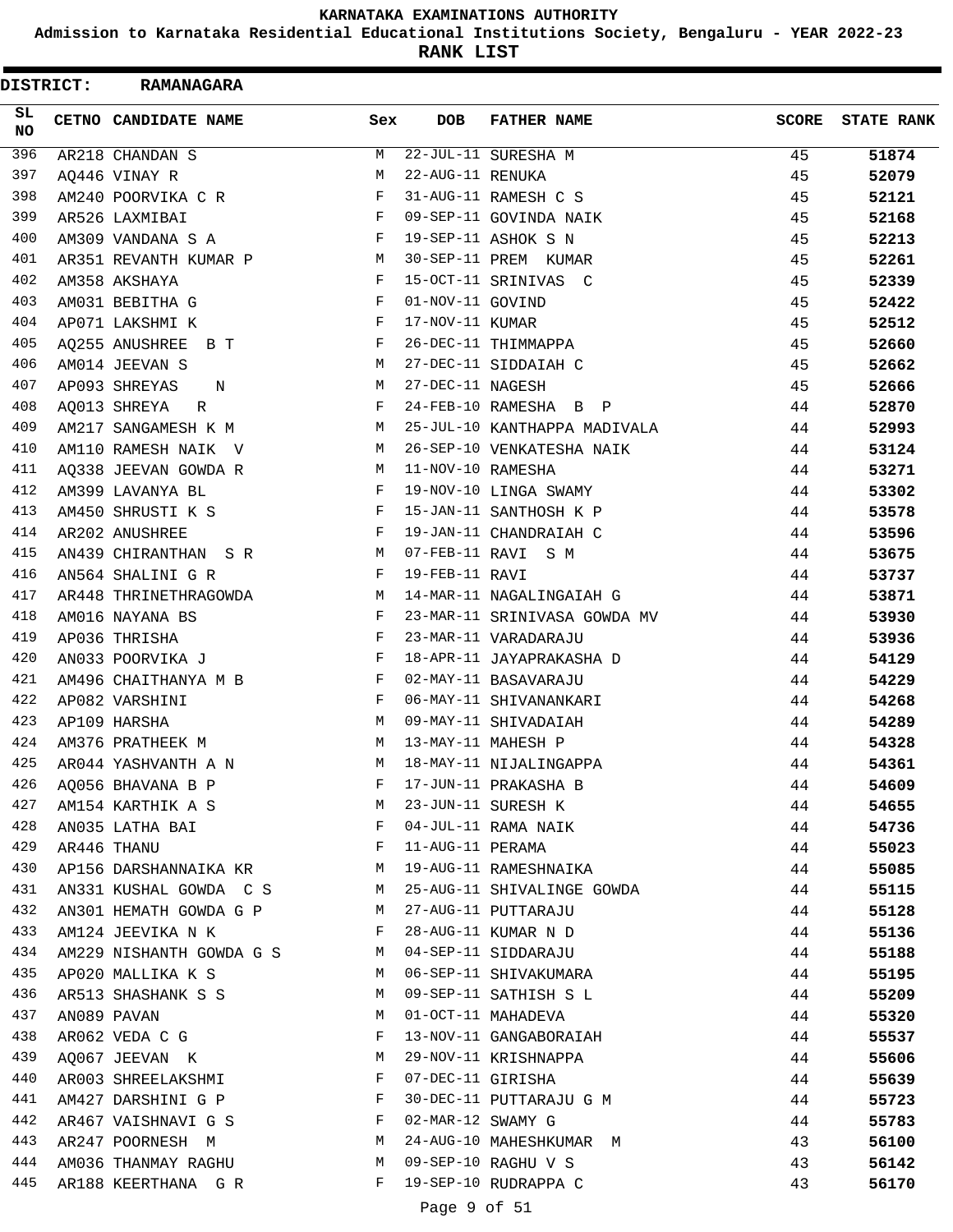KARNATAKA EXAMINATIONS AUTHORITY

Admission to Karnataka Residential Educational Institutions Society, Bengaluru - YEAR 2022-23

**RANK LIST**

**DISTRICT: RAMANAGARA**

| SL NO | CETNO | CANDIDATE NAME | Sex | DOB | FATHER NAME | SCORE | STATE RANK |
|---|---|---|---|---|---|---|---|
| 396 | AR218 | CHANDAN S | M | 22-JUL-11 | SURESHA M | 45 | **51874** |
| 397 | AQ446 | VINAY R | M | 22-AUG-11 | RENUKA | 45 | **52079** |
| 398 | AM240 | POORVIKA C R | F | 31-AUG-11 | RAMESH C S | 45 | **52121** |
| 399 | AR526 | LAXMIBAI | F | 09-SEP-11 | GOVINDA NAIK | 45 | **52168** |
| 400 | AM309 | VANDANA S A | F | 19-SEP-11 | ASHOK S N | 45 | **52213** |
| 401 | AR351 | REVANTH KUMAR P | M | 30-SEP-11 | PREM KUMAR | 45 | **52261** |
| 402 | AM358 | AKSHAYA | F | 15-OCT-11 | SRINIVAS C | 45 | **52339** |
| 403 | AM031 | BEBITHA G | F | 01-NOV-11 | GOVIND | 45 | **52422** |
| 404 | AP071 | LAKSHMI K | F | 17-NOV-11 | KUMAR | 45 | **52512** |
| 405 | AQ255 | ANUSHREE B T | F | 26-DEC-11 | THIMMAPPA | 45 | **52660** |
| 406 | AM014 | JEEVAN S | M | 27-DEC-11 | SIDDAIAH C | 45 | **52662** |
| 407 | AP093 | SHREYAS N | M | 27-DEC-11 | NAGESH | 45 | **52666** |
| 408 | AQ013 | SHREYA R | F | 24-FEB-10 | RAMESHA B P | 44 | **52870** |
| 409 | AM217 | SANGAMESH K M | M | 25-JUL-10 | KANTHAPPA MADIVALA | 44 | **52993** |
| 410 | AM110 | RAMESH NAIK V | M | 26-SEP-10 | VENKATESHA NAIK | 44 | **53124** |
| 411 | AQ338 | JEEVAN GOWDA R | M | 11-NOV-10 | RAMESHA | 44 | **53271** |
| 412 | AM399 | LAVANYA BL | F | 19-NOV-10 | LINGA SWAMY | 44 | **53302** |
| 413 | AM450 | SHRUSTI K S | F | 15-JAN-11 | SANTHOSH K P | 44 | **53578** |
| 414 | AR202 | ANUSHREE | F | 19-JAN-11 | CHANDRAIAH C | 44 | **53596** |
| 415 | AN439 | CHIRANTHAN S R | M | 07-FEB-11 | RAVI S M | 44 | **53675** |
| 416 | AN564 | SHALINI G R | F | 19-FEB-11 | RAVI | 44 | **53737** |
| 417 | AR448 | THRINETHRAGOWDA | M | 14-MAR-11 | NAGALINGAIAH G | 44 | **53871** |
| 418 | AM016 | NAYANA BS | F | 23-MAR-11 | SRINIVASA GOWDA MV | 44 | **53930** |
| 419 | AP036 | THRISHA | F | 23-MAR-11 | VARADARAJU | 44 | **53936** |
| 420 | AN033 | POORVIKA J | F | 18-APR-11 | JAYAPRAKASHA D | 44 | **54129** |
| 421 | AM496 | CHAITHANYA M B | F | 02-MAY-11 | BASAVARAJU | 44 | **54229** |
| 422 | AP082 | VARSHINI | F | 06-MAY-11 | SHIVANANKARI | 44 | **54268** |
| 423 | AP109 | HARSHA | M | 09-MAY-11 | SHIVADAIAH | 44 | **54289** |
| 424 | AM376 | PRATHEEK M | M | 13-MAY-11 | MAHESH P | 44 | **54328** |
| 425 | AR044 | YASHVANTH A N | M | 18-MAY-11 | NIJALINGAPPA | 44 | **54361** |
| 426 | AQ056 | BHAVANA B P | F | 17-JUN-11 | PRAKASHA B | 44 | **54609** |
| 427 | AM154 | KARTHIK A S | M | 23-JUN-11 | SURESH K | 44 | **54655** |
| 428 | AN035 | LATHA BAI | F | 04-JUL-11 | RAMA NAIK | 44 | **54736** |
| 429 | AR446 | THANU | F | 11-AUG-11 | PERAMA | 44 | **55023** |
| 430 | AP156 | DARSHANNAIKA KR | M | 19-AUG-11 | RAMESHNAIKA | 44 | **55085** |
| 431 | AN331 | KUSHAL GOWDA C S | M | 25-AUG-11 | SHIVALINGE GOWDA | 44 | **55115** |
| 432 | AN301 | HEMATH GOWDA G P | M | 27-AUG-11 | PUTTARAJU | 44 | **55128** |
| 433 | AM124 | JEEVIKA N K | F | 28-AUG-11 | KUMAR N D | 44 | **55136** |
| 434 | AM229 | NISHANTH GOWDA G S | M | 04-SEP-11 | SIDDARAJU | 44 | **55188** |
| 435 | AP020 | MALLIKA K S | M | 06-SEP-11 | SHIVAKUMARA | 44 | **55195** |
| 436 | AR513 | SHASHANK S S | M | 09-SEP-11 | SATHISH S L | 44 | **55209** |
| 437 | AN089 | PAVAN | M | 01-OCT-11 | MAHADEVA | 44 | **55320** |
| 438 | AR062 | VEDA C G | F | 13-NOV-11 | GANGABORAIAH | 44 | **55537** |
| 439 | AQ067 | JEEVAN K | M | 29-NOV-11 | KRISHNAPPA | 44 | **55606** |
| 440 | AR003 | SHREELAKSHMI | F | 07-DEC-11 | GIRISHA | 44 | **55639** |
| 441 | AM427 | DARSHINI G P | F | 30-DEC-11 | PUTTARAJU G M | 44 | **55723** |
| 442 | AR467 | VAISHNAVI G S | F | 02-MAR-12 | SWAMY G | 44 | **55783** |
| 443 | AR247 | POORNESH M | M | 24-AUG-10 | MAHESHKUMAR M | 43 | **56100** |
| 444 | AM036 | THANMAY RAGHU | M | 09-SEP-10 | RAGHU V S | 43 | **56142** |
| 445 | AR188 | KEERTHANA G R | F | 19-SEP-10 | RUDRAPPA C | 43 | **56170** |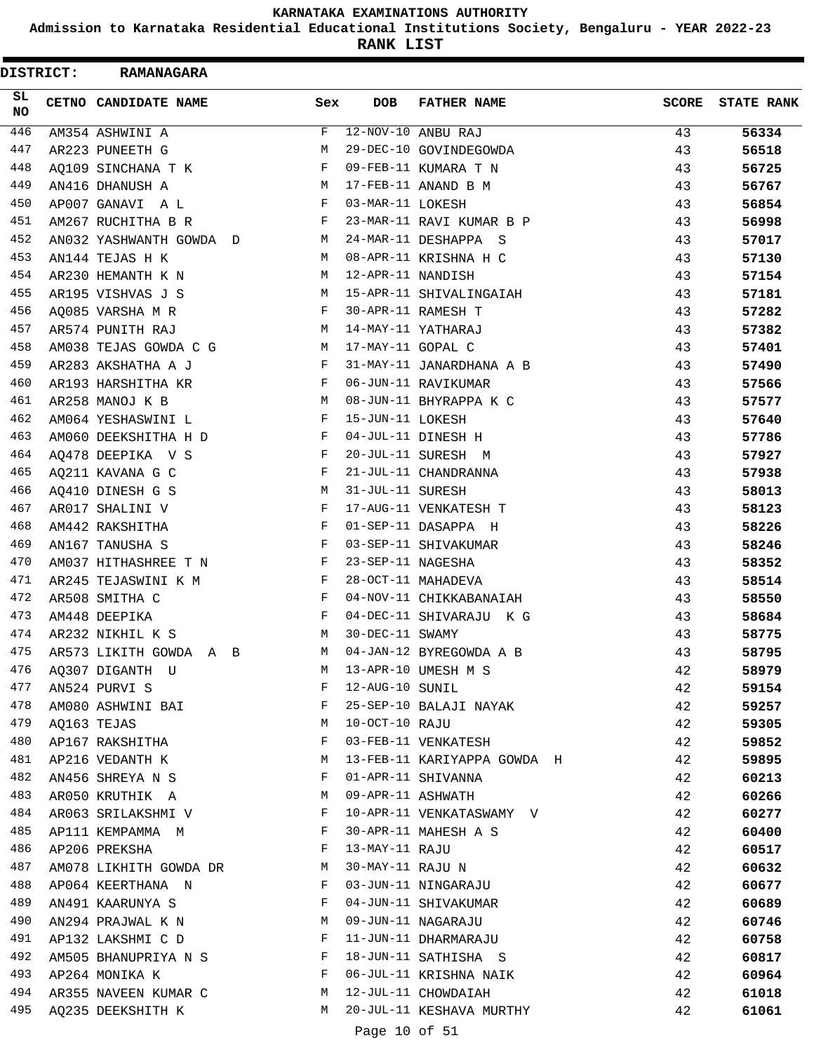# KARNATAKA EXAMINATIONS AUTHORITY

**Admission to Karnataka Residential Educational Institutions Society, Bengaluru - YEAR 2022-23**

**RANK LIST**

**DISTRICT: RAMANAGARA**

| SL NO | CETNO | CANDIDATE NAME | Sex | DOB | FATHER NAME | SCORE | STATE RANK |
|---|---|---|---|---|---|---|---|
| 446 | AM354 | ASHWINI A | F | 12-NOV-10 | ANBU RAJ | 43 | 56334 |
| 447 | AR223 | PUNEETH G | M | 29-DEC-10 | GOVINDEGOWDA | 43 | 56518 |
| 448 | AQ109 | SINCHANA T K | F | 09-FEB-11 | KUMARA T N | 43 | 56725 |
| 449 | AN416 | DHANUSH A | M | 17-FEB-11 | ANAND B M | 43 | 56767 |
| 450 | AP007 | GANAVI A L | F | 03-MAR-11 | LOKESH | 43 | 56854 |
| 451 | AM267 | RUCHITHA B R | F | 23-MAR-11 | RAVI KUMAR B P | 43 | 56998 |
| 452 | AN032 | YASHWANTH GOWDA D | M | 24-MAR-11 | DESHAPPA S | 43 | 57017 |
| 453 | AN144 | TEJAS H K | M | 08-APR-11 | KRISHNA H C | 43 | 57130 |
| 454 | AR230 | HEMANTH K N | M | 12-APR-11 | NANDISH | 43 | 57154 |
| 455 | AR195 | VISHVAS J S | M | 15-APR-11 | SHIVALINGAIAH | 43 | 57181 |
| 456 | AQ085 | VARSHA M R | F | 30-APR-11 | RAMESH T | 43 | 57282 |
| 457 | AR574 | PUNITH RAJ | M | 14-MAY-11 | YATHARAJ | 43 | 57382 |
| 458 | AM038 | TEJAS GOWDA C G | M | 17-MAY-11 | GOPAL C | 43 | 57401 |
| 459 | AR283 | AKSHATHA A J | F | 31-MAY-11 | JANARDHANA A B | 43 | 57490 |
| 460 | AR193 | HARSHITHA KR | F | 06-JUN-11 | RAVIKUMAR | 43 | 57566 |
| 461 | AR258 | MANOJ K B | M | 08-JUN-11 | BHYRAPPA K C | 43 | 57577 |
| 462 | AM064 | YESHASWINI L | F | 15-JUN-11 | LOKESH | 43 | 57640 |
| 463 | AM060 | DEEKSHITHA H D | F | 04-JUL-11 | DINESH H | 43 | 57786 |
| 464 | AQ478 | DEEPIKA V S | F | 20-JUL-11 | SURESH M | 43 | 57927 |
| 465 | AQ211 | KAVANA G C | F | 21-JUL-11 | CHANDRANNA | 43 | 57938 |
| 466 | AQ410 | DINESH G S | M | 31-JUL-11 | SURESH | 43 | 58013 |
| 467 | AR017 | SHALINI V | F | 17-AUG-11 | VENKATESH T | 43 | 58123 |
| 468 | AM442 | RAKSHITHA | F | 01-SEP-11 | DASAPPA H | 43 | 58226 |
| 469 | AN167 | TANUSHA S | F | 03-SEP-11 | SHIVAKUMAR | 43 | 58246 |
| 470 | AM037 | HITHASHREE T N | F | 23-SEP-11 | NAGESHA | 43 | 58352 |
| 471 | AR245 | TEJASWINI K M | F | 28-OCT-11 | MAHADEVA | 43 | 58514 |
| 472 | AR508 | SMITHA C | F | 04-NOV-11 | CHIKKABANAIAH | 43 | 58550 |
| 473 | AM448 | DEEPIKA | F | 04-DEC-11 | SHIVARAJU K G | 43 | 58684 |
| 474 | AR232 | NIKHIL K S | M | 30-DEC-11 | SWAMY | 43 | 58775 |
| 475 | AR573 | LIKITH GOWDA A B | M | 04-JAN-12 | BYREGOWDA A B | 43 | 58795 |
| 476 | AQ307 | DIGANTH U | M | 13-APR-10 | UMESH M S | 42 | 58979 |
| 477 | AN524 | PURVI S | F | 12-AUG-10 | SUNIL | 42 | 59154 |
| 478 | AM080 | ASHWINI BAI | F | 25-SEP-10 | BALAJI NAYAK | 42 | 59257 |
| 479 | AQ163 | TEJAS | M | 10-OCT-10 | RAJU | 42 | 59305 |
| 480 | AP167 | RAKSHITHA | F | 03-FEB-11 | VENKATESH | 42 | 59852 |
| 481 | AP216 | VEDANTH K | M | 13-FEB-11 | KARIYAPPA GOWDA H | 42 | 59895 |
| 482 | AN456 | SHREYA N S | F | 01-APR-11 | SHIVANNA | 42 | 60213 |
| 483 | AR050 | KRUTHIK A | M | 09-APR-11 | ASHWATH | 42 | 60266 |
| 484 | AR063 | SRILAKSHMI V | F | 10-APR-11 | VENKATASWAMY V | 42 | 60277 |
| 485 | AP111 | KEMPAMMA M | F | 30-APR-11 | MAHESH A S | 42 | 60400 |
| 486 | AP206 | PREKSHA | F | 13-MAY-11 | RAJU | 42 | 60517 |
| 487 | AM078 | LIKHITH GOWDA DR | M | 30-MAY-11 | RAJU N | 42 | 60632 |
| 488 | AP064 | KEERTHANA N | F | 03-JUN-11 | NINGARAJU | 42 | 60677 |
| 489 | AN491 | KAARUNYA S | F | 04-JUN-11 | SHIVAKUMAR | 42 | 60689 |
| 490 | AN294 | PRAJWAL K N | M | 09-JUN-11 | NAGARAJU | 42 | 60746 |
| 491 | AP132 | LAKSHMI C D | F | 11-JUN-11 | DHARMARAJU | 42 | 60758 |
| 492 | AM505 | BHANUPRIYA N S | F | 18-JUN-11 | SATHISHA S | 42 | 60817 |
| 493 | AP264 | MONIKA K | F | 06-JUL-11 | KRISHNA NAIK | 42 | 60964 |
| 494 | AR355 | NAVEEN KUMAR C | M | 12-JUL-11 | CHOWDAIAH | 42 | 61018 |
| 495 | AQ235 | DEEKSHITH K | M | 20-JUL-11 | KESHAVA MURTHY | 42 | 61061 |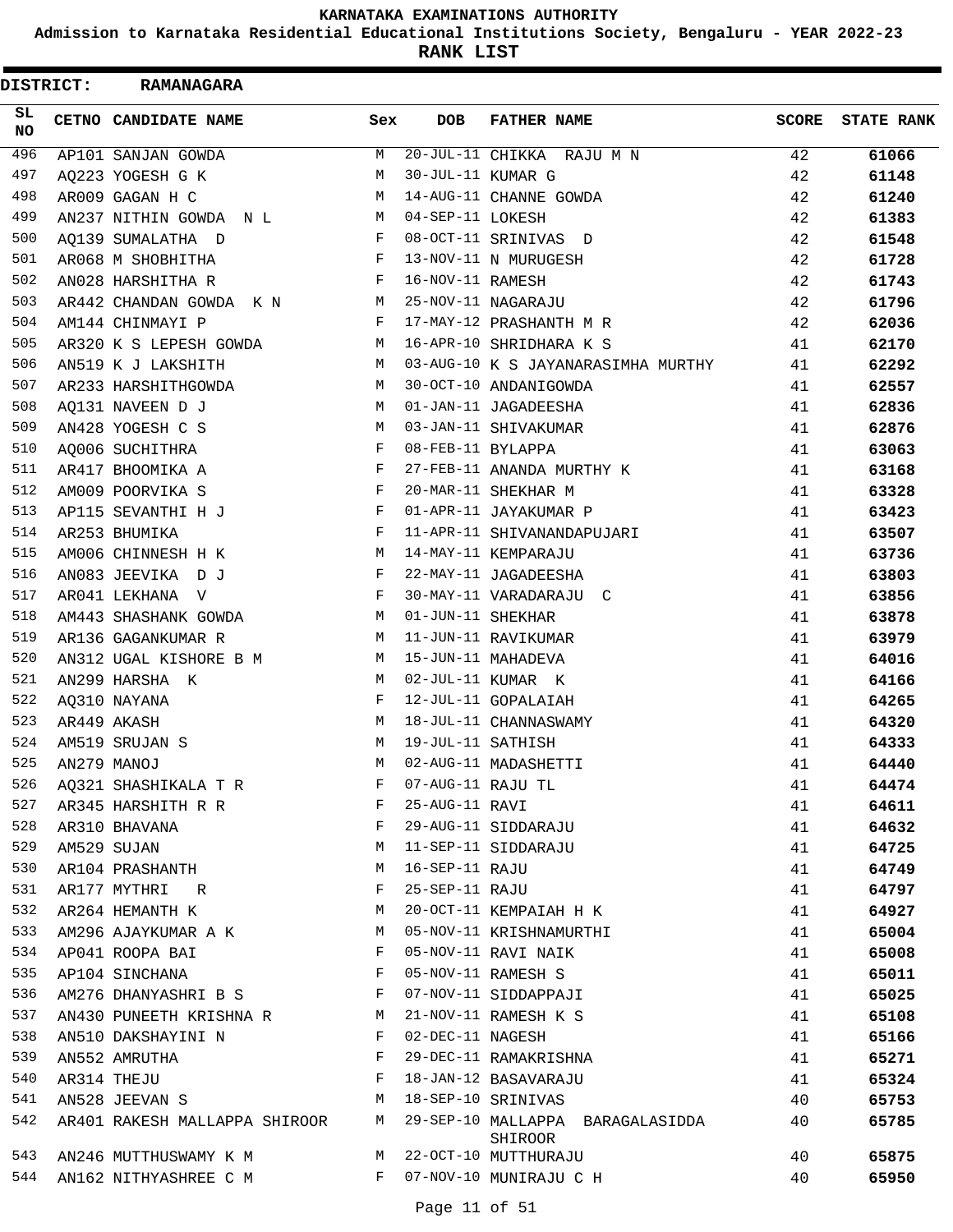KARNATAKA EXAMINATIONS AUTHORITY

Admission to Karnataka Residential Educational Institutions Society, Bengaluru - YEAR 2022-23

**RANK LIST**

**DISTRICT: RAMANAGARA**

| SL NO | CETNO | CANDIDATE NAME | Sex | DOB | FATHER NAME | SCORE | STATE RANK |
|---|---|---|---|---|---|---|---|
| 496 | AP101 | SANJAN GOWDA | M | 20-JUL-11 | CHIKKA RAJU M N | 42 | 61066 |
| 497 | AQ223 | YOGESH G K | M | 30-JUL-11 | KUMAR G | 42 | 61148 |
| 498 | AR009 | GAGAN H C | M | 14-AUG-11 | CHANNE GOWDA | 42 | 61240 |
| 499 | AN237 | NITHIN GOWDA N L | M | 04-SEP-11 | LOKESH | 42 | 61383 |
| 500 | AQ139 | SUMALATHA D | F | 08-OCT-11 | SRINIVAS D | 42 | 61548 |
| 501 | AR068 | M SHOBHITHA | F | 13-NOV-11 | N MURUGESH | 42 | 61728 |
| 502 | AN028 | HARSHITHA R | F | 16-NOV-11 | RAMESH | 42 | 61743 |
| 503 | AR442 | CHANDAN GOWDA K N | M | 25-NOV-11 | NAGARAJU | 42 | 61796 |
| 504 | AM144 | CHINMAYI P | F | 17-MAY-12 | PRASHANTH M R | 42 | 62036 |
| 505 | AR320 | K S LEPESH GOWDA | M | 16-APR-10 | SHRIDHARA K S | 41 | 62170 |
| 506 | AN519 | K J LAKSHITH | M | 03-AUG-10 | K S JAYANARASIMHA MURTHY | 41 | 62292 |
| 507 | AR233 | HARSHITHGOWDA | M | 30-OCT-10 | ANDANIGOWDA | 41 | 62557 |
| 508 | AQ131 | NAVEEN D J | M | 01-JAN-11 | JAGADEESHA | 41 | 62836 |
| 509 | AN428 | YOGESH C S | M | 03-JAN-11 | SHIVAKUMAR | 41 | 62876 |
| 510 | AQ006 | SUCHITHRA | F | 08-FEB-11 | BYLAPPA | 41 | 63063 |
| 511 | AR417 | BHOOMIKA A | F | 27-FEB-11 | ANANDA MURTHY K | 41 | 63168 |
| 512 | AM009 | POORVIKA S | F | 20-MAR-11 | SHEKHAR M | 41 | 63328 |
| 513 | AP115 | SEVANTHI H J | F | 01-APR-11 | JAYAKUMAR P | 41 | 63423 |
| 514 | AR253 | BHUMIKA | F | 11-APR-11 | SHIVANANDAPUJARI | 41 | 63507 |
| 515 | AM006 | CHINNESH H K | M | 14-MAY-11 | KEMPARAJU | 41 | 63736 |
| 516 | AN083 | JEEVIKA D J | F | 22-MAY-11 | JAGADEESHA | 41 | 63803 |
| 517 | AR041 | LEKHANA V | F | 30-MAY-11 | VARADARAJU C | 41 | 63856 |
| 518 | AM443 | SHASHANK GOWDA | M | 01-JUN-11 | SHEKHAR | 41 | 63878 |
| 519 | AR136 | GAGANKUMAR R | M | 11-JUN-11 | RAVIKUMAR | 41 | 63979 |
| 520 | AN312 | UGAL KISHORE B M | M | 15-JUN-11 | MAHADEVA | 41 | 64016 |
| 521 | AN299 | HARSHA K | M | 02-JUL-11 | KUMAR K | 41 | 64166 |
| 522 | AQ310 | NAYANA | F | 12-JUL-11 | GOPALAIAH | 41 | 64265 |
| 523 | AR449 | AKASH | M | 18-JUL-11 | CHANNASWAMY | 41 | 64320 |
| 524 | AM519 | SRUJAN S | M | 19-JUL-11 | SATHISH | 41 | 64333 |
| 525 | AN279 | MANOJ | M | 02-AUG-11 | MADASHETTI | 41 | 64440 |
| 526 | AQ321 | SHASHIKALA T R | F | 07-AUG-11 | RAJU TL | 41 | 64474 |
| 527 | AR345 | HARSHITH R R | F | 25-AUG-11 | RAVI | 41 | 64611 |
| 528 | AR310 | BHAVANA | F | 29-AUG-11 | SIDDARAJU | 41 | 64632 |
| 529 | AM529 | SUJAN | M | 11-SEP-11 | SIDDARAJU | 41 | 64725 |
| 530 | AR104 | PRASHANTH | M | 16-SEP-11 | RAJU | 41 | 64749 |
| 531 | AR177 | MYTHRI R | F | 25-SEP-11 | RAJU | 41 | 64797 |
| 532 | AR264 | HEMANTH K | M | 20-OCT-11 | KEMPAIAH H K | 41 | 64927 |
| 533 | AM296 | AJAYKUMAR A K | M | 05-NOV-11 | KRISHNAMURTHI | 41 | 65004 |
| 534 | AP041 | ROOPA BAI | F | 05-NOV-11 | RAVI NAIK | 41 | 65008 |
| 535 | AP104 | SINCHANA | F | 05-NOV-11 | RAMESH S | 41 | 65011 |
| 536 | AM276 | DHANYASHRI B S | F | 07-NOV-11 | SIDDAPPAJI | 41 | 65025 |
| 537 | AN430 | PUNEETH KRISHNA R | M | 21-NOV-11 | RAMESH K S | 41 | 65108 |
| 538 | AN510 | DAKSHAYINI N | F | 02-DEC-11 | NAGESH | 41 | 65166 |
| 539 | AN552 | AMRUTHA | F | 29-DEC-11 | RAMAKRISHNA | 41 | 65271 |
| 540 | AR314 | THEJU | F | 18-JAN-12 | BASAVARAJU | 41 | 65324 |
| 541 | AN528 | JEEVAN S | M | 18-SEP-10 | SRINIVAS | 40 | 65753 |
| 542 | AR401 | RAKESH MALLAPPA SHIROOR | M | 29-SEP-10 | MALLAPPA BARAGALASIDDA SHIROOR | 40 | 65785 |
| 543 | AN246 | MUTTHUSWAMY K M | M | 22-OCT-10 | MUTTHURAJU | 40 | 65875 |
| 544 | AN162 | NITHYASHREE C M | F | 07-NOV-10 | MUNIRAJU C H | 40 | 65950 |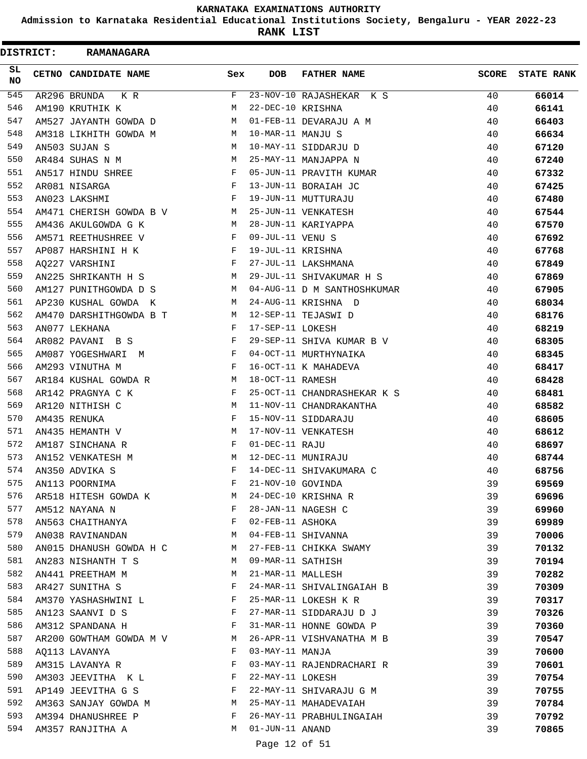# KARNATAKA EXAMINATIONS AUTHORITY

**Admission to Karnataka Residential Educational Institutions Society, Bengaluru - YEAR 2022-23**

**RANK LIST**

**DISTRICT: RAMANAGARA**

| SL NO | CETNO | CANDIDATE NAME | Sex | DOB | FATHER NAME | SCORE | STATE RANK |
|---|---|---|---|---|---|---|---|
| 545 | AR296 | BRUNDA K R | F | 23-NOV-10 | RAJASHEKAR K S | 40 | 66014 |
| 546 | AM190 | KRUTHIK K | M | 22-DEC-10 | KRISHNA | 40 | 66141 |
| 547 | AM527 | JAYANTH GOWDA D | M | 01-FEB-11 | DEVARAJU A M | 40 | 66403 |
| 548 | AM318 | LIKHITH GOWDA M | M | 10-MAR-11 | MANJU S | 40 | 66634 |
| 549 | AN503 | SUJAN S | M | 10-MAY-11 | SIDDARJU D | 40 | 67120 |
| 550 | AR484 | SUHAS N M | M | 25-MAY-11 | MANJAPPA N | 40 | 67240 |
| 551 | AN517 | HINDU SHREE | F | 05-JUN-11 | PRAVITH KUMAR | 40 | 67332 |
| 552 | AR081 | NISARGA | F | 13-JUN-11 | BORAIAH JC | 40 | 67425 |
| 553 | AN023 | LAKSHMI | F | 19-JUN-11 | MUTTURAJU | 40 | 67480 |
| 554 | AM471 | CHERISH GOWDA B V | M | 25-JUN-11 | VENKATESH | 40 | 67544 |
| 555 | AM436 | AKULGOWDA G K | M | 28-JUN-11 | KARIYAPPA | 40 | 67570 |
| 556 | AM571 | REETHUSHREE V | F | 09-JUL-11 | VENU S | 40 | 67692 |
| 557 | AP087 | HARSHINI H K | F | 19-JUL-11 | KRISHNA | 40 | 67768 |
| 558 | AQ227 | VARSHINI | F | 27-JUL-11 | LAKSHMANA | 40 | 67849 |
| 559 | AN225 | SHRIKANTH H S | M | 29-JUL-11 | SHIVAKUMAR H S | 40 | 67869 |
| 560 | AM127 | PUNITHGOWDA D S | M | 04-AUG-11 | D M SANTHOSHKUMAR | 40 | 67905 |
| 561 | AP230 | KUSHAL GOWDA K | M | 24-AUG-11 | KRISHNA D | 40 | 68034 |
| 562 | AM470 | DARSHITHGOWDA B T | M | 12-SEP-11 | TEJASWI D | 40 | 68176 |
| 563 | AN077 | LEKHANA | F | 17-SEP-11 | LOKESH | 40 | 68219 |
| 564 | AR082 | PAVANI B S | F | 29-SEP-11 | SHIVA KUMAR B V | 40 | 68305 |
| 565 | AM087 | YOGESHWARI M | F | 04-OCT-11 | MURTHYNAIKA | 40 | 68345 |
| 566 | AM293 | VINUTHA M | F | 16-OCT-11 | K MAHADEVA | 40 | 68417 |
| 567 | AR184 | KUSHAL GOWDA R | M | 18-OCT-11 | RAMESH | 40 | 68428 |
| 568 | AR142 | PRAGNYA C K | F | 25-OCT-11 | CHANDRASHEKAR K S | 40 | 68481 |
| 569 | AR120 | NITHISH C | M | 11-NOV-11 | CHANDRAKANTHA | 40 | 68582 |
| 570 | AM435 | RENUKA | F | 15-NOV-11 | SIDDARAJU | 40 | 68605 |
| 571 | AN435 | HEMANTH V | M | 17-NOV-11 | VENKATESH | 40 | 68612 |
| 572 | AM187 | SINCHANA R | F | 01-DEC-11 | RAJU | 40 | 68697 |
| 573 | AN152 | VENKATESH M | M | 12-DEC-11 | MUNIRAJU | 40 | 68744 |
| 574 | AN350 | ADVIKA S | F | 14-DEC-11 | SHIVAKUMARA C | 40 | 68756 |
| 575 | AN113 | POORNIMA | F | 21-NOV-10 | GOVINDA | 39 | 69569 |
| 576 | AR518 | HITESH GOWDA K | M | 24-DEC-10 | KRISHNA R | 39 | 69696 |
| 577 | AM512 | NAYANA N | F | 28-JAN-11 | NAGESH C | 39 | 69960 |
| 578 | AN563 | CHAITHANYA | F | 02-FEB-11 | ASHOKA | 39 | 69989 |
| 579 | AN038 | RAVINANDAN | M | 04-FEB-11 | SHIVANNA | 39 | 70006 |
| 580 | AN015 | DHANUSH GOWDA H C | M | 27-FEB-11 | CHIKKA SWAMY | 39 | 70132 |
| 581 | AN283 | NISHANTH T S | M | 09-MAR-11 | SATHISH | 39 | 70194 |
| 582 | AN441 | PREETHAM M | M | 21-MAR-11 | MALLESH | 39 | 70282 |
| 583 | AR427 | SUNITHA S | F | 24-MAR-11 | SHIVALINGAIAH B | 39 | 70309 |
| 584 | AM370 | YASHASHWINI L | F | 25-MAR-11 | LOKESH K R | 39 | 70317 |
| 585 | AN123 | SAANVI D S | F | 27-MAR-11 | SIDDARAJU D J | 39 | 70326 |
| 586 | AM312 | SPANDANA H | F | 31-MAR-11 | HONNE GOWDA P | 39 | 70360 |
| 587 | AR200 | GOWTHAM GOWDA M V | M | 26-APR-11 | VISHVANATHA M B | 39 | 70547 |
| 588 | AQ113 | LAVANYA | F | 03-MAY-11 | MANJA | 39 | 70600 |
| 589 | AM315 | LAVANYA R | F | 03-MAY-11 | RAJENDRACHARI R | 39 | 70601 |
| 590 | AM303 | JEEVITHA K L | F | 22-MAY-11 | LOKESH | 39 | 70754 |
| 591 | AP149 | JEEVITHA G S | F | 22-MAY-11 | SHIVARAJU G M | 39 | 70755 |
| 592 | AM363 | SANJAY GOWDA M | M | 25-MAY-11 | MAHADEVAIAH | 39 | 70784 |
| 593 | AM394 | DHANUSHREE P | F | 26-MAY-11 | PRABHULINGAIAH | 39 | 70792 |
| 594 | AM357 | RANJITHA A | M | 01-JUN-11 | ANAND | 39 | 70865 |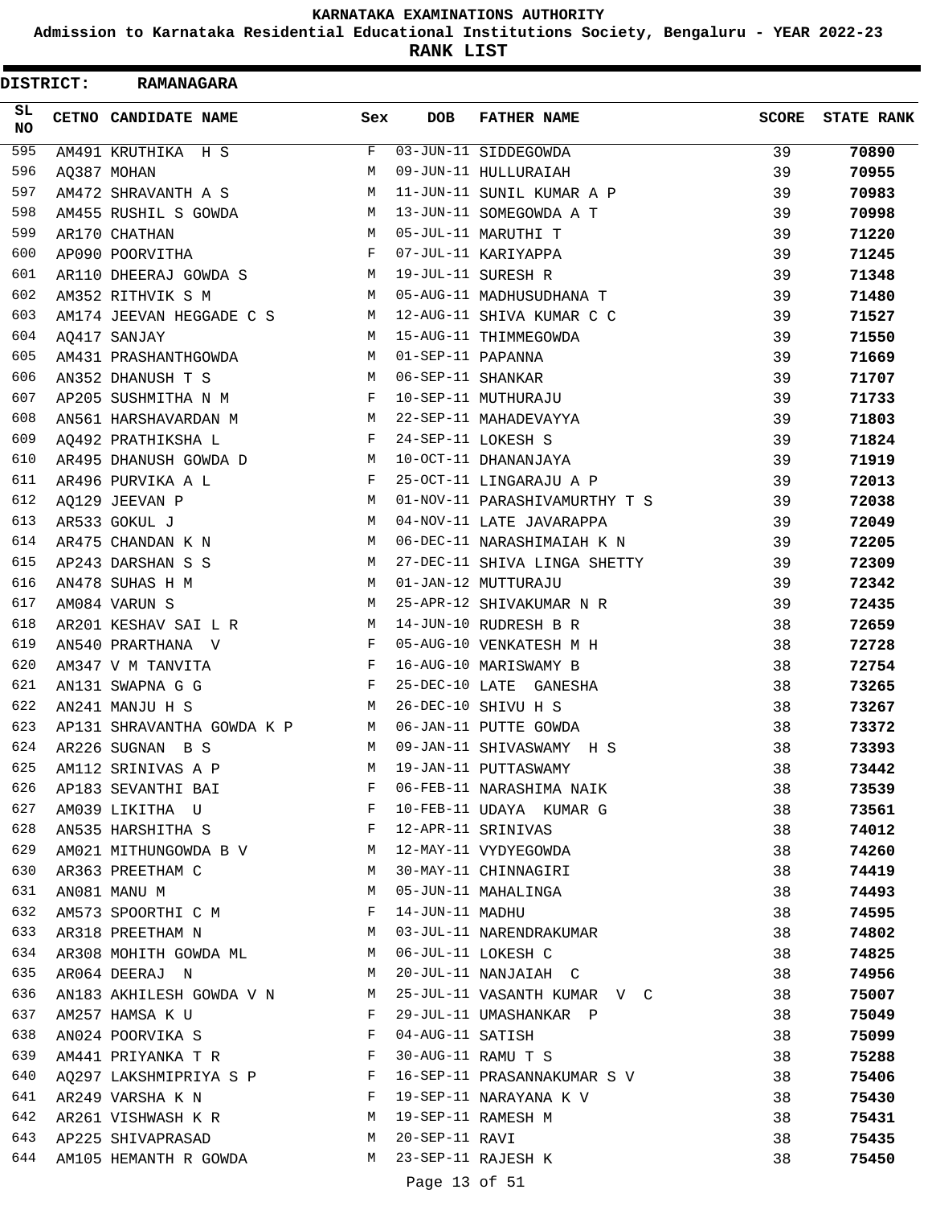# KARNATAKA EXAMINATIONS AUTHORITY

## Admission to Karnataka Residential Educational Institutions Society, Bengaluru - YEAR 2022-23

## RANK LIST

**DISTRICT: RAMANAGARA**

| SL NO | CETNO | CANDIDATE NAME | Sex | DOB | FATHER NAME | SCORE | STATE RANK |
|---|---|---|---|---|---|---|---|
| 595 | AM491 | KRUTHIKA H S | F | 03-JUN-11 | SIDDEGOWDA | 39 | 70890 |
| 596 | AQ387 | MOHAN | M | 09-JUN-11 | HULLURAIAH | 39 | 70955 |
| 597 | AM472 | SHRAVANTH A S | M | 11-JUN-11 | SUNIL KUMAR A P | 39 | 70983 |
| 598 | AM455 | RUSHIL S GOWDA | M | 13-JUN-11 | SOMEGOWDA A T | 39 | 70998 |
| 599 | AR170 | CHATHAN | M | 05-JUL-11 | MARUTHI T | 39 | 71220 |
| 600 | AP090 | POORVITHA | F | 07-JUL-11 | KARIYAPPA | 39 | 71245 |
| 601 | AR110 | DHEERAJ GOWDA S | M | 19-JUL-11 | SURESH R | 39 | 71348 |
| 602 | AM352 | RITHVIK S M | M | 05-AUG-11 | MADHUSUDHANA T | 39 | 71480 |
| 603 | AM174 | JEEVAN HEGGADE C S | M | 12-AUG-11 | SHIVA KUMAR C C | 39 | 71527 |
| 604 | AQ417 | SANJAY | M | 15-AUG-11 | THIMMEGOWDA | 39 | 71550 |
| 605 | AM431 | PRASHANTHGOWDA | M | 01-SEP-11 | PAPANNA | 39 | 71669 |
| 606 | AN352 | DHANUSH T S | M | 06-SEP-11 | SHANKAR | 39 | 71707 |
| 607 | AP205 | SUSHMITHA N M | F | 10-SEP-11 | MUTHURAJU | 39 | 71733 |
| 608 | AN561 | HARSHAVARDAN M | M | 22-SEP-11 | MAHADEVAYYA | 39 | 71803 |
| 609 | AQ492 | PRATHIKSHA L | F | 24-SEP-11 | LOKESH S | 39 | 71824 |
| 610 | AR495 | DHANUSH GOWDA D | M | 10-OCT-11 | DHANANJAYA | 39 | 71919 |
| 611 | AR496 | PURVIKA A L | F | 25-OCT-11 | LINGARAJU A P | 39 | 72013 |
| 612 | AQ129 | JEEVAN P | M | 01-NOV-11 | PARASHIVAMURTHY T S | 39 | 72038 |
| 613 | AR533 | GOKUL J | M | 04-NOV-11 | LATE JAVARAPPA | 39 | 72049 |
| 614 | AR475 | CHANDAN K N | M | 06-DEC-11 | NARASHIMAIAH K N | 39 | 72205 |
| 615 | AP243 | DARSHAN S S | M | 27-DEC-11 | SHIVA LINGA SHETTY | 39 | 72309 |
| 616 | AN478 | SUHAS H M | M | 01-JAN-12 | MUTTURAJU | 39 | 72342 |
| 617 | AM084 | VARUN S | M | 25-APR-12 | SHIVAKUMAR N R | 39 | 72435 |
| 618 | AR201 | KESHAV SAI L R | M | 14-JUN-10 | RUDRESH B R | 38 | 72659 |
| 619 | AN540 | PRARTHANA V | F | 05-AUG-10 | VENKATESH M H | 38 | 72728 |
| 620 | AM347 | V M TANVITA | F | 16-AUG-10 | MARISWAMY B | 38 | 72754 |
| 621 | AN131 | SWAPNA G G | F | 25-DEC-10 | LATE GANESHA | 38 | 73265 |
| 622 | AN241 | MANJU H S | M | 26-DEC-10 | SHIVU H S | 38 | 73267 |
| 623 | AP131 | SHRAVANTHA GOWDA K P | M | 06-JAN-11 | PUTTE GOWDA | 38 | 73372 |
| 624 | AR226 | SUGNAN B S | M | 09-JAN-11 | SHIVASWAMY H S | 38 | 73393 |
| 625 | AM112 | SRINIVAS A P | M | 19-JAN-11 | PUTTASWAMY | 38 | 73442 |
| 626 | AP183 | SEVANTHI BAI | F | 06-FEB-11 | NARASHIMA NAIK | 38 | 73539 |
| 627 | AM039 | LIKITHA U | F | 10-FEB-11 | UDAYA KUMAR G | 38 | 73561 |
| 628 | AN535 | HARSHITHA S | F | 12-APR-11 | SRINIVAS | 38 | 74012 |
| 629 | AM021 | MITHUNGOWDA B V | M | 12-MAY-11 | VYDYEGOWDA | 38 | 74260 |
| 630 | AR363 | PREETHAM C | M | 30-MAY-11 | CHINNAGIRI | 38 | 74419 |
| 631 | AN081 | MANU M | M | 05-JUN-11 | MAHALINGA | 38 | 74493 |
| 632 | AM573 | SPOORTHI C M | F | 14-JUN-11 | MADHU | 38 | 74595 |
| 633 | AR318 | PREETHAM N | M | 03-JUL-11 | NARENDRAKUMAR | 38 | 74802 |
| 634 | AR308 | MOHITH GOWDA ML | M | 06-JUL-11 | LOKESH C | 38 | 74825 |
| 635 | AR064 | DEERAJ N | M | 20-JUL-11 | NANJAIAH C | 38 | 74956 |
| 636 | AN183 | AKHILESH GOWDA V N | M | 25-JUL-11 | VASANTH KUMAR V C | 38 | 75007 |
| 637 | AM257 | HAMSA K U | F | 29-JUL-11 | UMASHANKAR P | 38 | 75049 |
| 638 | AN024 | POORVIKA S | F | 04-AUG-11 | SATISH | 38 | 75099 |
| 639 | AM441 | PRIYANKA T R | F | 30-AUG-11 | RAMU T S | 38 | 75288 |
| 640 | AQ297 | LAKSHMIPRIYA S P | F | 16-SEP-11 | PRASANNAKUMAR S V | 38 | 75406 |
| 641 | AR249 | VARSHA K N | F | 19-SEP-11 | NARAYANA K V | 38 | 75430 |
| 642 | AR261 | VISHWASH K R | M | 19-SEP-11 | RAMESH M | 38 | 75431 |
| 643 | AP225 | SHIVAPRASAD | M | 20-SEP-11 | RAVI | 38 | 75435 |
| 644 | AM105 | HEMANTH R GOWDA | M | 23-SEP-11 | RAJESH K | 38 | 75450 |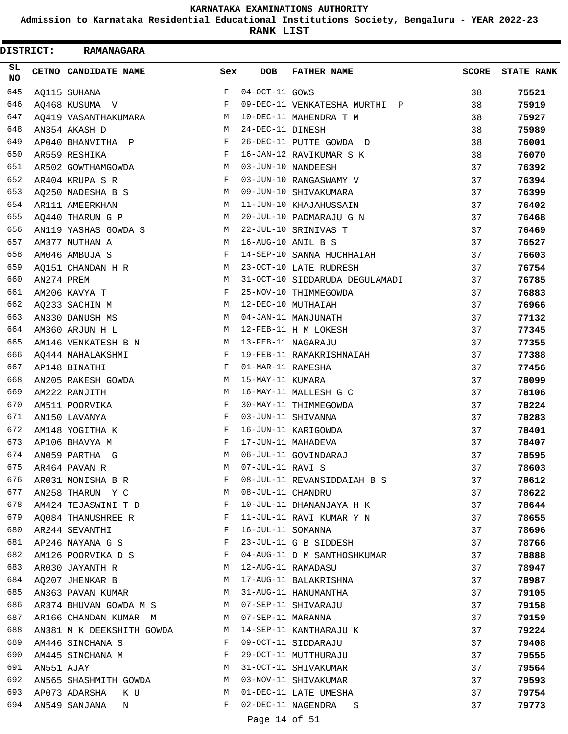# KARNATAKA EXAMINATIONS AUTHORITY

**Admission to Karnataka Residential Educational Institutions Society, Bengaluru - YEAR 2022-23**

**RANK LIST**

**DISTRICT: RAMANAGARA**

| SL NO | CETNO | CANDIDATE NAME | Sex | DOB | FATHER NAME | SCORE | STATE RANK |
|---|---|---|---|---|---|---|---|
| 645 | AQ115 | SUHANA | F | 04-OCT-11 | GOWS | 38 | 75521 |
| 646 | AQ468 | KUSUMA V | F | 09-DEC-11 | VENKATESHA MURTHI P | 38 | 75919 |
| 647 | AQ419 | VASANTHAKUMARA | M | 10-DEC-11 | MAHENDRA T M | 38 | 75927 |
| 648 | AN354 | AKASH D | M | 24-DEC-11 | DINESH | 38 | 75989 |
| 649 | AP040 | BHANVITHA P | F | 26-DEC-11 | PUTTE GOWDA D | 38 | 76001 |
| 650 | AR559 | RESHIKA | F | 16-JAN-12 | RAVIKUMAR S K | 38 | 76070 |
| 651 | AR502 | GOWTHAMGOWDA | M | 03-JUN-10 | NANDEESH | 37 | 76392 |
| 652 | AR404 | KRUPA S R | F | 03-JUN-10 | RANGASWAMY V | 37 | 76394 |
| 653 | AQ250 | MADESHA B S | M | 09-JUN-10 | SHIVAKUMARA | 37 | 76399 |
| 654 | AR111 | AMEERKHAN | M | 11-JUN-10 | KHAJAHUSSAIN | 37 | 76402 |
| 655 | AQ440 | THARUN G P | M | 20-JUL-10 | PADMARAJU G N | 37 | 76468 |
| 656 | AN119 | YASHAS GOWDA S | M | 22-JUL-10 | SRINIVAS T | 37 | 76469 |
| 657 | AM377 | NUTHAN A | M | 16-AUG-10 | ANIL B S | 37 | 76527 |
| 658 | AM046 | AMBUJA S | F | 14-SEP-10 | SANNA HUCHHAIAH | 37 | 76603 |
| 659 | AQ151 | CHANDAN H R | M | 23-OCT-10 | LATE RUDRESH | 37 | 76754 |
| 660 | AN274 | PREM | M | 31-OCT-10 | SIDDARUDA DEGULAMADI | 37 | 76785 |
| 661 | AM206 | KAVYA T | F | 25-NOV-10 | THIMMEGOWDA | 37 | 76883 |
| 662 | AQ233 | SACHIN M | M | 12-DEC-10 | MUTHAIAH | 37 | 76966 |
| 663 | AN330 | DANUSH MS | M | 04-JAN-11 | MANJUNATH | 37 | 77132 |
| 664 | AM360 | ARJUN H L | M | 12-FEB-11 | H M LOKESH | 37 | 77345 |
| 665 | AM146 | VENKATESH B N | M | 13-FEB-11 | NAGARAJU | 37 | 77355 |
| 666 | AQ444 | MAHALAKSHMI | F | 19-FEB-11 | RAMAKRISHNAIAH | 37 | 77388 |
| 667 | AP148 | BINATHI | F | 01-MAR-11 | RAMESHA | 37 | 77456 |
| 668 | AN205 | RAKESH GOWDA | M | 15-MAY-11 | KUMARA | 37 | 78099 |
| 669 | AM222 | RANJITH | M | 16-MAY-11 | MALLESH G C | 37 | 78106 |
| 670 | AM511 | POORVIKA | F | 30-MAY-11 | THIMMEGOWDA | 37 | 78224 |
| 671 | AN150 | LAVANYA | F | 03-JUN-11 | SHIVANNA | 37 | 78283 |
| 672 | AM148 | YOGITHA K | F | 16-JUN-11 | KARIGOWDA | 37 | 78401 |
| 673 | AP106 | BHAVYA M | F | 17-JUN-11 | MAHADEVA | 37 | 78407 |
| 674 | AN059 | PARTHA G | M | 06-JUL-11 | GOVINDARAJ | 37 | 78595 |
| 675 | AR464 | PAVAN R | M | 07-JUL-11 | RAVI S | 37 | 78603 |
| 676 | AR031 | MONISHA B R | F | 08-JUL-11 | REVANSIDDAIAH B S | 37 | 78612 |
| 677 | AN258 | THARUN Y C | M | 08-JUL-11 | CHANDRU | 37 | 78622 |
| 678 | AM424 | TEJASWINI T D | F | 10-JUL-11 | DHANANJAYA H K | 37 | 78644 |
| 679 | AQ084 | THANUSHREE R | F | 11-JUL-11 | RAVI KUMAR Y N | 37 | 78655 |
| 680 | AR244 | SEVANTHI | F | 16-JUL-11 | SOMANNA | 37 | 78696 |
| 681 | AP246 | NAYANA G S | F | 23-JUL-11 | G B SIDDESH | 37 | 78766 |
| 682 | AM126 | POORVIKA D S | F | 04-AUG-11 | D M SANTHOSHKUMAR | 37 | 78888 |
| 683 | AR030 | JAYANTH R | M | 12-AUG-11 | RAMADASU | 37 | 78947 |
| 684 | AQ207 | JHENKAR B | M | 17-AUG-11 | BALAKRISHNA | 37 | 78987 |
| 685 | AN363 | PAVAN KUMAR | M | 31-AUG-11 | HANUMANTHA | 37 | 79105 |
| 686 | AR374 | BHUVAN GOWDA M S | M | 07-SEP-11 | SHIVARAJU | 37 | 79158 |
| 687 | AR166 | CHANDAN KUMAR M | M | 07-SEP-11 | MARANNA | 37 | 79159 |
| 688 | AN381 | M K DEEKSHITH GOWDA | M | 14-SEP-11 | KANTHARAJU K | 37 | 79224 |
| 689 | AM446 | SINCHANA S | F | 09-OCT-11 | SIDDARAJU | 37 | 79408 |
| 690 | AM445 | SINCHANA M | F | 29-OCT-11 | MUTTHURAJU | 37 | 79555 |
| 691 | AN551 | AJAY | M | 31-OCT-11 | SHIVAKUMAR | 37 | 79564 |
| 692 | AN565 | SHASHMITH GOWDA | M | 03-NOV-11 | SHIVAKUMAR | 37 | 79593 |
| 693 | AP073 | ADARSHA K U | M | 01-DEC-11 | LATE UMESHA | 37 | 79754 |
| 694 | AN549 | SANJANA N | F | 02-DEC-11 | NAGENDRA S | 37 | 79773 |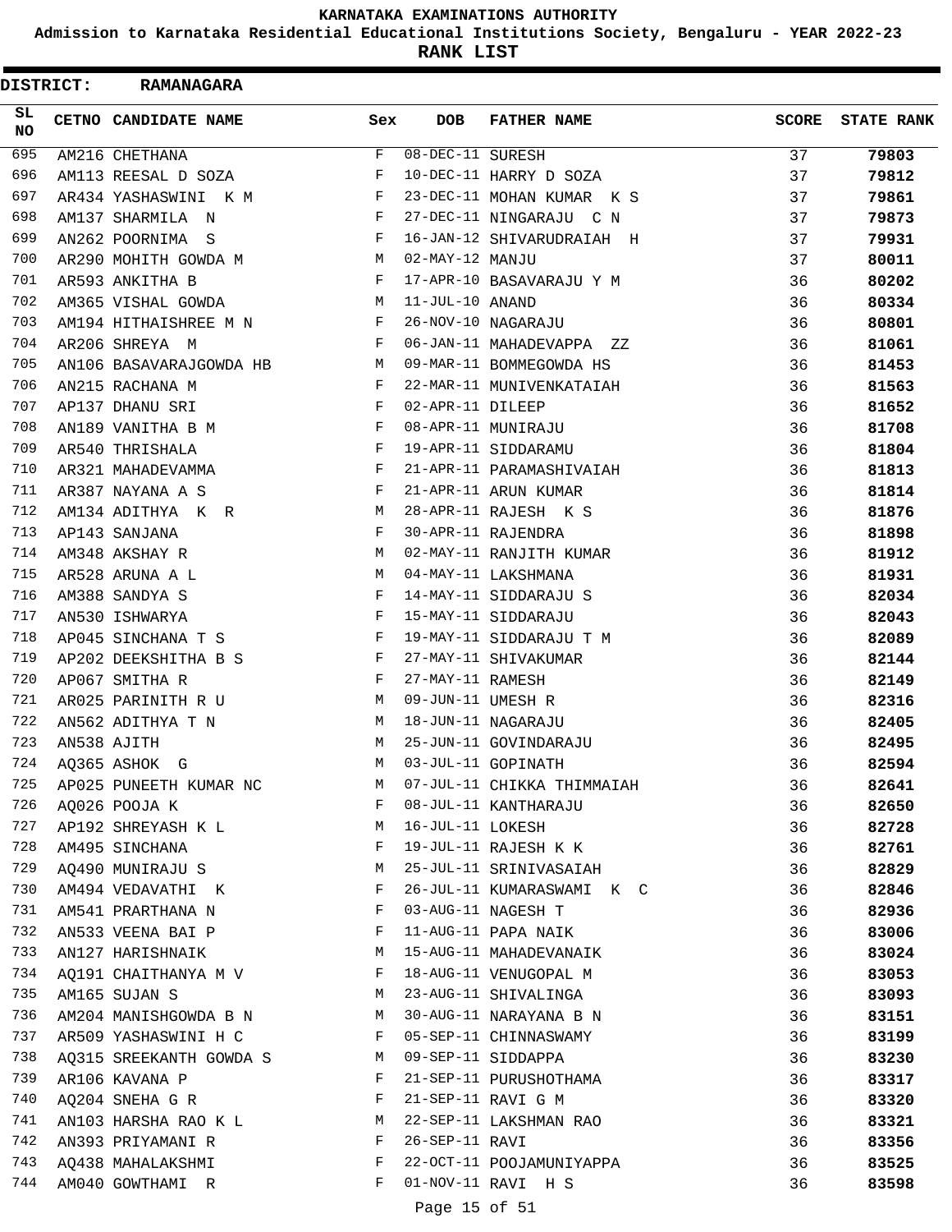# KARNATAKA EXAMINATIONS AUTHORITY

## Admission to Karnataka Residential Educational Institutions Society, Bengaluru - YEAR 2022-23

## RANK LIST

**DISTRICT: RAMANAGARA**

| SL NO | CETNO | CANDIDATE NAME | Sex | DOB | FATHER NAME | SCORE | STATE RANK |
|---|---|---|---|---|---|---|---|
| 695 | AM216 | CHETHANA | F | 08-DEC-11 | SURESH | 37 | **79803** |
| 696 | AM113 | REESAL D SOZA | F | 10-DEC-11 | HARRY D SOZA | 37 | **79812** |
| 697 | AR434 | YASHASWINI K M | F | 23-DEC-11 | MOHAN KUMAR K S | 37 | **79861** |
| 698 | AM137 | SHARMILA N | F | 27-DEC-11 | NINGARAJU C N | 37 | **79873** |
| 699 | AN262 | POORNIMA S | F | 16-JAN-12 | SHIVARUDRAIAH H | 37 | **79931** |
| 700 | AR290 | MOHITH GOWDA M | M | 02-MAY-12 | MANJU | 37 | **80011** |
| 701 | AR593 | ANKITHA B | F | 17-APR-10 | BASAVARAJU Y M | 36 | **80202** |
| 702 | AM365 | VISHAL GOWDA | M | 11-JUL-10 | ANAND | 36 | **80334** |
| 703 | AM194 | HITHAISHREE M N | F | 26-NOV-10 | NAGARAJU | 36 | **80801** |
| 704 | AR206 | SHREYA M | F | 06-JAN-11 | MAHADEVAPPA ZZ | 36 | **81061** |
| 705 | AN106 | BASAVARAJGOWDA HB | M | 09-MAR-11 | BOMMEGOWDA HS | 36 | **81453** |
| 706 | AN215 | RACHANA M | F | 22-MAR-11 | MUNIVENKATAIAH | 36 | **81563** |
| 707 | AP137 | DHANU SRI | F | 02-APR-11 | DILEEP | 36 | **81652** |
| 708 | AN189 | VANITHA B M | F | 08-APR-11 | MUNIRAJU | 36 | **81708** |
| 709 | AR540 | THRISHALA | F | 19-APR-11 | SIDDARAMU | 36 | **81804** |
| 710 | AR321 | MAHADEVAMMA | F | 21-APR-11 | PARAMASHIVAIAH | 36 | **81813** |
| 711 | AR387 | NAYANA A S | F | 21-APR-11 | ARUN KUMAR | 36 | **81814** |
| 712 | AM134 | ADITHYA K R | M | 28-APR-11 | RAJESH K S | 36 | **81876** |
| 713 | AP143 | SANJANA | F | 30-APR-11 | RAJENDRA | 36 | **81898** |
| 714 | AM348 | AKSHAY R | M | 02-MAY-11 | RANJITH KUMAR | 36 | **81912** |
| 715 | AR528 | ARUNA A L | M | 04-MAY-11 | LAKSHMANA | 36 | **81931** |
| 716 | AM388 | SANDYA S | F | 14-MAY-11 | SIDDARAJU S | 36 | **82034** |
| 717 | AN530 | ISHWARYA | F | 15-MAY-11 | SIDDARAJU | 36 | **82043** |
| 718 | AP045 | SINCHANA T S | F | 19-MAY-11 | SIDDARAJU T M | 36 | **82089** |
| 719 | AP202 | DEEKSHITHA B S | F | 27-MAY-11 | SHIVAKUMAR | 36 | **82144** |
| 720 | AP067 | SMITHA R | F | 27-MAY-11 | RAMESH | 36 | **82149** |
| 721 | AR025 | PARINITH R U | M | 09-JUN-11 | UMESH R | 36 | **82316** |
| 722 | AN562 | ADITHYA T N | M | 18-JUN-11 | NAGARAJU | 36 | **82405** |
| 723 | AN538 | AJITH | M | 25-JUN-11 | GOVINDARAJU | 36 | **82495** |
| 724 | AQ365 | ASHOK G | M | 03-JUL-11 | GOPINATH | 36 | **82594** |
| 725 | AP025 | PUNEETH KUMAR NC | M | 07-JUL-11 | CHIKKA THIMMAIAH | 36 | **82641** |
| 726 | AQ026 | POOJA K | F | 08-JUL-11 | KANTHARAJU | 36 | **82650** |
| 727 | AP192 | SHREYASH K L | M | 16-JUL-11 | LOKESH | 36 | **82728** |
| 728 | AM495 | SINCHANA | F | 19-JUL-11 | RAJESH K K | 36 | **82761** |
| 729 | AQ490 | MUNIRAJU S | M | 25-JUL-11 | SRINIVASAIAH | 36 | **82829** |
| 730 | AM494 | VEDAVATHI K | F | 26-JUL-11 | KUMARASWAMI K C | 36 | **82846** |
| 731 | AM541 | PRARTHANA N | F | 03-AUG-11 | NAGESH T | 36 | **82936** |
| 732 | AN533 | VEENA BAI P | F | 11-AUG-11 | PAPA NAIK | 36 | **83006** |
| 733 | AN127 | HARISHNAIK | M | 15-AUG-11 | MAHADEVANAIK | 36 | **83024** |
| 734 | AQ191 | CHAITHANYA M V | F | 18-AUG-11 | VENUGOPAL M | 36 | **83053** |
| 735 | AM165 | SUJAN S | M | 23-AUG-11 | SHIVALINGA | 36 | **83093** |
| 736 | AM204 | MANISHGOWDA B N | M | 30-AUG-11 | NARAYANA B N | 36 | **83151** |
| 737 | AR509 | YASHASWINI H C | F | 05-SEP-11 | CHINNASWAMY | 36 | **83199** |
| 738 | AQ315 | SREEKANTH GOWDA S | M | 09-SEP-11 | SIDDAPPA | 36 | **83230** |
| 739 | AR106 | KAVANA P | F | 21-SEP-11 | PURUSHOTHAMA | 36 | **83317** |
| 740 | AQ204 | SNEHA G R | F | 21-SEP-11 | RAVI G M | 36 | **83320** |
| 741 | AN103 | HARSHA RAO K L | M | 22-SEP-11 | LAKSHMAN RAO | 36 | **83321** |
| 742 | AN393 | PRIYAMANI R | F | 26-SEP-11 | RAVI | 36 | **83356** |
| 743 | AQ438 | MAHALAKSHMI | F | 22-OCT-11 | POOJAMUNIYAPPA | 36 | **83525** |
| 744 | AM040 | GOWTHAMI R | F | 01-NOV-11 | RAVI H S | 36 | **83598** |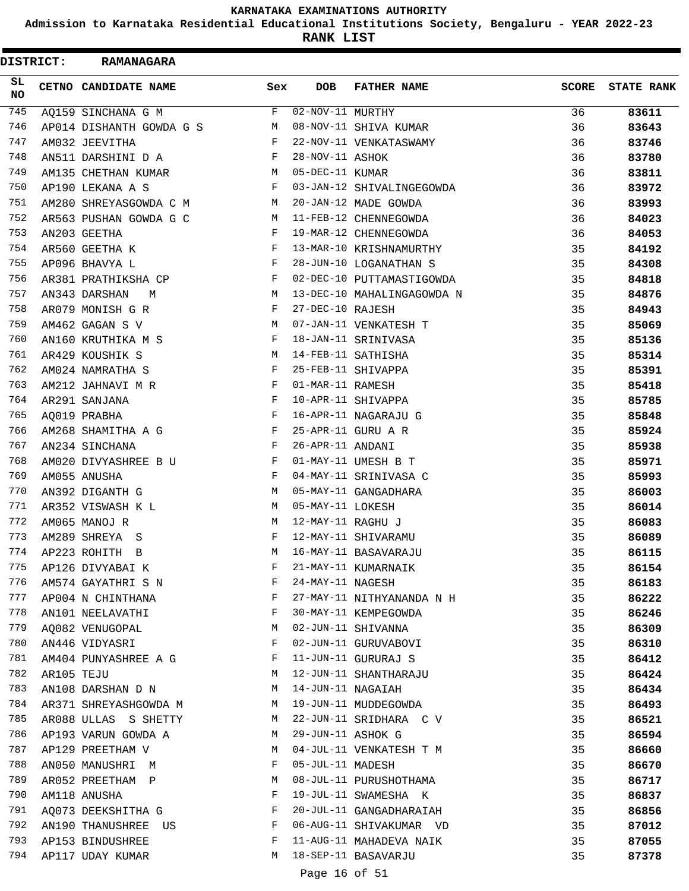# KARNATAKA EXAMINATIONS AUTHORITY

**Admission to Karnataka Residential Educational Institutions Society, Bengaluru - YEAR 2022-23**

**RANK LIST**

**DISTRICT: RAMANAGARA**

| SL NO | CETNO | CANDIDATE NAME | Sex | DOB | FATHER NAME | SCORE | STATE RANK |
|---|---|---|---|---|---|---|---|
| 745 | AQ159 | SINCHANA G M | F | 02-NOV-11 | MURTHY | 36 | **83611** |
| 746 | AP014 | DISHANTH GOWDA G S | M | 08-NOV-11 | SHIVA KUMAR | 36 | **83643** |
| 747 | AM032 | JEEVITHA | F | 22-NOV-11 | VENKATASWAMY | 36 | **83746** |
| 748 | AN511 | DARSHINI D A | F | 28-NOV-11 | ASHOK | 36 | **83780** |
| 749 | AM135 | CHETHAN KUMAR | M | 05-DEC-11 | KUMAR | 36 | **83811** |
| 750 | AP190 | LEKANA A S | F | 03-JAN-12 | SHIVALINGEGOWDA | 36 | **83972** |
| 751 | AM280 | SHREYASGOWDA C M | M | 20-JAN-12 | MADE GOWDA | 36 | **83993** |
| 752 | AR563 | PUSHAN GOWDA G C | M | 11-FEB-12 | CHENNEGOWDA | 36 | **84023** |
| 753 | AN203 | GEETHA | F | 19-MAR-12 | CHENNEGOWDA | 36 | **84053** |
| 754 | AR560 | GEETHA K | F | 13-MAR-10 | KRISHNAMURTHY | 35 | **84192** |
| 755 | AP096 | BHAVYA L | F | 28-JUN-10 | LOGANATHAN S | 35 | **84308** |
| 756 | AR381 | PRATHIKSHA CP | F | 02-DEC-10 | PUTTAMASTIGOWDA | 35 | **84818** |
| 757 | AN343 | DARSHAN M | M | 13-DEC-10 | MAHALINGAGOWDA N | 35 | **84876** |
| 758 | AR079 | MONISH G R | F | 27-DEC-10 | RAJESH | 35 | **84943** |
| 759 | AM462 | GAGAN S V | M | 07-JAN-11 | VENKATESH T | 35 | **85069** |
| 760 | AN160 | KRUTHIKA M S | F | 18-JAN-11 | SRINIVASA | 35 | **85136** |
| 761 | AR429 | KOUSHIK S | M | 14-FEB-11 | SATHISHA | 35 | **85314** |
| 762 | AM024 | NAMRATHA S | F | 25-FEB-11 | SHIVAPPA | 35 | **85391** |
| 763 | AM212 | JAHNAVI M R | F | 01-MAR-11 | RAMESH | 35 | **85418** |
| 764 | AR291 | SANJANA | F | 10-APR-11 | SHIVAPPA | 35 | **85785** |
| 765 | AQ019 | PRABHA | F | 16-APR-11 | NAGARAJU G | 35 | **85848** |
| 766 | AM268 | SHAMITHA A G | F | 25-APR-11 | GURU A R | 35 | **85924** |
| 767 | AN234 | SINCHANA | F | 26-APR-11 | ANDANI | 35 | **85938** |
| 768 | AM020 | DIVYASHREE B U | F | 01-MAY-11 | UMESH B T | 35 | **85971** |
| 769 | AM055 | ANUSHA | F | 04-MAY-11 | SRINIVASA C | 35 | **85993** |
| 770 | AN392 | DIGANTH G | M | 05-MAY-11 | GANGADHARA | 35 | **86003** |
| 771 | AR352 | VISWASH K L | M | 05-MAY-11 | LOKESH | 35 | **86014** |
| 772 | AM065 | MANOJ R | M | 12-MAY-11 | RAGHU J | 35 | **86083** |
| 773 | AM289 | SHREYA S | F | 12-MAY-11 | SHIVARAMU | 35 | **86089** |
| 774 | AP223 | ROHITH B | M | 16-MAY-11 | BASAVARAJU | 35 | **86115** |
| 775 | AP126 | DIVYABAI K | F | 21-MAY-11 | KUMARNAIK | 35 | **86154** |
| 776 | AM574 | GAYATHRI S N | F | 24-MAY-11 | NAGESH | 35 | **86183** |
| 777 | AP004 | N CHINTHANA | F | 27-MAY-11 | NITHYANANDA N H | 35 | **86222** |
| 778 | AN101 | NEELAVATHI | F | 30-MAY-11 | KEMPEGOWDA | 35 | **86246** |
| 779 | AQ082 | VENUGOPAL | M | 02-JUN-11 | SHIVANNA | 35 | **86309** |
| 780 | AN446 | VIDYASRI | F | 02-JUN-11 | GURUVABOVI | 35 | **86310** |
| 781 | AM404 | PUNYASHREE A G | F | 11-JUN-11 | GURURAJ S | 35 | **86412** |
| 782 | AR105 | TEJU | M | 12-JUN-11 | SHANTHARAJU | 35 | **86424** |
| 783 | AN108 | DARSHAN D N | M | 14-JUN-11 | NAGAIAH | 35 | **86434** |
| 784 | AR371 | SHREYASHGOWDA M | M | 19-JUN-11 | MUDDEGOWDA | 35 | **86493** |
| 785 | AR088 | ULLAS S SHETTY | M | 22-JUN-11 | SRIDHARA C V | 35 | **86521** |
| 786 | AP193 | VARUN GOWDA A | M | 29-JUN-11 | ASHOK G | 35 | **86594** |
| 787 | AP129 | PREETHAM V | M | 04-JUL-11 | VENKATESH T M | 35 | **86660** |
| 788 | AN050 | MANUSHRI M | F | 05-JUL-11 | MADESH | 35 | **86670** |
| 789 | AR052 | PREETHAM P | M | 08-JUL-11 | PURUSHOTHAMA | 35 | **86717** |
| 790 | AM118 | ANUSHA | F | 19-JUL-11 | SWAMESHA K | 35 | **86837** |
| 791 | AQ073 | DEEKSHITHA G | F | 20-JUL-11 | GANGADHARAIAH | 35 | **86856** |
| 792 | AN190 | THANUSHREE US | F | 06-AUG-11 | SHIVAKUMAR VD | 35 | **87012** |
| 793 | AP153 | BINDUSHREE | F | 11-AUG-11 | MAHADEVA NAIK | 35 | **87055** |
| 794 | AP117 | UDAY KUMAR | M | 18-SEP-11 | BASAVARJU | 35 | **87378** |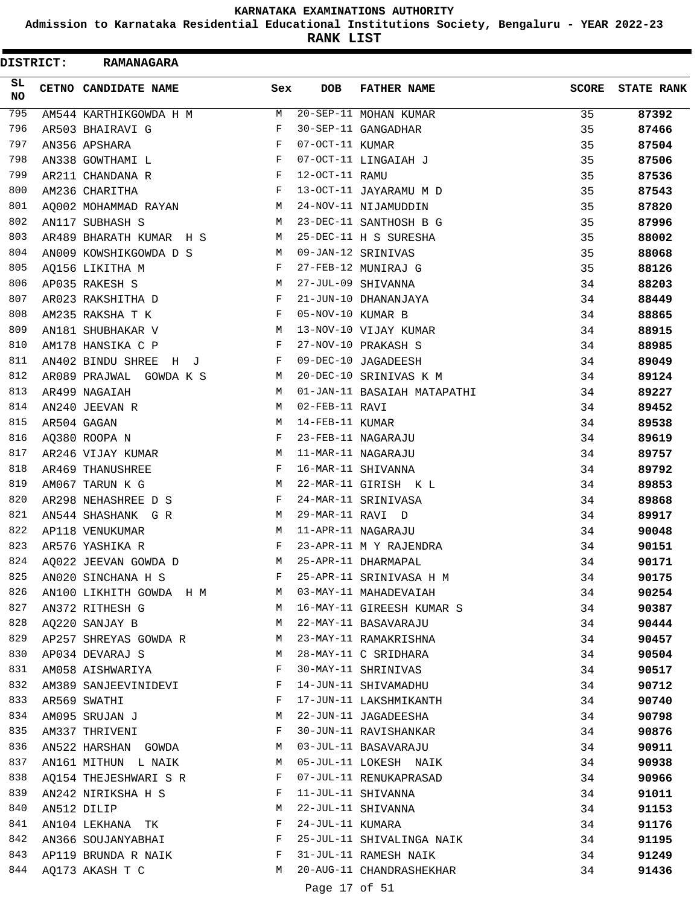# KARNATAKA EXAMINATIONS AUTHORITY

## Admission to Karnataka Residential Educational Institutions Society, Bengaluru - YEAR 2022-23

## RANK LIST

**DISTRICT: RAMANAGARA**

| SL NO | CETNO | CANDIDATE NAME | Sex | DOB | FATHER NAME | SCORE | STATE RANK |
|---|---|---|---|---|---|---|---|
| 795 | AM544 | KARTHIKGOWDA H M | M | 20-SEP-11 | MOHAN KUMAR | 35 | 87392 |
| 796 | AR503 | BHAIRAVI G | F | 30-SEP-11 | GANGADHAR | 35 | 87466 |
| 797 | AN356 | APSHARA | F | 07-OCT-11 | KUMAR | 35 | 87504 |
| 798 | AN338 | GOWTHAMI L | F | 07-OCT-11 | LINGAIAH J | 35 | 87506 |
| 799 | AR211 | CHANDANA R | F | 12-OCT-11 | RAMU | 35 | 87536 |
| 800 | AM236 | CHARITHA | F | 13-OCT-11 | JAYARAMU M D | 35 | 87543 |
| 801 | AQ002 | MOHAMMAD RAYAN | M | 24-NOV-11 | NIJAMUDDIN | 35 | 87820 |
| 802 | AN117 | SUBHASH S | M | 23-DEC-11 | SANTHOSH B G | 35 | 87996 |
| 803 | AR489 | BHARATH KUMAR H S | M | 25-DEC-11 | H S SURESHA | 35 | 88002 |
| 804 | AN009 | KOWSHIKGOWDA D S | M | 09-JAN-12 | SRINIVAS | 35 | 88068 |
| 805 | AQ156 | LIKITHA M | F | 27-FEB-12 | MUNIRAJ G | 35 | 88126 |
| 806 | AP035 | RAKESH S | M | 27-JUL-09 | SHIVANNA | 34 | 88203 |
| 807 | AR023 | RAKSHITHA D | F | 21-JUN-10 | DHANANJAYA | 34 | 88449 |
| 808 | AM235 | RAKSHA T K | F | 05-NOV-10 | KUMAR B | 34 | 88865 |
| 809 | AN181 | SHUBHAKAR V | M | 13-NOV-10 | VIJAY KUMAR | 34 | 88915 |
| 810 | AM178 | HANSIKA C P | F | 27-NOV-10 | PRAKASH S | 34 | 88985 |
| 811 | AN402 | BINDU SHREE H J | F | 09-DEC-10 | JAGADEESH | 34 | 89049 |
| 812 | AR089 | PRAJWAL GOWDA K S | M | 20-DEC-10 | SRINIVAS K M | 34 | 89124 |
| 813 | AR499 | NAGAIAH | M | 01-JAN-11 | BASAIAH MATAPATHI | 34 | 89227 |
| 814 | AN240 | JEEVAN R | M | 02-FEB-11 | RAVI | 34 | 89452 |
| 815 | AR504 | GAGAN | M | 14-FEB-11 | KUMAR | 34 | 89538 |
| 816 | AQ380 | ROOPA N | F | 23-FEB-11 | NAGARAJU | 34 | 89619 |
| 817 | AR246 | VIJAY KUMAR | M | 11-MAR-11 | NAGARAJU | 34 | 89757 |
| 818 | AR469 | THANUSHREE | F | 16-MAR-11 | SHIVANNA | 34 | 89792 |
| 819 | AM067 | TARUN K G | M | 22-MAR-11 | GIRISH K L | 34 | 89853 |
| 820 | AR298 | NEHASHREE D S | F | 24-MAR-11 | SRINIVASA | 34 | 89868 |
| 821 | AN544 | SHASHANK G R | M | 29-MAR-11 | RAVI D | 34 | 89917 |
| 822 | AP118 | VENUKUMAR | M | 11-APR-11 | NAGARAJU | 34 | 90048 |
| 823 | AR576 | YASHIKA R | F | 23-APR-11 | M Y RAJENDRA | 34 | 90151 |
| 824 | AQ022 | JEEVAN GOWDA D | M | 25-APR-11 | DHARMAPAL | 34 | 90171 |
| 825 | AN020 | SINCHANA H S | F | 25-APR-11 | SRINIVASA H M | 34 | 90175 |
| 826 | AN100 | LIKHITH GOWDA H M | M | 03-MAY-11 | MAHADEVAIAH | 34 | 90254 |
| 827 | AN372 | RITHESH G | M | 16-MAY-11 | GIREESH KUMAR S | 34 | 90387 |
| 828 | AQ220 | SANJAY B | M | 22-MAY-11 | BASAVARAJU | 34 | 90444 |
| 829 | AP257 | SHREYAS GOWDA R | M | 23-MAY-11 | RAMAKRISHNA | 34 | 90457 |
| 830 | AP034 | DEVARAJ S | M | 28-MAY-11 | C SRIDHARA | 34 | 90504 |
| 831 | AM058 | AISHWARIYA | F | 30-MAY-11 | SHRINIVAS | 34 | 90517 |
| 832 | AM389 | SANJEEVINIDEVI | F | 14-JUN-11 | SHIVAMADHU | 34 | 90712 |
| 833 | AR569 | SWATHI | F | 17-JUN-11 | LAKSHMIKANTH | 34 | 90740 |
| 834 | AM095 | SRUJAN J | M | 22-JUN-11 | JAGADEESHA | 34 | 90798 |
| 835 | AM337 | THRIVENI | F | 30-JUN-11 | RAVISHANKAR | 34 | 90876 |
| 836 | AN522 | HARSHAN GOWDA | M | 03-JUL-11 | BASAVARAJU | 34 | 90911 |
| 837 | AN161 | MITHUN L NAIK | M | 05-JUL-11 | LOKESH NAIK | 34 | 90938 |
| 838 | AQ154 | THEJESHWARI S R | F | 07-JUL-11 | RENUKAPRASAD | 34 | 90966 |
| 839 | AN242 | NIRIKSHA H S | F | 11-JUL-11 | SHIVANNA | 34 | 91011 |
| 840 | AN512 | DILIP | M | 22-JUL-11 | SHIVANNA | 34 | 91153 |
| 841 | AN104 | LEKHANA TK | F | 24-JUL-11 | KUMARA | 34 | 91176 |
| 842 | AN366 | SOUJANYABHAI | F | 25-JUL-11 | SHIVALINGA NAIK | 34 | 91195 |
| 843 | AP119 | BRUNDA R NAIK | F | 31-JUL-11 | RAMESH NAIK | 34 | 91249 |
| 844 | AQ173 | AKASH T C | M | 20-AUG-11 | CHANDRASHEKHAR | 34 | 91436 |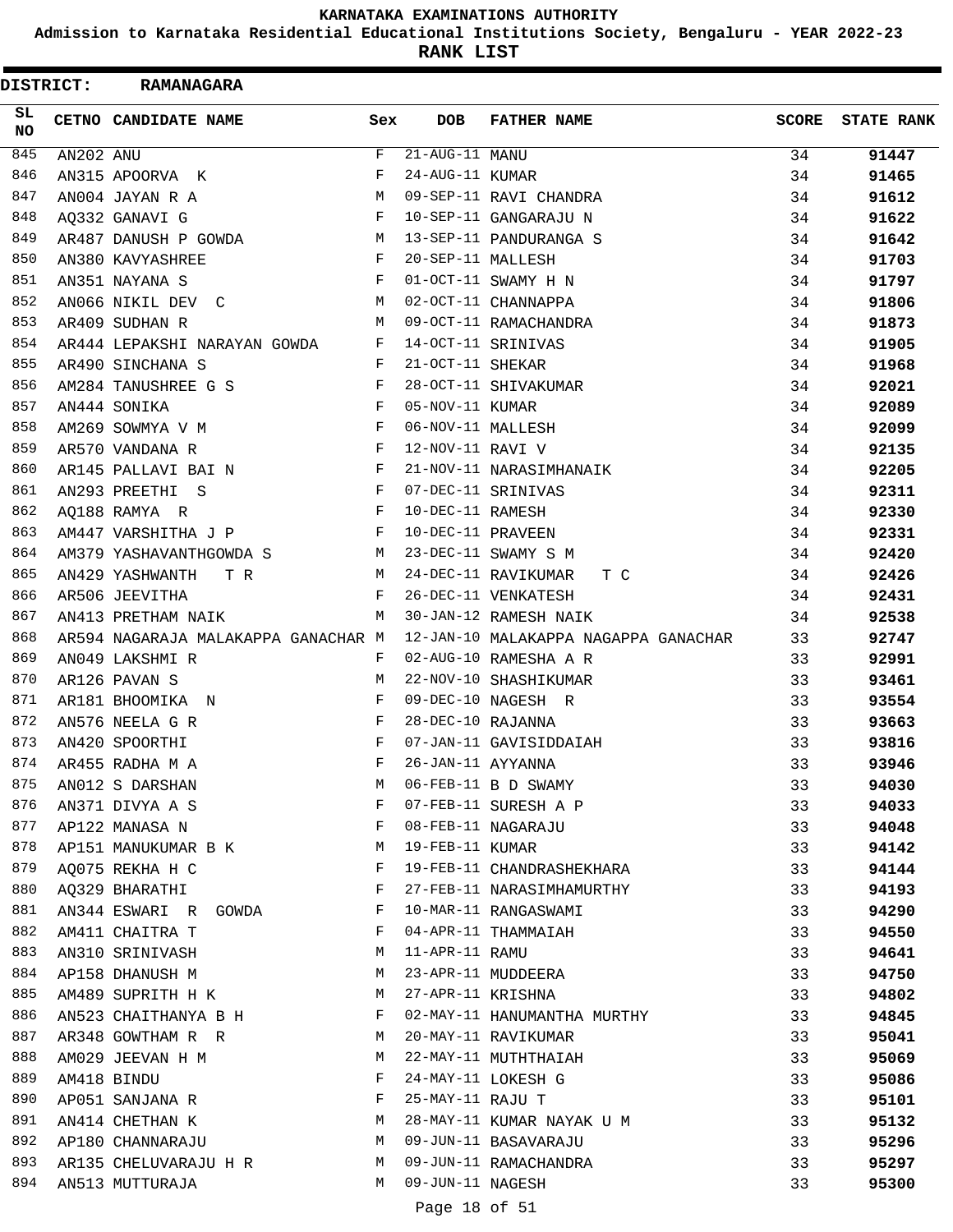KARNATAKA EXAMINATIONS AUTHORITY

Admission to Karnataka Residential Educational Institutions Society, Bengaluru - YEAR 2022-23

**RANK LIST**

**DISTRICT: RAMANAGARA**

| SL NO | CETNO | CANDIDATE NAME | Sex | DOB | FATHER NAME | SCORE | STATE RANK |
|---|---|---|---|---|---|---|---|
| 845 | AN202 | ANU | F | 21-AUG-11 | MANU | 34 | 91447 |
| 846 | AN315 | APOORVA K | F | 24-AUG-11 | KUMAR | 34 | 91465 |
| 847 | AN004 | JAYAN R A | M | 09-SEP-11 | RAVI CHANDRA | 34 | 91612 |
| 848 | AQ332 | GANAVI G | F | 10-SEP-11 | GANGARAJU N | 34 | 91622 |
| 849 | AR487 | DANUSH P GOWDA | M | 13-SEP-11 | PANDURANGA S | 34 | 91642 |
| 850 | AN380 | KAVYASHREE | F | 20-SEP-11 | MALLESH | 34 | 91703 |
| 851 | AN351 | NAYANA S | F | 01-OCT-11 | SWAMY H N | 34 | 91797 |
| 852 | AN066 | NIKIL DEV C | M | 02-OCT-11 | CHANNAPPA | 34 | 91806 |
| 853 | AR409 | SUDHAN R | M | 09-OCT-11 | RAMACHANDRA | 34 | 91873 |
| 854 | AR444 | LEPAKSHI NARAYAN GOWDA | F | 14-OCT-11 | SRINIVAS | 34 | 91905 |
| 855 | AR490 | SINCHANA S | F | 21-OCT-11 | SHEKAR | 34 | 91968 |
| 856 | AM284 | TANUSHREE G S | F | 28-OCT-11 | SHIVAKUMAR | 34 | 92021 |
| 857 | AN444 | SONIKA | F | 05-NOV-11 | KUMAR | 34 | 92089 |
| 858 | AM269 | SOWMYA V M | F | 06-NOV-11 | MALLESH | 34 | 92099 |
| 859 | AR570 | VANDANA R | F | 12-NOV-11 | RAVI V | 34 | 92135 |
| 860 | AR145 | PALLAVI BAI N | F | 21-NOV-11 | NARASIMHANAIK | 34 | 92205 |
| 861 | AN293 | PREETHI S | F | 07-DEC-11 | SRINIVAS | 34 | 92311 |
| 862 | AQ188 | RAMYA R | F | 10-DEC-11 | RAMESH | 34 | 92330 |
| 863 | AM447 | VARSHITHA J P | F | 10-DEC-11 | PRAVEEN | 34 | 92331 |
| 864 | AM379 | YASHAVANTHGOWDA S | M | 23-DEC-11 | SWAMY S M | 34 | 92420 |
| 865 | AN429 | YASHWANTH T R | M | 24-DEC-11 | RAVIKUMAR T C | 34 | 92426 |
| 866 | AR506 | JEEVITHA | F | 26-DEC-11 | VENKATESH | 34 | 92431 |
| 867 | AN413 | PRETHAM NAIK | M | 30-JAN-12 | RAMESH NAIK | 34 | 92538 |
| 868 | AR594 | NAGARAJA MALAKAPPA GANACHAR | M | 12-JAN-10 | MALAKAPPA NAGAPPA GANACHAR | 33 | 92747 |
| 869 | AN049 | LAKSHMI R | F | 02-AUG-10 | RAMESHA A R | 33 | 92991 |
| 870 | AR126 | PAVAN S | M | 22-NOV-10 | SHASHIKUMAR | 33 | 93461 |
| 871 | AR181 | BHOOMIKA N | F | 09-DEC-10 | NAGESH R | 33 | 93554 |
| 872 | AN576 | NEELA G R | F | 28-DEC-10 | RAJANNA | 33 | 93663 |
| 873 | AN420 | SPOORTHI | F | 07-JAN-11 | GAVISIDDAIAH | 33 | 93816 |
| 874 | AR455 | RADHA M A | F | 26-JAN-11 | AYYANNA | 33 | 93946 |
| 875 | AN012 | S DARSHAN | M | 06-FEB-11 | B D SWAMY | 33 | 94030 |
| 876 | AN371 | DIVYA A S | F | 07-FEB-11 | SURESH A P | 33 | 94033 |
| 877 | AP122 | MANASA N | F | 08-FEB-11 | NAGARAJU | 33 | 94048 |
| 878 | AP151 | MANUKUMAR B K | M | 19-FEB-11 | KUMAR | 33 | 94142 |
| 879 | AQ075 | REKHA H C | F | 19-FEB-11 | CHANDRASHEKHARA | 33 | 94144 |
| 880 | AQ329 | BHARATHI | F | 27-FEB-11 | NARASIMHAMURTHY | 33 | 94193 |
| 881 | AN344 | ESWARI R GOWDA | F | 10-MAR-11 | RANGASWAMI | 33 | 94290 |
| 882 | AM411 | CHAITRA T | F | 04-APR-11 | THAMMAIAH | 33 | 94550 |
| 883 | AN310 | SRINIVASH | M | 11-APR-11 | RAMU | 33 | 94641 |
| 884 | AP158 | DHANUSH M | M | 23-APR-11 | MUDDEERA | 33 | 94750 |
| 885 | AM489 | SUPRITH H K | M | 27-APR-11 | KRISHNA | 33 | 94802 |
| 886 | AN523 | CHAITHANYA B H | F | 02-MAY-11 | HANUMANTHA MURTHY | 33 | 94845 |
| 887 | AR348 | GOWTHAM R R | M | 20-MAY-11 | RAVIKUMAR | 33 | 95041 |
| 888 | AM029 | JEEVAN H M | M | 22-MAY-11 | MUTHTHAIAH | 33 | 95069 |
| 889 | AM418 | BINDU | F | 24-MAY-11 | LOKESH G | 33 | 95086 |
| 890 | AP051 | SANJANA R | F | 25-MAY-11 | RAJU T | 33 | 95101 |
| 891 | AN414 | CHETHAN K | M | 28-MAY-11 | KUMAR NAYAK U M | 33 | 95132 |
| 892 | AP180 | CHANNARAJU | M | 09-JUN-11 | BASAVARAJU | 33 | 95296 |
| 893 | AR135 | CHELUVARAJU H R | M | 09-JUN-11 | RAMACHANDRA | 33 | 95297 |
| 894 | AN513 | MUTTURAJA | M | 09-JUN-11 | NAGESH | 33 | 95300 |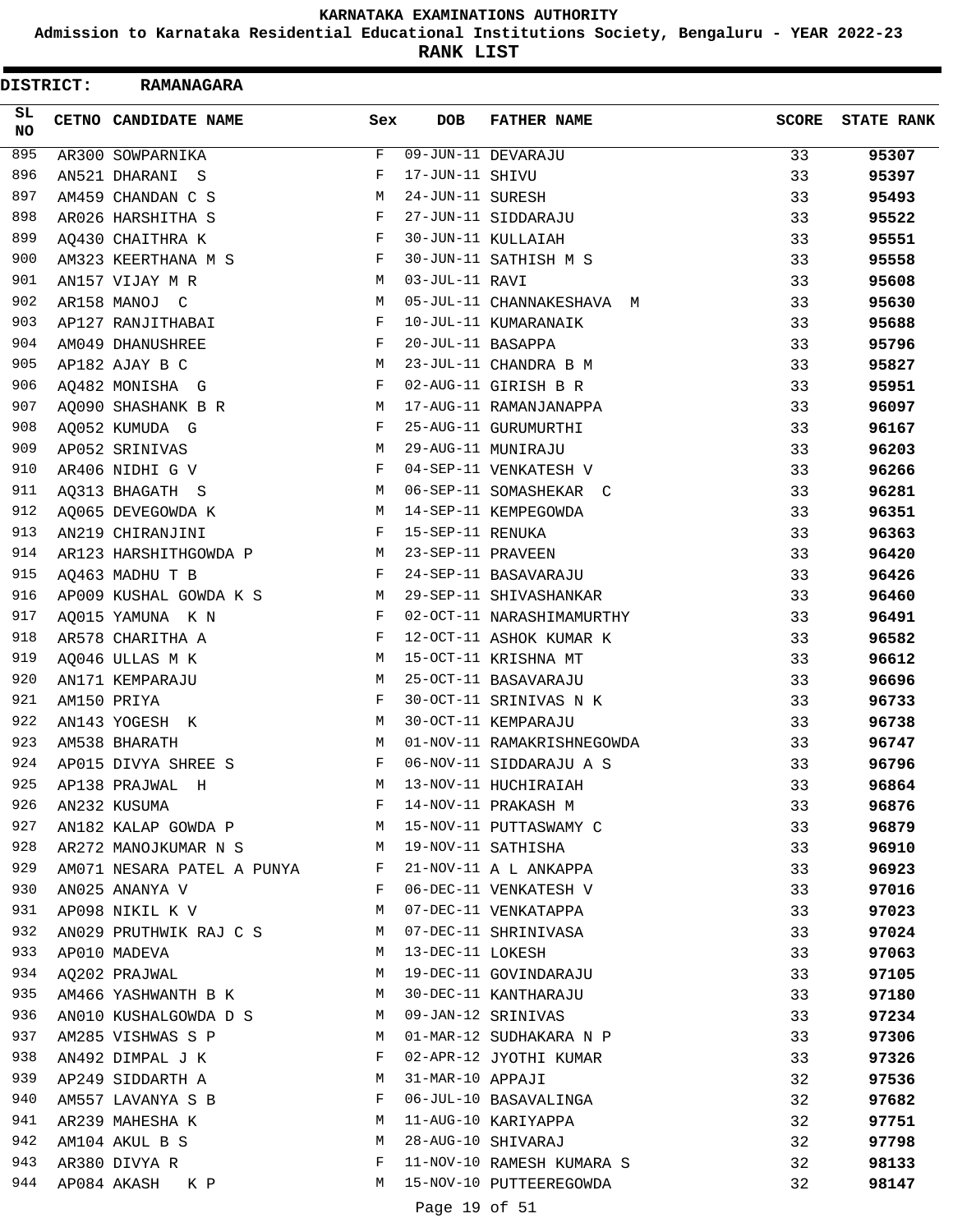**KARNATAKA EXAMINATIONS AUTHORITY**

**Admission to Karnataka Residential Educational Institutions Society, Bengaluru - YEAR 2022-23**

**RANK LIST**

**DISTRICT: RAMANAGARA**

| SL NO | CETNO | CANDIDATE NAME | Sex | DOB | FATHER NAME | SCORE | STATE RANK |
|---|---|---|---|---|---|---|---|
| 895 | AR300 | SOWPARNIKA | F | 09-JUN-11 | DEVARAJU | 33 | **95307** |
| 896 | AN521 | DHARANI S | F | 17-JUN-11 | SHIVU | 33 | **95397** |
| 897 | AM459 | CHANDAN C S | M | 24-JUN-11 | SURESH | 33 | **95493** |
| 898 | AR026 | HARSHITHA S | F | 27-JUN-11 | SIDDARAJU | 33 | **95522** |
| 899 | AQ430 | CHAITHRA K | F | 30-JUN-11 | KULLAIAH | 33 | **95551** |
| 900 | AM323 | KEERTHANA M S | F | 30-JUN-11 | SATHISH M S | 33 | **95558** |
| 901 | AN157 | VIJAY M R | M | 03-JUL-11 | RAVI | 33 | **95608** |
| 902 | AR158 | MANOJ C | M | 05-JUL-11 | CHANNAKESHAVA M | 33 | **95630** |
| 903 | AP127 | RANJITHABAI | F | 10-JUL-11 | KUMARANAIK | 33 | **95688** |
| 904 | AM049 | DHANUSHREE | F | 20-JUL-11 | BASAPPA | 33 | **95796** |
| 905 | AP182 | AJAY B C | M | 23-JUL-11 | CHANDRA B M | 33 | **95827** |
| 906 | AQ482 | MONISHA G | F | 02-AUG-11 | GIRISH B R | 33 | **95951** |
| 907 | AQ090 | SHASHANK B R | M | 17-AUG-11 | RAMANJANAPPA | 33 | **96097** |
| 908 | AQ052 | KUMUDA G | F | 25-AUG-11 | GURUMURTHI | 33 | **96167** |
| 909 | AP052 | SRINIVAS | M | 29-AUG-11 | MUNIRAJU | 33 | **96203** |
| 910 | AR406 | NIDHI G V | F | 04-SEP-11 | VENKATESH V | 33 | **96266** |
| 911 | AQ313 | BHAGATH S | M | 06-SEP-11 | SOMASHEKAR C | 33 | **96281** |
| 912 | AQ065 | DEVEGOWDA K | M | 14-SEP-11 | KEMPEGOWDA | 33 | **96351** |
| 913 | AN219 | CHIRANJINI | F | 15-SEP-11 | RENUKA | 33 | **96363** |
| 914 | AR123 | HARSHITHGOWDA P | M | 23-SEP-11 | PRAVEEN | 33 | **96420** |
| 915 | AQ463 | MADHU T B | F | 24-SEP-11 | BASAVARAJU | 33 | **96426** |
| 916 | AP009 | KUSHAL GOWDA K S | M | 29-SEP-11 | SHIVASHANKAR | 33 | **96460** |
| 917 | AQ015 | YAMUNA K N | F | 02-OCT-11 | NARASHIMAMURTHY | 33 | **96491** |
| 918 | AR578 | CHARITHA A | F | 12-OCT-11 | ASHOK KUMAR K | 33 | **96582** |
| 919 | AQ046 | ULLAS M K | M | 15-OCT-11 | KRISHNA MT | 33 | **96612** |
| 920 | AN171 | KEMPARAJU | M | 25-OCT-11 | BASAVARAJU | 33 | **96696** |
| 921 | AM150 | PRIYA | F | 30-OCT-11 | SRINIVAS N K | 33 | **96733** |
| 922 | AN143 | YOGESH K | M | 30-OCT-11 | KEMPARAJU | 33 | **96738** |
| 923 | AM538 | BHARATH | M | 01-NOV-11 | RAMAKRISHNEGOWDA | 33 | **96747** |
| 924 | AP015 | DIVYA SHREE S | F | 06-NOV-11 | SIDDARAJU A S | 33 | **96796** |
| 925 | AP138 | PRAJWAL H | M | 13-NOV-11 | HUCHIRAIAH | 33 | **96864** |
| 926 | AN232 | KUSUMA | F | 14-NOV-11 | PRAKASH M | 33 | **96876** |
| 927 | AN182 | KALAP GOWDA P | M | 15-NOV-11 | PUTTASWAMY C | 33 | **96879** |
| 928 | AR272 | MANOJKUMAR N S | M | 19-NOV-11 | SATHISHA | 33 | **96910** |
| 929 | AM071 | NESARA PATEL A PUNYA | F | 21-NOV-11 | A L ANKAPPA | 33 | **96923** |
| 930 | AN025 | ANANYA V | F | 06-DEC-11 | VENKATESH V | 33 | **97016** |
| 931 | AP098 | NIKIL K V | M | 07-DEC-11 | VENKATAPPA | 33 | **97023** |
| 932 | AN029 | PRUTHWIK RAJ C S | M | 07-DEC-11 | SHRINIVASA | 33 | **97024** |
| 933 | AP010 | MADEVA | M | 13-DEC-11 | LOKESH | 33 | **97063** |
| 934 | AQ202 | PRAJWAL | M | 19-DEC-11 | GOVINDARAJU | 33 | **97105** |
| 935 | AM466 | YASHWANTH B K | M | 30-DEC-11 | KANTHARAJU | 33 | **97180** |
| 936 | AN010 | KUSHALGOWDA D S | M | 09-JAN-12 | SRINIVAS | 33 | **97234** |
| 937 | AM285 | VISHWAS S P | M | 01-MAR-12 | SUDHAKARA N P | 33 | **97306** |
| 938 | AN492 | DIMPAL J K | F | 02-APR-12 | JYOTHI KUMAR | 33 | **97326** |
| 939 | AP249 | SIDDARTH A | M | 31-MAR-10 | APPAJI | 32 | **97536** |
| 940 | AM557 | LAVANYA S B | F | 06-JUL-10 | BASAVALINGA | 32 | **97682** |
| 941 | AR239 | MAHESHA K | M | 11-AUG-10 | KARIYAPPA | 32 | **97751** |
| 942 | AM104 | AKUL B S | M | 28-AUG-10 | SHIVARAJ | 32 | **97798** |
| 943 | AR380 | DIVYA R | F | 11-NOV-10 | RAMESH KUMARA S | 32 | **98133** |
| 944 | AP084 | AKASH K P | M | 15-NOV-10 | PUTTEEREGOWDA | 32 | **98147** |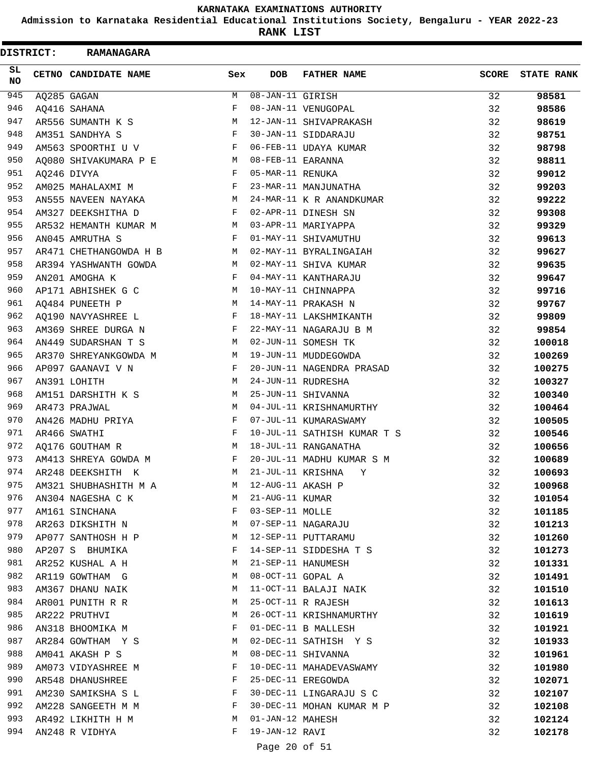# KARNATAKA EXAMINATIONS AUTHORITY

**Admission to Karnataka Residential Educational Institutions Society, Bengaluru - YEAR 2022-23**

**RANK LIST**

**DISTRICT: RAMANAGARA**

| SL NO | CETNO | CANDIDATE NAME | Sex | DOB | FATHER NAME | SCORE | STATE RANK |
|---|---|---|---|---|---|---|---|
| 945 | AQ285 | GAGAN | M | 08-JAN-11 | GIRISH | 32 | 98581 |
| 946 | AQ416 | SAHANA | F | 08-JAN-11 | VENUGOPAL | 32 | 98586 |
| 947 | AR556 | SUMANTH K S | M | 12-JAN-11 | SHIVAPRAKASH | 32 | 98619 |
| 948 | AM351 | SANDHYA S | F | 30-JAN-11 | SIDDARAJU | 32 | 98751 |
| 949 | AM563 | SPOORTHI U V | F | 06-FEB-11 | UDAYA KUMAR | 32 | 98798 |
| 950 | AQ080 | SHIVAKUMARA P E | M | 08-FEB-11 | EARANNA | 32 | 98811 |
| 951 | AQ246 | DIVYA | F | 05-MAR-11 | RENUKA | 32 | 99012 |
| 952 | AM025 | MAHALAXMI M | F | 23-MAR-11 | MANJUNATHA | 32 | 99203 |
| 953 | AN555 | NAVEEN NAYAKA | M | 24-MAR-11 | K R ANANDKUMAR | 32 | 99222 |
| 954 | AM327 | DEEKSHITHA D | F | 02-APR-11 | DINESH SN | 32 | 99308 |
| 955 | AR532 | HEMANTH KUMAR M | M | 03-APR-11 | MARIYAPPA | 32 | 99329 |
| 956 | AN045 | AMRUTHA S | F | 01-MAY-11 | SHIVAMUTHU | 32 | 99613 |
| 957 | AR471 | CHETHANGOWDA H B | M | 02-MAY-11 | BYRALINGAIAH | 32 | 99627 |
| 958 | AR394 | YASHWANTH GOWDA | M | 02-MAY-11 | SHIVA KUMAR | 32 | 99635 |
| 959 | AN201 | AMOGHA K | F | 04-MAY-11 | KANTHARAJU | 32 | 99647 |
| 960 | AP171 | ABHISHEK G C | M | 10-MAY-11 | CHINNAPPA | 32 | 99716 |
| 961 | AQ484 | PUNEETH P | M | 14-MAY-11 | PRAKASH N | 32 | 99767 |
| 962 | AQ190 | NAVYASHREE L | F | 18-MAY-11 | LAKSHMIKANTH | 32 | 99809 |
| 963 | AM369 | SHREE DURGA N | F | 22-MAY-11 | NAGARAJU B M | 32 | 99854 |
| 964 | AN449 | SUDARSHAN T S | M | 02-JUN-11 | SOMESH TK | 32 | 100018 |
| 965 | AR370 | SHREYANKGOWDA M | M | 19-JUN-11 | MUDDEGOWDA | 32 | 100269 |
| 966 | AP097 | GAANAVI V N | F | 20-JUN-11 | NAGENDRA PRASAD | 32 | 100275 |
| 967 | AN391 | LOHITH | M | 24-JUN-11 | RUDRESHA | 32 | 100327 |
| 968 | AM151 | DARSHITH K S | M | 25-JUN-11 | SHIVANNA | 32 | 100340 |
| 969 | AR473 | PRAJWAL | M | 04-JUL-11 | KRISHNAMURTHY | 32 | 100464 |
| 970 | AN426 | MADHU PRIYA | F | 07-JUL-11 | KUMARASWAMY | 32 | 100505 |
| 971 | AR466 | SWATHI | F | 10-JUL-11 | SATHISH KUMAR T S | 32 | 100546 |
| 972 | AQ176 | GOUTHAM R | M | 18-JUL-11 | RANGANATHA | 32 | 100656 |
| 973 | AM413 | SHREYA GOWDA M | F | 20-JUL-11 | MADHU KUMAR S M | 32 | 100689 |
| 974 | AR248 | DEEKSHITH K | M | 21-JUL-11 | KRISHNA Y | 32 | 100693 |
| 975 | AM321 | SHUBHASHITH M A | M | 12-AUG-11 | AKASH P | 32 | 100968 |
| 976 | AN304 | NAGESHA C K | M | 21-AUG-11 | KUMAR | 32 | 101054 |
| 977 | AM161 | SINCHANA | F | 03-SEP-11 | MOLLE | 32 | 101185 |
| 978 | AR263 | DIKSHITH N | M | 07-SEP-11 | NAGARAJU | 32 | 101213 |
| 979 | AP077 | SANTHOSH H P | M | 12-SEP-11 | PUTTARAMU | 32 | 101260 |
| 980 | AP207 | S BHUMIKA | F | 14-SEP-11 | SIDDESHA T S | 32 | 101273 |
| 981 | AR252 | KUSHAL A H | M | 21-SEP-11 | HANUMESH | 32 | 101331 |
| 982 | AR119 | GOWTHAM G | M | 08-OCT-11 | GOPAL A | 32 | 101491 |
| 983 | AM367 | DHANU NAIK | M | 11-OCT-11 | BALAJI NAIK | 32 | 101510 |
| 984 | AR001 | PUNITH R R | M | 25-OCT-11 | R RAJESH | 32 | 101613 |
| 985 | AR222 | PRUTHVI | M | 26-OCT-11 | KRISHNAMURTHY | 32 | 101619 |
| 986 | AN318 | BHOOMIKA M | F | 01-DEC-11 | B MALLESH | 32 | 101921 |
| 987 | AR284 | GOWTHAM Y S | M | 02-DEC-11 | SATHISH Y S | 32 | 101933 |
| 988 | AM041 | AKASH P S | M | 08-DEC-11 | SHIVANNA | 32 | 101961 |
| 989 | AM073 | VIDYASHREE M | F | 10-DEC-11 | MAHADEVASWAMY | 32 | 101980 |
| 990 | AR548 | DHANUSHREE | F | 25-DEC-11 | EREGOWDA | 32 | 102071 |
| 991 | AM230 | SAMIKSHA S L | F | 30-DEC-11 | LINGARAJU S C | 32 | 102107 |
| 992 | AM228 | SANGEETH M M | F | 30-DEC-11 | MOHAN KUMAR M P | 32 | 102108 |
| 993 | AR492 | LIKHITH H M | M | 01-JAN-12 | MAHESH | 32 | 102124 |
| 994 | AN248 | R VIDHYA | F | 19-JAN-12 | RAVI | 32 | 102178 |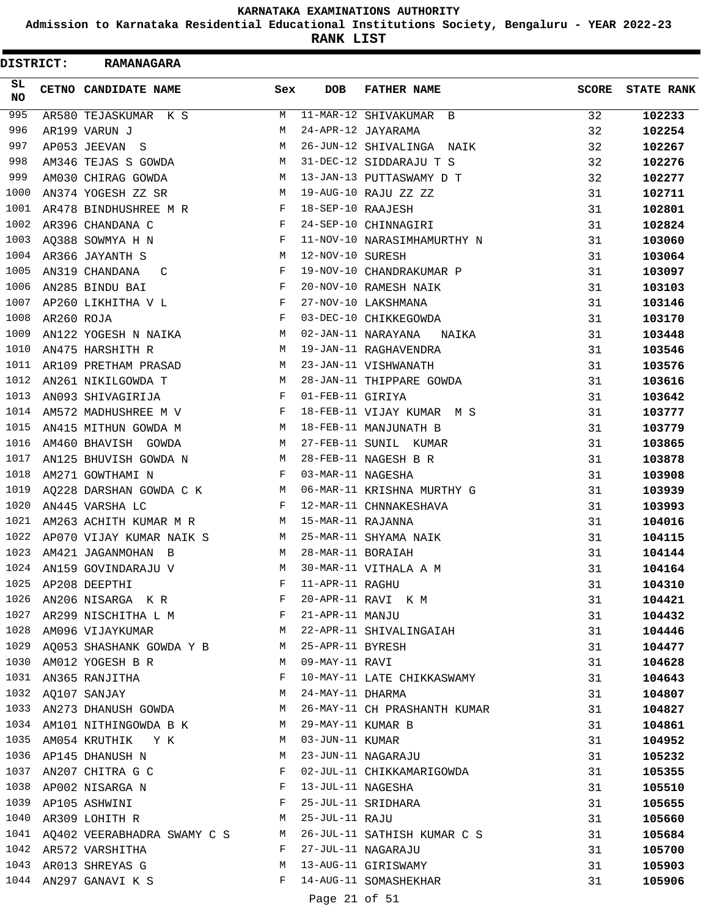KARNATAKA EXAMINATIONS AUTHORITY

Admission to Karnataka Residential Educational Institutions Society, Bengaluru - YEAR 2022-23

**RANK LIST**

**DISTRICT: RAMANAGARA**

| SL NO | CETNO | CANDIDATE NAME | Sex | DOB | FATHER NAME | SCORE | STATE RANK |
|---|---|---|---|---|---|---|---|
| 995 | AR580 | TEJASKUMAR K S | M | 11-MAR-12 | SHIVAKUMAR B | 32 | **102233** |
| 996 | AR199 | VARUN J | M | 24-APR-12 | JAYARAMA | 32 | **102254** |
| 997 | AP053 | JEEVAN S | M | 26-JUN-12 | SHIVALINGA NAIK | 32 | **102267** |
| 998 | AM346 | TEJAS S GOWDA | M | 31-DEC-12 | SIDDARAJU T S | 32 | **102276** |
| 999 | AM030 | CHIRAG GOWDA | M | 13-JAN-13 | PUTTASWAMY D T | 32 | **102277** |
| 1000 | AN374 | YOGESH ZZ SR | M | 19-AUG-10 | RAJU ZZ ZZ | 31 | **102711** |
| 1001 | AR478 | BINDHUSHREE M R | F | 18-SEP-10 | RAAJESH | 31 | **102801** |
| 1002 | AR396 | CHANDANA C | F | 24-SEP-10 | CHINNAGIRI | 31 | **102824** |
| 1003 | AQ388 | SOWMYA H N | F | 11-NOV-10 | NARASIMHAMURTHY N | 31 | **103060** |
| 1004 | AR366 | JAYANTH S | M | 12-NOV-10 | SURESH | 31 | **103064** |
| 1005 | AN319 | CHANDANA C | F | 19-NOV-10 | CHANDRAKUMAR P | 31 | **103097** |
| 1006 | AN285 | BINDU BAI | F | 20-NOV-10 | RAMESH NAIK | 31 | **103103** |
| 1007 | AP260 | LIKHITHA V L | F | 27-NOV-10 | LAKSHMANA | 31 | **103146** |
| 1008 | AR260 | ROJA | F | 03-DEC-10 | CHIKKEGOWDA | 31 | **103170** |
| 1009 | AN122 | YOGESH N NAIKA | M | 02-JAN-11 | NARAYANA NAIKA | 31 | **103448** |
| 1010 | AN475 | HARSHITH R | M | 19-JAN-11 | RAGHAVENDRA | 31 | **103546** |
| 1011 | AR109 | PRETHAM PRASAD | M | 23-JAN-11 | VISHWANATH | 31 | **103576** |
| 1012 | AN261 | NIKILGOWDA T | M | 28-JAN-11 | THIPPARE GOWDA | 31 | **103616** |
| 1013 | AN093 | SHIVAGIRIJA | F | 01-FEB-11 | GIRIYA | 31 | **103642** |
| 1014 | AM572 | MADHUSHREE M V | F | 18-FEB-11 | VIJAY KUMAR M S | 31 | **103777** |
| 1015 | AN415 | MITHUN GOWDA M | M | 18-FEB-11 | MANJUNATH B | 31 | **103779** |
| 1016 | AM460 | BHAVISH GOWDA | M | 27-FEB-11 | SUNIL KUMAR | 31 | **103865** |
| 1017 | AN125 | BHUVISH GOWDA N | M | 28-FEB-11 | NAGESH B R | 31 | **103878** |
| 1018 | AM271 | GOWTHAMI N | F | 03-MAR-11 | NAGESHA | 31 | **103908** |
| 1019 | AQ228 | DARSHAN GOWDA C K | M | 06-MAR-11 | KRISHNA MURTHY G | 31 | **103939** |
| 1020 | AN445 | VARSHA LC | F | 12-MAR-11 | CHNNAKESHAVA | 31 | **103993** |
| 1021 | AM263 | ACHITH KUMAR M R | M | 15-MAR-11 | RAJANNA | 31 | **104016** |
| 1022 | AP070 | VIJAY KUMAR NAIK S | M | 25-MAR-11 | SHYAMA NAIK | 31 | **104115** |
| 1023 | AM421 | JAGANMOHAN B | M | 28-MAR-11 | BORAIAH | 31 | **104144** |
| 1024 | AN159 | GOVINDARAJU V | M | 30-MAR-11 | VITHALA A M | 31 | **104164** |
| 1025 | AP208 | DEEPTHI | F | 11-APR-11 | RAGHU | 31 | **104310** |
| 1026 | AN206 | NISARGA K R | F | 20-APR-11 | RAVI K M | 31 | **104421** |
| 1027 | AR299 | NISCHITHA L M | F | 21-APR-11 | MANJU | 31 | **104432** |
| 1028 | AM096 | VIJAYKUMAR | M | 22-APR-11 | SHIVALINGAIAH | 31 | **104446** |
| 1029 | AQ053 | SHASHANK GOWDA Y B | M | 25-APR-11 | BYRESH | 31 | **104477** |
| 1030 | AM012 | YOGESH B R | M | 09-MAY-11 | RAVI | 31 | **104628** |
| 1031 | AN365 | RANJITHA | F | 10-MAY-11 | LATE CHIKKASWAMY | 31 | **104643** |
| 1032 | AQ107 | SANJAY | M | 24-MAY-11 | DHARMA | 31 | **104807** |
| 1033 | AN273 | DHANUSH GOWDA | M | 26-MAY-11 | CH PRASHANTH KUMAR | 31 | **104827** |
| 1034 | AM101 | NITHINGOWDA B K | M | 29-MAY-11 | KUMAR B | 31 | **104861** |
| 1035 | AM054 | KRUTHIK Y K | M | 03-JUN-11 | KUMAR | 31 | **104952** |
| 1036 | AP145 | DHANUSH N | M | 23-JUN-11 | NAGARAJU | 31 | **105232** |
| 1037 | AN207 | CHITRA G C | F | 02-JUL-11 | CHIKKAMARIGOWDA | 31 | **105355** |
| 1038 | AP002 | NISARGA N | F | 13-JUL-11 | NAGESHA | 31 | **105510** |
| 1039 | AP105 | ASHWINI | F | 25-JUL-11 | SRIDHARA | 31 | **105655** |
| 1040 | AR309 | LOHITH R | M | 25-JUL-11 | RAJU | 31 | **105660** |
| 1041 | AQ402 | VEERABHADRA SWAMY C S | M | 26-JUL-11 | SATHISH KUMAR C S | 31 | **105684** |
| 1042 | AR572 | VARSHITHA | F | 27-JUL-11 | NAGARAJU | 31 | **105700** |
| 1043 | AR013 | SHREYAS G | M | 13-AUG-11 | GIRISWAMY | 31 | **105903** |
| 1044 | AN297 | GANAVI K S | F | 14-AUG-11 | SOMASHEKHAR | 31 | **105906** |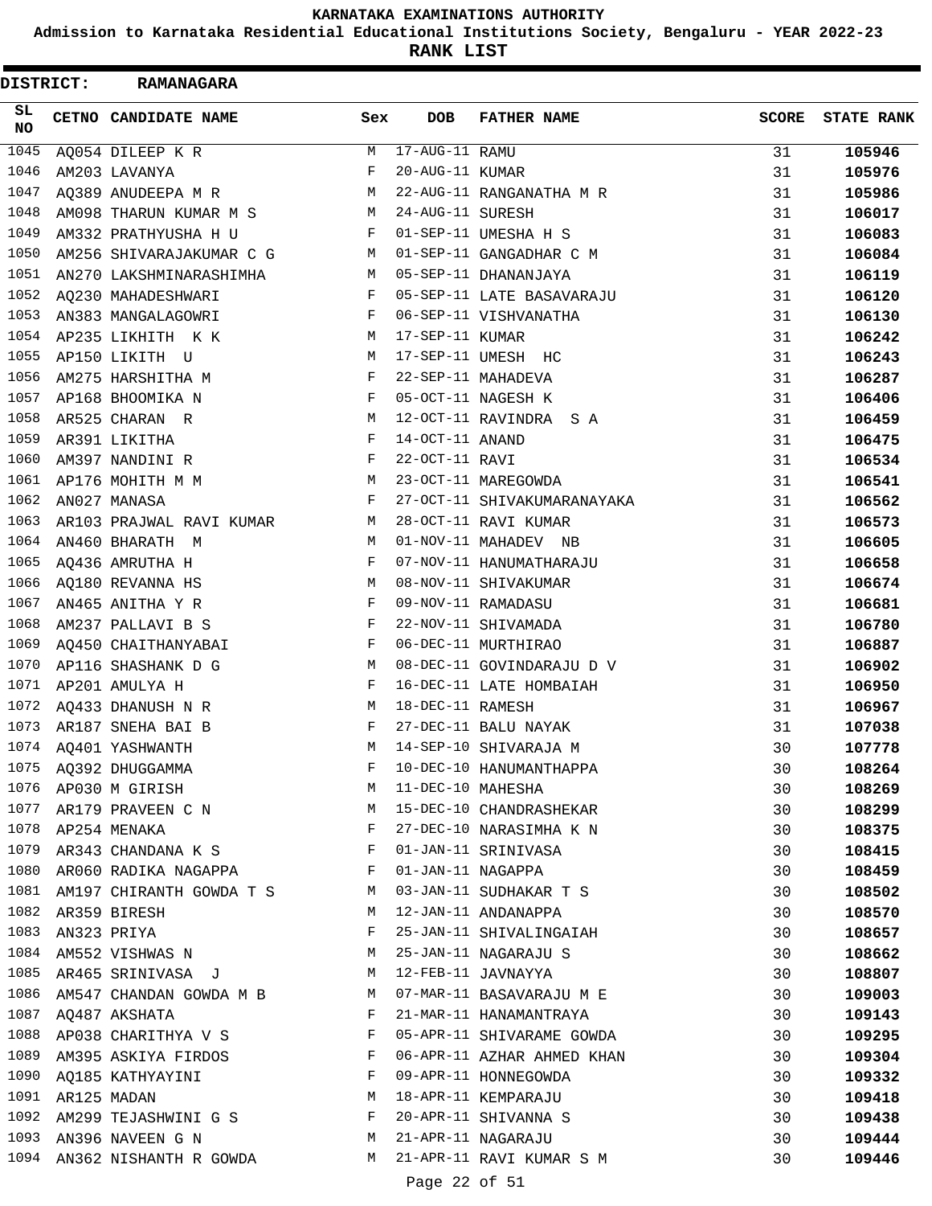KARNATAKA EXAMINATIONS AUTHORITY

Admission to Karnataka Residential Educational Institutions Society, Bengaluru - YEAR 2022-23

**RANK LIST**

**DISTRICT: RAMANAGARA**

| SL NO | CETNO | CANDIDATE NAME | Sex | DOB | FATHER NAME | SCORE | STATE RANK |
|---|---|---|---|---|---|---|---|
| 1045 | AQ054 | DILEEP K R | M | 17-AUG-11 | RAMU | 31 | 105946 |
| 1046 | AM203 | LAVANYA | F | 20-AUG-11 | KUMAR | 31 | 105976 |
| 1047 | AQ389 | ANUDEEPA M R | M | 22-AUG-11 | RANGANATHA M R | 31 | 105986 |
| 1048 | AM098 | THARUN KUMAR M S | M | 24-AUG-11 | SURESH | 31 | 106017 |
| 1049 | AM332 | PRATHYUSHA H U | F | 01-SEP-11 | UMESHA H S | 31 | 106083 |
| 1050 | AM256 | SHIVARAJAKUMAR C G | M | 01-SEP-11 | GANGADHAR C M | 31 | 106084 |
| 1051 | AN270 | LAKSHMINARASHIMHA | M | 05-SEP-11 | DHANANJAYA | 31 | 106119 |
| 1052 | AQ230 | MAHADESHWARI | F | 05-SEP-11 | LATE BASAVARAJU | 31 | 106120 |
| 1053 | AN383 | MANGALAGOWRI | F | 06-SEP-11 | VISHVANATHA | 31 | 106130 |
| 1054 | AP235 | LIKHITH K K | M | 17-SEP-11 | KUMAR | 31 | 106242 |
| 1055 | AP150 | LIKITH U | M | 17-SEP-11 | UMESH HC | 31 | 106243 |
| 1056 | AM275 | HARSHITHA M | F | 22-SEP-11 | MAHADEVA | 31 | 106287 |
| 1057 | AP168 | BHOOMIKA N | F | 05-OCT-11 | NAGESH K | 31 | 106406 |
| 1058 | AR525 | CHARAN R | M | 12-OCT-11 | RAVINDRA S A | 31 | 106459 |
| 1059 | AR391 | LIKITHA | F | 14-OCT-11 | ANAND | 31 | 106475 |
| 1060 | AM397 | NANDINI R | F | 22-OCT-11 | RAVI | 31 | 106534 |
| 1061 | AP176 | MOHITH M M | M | 23-OCT-11 | MAREGOWDA | 31 | 106541 |
| 1062 | AN027 | MANASA | F | 27-OCT-11 | SHIVAKUMARANAYAKA | 31 | 106562 |
| 1063 | AR103 | PRAJWAL RAVI KUMAR | M | 28-OCT-11 | RAVI KUMAR | 31 | 106573 |
| 1064 | AN460 | BHARATH M | M | 01-NOV-11 | MAHADEV NB | 31 | 106605 |
| 1065 | AQ436 | AMRUTHA H | F | 07-NOV-11 | HANUMATHARAJU | 31 | 106658 |
| 1066 | AQ180 | REVANNA HS | M | 08-NOV-11 | SHIVAKUMAR | 31 | 106674 |
| 1067 | AN465 | ANITHA Y R | F | 09-NOV-11 | RAMADASU | 31 | 106681 |
| 1068 | AM237 | PALLAVI B S | F | 22-NOV-11 | SHIVAMADA | 31 | 106780 |
| 1069 | AQ450 | CHAITHANYABAI | F | 06-DEC-11 | MURTHIRAO | 31 | 106887 |
| 1070 | AP116 | SHASHANK D G | M | 08-DEC-11 | GOVINDARAJU D V | 31 | 106902 |
| 1071 | AP201 | AMULYA H | F | 16-DEC-11 | LATE HOMBAIAH | 31 | 106950 |
| 1072 | AQ433 | DHANUSH N R | M | 18-DEC-11 | RAMESH | 31 | 106967 |
| 1073 | AR187 | SNEHA BAI B | F | 27-DEC-11 | BALU NAYAK | 31 | 107038 |
| 1074 | AQ401 | YASHWANTH | M | 14-SEP-10 | SHIVARAJA M | 30 | 107778 |
| 1075 | AQ392 | DHUGGAMMA | F | 10-DEC-10 | HANUMANTHAPPA | 30 | 108264 |
| 1076 | AP030 | M GIRISH | M | 11-DEC-10 | MAHESHA | 30 | 108269 |
| 1077 | AR179 | PRAVEEN C N | M | 15-DEC-10 | CHANDRASHEKAR | 30 | 108299 |
| 1078 | AP254 | MENAKA | F | 27-DEC-10 | NARASIMHA K N | 30 | 108375 |
| 1079 | AR343 | CHANDANA K S | F | 01-JAN-11 | SRINIVASA | 30 | 108415 |
| 1080 | AR060 | RADIKA NAGAPPA | F | 01-JAN-11 | NAGAPPA | 30 | 108459 |
| 1081 | AM197 | CHIRANTH GOWDA T S | M | 03-JAN-11 | SUDHAKAR T S | 30 | 108502 |
| 1082 | AR359 | BIRESH | M | 12-JAN-11 | ANDANAPPA | 30 | 108570 |
| 1083 | AN323 | PRIYA | F | 25-JAN-11 | SHIVALINGAIAH | 30 | 108657 |
| 1084 | AM552 | VISHWAS N | M | 25-JAN-11 | NAGARAJU S | 30 | 108662 |
| 1085 | AR465 | SRINIVASA J | M | 12-FEB-11 | JAVNAYYA | 30 | 108807 |
| 1086 | AM547 | CHANDAN GOWDA M B | M | 07-MAR-11 | BASAVARAJU M E | 30 | 109003 |
| 1087 | AQ487 | AKSHATA | F | 21-MAR-11 | HANAMANTRAYA | 30 | 109143 |
| 1088 | AP038 | CHARITHYA V S | F | 05-APR-11 | SHIVARAME GOWDA | 30 | 109295 |
| 1089 | AM395 | ASKIYA FIRDOS | F | 06-APR-11 | AZHAR AHMED KHAN | 30 | 109304 |
| 1090 | AQ185 | KATHYAYINI | F | 09-APR-11 | HONNEGOWDA | 30 | 109332 |
| 1091 | AR125 | MADAN | M | 18-APR-11 | KEMPARAJU | 30 | 109418 |
| 1092 | AM299 | TEJASHWINI G S | F | 20-APR-11 | SHIVANNA S | 30 | 109438 |
| 1093 | AN396 | NAVEEN G N | M | 21-APR-11 | NAGARAJU | 30 | 109444 |
| 1094 | AN362 | NISHANTH R GOWDA | M | 21-APR-11 | RAVI KUMAR S M | 30 | 109446 |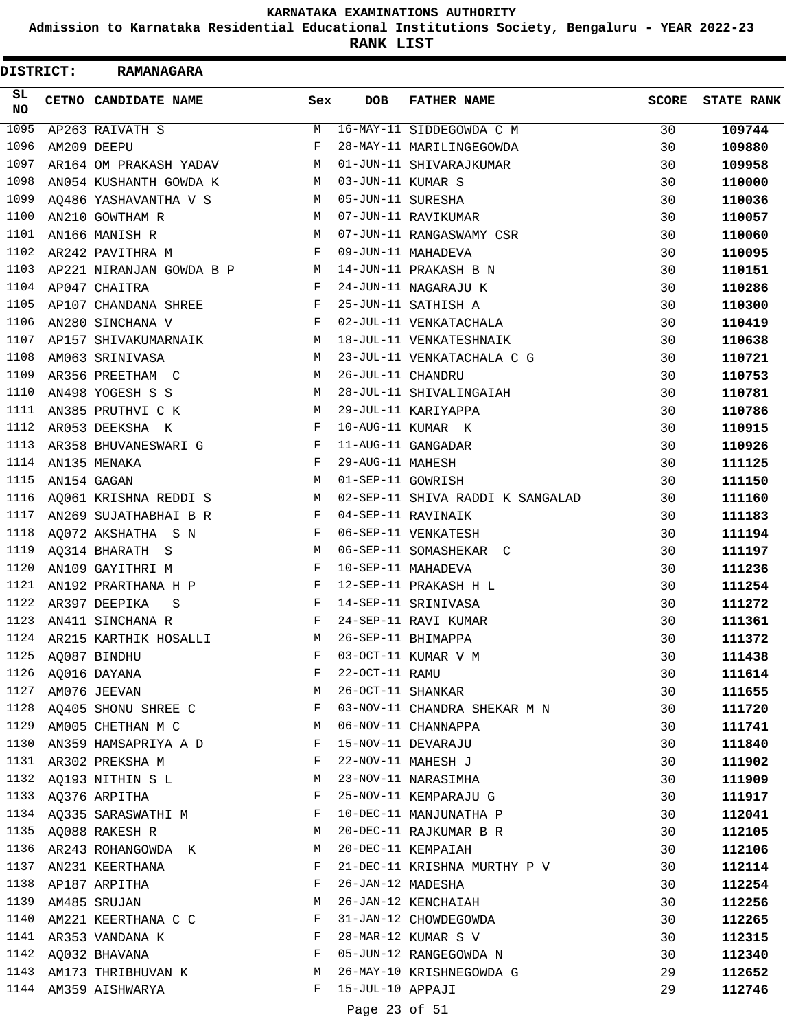# KARNATAKA EXAMINATIONS AUTHORITY

**Admission to Karnataka Residential Educational Institutions Society, Bengaluru - YEAR 2022-23**

**RANK LIST**

**DISTRICT: RAMANAGARA**

| SL NO | CETNO | CANDIDATE NAME | Sex | DOB | FATHER NAME | SCORE | STATE RANK |
|---|---|---|---|---|---|---|---|
| 1095 | AP263 | RAIVATH S | M | 16-MAY-11 | SIDDEGOWDA C M | 30 | 109744 |
| 1096 | AM209 | DEEPU | F | 28-MAY-11 | MARILINGEGOWDA | 30 | 109880 |
| 1097 | AR164 | OM PRAKASH YADAV | M | 01-JUN-11 | SHIVARAJKUMAR | 30 | 109958 |
| 1098 | AN054 | KUSHANTH GOWDA K | M | 03-JUN-11 | KUMAR S | 30 | 110000 |
| 1099 | AQ486 | YASHAVANTHA V S | M | 05-JUN-11 | SURESHA | 30 | 110036 |
| 1100 | AN210 | GOWTHAM R | M | 07-JUN-11 | RAVIKUMAR | 30 | 110057 |
| 1101 | AN166 | MANISH R | M | 07-JUN-11 | RANGASWAMY CSR | 30 | 110060 |
| 1102 | AR242 | PAVITHRA M | F | 09-JUN-11 | MAHADEVA | 30 | 110095 |
| 1103 | AP221 | NIRANJAN GOWDA B P | M | 14-JUN-11 | PRAKASH B N | 30 | 110151 |
| 1104 | AP047 | CHAITRA | F | 24-JUN-11 | NAGARAJU K | 30 | 110286 |
| 1105 | AP107 | CHANDANA SHREE | F | 25-JUN-11 | SATHISH A | 30 | 110300 |
| 1106 | AN280 | SINCHANA V | F | 02-JUL-11 | VENKATACHALA | 30 | 110419 |
| 1107 | AP157 | SHIVAKUMARNAIK | M | 18-JUL-11 | VENKATESHNAIK | 30 | 110638 |
| 1108 | AM063 | SRINIVASA | M | 23-JUL-11 | VENKATACHALA C G | 30 | 110721 |
| 1109 | AR356 | PREETHAM C | M | 26-JUL-11 | CHANDRU | 30 | 110753 |
| 1110 | AN498 | YOGESH S S | M | 28-JUL-11 | SHIVALINGAIAH | 30 | 110781 |
| 1111 | AN385 | PRUTHVI C K | M | 29-JUL-11 | KARIYAPPA | 30 | 110786 |
| 1112 | AR053 | DEEKSHA K | F | 10-AUG-11 | KUMAR K | 30 | 110915 |
| 1113 | AR358 | BHUVANESWARI G | F | 11-AUG-11 | GANGADAR | 30 | 110926 |
| 1114 | AN135 | MENAKA | F | 29-AUG-11 | MAHESH | 30 | 111125 |
| 1115 | AN154 | GAGAN | M | 01-SEP-11 | GOWRISH | 30 | 111150 |
| 1116 | AQ061 | KRISHNA REDDI S | M | 02-SEP-11 | SHIVA RADDI K SANGALAD | 30 | 111160 |
| 1117 | AN269 | SUJATHABHAI B R | F | 04-SEP-11 | RAVINAIK | 30 | 111183 |
| 1118 | AQ072 | AKSHATHA S N | F | 06-SEP-11 | VENKATESH | 30 | 111194 |
| 1119 | AQ314 | BHARATH S | M | 06-SEP-11 | SOMASHEKAR C | 30 | 111197 |
| 1120 | AN109 | GAYITHRI M | F | 10-SEP-11 | MAHADEVA | 30 | 111236 |
| 1121 | AN192 | PRARTHANA H P | F | 12-SEP-11 | PRAKASH H L | 30 | 111254 |
| 1122 | AR397 | DEEPIKA S | F | 14-SEP-11 | SRINIVASA | 30 | 111272 |
| 1123 | AN411 | SINCHANA R | F | 24-SEP-11 | RAVI KUMAR | 30 | 111361 |
| 1124 | AR215 | KARTHIK HOSALLI | M | 26-SEP-11 | BHIMAPPA | 30 | 111372 |
| 1125 | AQ087 | BINDHU | F | 03-OCT-11 | KUMAR V M | 30 | 111438 |
| 1126 | AQ016 | DAYANA | F | 22-OCT-11 | RAMU | 30 | 111614 |
| 1127 | AM076 | JEEVAN | M | 26-OCT-11 | SHANKAR | 30 | 111655 |
| 1128 | AQ405 | SHONU SHREE C | F | 03-NOV-11 | CHANDRA SHEKAR M N | 30 | 111720 |
| 1129 | AM005 | CHETHAN M C | M | 06-NOV-11 | CHANNAPPA | 30 | 111741 |
| 1130 | AN359 | HAMSAPRIYA A D | F | 15-NOV-11 | DEVARAJU | 30 | 111840 |
| 1131 | AR302 | PREKSHA M | F | 22-NOV-11 | MAHESH J | 30 | 111902 |
| 1132 | AQ193 | NITHIN S L | M | 23-NOV-11 | NARASIMHA | 30 | 111909 |
| 1133 | AQ376 | ARPITHA | F | 25-NOV-11 | KEMPARAJU G | 30 | 111917 |
| 1134 | AQ335 | SARASWATHI M | F | 10-DEC-11 | MANJUNATHA P | 30 | 112041 |
| 1135 | AQ088 | RAKESH R | M | 20-DEC-11 | RAJKUMAR B R | 30 | 112105 |
| 1136 | AR243 | ROHANGOWDA K | M | 20-DEC-11 | KEMPAIAH | 30 | 112106 |
| 1137 | AN231 | KEERTHANA | F | 21-DEC-11 | KRISHNA MURTHY P V | 30 | 112114 |
| 1138 | AP187 | ARPITHA | F | 26-JAN-12 | MADESHA | 30 | 112254 |
| 1139 | AM485 | SRUJAN | M | 26-JAN-12 | KENCHAIAH | 30 | 112256 |
| 1140 | AM221 | KEERTHANA C C | F | 31-JAN-12 | CHOWDEGOWDA | 30 | 112265 |
| 1141 | AR353 | VANDANA K | F | 28-MAR-12 | KUMAR S V | 30 | 112315 |
| 1142 | AQ032 | BHAVANA | F | 05-JUN-12 | RANGEGOWDA N | 30 | 112340 |
| 1143 | AM173 | THRIBHUVAN K | M | 26-MAY-10 | KRISHNEGOWDA G | 29 | 112652 |
| 1144 | AM359 | AISHWARYA | F | 15-JUL-10 | APPAJI | 29 | 112746 |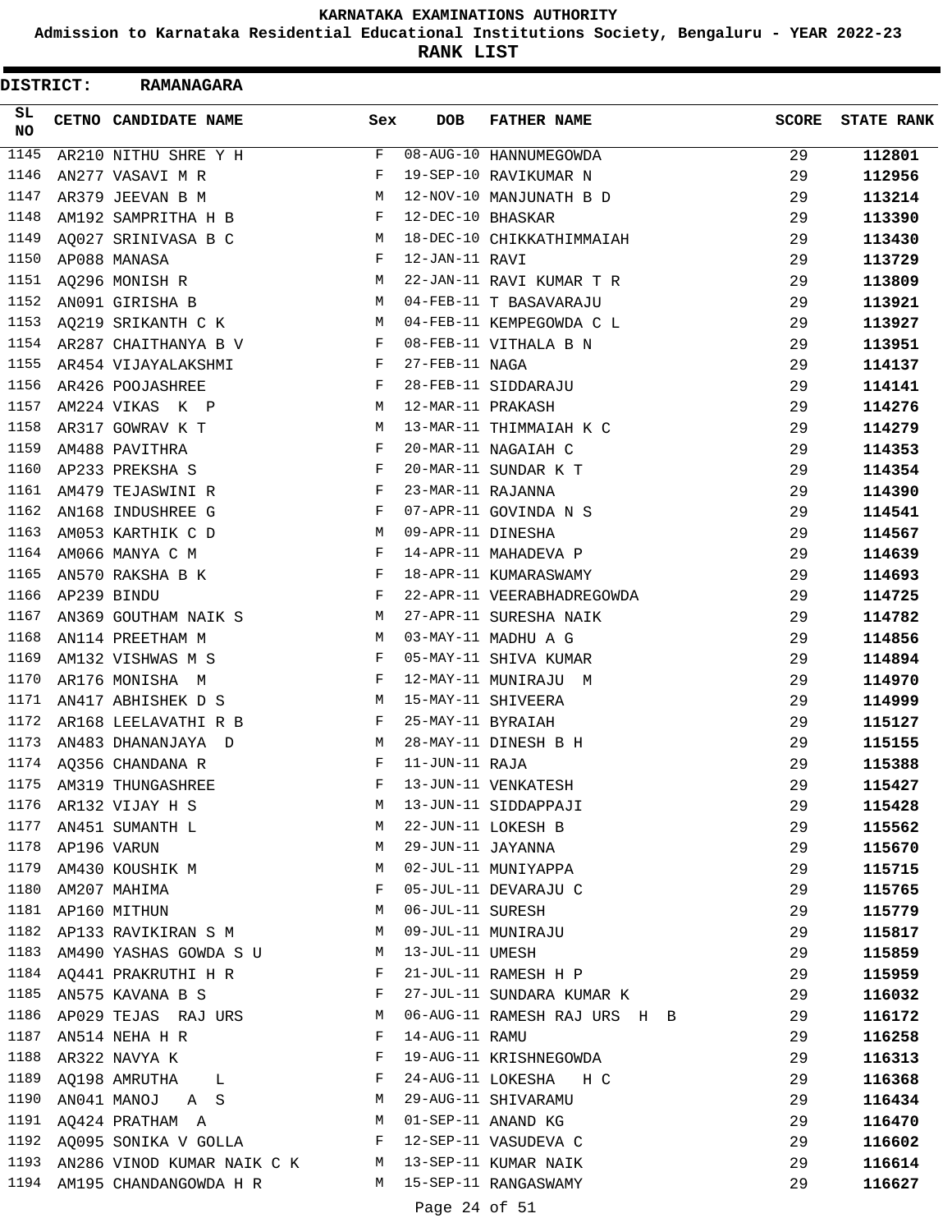# KARNATAKA EXAMINATIONS AUTHORITY

**Admission to Karnataka Residential Educational Institutions Society, Bengaluru - YEAR 2022-23**

**RANK LIST**

**DISTRICT: RAMANAGARA**

| SL NO | CETNO | CANDIDATE NAME | Sex | DOB | FATHER NAME | SCORE | STATE RANK |
|---|---|---|---|---|---|---|---|
| 1145 | AR210 | NITHU SHRE Y H | F | 08-AUG-10 | HANNUMEGOWDA | 29 | 112801 |
| 1146 | AN277 | VASAVI M R | F | 19-SEP-10 | RAVIKUMAR N | 29 | 112956 |
| 1147 | AR379 | JEEVAN B M | M | 12-NOV-10 | MANJUNATH B D | 29 | 113214 |
| 1148 | AM192 | SAMPRITHA H B | F | 12-DEC-10 | BHASKAR | 29 | 113390 |
| 1149 | AQ027 | SRINIVASA B C | M | 18-DEC-10 | CHIKKATHIMMAIAH | 29 | 113430 |
| 1150 | AP088 | MANASA | F | 12-JAN-11 | RAVI | 29 | 113729 |
| 1151 | AQ296 | MONISH R | M | 22-JAN-11 | RAVI KUMAR T R | 29 | 113809 |
| 1152 | AN091 | GIRISHA B | M | 04-FEB-11 | T BASAVARAJU | 29 | 113921 |
| 1153 | AQ219 | SRIKANTH C K | M | 04-FEB-11 | KEMPEGOWDA C L | 29 | 113927 |
| 1154 | AR287 | CHAITHANYA B V | F | 08-FEB-11 | VITHALA B N | 29 | 113951 |
| 1155 | AR454 | VIJAYALAKSHMI | F | 27-FEB-11 | NAGA | 29 | 114137 |
| 1156 | AR426 | POOJASHREE | F | 28-FEB-11 | SIDDARAJU | 29 | 114141 |
| 1157 | AM224 | VIKAS K P | M | 12-MAR-11 | PRAKASH | 29 | 114276 |
| 1158 | AR317 | GOWRAV K T | M | 13-MAR-11 | THIMMAIAH K C | 29 | 114279 |
| 1159 | AM488 | PAVITHRA | F | 20-MAR-11 | NAGAIAH C | 29 | 114353 |
| 1160 | AP233 | PREKSHA S | F | 20-MAR-11 | SUNDAR K T | 29 | 114354 |
| 1161 | AM479 | TEJASWINI R | F | 23-MAR-11 | RAJANNA | 29 | 114390 |
| 1162 | AN168 | INDUSHREE G | F | 07-APR-11 | GOVINDA N S | 29 | 114541 |
| 1163 | AM053 | KARTHIK C D | M | 09-APR-11 | DINESHA | 29 | 114567 |
| 1164 | AM066 | MANYA C M | F | 14-APR-11 | MAHADEVA P | 29 | 114639 |
| 1165 | AN570 | RAKSHA B K | F | 18-APR-11 | KUMARASWAMY | 29 | 114693 |
| 1166 | AP239 | BINDU | F | 22-APR-11 | VEERABHADREGOWDA | 29 | 114725 |
| 1167 | AN369 | GOUTHAM NAIK S | M | 27-APR-11 | SURESHA NAIK | 29 | 114782 |
| 1168 | AN114 | PREETHAM M | M | 03-MAY-11 | MADHU A G | 29 | 114856 |
| 1169 | AM132 | VISHWAS M S | F | 05-MAY-11 | SHIVA KUMAR | 29 | 114894 |
| 1170 | AR176 | MONISHA M | F | 12-MAY-11 | MUNIRAJU M | 29 | 114970 |
| 1171 | AN417 | ABHISHEK D S | M | 15-MAY-11 | SHIVEERA | 29 | 114999 |
| 1172 | AR168 | LEELAVATHI R B | F | 25-MAY-11 | BYRAIAH | 29 | 115127 |
| 1173 | AN483 | DHANANJAYA D | M | 28-MAY-11 | DINESH B H | 29 | 115155 |
| 1174 | AQ356 | CHANDANA R | F | 11-JUN-11 | RAJA | 29 | 115388 |
| 1175 | AM319 | THUNGASHREE | F | 13-JUN-11 | VENKATESH | 29 | 115427 |
| 1176 | AR132 | VIJAY H S | M | 13-JUN-11 | SIDDAPPAJI | 29 | 115428 |
| 1177 | AN451 | SUMANTH L | M | 22-JUN-11 | LOKESH B | 29 | 115562 |
| 1178 | AP196 | VARUN | M | 29-JUN-11 | JAYANNA | 29 | 115670 |
| 1179 | AM430 | KOUSHIK M | M | 02-JUL-11 | MUNIYAPPA | 29 | 115715 |
| 1180 | AM207 | MAHIMA | F | 05-JUL-11 | DEVARAJU C | 29 | 115765 |
| 1181 | AP160 | MITHUN | M | 06-JUL-11 | SURESH | 29 | 115779 |
| 1182 | AP133 | RAVIKIRAN S M | M | 09-JUL-11 | MUNIRAJU | 29 | 115817 |
| 1183 | AM490 | YASHAS GOWDA S U | M | 13-JUL-11 | UMESH | 29 | 115859 |
| 1184 | AQ441 | PRAKRUTHI H R | F | 21-JUL-11 | RAMESH H P | 29 | 115959 |
| 1185 | AN575 | KAVANA B S | F | 27-JUL-11 | SUNDARA KUMAR K | 29 | 116032 |
| 1186 | AP029 | TEJAS RAJ URS | M | 06-AUG-11 | RAMESH RAJ URS H B | 29 | 116172 |
| 1187 | AN514 | NEHA H R | F | 14-AUG-11 | RAMU | 29 | 116258 |
| 1188 | AR322 | NAVYA K | F | 19-AUG-11 | KRISHNEGOWDA | 29 | 116313 |
| 1189 | AQ198 | AMRUTHA L | F | 24-AUG-11 | LOKESHA H C | 29 | 116368 |
| 1190 | AN041 | MANOJ A S | M | 29-AUG-11 | SHIVARAMU | 29 | 116434 |
| 1191 | AQ424 | PRATHAM A | M | 01-SEP-11 | ANAND KG | 29 | 116470 |
| 1192 | AQ095 | SONIKA V GOLLA | F | 12-SEP-11 | VASUDEVA C | 29 | 116602 |
| 1193 | AN286 | VINOD KUMAR NAIK C K | M | 13-SEP-11 | KUMAR NAIK | 29 | 116614 |
| 1194 | AM195 | CHANDANGOWDA H R | M | 15-SEP-11 | RANGASWAMY | 29 | 116627 |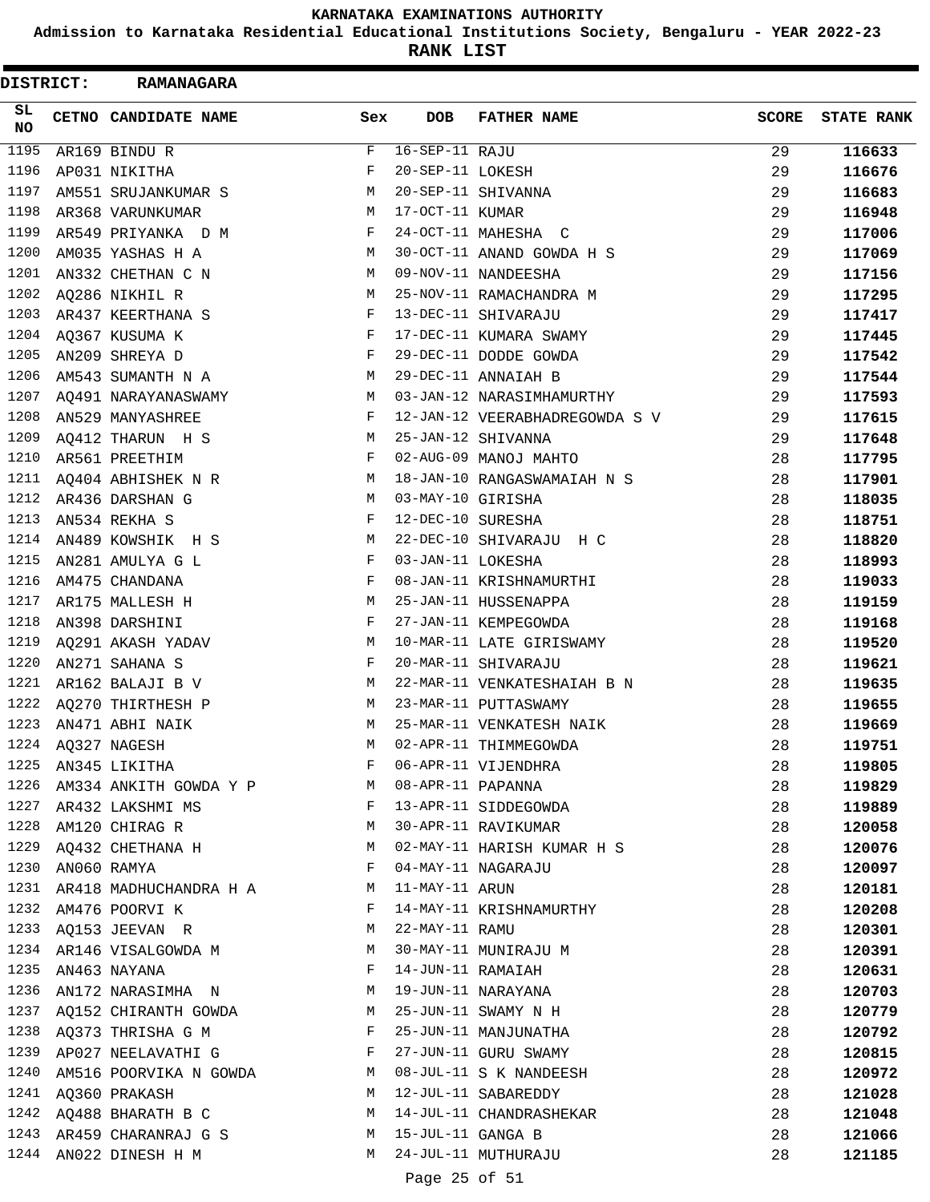**KARNATAKA EXAMINATIONS AUTHORITY**

**Admission to Karnataka Residential Educational Institutions Society, Bengaluru - YEAR 2022-23**

**RANK LIST**

**DISTRICT: RAMANAGARA**

| SL NO | CETNO | CANDIDATE NAME | Sex | DOB | FATHER NAME | SCORE | STATE RANK |
|---|---|---|---|---|---|---|---|
| 1195 | AR169 | BINDU R | F | 16-SEP-11 | RAJU | 29 | 116633 |
| 1196 | AP031 | NIKITHA | F | 20-SEP-11 | LOKESH | 29 | 116676 |
| 1197 | AM551 | SRUJANKUMAR S | M | 20-SEP-11 | SHIVANNA | 29 | 116683 |
| 1198 | AR368 | VARUNKUMAR | M | 17-OCT-11 | KUMAR | 29 | 116948 |
| 1199 | AR549 | PRIYANKA D M | F | 24-OCT-11 | MAHESHA C | 29 | 117006 |
| 1200 | AM035 | YASHAS H A | M | 30-OCT-11 | ANAND GOWDA H S | 29 | 117069 |
| 1201 | AN332 | CHETHAN C N | M | 09-NOV-11 | NANDEESHA | 29 | 117156 |
| 1202 | AQ286 | NIKHIL R | M | 25-NOV-11 | RAMACHANDRA M | 29 | 117295 |
| 1203 | AR437 | KEERTHANA S | F | 13-DEC-11 | SHIVARAJU | 29 | 117417 |
| 1204 | AQ367 | KUSUMA K | F | 17-DEC-11 | KUMARA SWAMY | 29 | 117445 |
| 1205 | AN209 | SHREYA D | F | 29-DEC-11 | DODDE GOWDA | 29 | 117542 |
| 1206 | AM543 | SUMANTH N A | M | 29-DEC-11 | ANNAIAH B | 29 | 117544 |
| 1207 | AQ491 | NARAYANASWAMY | M | 03-JAN-12 | NARASIMHAMURTHY | 29 | 117593 |
| 1208 | AN529 | MANYASHREE | F | 12-JAN-12 | VEERABHADREGOWDA S V | 29 | 117615 |
| 1209 | AQ412 | THARUN H S | M | 25-JAN-12 | SHIVANNA | 29 | 117648 |
| 1210 | AR561 | PREETHIM | F | 02-AUG-09 | MANOJ MAHTO | 28 | 117795 |
| 1211 | AQ404 | ABHISHEK N R | M | 18-JAN-10 | RANGASWAMAIAH N S | 28 | 117901 |
| 1212 | AR436 | DARSHAN G | M | 03-MAY-10 | GIRISHA | 28 | 118035 |
| 1213 | AN534 | REKHA S | F | 12-DEC-10 | SURESHA | 28 | 118751 |
| 1214 | AN489 | KOWSHIK H S | M | 22-DEC-10 | SHIVARAJU H C | 28 | 118820 |
| 1215 | AN281 | AMULYA G L | F | 03-JAN-11 | LOKESHA | 28 | 118993 |
| 1216 | AM475 | CHANDANA | F | 08-JAN-11 | KRISHNAMURTHI | 28 | 119033 |
| 1217 | AR175 | MALLESH H | M | 25-JAN-11 | HUSSENAPPA | 28 | 119159 |
| 1218 | AN398 | DARSHINI | F | 27-JAN-11 | KEMPEGOWDA | 28 | 119168 |
| 1219 | AQ291 | AKASH YADAV | M | 10-MAR-11 | LATE GIRISWAMY | 28 | 119520 |
| 1220 | AN271 | SAHANA S | F | 20-MAR-11 | SHIVARAJU | 28 | 119621 |
| 1221 | AR162 | BALAJI B V | M | 22-MAR-11 | VENKATESHAIAH B N | 28 | 119635 |
| 1222 | AQ270 | THIRTHESH P | M | 23-MAR-11 | PUTTASWAMY | 28 | 119655 |
| 1223 | AN471 | ABHI NAIK | M | 25-MAR-11 | VENKATESH NAIK | 28 | 119669 |
| 1224 | AQ327 | NAGESH | M | 02-APR-11 | THIMMEGOWDA | 28 | 119751 |
| 1225 | AN345 | LIKITHA | F | 06-APR-11 | VIJENDHRA | 28 | 119805 |
| 1226 | AM334 | ANKITH GOWDA Y P | M | 08-APR-11 | PAPANNA | 28 | 119829 |
| 1227 | AR432 | LAKSHMI MS | F | 13-APR-11 | SIDDEGOWDA | 28 | 119889 |
| 1228 | AM120 | CHIRAG R | M | 30-APR-11 | RAVIKUMAR | 28 | 120058 |
| 1229 | AQ432 | CHETHANA H | M | 02-MAY-11 | HARISH KUMAR H S | 28 | 120076 |
| 1230 | AN060 | RAMYA | F | 04-MAY-11 | NAGARAJU | 28 | 120097 |
| 1231 | AR418 | MADHUCHANDRA H A | M | 11-MAY-11 | ARUN | 28 | 120181 |
| 1232 | AM476 | POORVI K | F | 14-MAY-11 | KRISHNAMURTHY | 28 | 120208 |
| 1233 | AQ153 | JEEVAN R | M | 22-MAY-11 | RAMU | 28 | 120301 |
| 1234 | AR146 | VISALGOWDA M | M | 30-MAY-11 | MUNIRAJU M | 28 | 120391 |
| 1235 | AN463 | NAYANA | F | 14-JUN-11 | RAMAIAH | 28 | 120631 |
| 1236 | AN172 | NARASIMHA N | M | 19-JUN-11 | NARAYANA | 28 | 120703 |
| 1237 | AQ152 | CHIRANTH GOWDA | M | 25-JUN-11 | SWAMY N H | 28 | 120779 |
| 1238 | AQ373 | THRISHA G M | F | 25-JUN-11 | MANJUNATHA | 28 | 120792 |
| 1239 | AP027 | NEELAVATHI G | F | 27-JUN-11 | GURU SWAMY | 28 | 120815 |
| 1240 | AM516 | POORVIKA N GOWDA | M | 08-JUL-11 | S K NANDEESH | 28 | 120972 |
| 1241 | AQ360 | PRAKASH | M | 12-JUL-11 | SABAREDDY | 28 | 121028 |
| 1242 | AQ488 | BHARATH B C | M | 14-JUL-11 | CHANDRASHEKAR | 28 | 121048 |
| 1243 | AR459 | CHARANRAJ G S | M | 15-JUL-11 | GANGA B | 28 | 121066 |
| 1244 | AN022 | DINESH H M | M | 24-JUL-11 | MUTHURAJU | 28 | 121185 |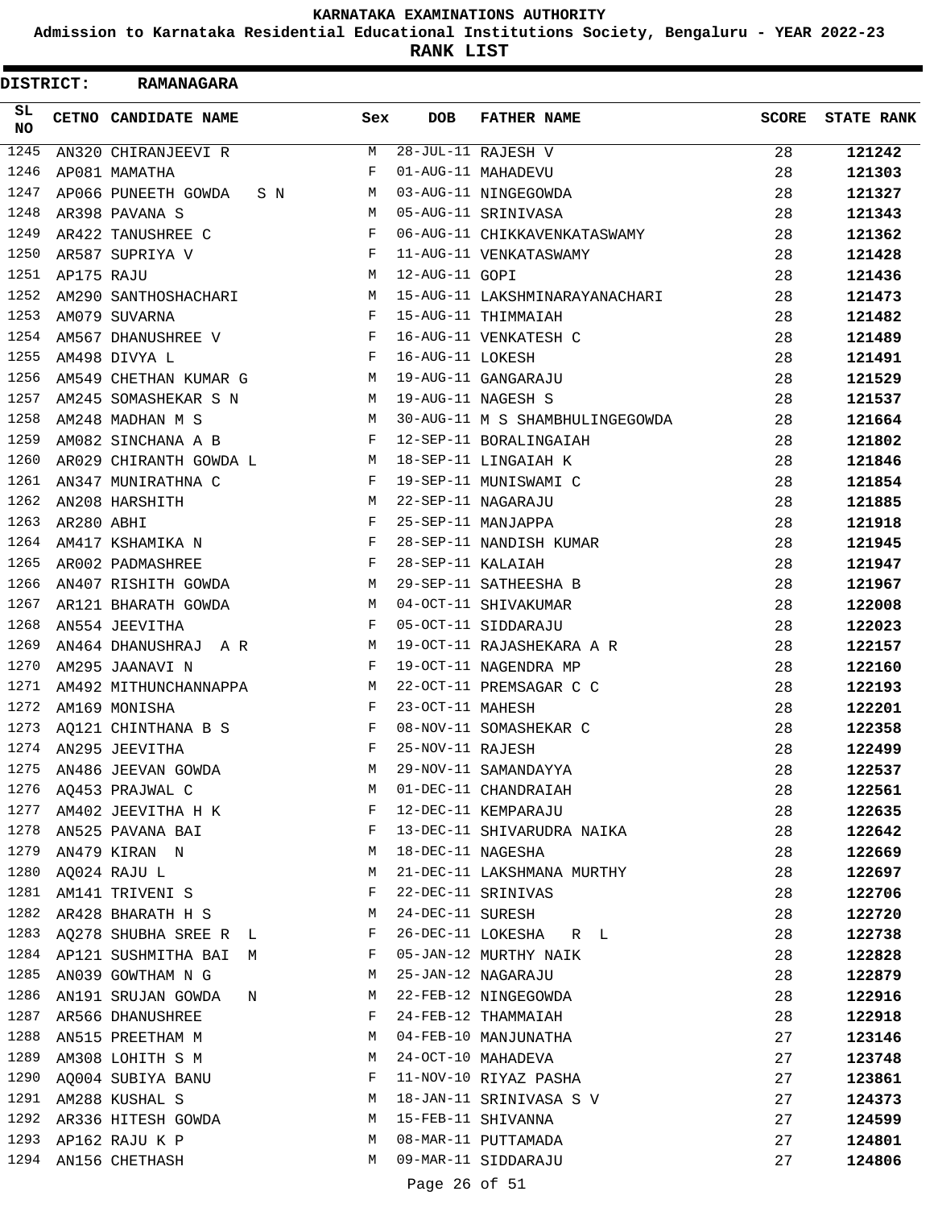KARNATAKA EXAMINATIONS AUTHORITY

Admission to Karnataka Residential Educational Institutions Society, Bengaluru - YEAR 2022-23

**RANK LIST**

**DISTRICT: RAMANAGARA**

| SL NO | CETNO | CANDIDATE NAME | Sex | DOB | FATHER NAME | SCORE | STATE RANK |
|---|---|---|---|---|---|---|---|
| 1245 | AN320 | CHIRANJEEVI R | M | 28-JUL-11 | RAJESH V | 28 | **121242** |
| 1246 | AP081 | MAMATHA | F | 01-AUG-11 | MAHADEVU | 28 | **121303** |
| 1247 | AP066 | PUNEETH GOWDA S N | M | 03-AUG-11 | NINGEGOWDA | 28 | **121327** |
| 1248 | AR398 | PAVANA S | M | 05-AUG-11 | SRINIVASA | 28 | **121343** |
| 1249 | AR422 | TANUSHREE C | F | 06-AUG-11 | CHIKKAVENKATASWAMY | 28 | **121362** |
| 1250 | AR587 | SUPRIYA V | F | 11-AUG-11 | VENKATASWAMY | 28 | **121428** |
| 1251 | AP175 | RAJU | M | 12-AUG-11 | GOPI | 28 | **121436** |
| 1252 | AM290 | SANTHOSHACHARI | M | 15-AUG-11 | LAKSHMINARAYANACHARI | 28 | **121473** |
| 1253 | AM079 | SUVARNA | F | 15-AUG-11 | THIMMAIAH | 28 | **121482** |
| 1254 | AM567 | DHANUSHREE V | F | 16-AUG-11 | VENKATESH C | 28 | **121489** |
| 1255 | AM498 | DIVYA L | F | 16-AUG-11 | LOKESH | 28 | **121491** |
| 1256 | AM549 | CHETHAN KUMAR G | M | 19-AUG-11 | GANGARAJU | 28 | **121529** |
| 1257 | AM245 | SOMASHEKAR S N | M | 19-AUG-11 | NAGESH S | 28 | **121537** |
| 1258 | AM248 | MADHAN M S | M | 30-AUG-11 | M S SHAMBHULINGEGOWDA | 28 | **121664** |
| 1259 | AM082 | SINCHANA A B | F | 12-SEP-11 | BORALINGAIAH | 28 | **121802** |
| 1260 | AR029 | CHIRANTH GOWDA L | M | 18-SEP-11 | LINGAIAH K | 28 | **121846** |
| 1261 | AN347 | MUNIRATHNA C | F | 19-SEP-11 | MUNISWAMI C | 28 | **121854** |
| 1262 | AN208 | HARSHITH | M | 22-SEP-11 | NAGARAJU | 28 | **121885** |
| 1263 | AR280 | ABHI | F | 25-SEP-11 | MANJAPPA | 28 | **121918** |
| 1264 | AM417 | KSHAMIKA N | F | 28-SEP-11 | NANDISH KUMAR | 28 | **121945** |
| 1265 | AR002 | PADMASHREE | F | 28-SEP-11 | KALAIAH | 28 | **121947** |
| 1266 | AN407 | RISHITH GOWDA | M | 29-SEP-11 | SATHEESHA B | 28 | **121967** |
| 1267 | AR121 | BHARATH GOWDA | M | 04-OCT-11 | SHIVAKUMAR | 28 | **122008** |
| 1268 | AN554 | JEEVITHA | F | 05-OCT-11 | SIDDARAJU | 28 | **122023** |
| 1269 | AN464 | DHANUSHRAJ A R | M | 19-OCT-11 | RAJASHEKARA A R | 28 | **122157** |
| 1270 | AM295 | JAANAVI N | F | 19-OCT-11 | NAGENDRA MP | 28 | **122160** |
| 1271 | AM492 | MITHUNCHANNAPPA | M | 22-OCT-11 | PREMSAGAR C C | 28 | **122193** |
| 1272 | AM169 | MONISHA | F | 23-OCT-11 | MAHESH | 28 | **122201** |
| 1273 | AQ121 | CHINTHANA B S | F | 08-NOV-11 | SOMASHEKAR C | 28 | **122358** |
| 1274 | AN295 | JEEVITHA | F | 25-NOV-11 | RAJESH | 28 | **122499** |
| 1275 | AN486 | JEEVAN GOWDA | M | 29-NOV-11 | SAMANDAYYA | 28 | **122537** |
| 1276 | AQ453 | PRAJWAL C | M | 01-DEC-11 | CHANDRAIAH | 28 | **122561** |
| 1277 | AM402 | JEEVITHA H K | F | 12-DEC-11 | KEMPARAJU | 28 | **122635** |
| 1278 | AN525 | PAVANA BAI | F | 13-DEC-11 | SHIVARUDRA NAIKA | 28 | **122642** |
| 1279 | AN479 | KIRAN N | M | 18-DEC-11 | NAGESHA | 28 | **122669** |
| 1280 | AQ024 | RAJU L | M | 21-DEC-11 | LAKSHMANA MURTHY | 28 | **122697** |
| 1281 | AM141 | TRIVENI S | F | 22-DEC-11 | SRINIVAS | 28 | **122706** |
| 1282 | AR428 | BHARATH H S | M | 24-DEC-11 | SURESH | 28 | **122720** |
| 1283 | AQ278 | SHUBHA SREE R L | F | 26-DEC-11 | LOKESHA R L | 28 | **122738** |
| 1284 | AP121 | SUSHMITHA BAI M | F | 05-JAN-12 | MURTHY NAIK | 28 | **122828** |
| 1285 | AN039 | GOWTHAM N G | M | 25-JAN-12 | NAGARAJU | 28 | **122879** |
| 1286 | AN191 | SRUJAN GOWDA N | M | 22-FEB-12 | NINGEGOWDA | 28 | **122916** |
| 1287 | AR566 | DHANUSHREE | F | 24-FEB-12 | THAMMAIAH | 28 | **122918** |
| 1288 | AN515 | PREETHAM M | M | 04-FEB-10 | MANJUNATHA | 27 | **123146** |
| 1289 | AM308 | LOHITH S M | M | 24-OCT-10 | MAHADEVA | 27 | **123748** |
| 1290 | AQ004 | SUBIYA BANU | F | 11-NOV-10 | RIYAZ PASHA | 27 | **123861** |
| 1291 | AM288 | KUSHAL S | M | 18-JAN-11 | SRINIVASA S V | 27 | **124373** |
| 1292 | AR336 | HITESH GOWDA | M | 15-FEB-11 | SHIVANNA | 27 | **124599** |
| 1293 | AP162 | RAJU K P | M | 08-MAR-11 | PUTTAMADA | 27 | **124801** |
| 1294 | AN156 | CHETHASH | M | 09-MAR-11 | SIDDARAJU | 27 | **124806** |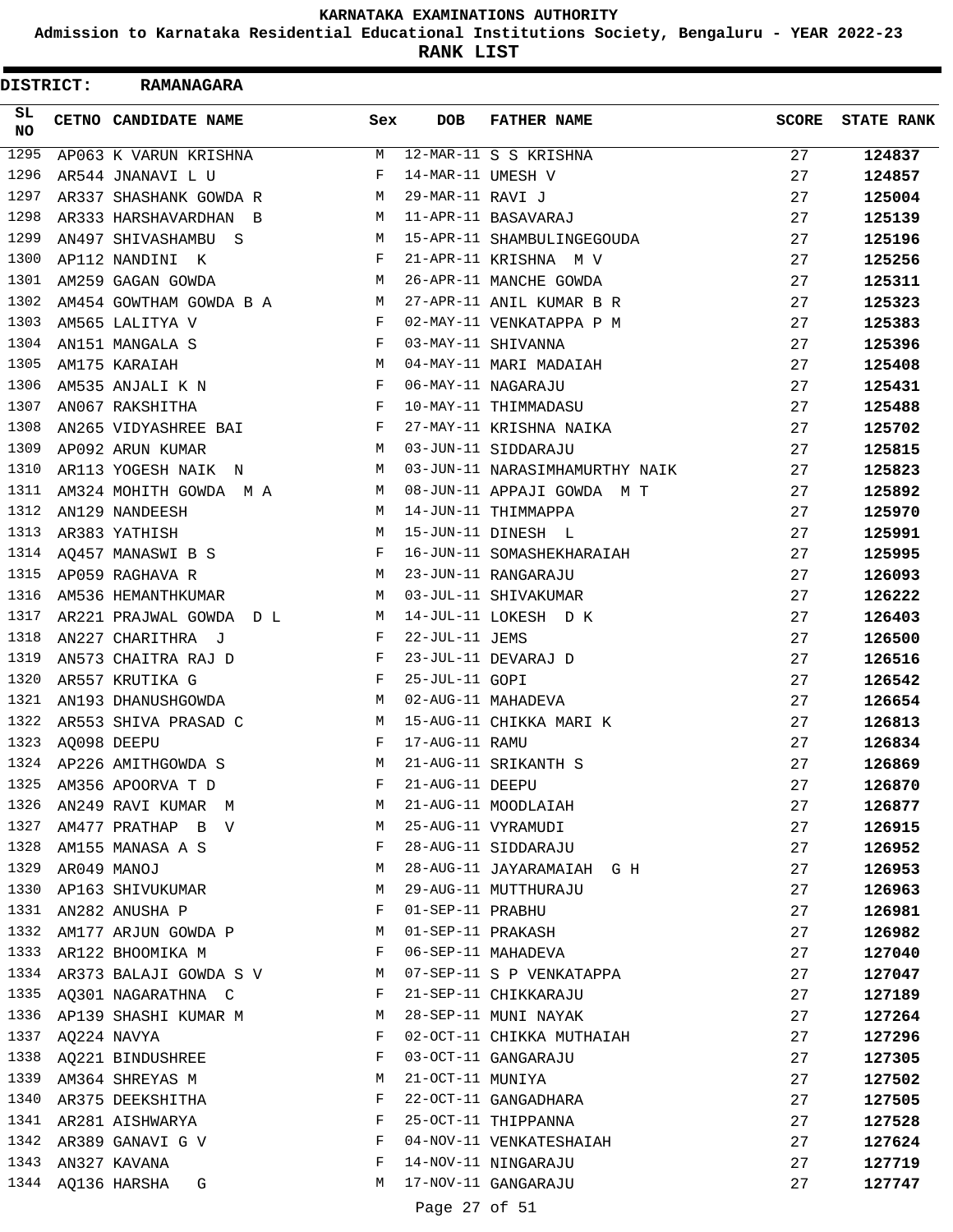# KARNATAKA EXAMINATIONS AUTHORITY

**Admission to Karnataka Residential Educational Institutions Society, Bengaluru - YEAR 2022-23**

**RANK LIST**

**DISTRICT: RAMANAGARA**

| SL NO | CETNO | CANDIDATE NAME | Sex | DOB | FATHER NAME | SCORE | STATE RANK |
|---|---|---|---|---|---|---|---|
| 1295 | AP063 | K VARUN KRISHNA | M | 12-MAR-11 | S S KRISHNA | 27 | 124837 |
| 1296 | AR544 | JNANAVI L U | F | 14-MAR-11 | UMESH V | 27 | 124857 |
| 1297 | AR337 | SHASHANK GOWDA R | M | 29-MAR-11 | RAVI J | 27 | 125004 |
| 1298 | AR333 | HARSHAVARDHAN B | M | 11-APR-11 | BASAVARAJ | 27 | 125139 |
| 1299 | AN497 | SHIVASHAMBU S | M | 15-APR-11 | SHAMBULINGEGOUDA | 27 | 125196 |
| 1300 | AP112 | NANDINI K | F | 21-APR-11 | KRISHNA M V | 27 | 125256 |
| 1301 | AM259 | GAGAN GOWDA | M | 26-APR-11 | MANCHE GOWDA | 27 | 125311 |
| 1302 | AM454 | GOWTHAM GOWDA B A | M | 27-APR-11 | ANIL KUMAR B R | 27 | 125323 |
| 1303 | AM565 | LALITYA V | F | 02-MAY-11 | VENKATAPPA P M | 27 | 125383 |
| 1304 | AN151 | MANGALA S | F | 03-MAY-11 | SHIVANNA | 27 | 125396 |
| 1305 | AM175 | KARAIAH | M | 04-MAY-11 | MARI MADAIAH | 27 | 125408 |
| 1306 | AM535 | ANJALI K N | F | 06-MAY-11 | NAGARAJU | 27 | 125431 |
| 1307 | AN067 | RAKSHITHA | F | 10-MAY-11 | THIMMADASU | 27 | 125488 |
| 1308 | AN265 | VIDYASHREE BAI | F | 27-MAY-11 | KRISHNA NAIKA | 27 | 125702 |
| 1309 | AP092 | ARUN KUMAR | M | 03-JUN-11 | SIDDARAJU | 27 | 125815 |
| 1310 | AR113 | YOGESH NAIK N | M | 03-JUN-11 | NARASIMHAMURTHY NAIK | 27 | 125823 |
| 1311 | AM324 | MOHITH GOWDA M A | M | 08-JUN-11 | APPAJI GOWDA M T | 27 | 125892 |
| 1312 | AN129 | NANDEESH | M | 14-JUN-11 | THIMMAPPA | 27 | 125970 |
| 1313 | AR383 | YATHISH | M | 15-JUN-11 | DINESH L | 27 | 125991 |
| 1314 | AQ457 | MANASWI B S | F | 16-JUN-11 | SOMASHEKHARAIAH | 27 | 125995 |
| 1315 | AP059 | RAGHAVA R | M | 23-JUN-11 | RANGARAJU | 27 | 126093 |
| 1316 | AM536 | HEMANTHKUMAR | M | 03-JUL-11 | SHIVAKUMAR | 27 | 126222 |
| 1317 | AR221 | PRAJWAL GOWDA D L | M | 14-JUL-11 | LOKESH D K | 27 | 126403 |
| 1318 | AN227 | CHARITHRA J | F | 22-JUL-11 | JEMS | 27 | 126500 |
| 1319 | AN573 | CHAITRA RAJ D | F | 23-JUL-11 | DEVARAJ D | 27 | 126516 |
| 1320 | AR557 | KRUTIKA G | F | 25-JUL-11 | GOPI | 27 | 126542 |
| 1321 | AN193 | DHANUSHGOWDA | M | 02-AUG-11 | MAHADEVA | 27 | 126654 |
| 1322 | AR553 | SHIVA PRASAD C | M | 15-AUG-11 | CHIKKA MARI K | 27 | 126813 |
| 1323 | AQ098 | DEEPU | F | 17-AUG-11 | RAMU | 27 | 126834 |
| 1324 | AP226 | AMITHGOWDA S | M | 21-AUG-11 | SRIKANTH S | 27 | 126869 |
| 1325 | AM356 | APOORVA T D | F | 21-AUG-11 | DEEPU | 27 | 126870 |
| 1326 | AN249 | RAVI KUMAR M | M | 21-AUG-11 | MOODLAIAH | 27 | 126877 |
| 1327 | AM477 | PRATHAP B V | M | 25-AUG-11 | VYRAMUDI | 27 | 126915 |
| 1328 | AM155 | MANASA A S | F | 28-AUG-11 | SIDDARAJU | 27 | 126952 |
| 1329 | AR049 | MANOJ | M | 28-AUG-11 | JAYARAMAIAH G H | 27 | 126953 |
| 1330 | AP163 | SHIVUKUMAR | M | 29-AUG-11 | MUTTHURAJU | 27 | 126963 |
| 1331 | AN282 | ANUSHA P | F | 01-SEP-11 | PRABHU | 27 | 126981 |
| 1332 | AM177 | ARJUN GOWDA P | M | 01-SEP-11 | PRAKASH | 27 | 126982 |
| 1333 | AR122 | BHOOMIKA M | F | 06-SEP-11 | MAHADEVA | 27 | 127040 |
| 1334 | AR373 | BALAJI GOWDA S V | M | 07-SEP-11 | S P VENKATAPPA | 27 | 127047 |
| 1335 | AQ301 | NAGARATHNA C | F | 21-SEP-11 | CHIKKARAJU | 27 | 127189 |
| 1336 | AP139 | SHASHI KUMAR M | M | 28-SEP-11 | MUNI NAYAK | 27 | 127264 |
| 1337 | AQ224 | NAVYA | F | 02-OCT-11 | CHIKKA MUTHAIAH | 27 | 127296 |
| 1338 | AQ221 | BINDUSHREE | F | 03-OCT-11 | GANGARAJU | 27 | 127305 |
| 1339 | AM364 | SHREYAS M | M | 21-OCT-11 | MUNIYA | 27 | 127502 |
| 1340 | AR375 | DEEKSHITHA | F | 22-OCT-11 | GANGADHARA | 27 | 127505 |
| 1341 | AR281 | AISHWARYA | F | 25-OCT-11 | THIPPANNA | 27 | 127528 |
| 1342 | AR389 | GANAVI G V | F | 04-NOV-11 | VENKATESHAIAH | 27 | 127624 |
| 1343 | AN327 | KAVANA | F | 14-NOV-11 | NINGARAJU | 27 | 127719 |
| 1344 | AQ136 | HARSHA G | M | 17-NOV-11 | GANGARAJU | 27 | 127747 |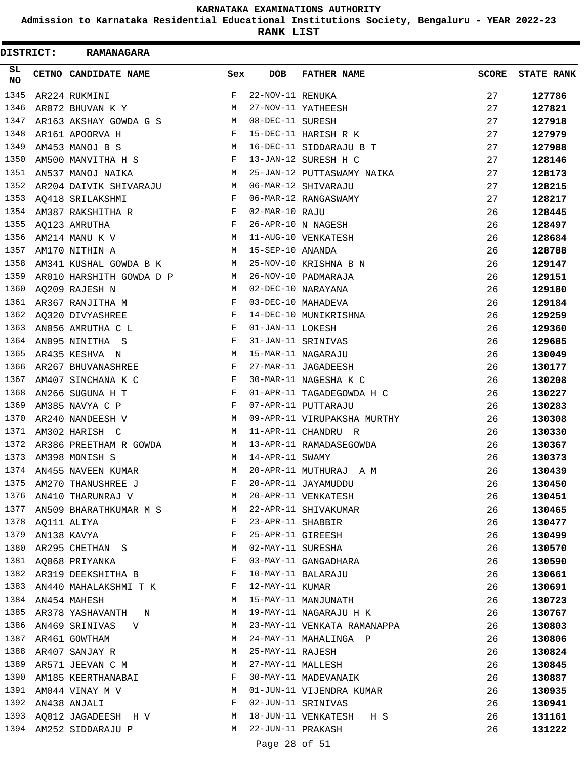# KARNATAKA EXAMINATIONS AUTHORITY

**Admission to Karnataka Residential Educational Institutions Society, Bengaluru - YEAR 2022-23**

**RANK LIST**

**DISTRICT: RAMANAGARA**

| SL NO | CETNO | CANDIDATE NAME | Sex | DOB | FATHER NAME | SCORE | STATE RANK |
|---|---|---|---|---|---|---|---|
| 1345 | AR224 | RUKMINI | F | 22-NOV-11 | RENUKA | 27 | **127786** |
| 1346 | AR072 | BHUVAN K Y | M | 27-NOV-11 | YATHEESH | 27 | **127821** |
| 1347 | AR163 | AKSHAY GOWDA G S | M | 08-DEC-11 | SURESH | 27 | **127918** |
| 1348 | AR161 | APOORVA H | F | 15-DEC-11 | HARISH R K | 27 | **127979** |
| 1349 | AM453 | MANOJ B S | M | 16-DEC-11 | SIDDARAJU B T | 27 | **127988** |
| 1350 | AM500 | MANVITHA H S | F | 13-JAN-12 | SURESH H C | 27 | **128146** |
| 1351 | AN537 | MANOJ NAIKA | M | 25-JAN-12 | PUTTASWAMY NAIKA | 27 | **128173** |
| 1352 | AR204 | DAIVIK SHIVARAJU | M | 06-MAR-12 | SHIVARAJU | 27 | **128215** |
| 1353 | AQ418 | SRILAKSHMI | F | 06-MAR-12 | RANGASWAMY | 27 | **128217** |
| 1354 | AM387 | RAKSHITHA R | F | 02-MAR-10 | RAJU | 26 | **128445** |
| 1355 | AQ123 | AMRUTHA | F | 26-APR-10 | N NAGESH | 26 | **128497** |
| 1356 | AM214 | MANU K V | M | 11-AUG-10 | VENKATESH | 26 | **128684** |
| 1357 | AM170 | NITHIN A | M | 15-SEP-10 | ANANDA | 26 | **128788** |
| 1358 | AM341 | KUSHAL GOWDA B K | M | 25-NOV-10 | KRISHNA B N | 26 | **129147** |
| 1359 | AR010 | HARSHITH GOWDA D P | M | 26-NOV-10 | PADMARAJA | 26 | **129151** |
| 1360 | AQ209 | RAJESH N | M | 02-DEC-10 | NARAYANA | 26 | **129180** |
| 1361 | AR367 | RANJITHA M | F | 03-DEC-10 | MAHADEVA | 26 | **129184** |
| 1362 | AQ320 | DIVYASHREE | F | 14-DEC-10 | MUNIKRISHNA | 26 | **129259** |
| 1363 | AN056 | AMRUTHA C L | F | 01-JAN-11 | LOKESH | 26 | **129360** |
| 1364 | AN095 | NINITHA S | F | 31-JAN-11 | SRINIVAS | 26 | **129685** |
| 1365 | AR435 | KESHVA N | M | 15-MAR-11 | NAGARAJU | 26 | **130049** |
| 1366 | AR267 | BHUVANASHREE | F | 27-MAR-11 | JAGADEESH | 26 | **130177** |
| 1367 | AM407 | SINCHANA K C | F | 30-MAR-11 | NAGESHA K C | 26 | **130208** |
| 1368 | AN266 | SUGUNA H T | F | 01-APR-11 | TAGADEGOWDA H C | 26 | **130227** |
| 1369 | AM385 | NAVYA C P | F | 07-APR-11 | PUTTARAJU | 26 | **130283** |
| 1370 | AR240 | NANDEESH V | M | 09-APR-11 | VIRUPAKSHA MURTHY | 26 | **130308** |
| 1371 | AM302 | HARISH C | M | 11-APR-11 | CHANDRU R | 26 | **130330** |
| 1372 | AR386 | PREETHAM R GOWDA | M | 13-APR-11 | RAMADASEGOWDA | 26 | **130367** |
| 1373 | AM398 | MONISH S | M | 14-APR-11 | SWAMY | 26 | **130373** |
| 1374 | AN455 | NAVEEN KUMAR | M | 20-APR-11 | MUTHURAJ A M | 26 | **130439** |
| 1375 | AM270 | THANUSHREE J | F | 20-APR-11 | JAYAMUDDU | 26 | **130450** |
| 1376 | AN410 | THARUNRAJ V | M | 20-APR-11 | VENKATESH | 26 | **130451** |
| 1377 | AN509 | BHARATHKUMAR M S | M | 22-APR-11 | SHIVAKUMAR | 26 | **130465** |
| 1378 | AQ111 | ALIYA | F | 23-APR-11 | SHABBIR | 26 | **130477** |
| 1379 | AN138 | KAVYA | F | 25-APR-11 | GIREESH | 26 | **130499** |
| 1380 | AR295 | CHETHAN S | M | 02-MAY-11 | SURESHA | 26 | **130570** |
| 1381 | AQ068 | PRIYANKA | F | 03-MAY-11 | GANGADHARA | 26 | **130590** |
| 1382 | AR319 | DEEKSHITHA B | F | 10-MAY-11 | BALARAJU | 26 | **130661** |
| 1383 | AN440 | MAHALAKSHMI T K | F | 12-MAY-11 | KUMAR | 26 | **130691** |
| 1384 | AN454 | MAHESH | M | 15-MAY-11 | MANJUNATH | 26 | **130723** |
| 1385 | AR378 | YASHAVANTH N | M | 19-MAY-11 | NAGARAJU H K | 26 | **130767** |
| 1386 | AN469 | SRINIVAS V | M | 23-MAY-11 | VENKATA RAMANAPPA | 26 | **130803** |
| 1387 | AR461 | GOWTHAM | M | 24-MAY-11 | MAHALINGA P | 26 | **130806** |
| 1388 | AR407 | SANJAY R | M | 25-MAY-11 | RAJESH | 26 | **130824** |
| 1389 | AR571 | JEEVAN C M | M | 27-MAY-11 | MALLESH | 26 | **130845** |
| 1390 | AM185 | KEERTHANABAI | F | 30-MAY-11 | MADEVANAIK | 26 | **130887** |
| 1391 | AM044 | VINAY M V | M | 01-JUN-11 | VIJENDRA KUMAR | 26 | **130935** |
| 1392 | AN438 | ANJALI | F | 02-JUN-11 | SRINIVAS | 26 | **130941** |
| 1393 | AQ012 | JAGADEESH H V | M | 18-JUN-11 | VENKATESH H S | 26 | **131161** |
| 1394 | AM252 | SIDDARAJU P | M | 22-JUN-11 | PRAKASH | 26 | **131222** |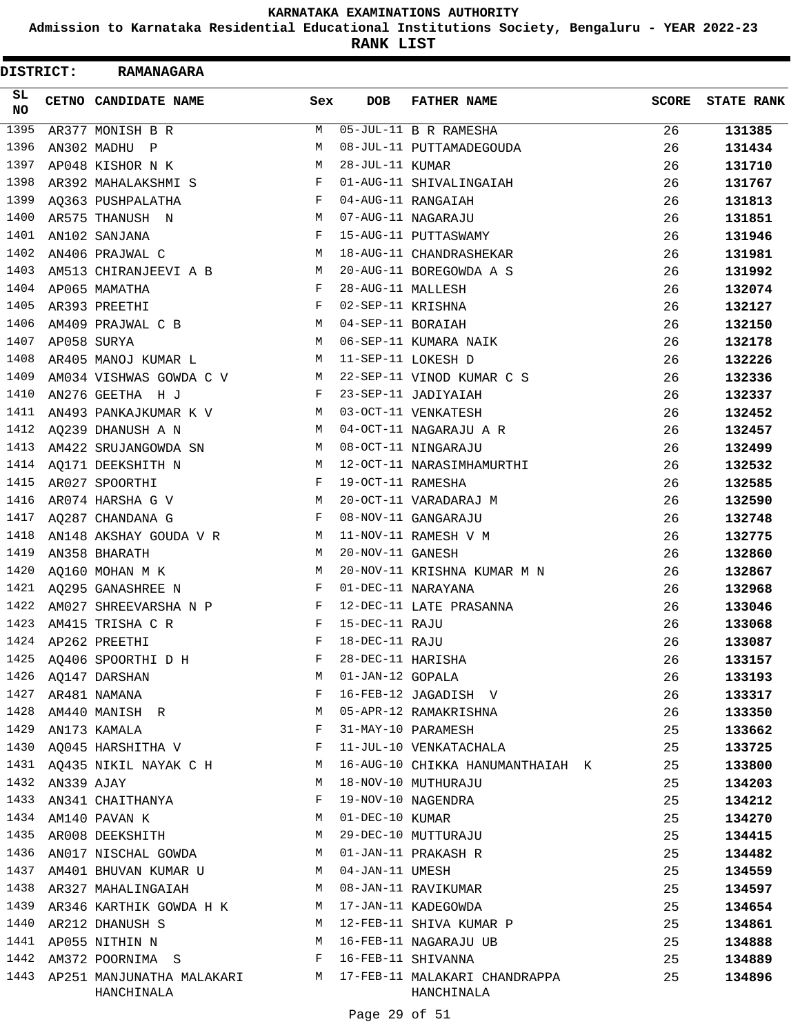KARNATAKA EXAMINATIONS AUTHORITY

Admission to Karnataka Residential Educational Institutions Society, Bengaluru - YEAR 2022-23

**RANK LIST**

**DISTRICT: RAMANAGARA**

| SL NO | CETNO | CANDIDATE NAME | Sex | DOB | FATHER NAME | SCORE | STATE RANK |
|---|---|---|---|---|---|---|---|
| 1395 | AR377 | MONISH B R | M | 05-JUL-11 | B R RAMESHA | 26 | 131385 |
| 1396 | AN302 | MADHU P | M | 08-JUL-11 | PUTTAMADEGOUDA | 26 | 131434 |
| 1397 | AP048 | KISHOR N K | M | 28-JUL-11 | KUMAR | 26 | 131710 |
| 1398 | AR392 | MAHALAKSHMI S | F | 01-AUG-11 | SHIVALINGAIAH | 26 | 131767 |
| 1399 | AQ363 | PUSHPALATHA | F | 04-AUG-11 | RANGAIAH | 26 | 131813 |
| 1400 | AR575 | THANUSH N | M | 07-AUG-11 | NAGARAJU | 26 | 131851 |
| 1401 | AN102 | SANJANA | F | 15-AUG-11 | PUTTASWAMY | 26 | 131946 |
| 1402 | AN406 | PRAJWAL C | M | 18-AUG-11 | CHANDRASHEKAR | 26 | 131981 |
| 1403 | AM513 | CHIRANJEEVI A B | M | 20-AUG-11 | BOREGOWDA A S | 26 | 131992 |
| 1404 | AP065 | MAMATHA | F | 28-AUG-11 | MALLESH | 26 | 132074 |
| 1405 | AR393 | PREETHI | F | 02-SEP-11 | KRISHNA | 26 | 132127 |
| 1406 | AM409 | PRAJWAL C B | M | 04-SEP-11 | BORAIAH | 26 | 132150 |
| 1407 | AP058 | SURYA | M | 06-SEP-11 | KUMARA NAIK | 26 | 132178 |
| 1408 | AR405 | MANOJ KUMAR L | M | 11-SEP-11 | LOKESH D | 26 | 132226 |
| 1409 | AM034 | VISHWAS GOWDA C V | M | 22-SEP-11 | VINOD KUMAR C S | 26 | 132336 |
| 1410 | AN276 | GEETHA H J | F | 23-SEP-11 | JADIYAIAH | 26 | 132337 |
| 1411 | AN493 | PANKAJKUMAR K V | M | 03-OCT-11 | VENKATESH | 26 | 132452 |
| 1412 | AQ239 | DHANUSH A N | M | 04-OCT-11 | NAGARAJU A R | 26 | 132457 |
| 1413 | AM422 | SRUJANGOWDA SN | M | 08-OCT-11 | NINGARAJU | 26 | 132499 |
| 1414 | AQ171 | DEEKSHITH N | M | 12-OCT-11 | NARASIMHAMURTHI | 26 | 132532 |
| 1415 | AR027 | SPOORTHI | F | 19-OCT-11 | RAMESHA | 26 | 132585 |
| 1416 | AR074 | HARSHA G V | M | 20-OCT-11 | VARADARAJ M | 26 | 132590 |
| 1417 | AQ287 | CHANDANA G | F | 08-NOV-11 | GANGARAJU | 26 | 132748 |
| 1418 | AN148 | AKSHAY GOUDA V R | M | 11-NOV-11 | RAMESH V M | 26 | 132775 |
| 1419 | AN358 | BHARATH | M | 20-NOV-11 | GANESH | 26 | 132860 |
| 1420 | AQ160 | MOHAN M K | M | 20-NOV-11 | KRISHNA KUMAR M N | 26 | 132867 |
| 1421 | AQ295 | GANASHREE N | F | 01-DEC-11 | NARAYANA | 26 | 132968 |
| 1422 | AM027 | SHREEVARSHA N P | F | 12-DEC-11 | LATE PRASANNA | 26 | 133046 |
| 1423 | AM415 | TRISHA C R | F | 15-DEC-11 | RAJU | 26 | 133068 |
| 1424 | AP262 | PREETHI | F | 18-DEC-11 | RAJU | 26 | 133087 |
| 1425 | AQ406 | SPOORTHI D H | F | 28-DEC-11 | HARISHA | 26 | 133157 |
| 1426 | AQ147 | DARSHAN | M | 01-JAN-12 | GOPALA | 26 | 133193 |
| 1427 | AR481 | NAMANA | F | 16-FEB-12 | JAGADISH V | 26 | 133317 |
| 1428 | AM440 | MANISH R | M | 05-APR-12 | RAMAKRISHNA | 26 | 133350 |
| 1429 | AN173 | KAMALA | F | 31-MAY-10 | PARAMESH | 25 | 133662 |
| 1430 | AQ045 | HARSHITHA V | F | 11-JUL-10 | VENKATACHALA | 25 | 133725 |
| 1431 | AQ435 | NIKIL NAYAK C H | M | 16-AUG-10 | CHIKKA HANUMANTHAIAH K | 25 | 133800 |
| 1432 | AN339 | AJAY | M | 18-NOV-10 | MUTHURAJU | 25 | 134203 |
| 1433 | AN341 | CHAITHANYA | F | 19-NOV-10 | NAGENDRA | 25 | 134212 |
| 1434 | AM140 | PAVAN K | M | 01-DEC-10 | KUMAR | 25 | 134270 |
| 1435 | AR008 | DEEKSHITH | M | 29-DEC-10 | MUTTURAJU | 25 | 134415 |
| 1436 | AN017 | NISCHAL GOWDA | M | 01-JAN-11 | PRAKASH R | 25 | 134482 |
| 1437 | AM401 | BHUVAN KUMAR U | M | 04-JAN-11 | UMESH | 25 | 134559 |
| 1438 | AR327 | MAHALINGAIAH | M | 08-JAN-11 | RAVIKUMAR | 25 | 134597 |
| 1439 | AR346 | KARTHIK GOWDA H K | M | 17-JAN-11 | KADEGOWDA | 25 | 134654 |
| 1440 | AR212 | DHANUSH S | M | 12-FEB-11 | SHIVA KUMAR P | 25 | 134861 |
| 1441 | AP055 | NITHIN N | M | 16-FEB-11 | NAGARAJU UB | 25 | 134888 |
| 1442 | AM372 | POORNIMA S | F | 16-FEB-11 | SHIVANNA | 25 | 134889 |
| 1443 | AP251 | MANJUNATHA MALAKARI HANCHINALA | M | 17-FEB-11 | MALAKARI CHANDRAPPA HANCHINALA | 25 | 134896 |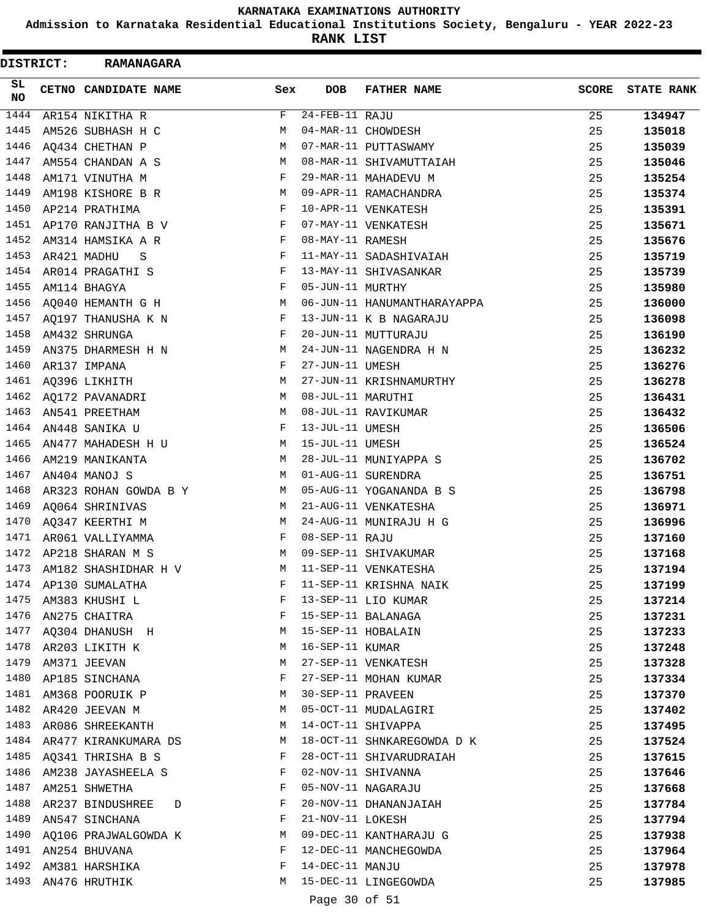# KARNATAKA EXAMINATIONS AUTHORITY

## Admission to Karnataka Residential Educational Institutions Society, Bengaluru - YEAR 2022-23

## RANK LIST

**DISTRICT: RAMANAGARA**

| SL NO | CETNO | CANDIDATE NAME | Sex | DOB | FATHER NAME | SCORE | STATE RANK |
|---|---|---|---|---|---|---|---|
| 1444 | AR154 | NIKITHA R | F | 24-FEB-11 | RAJU | 25 | **134947** |
| 1445 | AM526 | SUBHASH H C | M | 04-MAR-11 | CHOWDESH | 25 | **135018** |
| 1446 | AQ434 | CHETHAN P | M | 07-MAR-11 | PUTTASWAMY | 25 | **135039** |
| 1447 | AM554 | CHANDAN A S | M | 08-MAR-11 | SHIVAMUTTAIAH | 25 | **135046** |
| 1448 | AM171 | VINUTHA M | F | 29-MAR-11 | MAHADEVU M | 25 | **135254** |
| 1449 | AM198 | KISHORE B R | M | 09-APR-11 | RAMACHANDRA | 25 | **135374** |
| 1450 | AP214 | PRATHIMA | F | 10-APR-11 | VENKATESH | 25 | **135391** |
| 1451 | AP170 | RANJITHA B V | F | 07-MAY-11 | VENKATESH | 25 | **135671** |
| 1452 | AM314 | HAMSIKA A R | F | 08-MAY-11 | RAMESH | 25 | **135676** |
| 1453 | AR421 | MADHU S | F | 11-MAY-11 | SADASHIVAIAH | 25 | **135719** |
| 1454 | AR014 | PRAGATHI S | F | 13-MAY-11 | SHIVASANKAR | 25 | **135739** |
| 1455 | AM114 | BHAGYA | F | 05-JUN-11 | MURTHY | 25 | **135980** |
| 1456 | AQ040 | HEMANTH G H | M | 06-JUN-11 | HANUMANTHARAYAPPA | 25 | **136000** |
| 1457 | AQ197 | THANUSHA K N | F | 13-JUN-11 | K B NAGARAJU | 25 | **136098** |
| 1458 | AM432 | SHRUNGA | F | 20-JUN-11 | MUTTURAJU | 25 | **136190** |
| 1459 | AN375 | DHARMESH H N | M | 24-JUN-11 | NAGENDRA H N | 25 | **136232** |
| 1460 | AR137 | IMPANA | F | 27-JUN-11 | UMESH | 25 | **136276** |
| 1461 | AQ396 | LIKHITH | M | 27-JUN-11 | KRISHNAMURTHY | 25 | **136278** |
| 1462 | AQ172 | PAVANADRI | M | 08-JUL-11 | MARUTHI | 25 | **136431** |
| 1463 | AN541 | PREETHAM | M | 08-JUL-11 | RAVIKUMAR | 25 | **136432** |
| 1464 | AN448 | SANIKA U | F | 13-JUL-11 | UMESH | 25 | **136506** |
| 1465 | AN477 | MAHADESH H U | M | 15-JUL-11 | UMESH | 25 | **136524** |
| 1466 | AM219 | MANIKANTA | M | 28-JUL-11 | MUNIYAPPA S | 25 | **136702** |
| 1467 | AN404 | MANOJ S | M | 01-AUG-11 | SURENDRA | 25 | **136751** |
| 1468 | AR323 | ROHAN GOWDA B Y | M | 05-AUG-11 | YOGANANDA B S | 25 | **136798** |
| 1469 | AQ064 | SHRINIVAS | M | 21-AUG-11 | VENKATESHA | 25 | **136971** |
| 1470 | AQ347 | KEERTHI M | M | 24-AUG-11 | MUNIRAJU H G | 25 | **136996** |
| 1471 | AR061 | VALLIYAMMA | F | 08-SEP-11 | RAJU | 25 | **137160** |
| 1472 | AP218 | SHARAN M S | M | 09-SEP-11 | SHIVAKUMAR | 25 | **137168** |
| 1473 | AM182 | SHASHIDHAR H V | M | 11-SEP-11 | VENKATESHA | 25 | **137194** |
| 1474 | AP130 | SUMALATHA | F | 11-SEP-11 | KRISHNA NAIK | 25 | **137199** |
| 1475 | AM383 | KHUSHI L | F | 13-SEP-11 | LIO KUMAR | 25 | **137214** |
| 1476 | AN275 | CHAITRA | F | 15-SEP-11 | BALANAGA | 25 | **137231** |
| 1477 | AQ304 | DHANUSH H | M | 15-SEP-11 | HOBALAIN | 25 | **137233** |
| 1478 | AR203 | LIKITH K | M | 16-SEP-11 | KUMAR | 25 | **137248** |
| 1479 | AM371 | JEEVAN | M | 27-SEP-11 | VENKATESH | 25 | **137328** |
| 1480 | AP185 | SINCHANA | F | 27-SEP-11 | MOHAN KUMAR | 25 | **137334** |
| 1481 | AM368 | POORUIK P | M | 30-SEP-11 | PRAVEEN | 25 | **137370** |
| 1482 | AR420 | JEEVAN M | M | 05-OCT-11 | MUDALAGIRI | 25 | **137402** |
| 1483 | AR086 | SHREEKANTH | M | 14-OCT-11 | SHIVAPPA | 25 | **137495** |
| 1484 | AR477 | KIRANKUMARA DS | M | 18-OCT-11 | SHNKAREGOWDA D K | 25 | **137524** |
| 1485 | AQ341 | THRISHA B S | F | 28-OCT-11 | SHIVARUDRAIAH | 25 | **137615** |
| 1486 | AM238 | JAYASHEELA S | F | 02-NOV-11 | SHIVANNA | 25 | **137646** |
| 1487 | AM251 | SHWETHA | F | 05-NOV-11 | NAGARAJU | 25 | **137668** |
| 1488 | AR237 | BINDUSHREE D | F | 20-NOV-11 | DHANANJAIAH | 25 | **137784** |
| 1489 | AN547 | SINCHANA | F | 21-NOV-11 | LOKESH | 25 | **137794** |
| 1490 | AQ106 | PRAJWALGOWDA K | M | 09-DEC-11 | KANTHARAJU G | 25 | **137938** |
| 1491 | AN254 | BHUVANA | F | 12-DEC-11 | MANCHEGOWDA | 25 | **137964** |
| 1492 | AM381 | HARSHIKA | F | 14-DEC-11 | MANJU | 25 | **137978** |
| 1493 | AN476 | HRUTHIK | M | 15-DEC-11 | LINGEGOWDA | 25 | **137985** |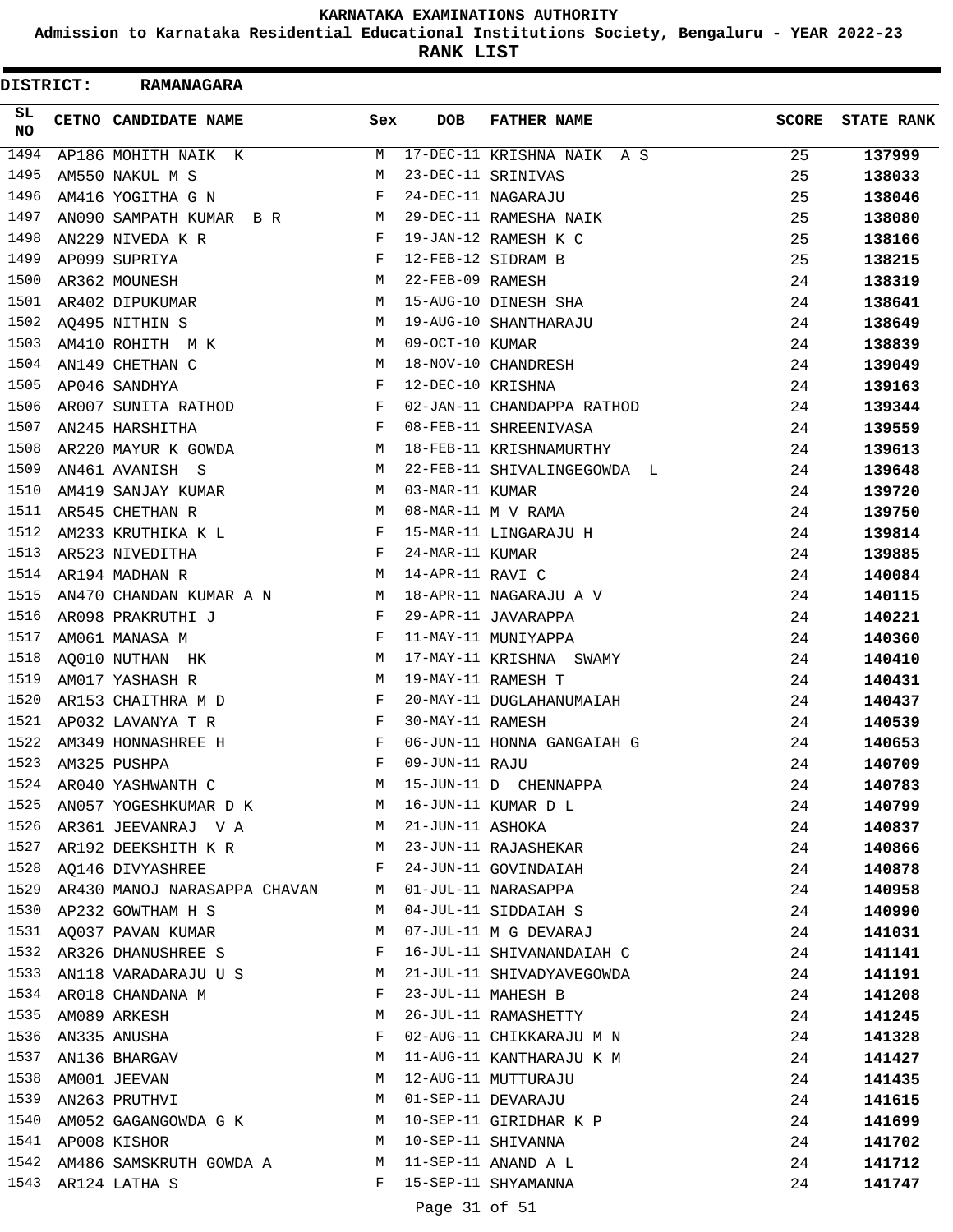# KARNATAKA EXAMINATIONS AUTHORITY

## Admission to Karnataka Residential Educational Institutions Society, Bengaluru - YEAR 2022-23

## RANK LIST

**DISTRICT: RAMANAGARA**

| SL NO | CETNO | CANDIDATE NAME | Sex | DOB | FATHER NAME | SCORE | STATE RANK |
|---|---|---|---|---|---|---|---|
| 1494 | AP186 | MOHITH NAIK K | M | 17-DEC-11 | KRISHNA NAIK A S | 25 | **137999** |
| 1495 | AM550 | NAKUL M S | M | 23-DEC-11 | SRINIVAS | 25 | **138033** |
| 1496 | AM416 | YOGITHA G N | F | 24-DEC-11 | NAGARAJU | 25 | **138046** |
| 1497 | AN090 | SAMPATH KUMAR B R | M | 29-DEC-11 | RAMESHA NAIK | 25 | **138080** |
| 1498 | AN229 | NIVEDA K R | F | 19-JAN-12 | RAMESH K C | 25 | **138166** |
| 1499 | AP099 | SUPRIYA | F | 12-FEB-12 | SIDRAM B | 25 | **138215** |
| 1500 | AR362 | MOUNESH | M | 22-FEB-09 | RAMESH | 24 | **138319** |
| 1501 | AR402 | DIPUKUMAR | M | 15-AUG-10 | DINESH SHA | 24 | **138641** |
| 1502 | AQ495 | NITHIN S | M | 19-AUG-10 | SHANTHARAJU | 24 | **138649** |
| 1503 | AM410 | ROHITH M K | M | 09-OCT-10 | KUMAR | 24 | **138839** |
| 1504 | AN149 | CHETHAN C | M | 18-NOV-10 | CHANDRESH | 24 | **139049** |
| 1505 | AP046 | SANDHYA | F | 12-DEC-10 | KRISHNA | 24 | **139163** |
| 1506 | AR007 | SUNITA RATHOD | F | 02-JAN-11 | CHANDAPPA RATHOD | 24 | **139344** |
| 1507 | AN245 | HARSHITHA | F | 08-FEB-11 | SHREENIVASA | 24 | **139559** |
| 1508 | AR220 | MAYUR K GOWDA | M | 18-FEB-11 | KRISHNAMURTHY | 24 | **139613** |
| 1509 | AN461 | AVANISH S | M | 22-FEB-11 | SHIVALINGEGOWDA L | 24 | **139648** |
| 1510 | AM419 | SANJAY KUMAR | M | 03-MAR-11 | KUMAR | 24 | **139720** |
| 1511 | AR545 | CHETHAN R | M | 08-MAR-11 | M V RAMA | 24 | **139750** |
| 1512 | AM233 | KRUTHIKA K L | F | 15-MAR-11 | LINGARAJU H | 24 | **139814** |
| 1513 | AR523 | NIVEDITHA | F | 24-MAR-11 | KUMAR | 24 | **139885** |
| 1514 | AR194 | MADHAN R | M | 14-APR-11 | RAVI C | 24 | **140084** |
| 1515 | AN470 | CHANDAN KUMAR A N | M | 18-APR-11 | NAGARAJU A V | 24 | **140115** |
| 1516 | AR098 | PRAKRUTHI J | F | 29-APR-11 | JAVARAPPA | 24 | **140221** |
| 1517 | AM061 | MANASA M | F | 11-MAY-11 | MUNIYAPPA | 24 | **140360** |
| 1518 | AQ010 | NUTHAN HK | M | 17-MAY-11 | KRISHNA SWAMY | 24 | **140410** |
| 1519 | AM017 | YASHASH R | M | 19-MAY-11 | RAMESH T | 24 | **140431** |
| 1520 | AR153 | CHAITHRA M D | F | 20-MAY-11 | DUGLAHANUMAIAH | 24 | **140437** |
| 1521 | AP032 | LAVANYA T R | F | 30-MAY-11 | RAMESH | 24 | **140539** |
| 1522 | AM349 | HONNASHREE H | F | 06-JUN-11 | HONNA GANGAIAH G | 24 | **140653** |
| 1523 | AM325 | PUSHPA | F | 09-JUN-11 | RAJU | 24 | **140709** |
| 1524 | AR040 | YASHWANTH C | M | 15-JUN-11 | D CHENNAPPA | 24 | **140783** |
| 1525 | AN057 | YOGESHKUMAR D K | M | 16-JUN-11 | KUMAR D L | 24 | **140799** |
| 1526 | AR361 | JEEVANRAJ V A | M | 21-JUN-11 | ASHOKA | 24 | **140837** |
| 1527 | AR192 | DEEKSHITH K R | M | 23-JUN-11 | RAJASHEKAR | 24 | **140866** |
| 1528 | AQ146 | DIVYASHREE | F | 24-JUN-11 | GOVINDAIAH | 24 | **140878** |
| 1529 | AR430 | MANOJ NARASAPPA CHAVAN | M | 01-JUL-11 | NARASAPPA | 24 | **140958** |
| 1530 | AP232 | GOWTHAM H S | M | 04-JUL-11 | SIDDAIAH S | 24 | **140990** |
| 1531 | AQ037 | PAVAN KUMAR | M | 07-JUL-11 | M G DEVARAJ | 24 | **141031** |
| 1532 | AR326 | DHANUSHREE S | F | 16-JUL-11 | SHIVANANDAIAH C | 24 | **141141** |
| 1533 | AN118 | VARADARAJU U S | M | 21-JUL-11 | SHIVADYAVEGOWDA | 24 | **141191** |
| 1534 | AR018 | CHANDANA M | F | 23-JUL-11 | MAHESH B | 24 | **141208** |
| 1535 | AM089 | ARKESH | M | 26-JUL-11 | RAMASHETTY | 24 | **141245** |
| 1536 | AN335 | ANUSHA | F | 02-AUG-11 | CHIKKARAJU M N | 24 | **141328** |
| 1537 | AN136 | BHARGAV | M | 11-AUG-11 | KANTHARAJU K M | 24 | **141427** |
| 1538 | AM001 | JEEVAN | M | 12-AUG-11 | MUTTURAJU | 24 | **141435** |
| 1539 | AN263 | PRUTHVI | M | 01-SEP-11 | DEVARAJU | 24 | **141615** |
| 1540 | AM052 | GAGANGOWDA G K | M | 10-SEP-11 | GIRIDHAR K P | 24 | **141699** |
| 1541 | AP008 | KISHOR | M | 10-SEP-11 | SHIVANNA | 24 | **141702** |
| 1542 | AM486 | SAMSKRUTH GOWDA A | M | 11-SEP-11 | ANAND A L | 24 | **141712** |
| 1543 | AR124 | LATHA S | F | 15-SEP-11 | SHYAMANNA | 24 | **141747** |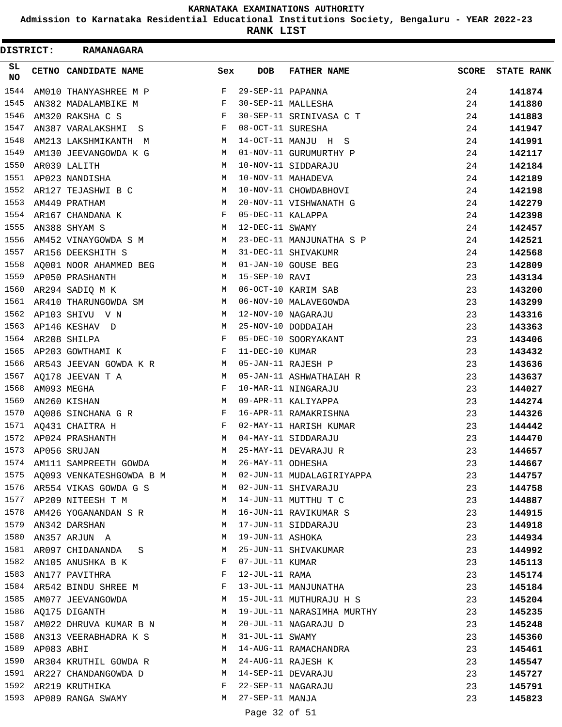# KARNATAKA EXAMINATIONS AUTHORITY

## Admission to Karnataka Residential Educational Institutions Society, Bengaluru - YEAR 2022-23

## RANK LIST

**DISTRICT: RAMANAGARA**

| SL NO | CETNO | CANDIDATE NAME | Sex | DOB | FATHER NAME | SCORE | STATE RANK |
|---|---|---|---|---|---|---|---|
| 1544 | AM010 | THANYASHREE M P | F | 29-SEP-11 | PAPANNA | 24 | 141874 |
| 1545 | AN382 | MADALAMBIKE M | F | 30-SEP-11 | MALLESHA | 24 | 141880 |
| 1546 | AM320 | RAKSHA C S | F | 30-SEP-11 | SRINIVASA C T | 24 | 141883 |
| 1547 | AN387 | VARALAKSHMI S | F | 08-OCT-11 | SURESHA | 24 | 141947 |
| 1548 | AM213 | LAKSHMIKANTH M | M | 14-OCT-11 | MANJU H S | 24 | 141991 |
| 1549 | AM130 | JEEVANGOWDA K G | M | 01-NOV-11 | GURUMURTHY P | 24 | 142117 |
| 1550 | AR039 | LALITH | M | 10-NOV-11 | SIDDARAJU | 24 | 142184 |
| 1551 | AP023 | NANDISHA | M | 10-NOV-11 | MAHADEVA | 24 | 142189 |
| 1552 | AR127 | TEJASHWI B C | M | 10-NOV-11 | CHOWDABHOVI | 24 | 142198 |
| 1553 | AM449 | PRATHAM | M | 20-NOV-11 | VISHWANATH G | 24 | 142279 |
| 1554 | AR167 | CHANDANA K | F | 05-DEC-11 | KALAPPA | 24 | 142398 |
| 1555 | AN388 | SHYAM S | M | 12-DEC-11 | SWAMY | 24 | 142457 |
| 1556 | AM452 | VINAYGOWDA S M | M | 23-DEC-11 | MANJUNATHA S P | 24 | 142521 |
| 1557 | AR156 | DEEKSHITH S | M | 31-DEC-11 | SHIVAKUMR | 24 | 142568 |
| 1558 | AQ001 | NOOR AHAMMED BEG | M | 01-JAN-10 | GOUSE BEG | 23 | 142809 |
| 1559 | AP050 | PRASHANTH | M | 15-SEP-10 | RAVI | 23 | 143134 |
| 1560 | AR294 | SADIQ M K | M | 06-OCT-10 | KARIM SAB | 23 | 143200 |
| 1561 | AR410 | THARUNGOWDA SM | M | 06-NOV-10 | MALAVEGOWDA | 23 | 143299 |
| 1562 | AP103 | SHIVU V N | M | 12-NOV-10 | NAGARAJU | 23 | 143316 |
| 1563 | AP146 | KESHAV D | M | 25-NOV-10 | DODDAIAH | 23 | 143363 |
| 1564 | AR208 | SHILPA | F | 05-DEC-10 | SOORYAKANT | 23 | 143406 |
| 1565 | AP203 | GOWTHAMI K | F | 11-DEC-10 | KUMAR | 23 | 143432 |
| 1566 | AR543 | JEEVAN GOWDA K R | M | 05-JAN-11 | RAJESH P | 23 | 143636 |
| 1567 | AQ178 | JEEVAN T A | M | 05-JAN-11 | ASHWATHAIAH R | 23 | 143637 |
| 1568 | AM093 | MEGHA | F | 10-MAR-11 | NINGARAJU | 23 | 144027 |
| 1569 | AN260 | KISHAN | M | 09-APR-11 | KALIYAPPA | 23 | 144274 |
| 1570 | AQ086 | SINCHANA G R | F | 16-APR-11 | RAMAKRISHNA | 23 | 144326 |
| 1571 | AQ431 | CHAITRA H | F | 02-MAY-11 | HARISH KUMAR | 23 | 144442 |
| 1572 | AP024 | PRASHANTH | M | 04-MAY-11 | SIDDARAJU | 23 | 144470 |
| 1573 | AP056 | SRUJAN | M | 25-MAY-11 | DEVARAJU R | 23 | 144657 |
| 1574 | AM111 | SAMPREETH GOWDA | M | 26-MAY-11 | ODHESHA | 23 | 144667 |
| 1575 | AQ093 | VENKATESHGOWDA B M | M | 02-JUN-11 | MUDALAGIRIYAPPA | 23 | 144757 |
| 1576 | AR554 | VIKAS GOWDA G S | M | 02-JUN-11 | SHIVARAJU | 23 | 144758 |
| 1577 | AP209 | NITEESH T M | M | 14-JUN-11 | MUTTHU T C | 23 | 144887 |
| 1578 | AM426 | YOGANANDAN S R | M | 16-JUN-11 | RAVIKUMAR S | 23 | 144915 |
| 1579 | AN342 | DARSHAN | M | 17-JUN-11 | SIDDARAJU | 23 | 144918 |
| 1580 | AN357 | ARJUN A | M | 19-JUN-11 | ASHOKA | 23 | 144934 |
| 1581 | AR097 | CHIDANANDA S | M | 25-JUN-11 | SHIVAKUMAR | 23 | 144992 |
| 1582 | AN105 | ANUSHKA B K | F | 07-JUL-11 | KUMAR | 23 | 145113 |
| 1583 | AN177 | PAVITHRA | F | 12-JUL-11 | RAMA | 23 | 145174 |
| 1584 | AR542 | BINDU SHREE M | F | 13-JUL-11 | MANJUNATHA | 23 | 145184 |
| 1585 | AM077 | JEEVANGOWDA | M | 15-JUL-11 | MUTHURAJU H S | 23 | 145204 |
| 1586 | AQ175 | DIGANTH | M | 19-JUL-11 | NARASIMHA MURTHY | 23 | 145235 |
| 1587 | AM022 | DHRUVA KUMAR B N | M | 20-JUL-11 | NAGARAJU D | 23 | 145248 |
| 1588 | AN313 | VEERABHADRA K S | M | 31-JUL-11 | SWAMY | 23 | 145360 |
| 1589 | AP083 | ABHI | M | 14-AUG-11 | RAMACHANDRA | 23 | 145461 |
| 1590 | AR304 | KRUTHIL GOWDA R | M | 24-AUG-11 | RAJESH K | 23 | 145547 |
| 1591 | AR227 | CHANDANGOWDA D | M | 14-SEP-11 | DEVARAJU | 23 | 145727 |
| 1592 | AR219 | KRUTHIKA | F | 22-SEP-11 | NAGARAJU | 23 | 145791 |
| 1593 | AP089 | RANGA SWAMY | M | 27-SEP-11 | MANJA | 23 | 145823 |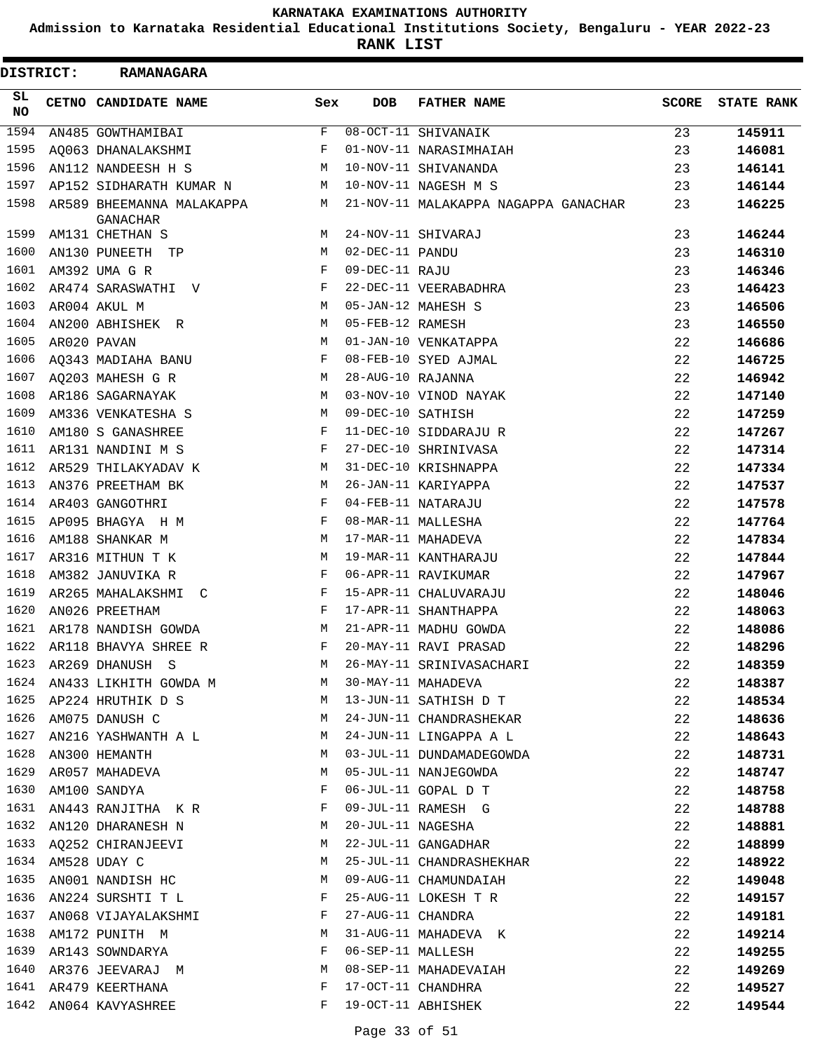# KARNATAKA EXAMINATIONS AUTHORITY

**Admission to Karnataka Residential Educational Institutions Society, Bengaluru - YEAR 2022-23**

**RANK LIST**

**DISTRICT: RAMANAGARA**

| SL NO | CETNO | CANDIDATE NAME | Sex | DOB | FATHER NAME | SCORE | STATE RANK |
|---|---|---|---|---|---|---|---|
| 1594 | AN485 | GOWTHAMIBAI | F | 08-OCT-11 | SHIVANAIK | 23 | 145911 |
| 1595 | AQ063 | DHANALAKSHMI | F | 01-NOV-11 | NARASIMHAIAH | 23 | 146081 |
| 1596 | AN112 | NANDEESH H S | M | 10-NOV-11 | SHIVANANDA | 23 | 146141 |
| 1597 | AP152 | SIDHARATH KUMAR N | M | 10-NOV-11 | NAGESH M S | 23 | 146144 |
| 1598 | AR589 | BHEEMANNA MALAKAPPA GANACHAR | M | 21-NOV-11 | MALAKAPPA NAGAPPA GANACHAR | 23 | 146225 |
| 1599 | AM131 | CHETHAN S | M | 24-NOV-11 | SHIVARAJ | 23 | 146244 |
| 1600 | AN130 | PUNEETH TP | M | 02-DEC-11 | PANDU | 23 | 146310 |
| 1601 | AM392 | UMA G R | F | 09-DEC-11 | RAJU | 23 | 146346 |
| 1602 | AR474 | SARASWATHI V | F | 22-DEC-11 | VEERABADHRA | 23 | 146423 |
| 1603 | AR004 | AKUL M | M | 05-JAN-12 | MAHESH S | 23 | 146506 |
| 1604 | AN200 | ABHISHEK R | M | 05-FEB-12 | RAMESH | 23 | 146550 |
| 1605 | AR020 | PAVAN | M | 01-JAN-10 | VENKATAPPA | 22 | 146686 |
| 1606 | AQ343 | MADIAHA BANU | F | 08-FEB-10 | SYED AJMAL | 22 | 146725 |
| 1607 | AQ203 | MAHESH G R | M | 28-AUG-10 | RAJANNA | 22 | 146942 |
| 1608 | AR186 | SAGARNAYAK | M | 03-NOV-10 | VINOD NAYAK | 22 | 147140 |
| 1609 | AM336 | VENKATESHA S | M | 09-DEC-10 | SATHISH | 22 | 147259 |
| 1610 | AM180 | S GANASHREE | F | 11-DEC-10 | SIDDARAJU R | 22 | 147267 |
| 1611 | AR131 | NANDINI M S | F | 27-DEC-10 | SHRINIVASA | 22 | 147314 |
| 1612 | AR529 | THILAKYADAV K | M | 31-DEC-10 | KRISHNAPPA | 22 | 147334 |
| 1613 | AN376 | PREETHAM BK | M | 26-JAN-11 | KARIYAPPA | 22 | 147537 |
| 1614 | AR403 | GANGOTHRI | F | 04-FEB-11 | NATARAJU | 22 | 147578 |
| 1615 | AP095 | BHAGYA H M | F | 08-MAR-11 | MALLESHA | 22 | 147764 |
| 1616 | AM188 | SHANKAR M | M | 17-MAR-11 | MAHADEVA | 22 | 147834 |
| 1617 | AR316 | MITHUN T K | M | 19-MAR-11 | KANTHARAJU | 22 | 147844 |
| 1618 | AM382 | JANUVIKA R | F | 06-APR-11 | RAVIKUMAR | 22 | 147967 |
| 1619 | AR265 | MAHALAKSHMI C | F | 15-APR-11 | CHALUVARAJU | 22 | 148046 |
| 1620 | AN026 | PREETHAM | F | 17-APR-11 | SHANTHAPPA | 22 | 148063 |
| 1621 | AR178 | NANDISH GOWDA | M | 21-APR-11 | MADHU GOWDA | 22 | 148086 |
| 1622 | AR118 | BHAVYA SHREE R | F | 20-MAY-11 | RAVI PRASAD | 22 | 148296 |
| 1623 | AR269 | DHANUSH S | M | 26-MAY-11 | SRINIVASACHARI | 22 | 148359 |
| 1624 | AN433 | LIKHITH GOWDA M | M | 30-MAY-11 | MAHADEVA | 22 | 148387 |
| 1625 | AP224 | HRUTHIK D S | M | 13-JUN-11 | SATHISH D T | 22 | 148534 |
| 1626 | AM075 | DANUSH C | M | 24-JUN-11 | CHANDRASHEKAR | 22 | 148636 |
| 1627 | AN216 | YASHWANTH A L | M | 24-JUN-11 | LINGAPPA A L | 22 | 148643 |
| 1628 | AN300 | HEMANTH | M | 03-JUL-11 | DUNDAMADEGOWDA | 22 | 148731 |
| 1629 | AR057 | MAHADEVA | M | 05-JUL-11 | NANJEGOWDA | 22 | 148747 |
| 1630 | AM100 | SANDYA | F | 06-JUL-11 | GOPAL D T | 22 | 148758 |
| 1631 | AN443 | RANJITHA K R | F | 09-JUL-11 | RAMESH G | 22 | 148788 |
| 1632 | AN120 | DHARANESH N | M | 20-JUL-11 | NAGESHA | 22 | 148881 |
| 1633 | AQ252 | CHIRANJEEVI | M | 22-JUL-11 | GANGADHAR | 22 | 148899 |
| 1634 | AM528 | UDAY C | M | 25-JUL-11 | CHANDRASHEKHAR | 22 | 148922 |
| 1635 | AN001 | NANDISH HC | M | 09-AUG-11 | CHAMUNDAIAH | 22 | 149048 |
| 1636 | AN224 | SURSHTI T L | F | 25-AUG-11 | LOKESH T R | 22 | 149157 |
| 1637 | AN068 | VIJAYALAKSHMI | F | 27-AUG-11 | CHANDRA | 22 | 149181 |
| 1638 | AM172 | PUNITH M | M | 31-AUG-11 | MAHADEVA K | 22 | 149214 |
| 1639 | AR143 | SOWNDARYA | F | 06-SEP-11 | MALLESH | 22 | 149255 |
| 1640 | AR376 | JEEVARAJ M | M | 08-SEP-11 | MAHADEVAIAH | 22 | 149269 |
| 1641 | AR479 | KEERTHANA | F | 17-OCT-11 | CHANDHRA | 22 | 149527 |
| 1642 | AN064 | KAVYASHREE | F | 19-OCT-11 | ABHISHEK | 22 | 149544 |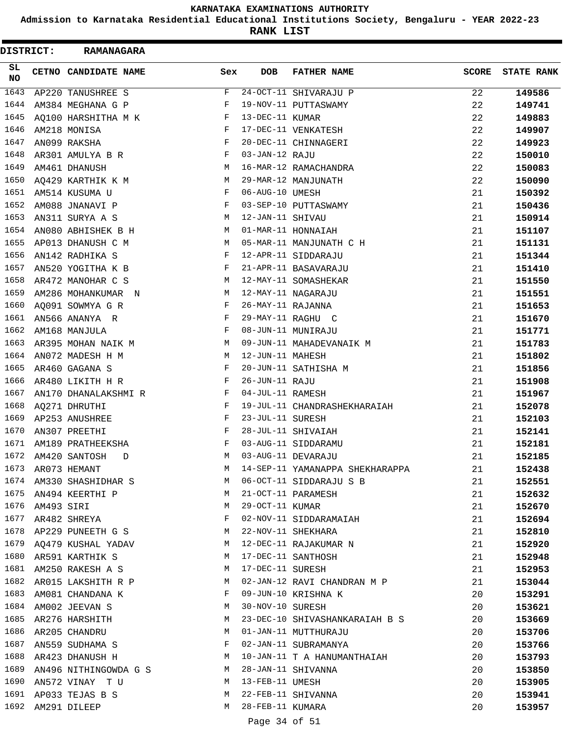# KARNATAKA EXAMINATIONS AUTHORITY

## Admission to Karnataka Residential Educational Institutions Society, Bengaluru - YEAR 2022-23

## RANK LIST

**DISTRICT: RAMANAGARA**

| SL NO | CETNO | CANDIDATE NAME | Sex | DOB | FATHER NAME | SCORE | STATE RANK |
|---|---|---|---|---|---|---|---|
| 1643 | AP220 | TANUSHREE S | F | 24-OCT-11 | SHIVARAJU P | 22 | **149586** |
| 1644 | AM384 | MEGHANA G P | F | 19-NOV-11 | PUTTASWAMY | 22 | **149741** |
| 1645 | AQ100 | HARSHITHA M K | F | 13-DEC-11 | KUMAR | 22 | **149883** |
| 1646 | AM218 | MONISA | F | 17-DEC-11 | VENKATESH | 22 | **149907** |
| 1647 | AN099 | RAKSHA | F | 20-DEC-11 | CHINNAGERI | 22 | **149923** |
| 1648 | AR301 | AMULYA B R | F | 03-JAN-12 | RAJU | 22 | **150010** |
| 1649 | AM461 | DHANUSH | M | 16-MAR-12 | RAMACHANDRA | 22 | **150083** |
| 1650 | AQ429 | KARTHIK K M | M | 29-MAR-12 | MANJUNATH | 22 | **150090** |
| 1651 | AM514 | KUSUMA U | F | 06-AUG-10 | UMESH | 21 | **150392** |
| 1652 | AM088 | JNANAVI P | F | 03-SEP-10 | PUTTASWAMY | 21 | **150436** |
| 1653 | AN311 | SURYA A S | M | 12-JAN-11 | SHIVAU | 21 | **150914** |
| 1654 | AN080 | ABHISHEK B H | M | 01-MAR-11 | HONNAIAH | 21 | **151107** |
| 1655 | AP013 | DHANUSH C M | M | 05-MAR-11 | MANJUNATH C H | 21 | **151131** |
| 1656 | AN142 | RADHIKA S | F | 12-APR-11 | SIDDARAJU | 21 | **151344** |
| 1657 | AN520 | YOGITHA K B | F | 21-APR-11 | BASAVARAJU | 21 | **151410** |
| 1658 | AR472 | MANOHAR C S | M | 12-MAY-11 | SOMASHEKAR | 21 | **151550** |
| 1659 | AM286 | MOHANKUMAR N | M | 12-MAY-11 | NAGARAJU | 21 | **151551** |
| 1660 | AQ091 | SOWMYA G R | F | 26-MAY-11 | RAJANNA | 21 | **151653** |
| 1661 | AN566 | ANANYA R | F | 29-MAY-11 | RAGHU C | 21 | **151670** |
| 1662 | AM168 | MANJULA | F | 08-JUN-11 | MUNIRAJU | 21 | **151771** |
| 1663 | AR395 | MOHAN NAIK M | M | 09-JUN-11 | MAHADEVANAIK M | 21 | **151783** |
| 1664 | AN072 | MADESH H M | M | 12-JUN-11 | MAHESH | 21 | **151802** |
| 1665 | AR460 | GAGANA S | F | 20-JUN-11 | SATHISHA M | 21 | **151856** |
| 1666 | AR480 | LIKITH H R | F | 26-JUN-11 | RAJU | 21 | **151908** |
| 1667 | AN170 | DHANALAKSHMI R | F | 04-JUL-11 | RAMESH | 21 | **151967** |
| 1668 | AQ271 | DHRUTHI | F | 19-JUL-11 | CHANDRASHEKHARAIAH | 21 | **152078** |
| 1669 | AP253 | ANUSHREE | F | 23-JUL-11 | SURESH | 21 | **152103** |
| 1670 | AN307 | PREETHI | F | 28-JUL-11 | SHIVAIAH | 21 | **152141** |
| 1671 | AM189 | PRATHEEKSHA | F | 03-AUG-11 | SIDDARAMU | 21 | **152181** |
| 1672 | AM420 | SANTOSH D | M | 03-AUG-11 | DEVARAJU | 21 | **152185** |
| 1673 | AR073 | HEMANT | M | 14-SEP-11 | YAMANAPPA SHEKHARAPPA | 21 | **152438** |
| 1674 | AM330 | SHASHIDHAR S | M | 06-OCT-11 | SIDDARAJU S B | 21 | **152551** |
| 1675 | AN494 | KEERTHI P | M | 21-OCT-11 | PARAMESH | 21 | **152632** |
| 1676 | AM493 | SIRI | M | 29-OCT-11 | KUMAR | 21 | **152670** |
| 1677 | AR482 | SHREYA | F | 02-NOV-11 | SIDDARAMAIAH | 21 | **152694** |
| 1678 | AP229 | PUNEETH G S | M | 22-NOV-11 | SHEKHARA | 21 | **152810** |
| 1679 | AQ479 | KUSHAL YADAV | M | 12-DEC-11 | RAJAKUMAR N | 21 | **152920** |
| 1680 | AR591 | KARTHIK S | M | 17-DEC-11 | SANTHOSH | 21 | **152948** |
| 1681 | AM250 | RAKESH A S | M | 17-DEC-11 | SURESH | 21 | **152953** |
| 1682 | AR015 | LAKSHITH R P | M | 02-JAN-12 | RAVI CHANDRAN M P | 21 | **153044** |
| 1683 | AM081 | CHANDANA K | F | 09-JUN-10 | KRISHNA K | 20 | **153291** |
| 1684 | AM002 | JEEVAN S | M | 30-NOV-10 | SURESH | 20 | **153621** |
| 1685 | AR276 | HARSHITH | M | 23-DEC-10 | SHIVASHANKARAIAH B S | 20 | **153669** |
| 1686 | AR205 | CHANDRU | M | 01-JAN-11 | MUTTHURAJU | 20 | **153706** |
| 1687 | AN559 | SUDHAMA S | F | 02-JAN-11 | SUBRAMANYA | 20 | **153766** |
| 1688 | AR423 | DHANUSH H | M | 10-JAN-11 | T A HANUMANTHAIAH | 20 | **153793** |
| 1689 | AN496 | NITHINGOWDA G S | M | 28-JAN-11 | SHIVANNA | 20 | **153850** |
| 1690 | AN572 | VINAY T U | M | 13-FEB-11 | UMESH | 20 | **153905** |
| 1691 | AP033 | TEJAS B S | M | 22-FEB-11 | SHIVANNA | 20 | **153941** |
| 1692 | AM291 | DILEEP | M | 28-FEB-11 | KUMARA | 20 | **153957** |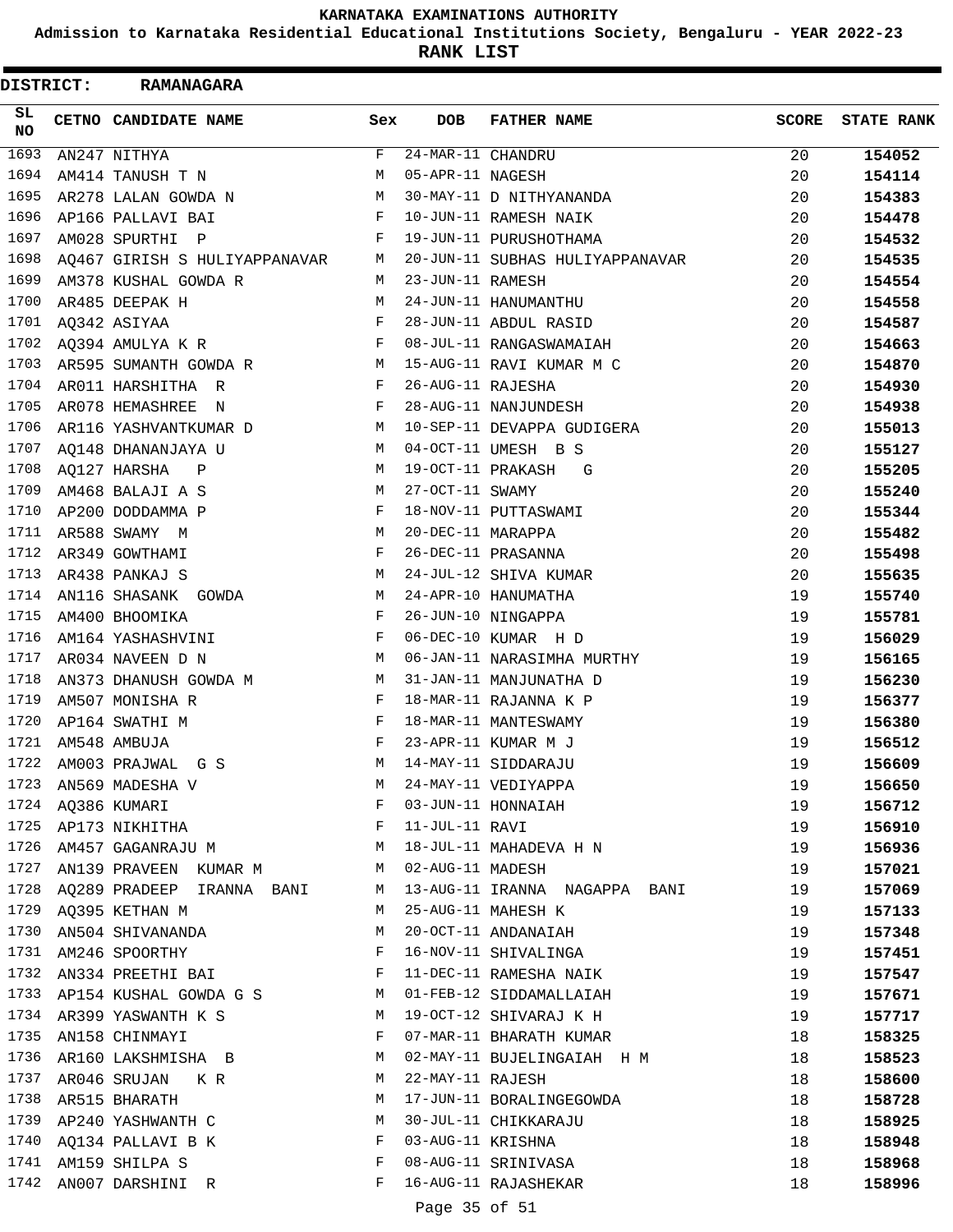# KARNATAKA EXAMINATIONS AUTHORITY

**Admission to Karnataka Residential Educational Institutions Society, Bengaluru - YEAR 2022-23**

**RANK LIST**

**DISTRICT: RAMANAGARA**

| SL NO | CETNO | CANDIDATE NAME | Sex | DOB | FATHER NAME | SCORE | STATE RANK |
|---|---|---|---|---|---|---|---|
| 1693 | AN247 | NITHYA | F | 24-MAR-11 | CHANDRU | 20 | 154052 |
| 1694 | AM414 | TANUSH T N | M | 05-APR-11 | NAGESH | 20 | 154114 |
| 1695 | AR278 | LALAN GOWDA N | M | 30-MAY-11 | D NITHYANANDA | 20 | 154383 |
| 1696 | AP166 | PALLAVI BAI | F | 10-JUN-11 | RAMESH NAIK | 20 | 154478 |
| 1697 | AM028 | SPURTHI P | F | 19-JUN-11 | PURUSHOTHAMA | 20 | 154532 |
| 1698 | AQ467 | GIRISH S HULIYAPPANAVAR | M | 20-JUN-11 | SUBHAS HULIYAPPANAVAR | 20 | 154535 |
| 1699 | AM378 | KUSHAL GOWDA R | M | 23-JUN-11 | RAMESH | 20 | 154554 |
| 1700 | AR485 | DEEPAK H | M | 24-JUN-11 | HANUMANTHU | 20 | 154558 |
| 1701 | AQ342 | ASIYAA | F | 28-JUN-11 | ABDUL RASID | 20 | 154587 |
| 1702 | AQ394 | AMULYA K R | F | 08-JUL-11 | RANGASWAMAIAH | 20 | 154663 |
| 1703 | AR595 | SUMANTH GOWDA R | M | 15-AUG-11 | RAVI KUMAR M C | 20 | 154870 |
| 1704 | AR011 | HARSHITHA R | F | 26-AUG-11 | RAJESHA | 20 | 154930 |
| 1705 | AR078 | HEMASHREE N | F | 28-AUG-11 | NANJUNDESH | 20 | 154938 |
| 1706 | AR116 | YASHVANTKUMAR D | M | 10-SEP-11 | DEVAPPA GUDIGERA | 20 | 155013 |
| 1707 | AQ148 | DHANANJAYA U | M | 04-OCT-11 | UMESH B S | 20 | 155127 |
| 1708 | AQ127 | HARSHA P | M | 19-OCT-11 | PRAKASH G | 20 | 155205 |
| 1709 | AM468 | BALAJI A S | M | 27-OCT-11 | SWAMY | 20 | 155240 |
| 1710 | AP200 | DODDAMMA P | F | 18-NOV-11 | PUTTASWAMI | 20 | 155344 |
| 1711 | AR588 | SWAMY M | M | 20-DEC-11 | MARAPPA | 20 | 155482 |
| 1712 | AR349 | GOWTHAMI | F | 26-DEC-11 | PRASANNA | 20 | 155498 |
| 1713 | AR438 | PANKAJ S | M | 24-JUL-12 | SHIVA KUMAR | 20 | 155635 |
| 1714 | AN116 | SHASANK GOWDA | M | 24-APR-10 | HANUMATHA | 19 | 155740 |
| 1715 | AM400 | BHOOMIKA | F | 26-JUN-10 | NINGAPPA | 19 | 155781 |
| 1716 | AM164 | YASHASHVINI | F | 06-DEC-10 | KUMAR H D | 19 | 156029 |
| 1717 | AR034 | NAVEEN D N | M | 06-JAN-11 | NARASIMHA MURTHY | 19 | 156165 |
| 1718 | AN373 | DHANUSH GOWDA M | M | 31-JAN-11 | MANJUNATHA D | 19 | 156230 |
| 1719 | AM507 | MONISHA R | F | 18-MAR-11 | RAJANNA K P | 19 | 156377 |
| 1720 | AP164 | SWATHI M | F | 18-MAR-11 | MANTESWAMY | 19 | 156380 |
| 1721 | AM548 | AMBUJA | F | 23-APR-11 | KUMAR M J | 19 | 156512 |
| 1722 | AM003 | PRAJWAL G S | M | 14-MAY-11 | SIDDARAJU | 19 | 156609 |
| 1723 | AN569 | MADESHA V | M | 24-MAY-11 | VEDIYAPPA | 19 | 156650 |
| 1724 | AQ386 | KUMARI | F | 03-JUN-11 | HONNAIAH | 19 | 156712 |
| 1725 | AP173 | NIKHITHA | F | 11-JUL-11 | RAVI | 19 | 156910 |
| 1726 | AM457 | GAGANRAJU M | M | 18-JUL-11 | MAHADEVA H N | 19 | 156936 |
| 1727 | AN139 | PRAVEEN KUMAR M | M | 02-AUG-11 | MADESH | 19 | 157021 |
| 1728 | AQ289 | PRADEEP IRANNA BANI | M | 13-AUG-11 | IRANNA NAGAPPA BANI | 19 | 157069 |
| 1729 | AQ395 | KETHAN M | M | 25-AUG-11 | MAHESH K | 19 | 157133 |
| 1730 | AN504 | SHIVANANDA | M | 20-OCT-11 | ANDANAIAH | 19 | 157348 |
| 1731 | AM246 | SPOORTHY | F | 16-NOV-11 | SHIVALINGA | 19 | 157451 |
| 1732 | AN334 | PREETHI BAI | F | 11-DEC-11 | RAMESHA NAIK | 19 | 157547 |
| 1733 | AP154 | KUSHAL GOWDA G S | M | 01-FEB-12 | SIDDAMALLAIAH | 19 | 157671 |
| 1734 | AR399 | YASWANTH K S | M | 19-OCT-12 | SHIVARAJ K H | 19 | 157717 |
| 1735 | AN158 | CHINMAYI | F | 07-MAR-11 | BHARATH KUMAR | 18 | 158325 |
| 1736 | AR160 | LAKSHMISHA B | M | 02-MAY-11 | BUJELINGAIAH H M | 18 | 158523 |
| 1737 | AR046 | SRUJAN K R | M | 22-MAY-11 | RAJESH | 18 | 158600 |
| 1738 | AR515 | BHARATH | M | 17-JUN-11 | BORALINGEGOWDA | 18 | 158728 |
| 1739 | AP240 | YASHWANTH C | M | 30-JUL-11 | CHIKKARAJU | 18 | 158925 |
| 1740 | AQ134 | PALLAVI B K | F | 03-AUG-11 | KRISHNA | 18 | 158948 |
| 1741 | AM159 | SHILPA S | F | 08-AUG-11 | SRINIVASA | 18 | 158968 |
| 1742 | AN007 | DARSHINI R | F | 16-AUG-11 | RAJASHEKAR | 18 | 158996 |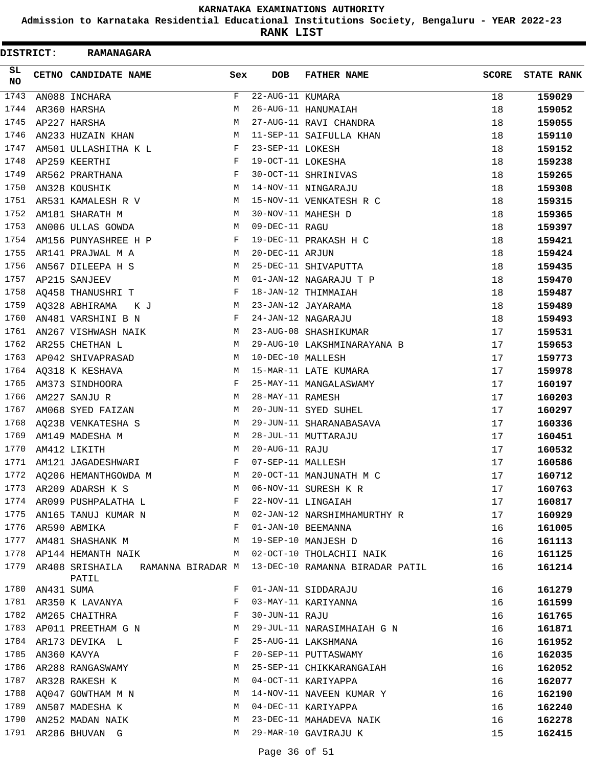# KARNATAKA EXAMINATIONS AUTHORITY

## Admission to Karnataka Residential Educational Institutions Society, Bengaluru - YEAR 2022-23

## RANK LIST

**DISTRICT: RAMANAGARA**

| SL NO | CETNO | CANDIDATE NAME | Sex | DOB | FATHER NAME | SCORE | STATE RANK |
|---|---|---|---|---|---|---|---|
| 1743 | AN088 | INCHARA | F | 22-AUG-11 | KUMARA | 18 | 159029 |
| 1744 | AR360 | HARSHA | M | 26-AUG-11 | HANUMAIAH | 18 | 159052 |
| 1745 | AP227 | HARSHA | M | 27-AUG-11 | RAVI CHANDRA | 18 | 159055 |
| 1746 | AN233 | HUZAIN KHAN | M | 11-SEP-11 | SAIFULLA KHAN | 18 | 159110 |
| 1747 | AM501 | ULLASHITHA K L | F | 23-SEP-11 | LOKESH | 18 | 159152 |
| 1748 | AP259 | KEERTHI | F | 19-OCT-11 | LOKESHA | 18 | 159238 |
| 1749 | AR562 | PRARTHANA | F | 30-OCT-11 | SHRINIVAS | 18 | 159265 |
| 1750 | AN328 | KOUSHIK | M | 14-NOV-11 | NINGARAJU | 18 | 159308 |
| 1751 | AR531 | KAMALESH R V | M | 15-NOV-11 | VENKATESH R C | 18 | 159315 |
| 1752 | AM181 | SHARATH M | M | 30-NOV-11 | MAHESH D | 18 | 159365 |
| 1753 | AN006 | ULLAS GOWDA | M | 09-DEC-11 | RAGU | 18 | 159397 |
| 1754 | AM156 | PUNYASHREE H P | F | 19-DEC-11 | PRAKASH H C | 18 | 159421 |
| 1755 | AR141 | PRAJWAL M A | M | 20-DEC-11 | ARJUN | 18 | 159424 |
| 1756 | AN567 | DILEEPA H S | M | 25-DEC-11 | SHIVAPUTTA | 18 | 159435 |
| 1757 | AP215 | SANJEEV | M | 01-JAN-12 | NAGARAJU T P | 18 | 159470 |
| 1758 | AQ458 | THANUSHRI T | F | 18-JAN-12 | THIMMAIAH | 18 | 159487 |
| 1759 | AQ328 | ABHIRAMA K J | M | 23-JAN-12 | JAYARAMA | 18 | 159489 |
| 1760 | AN481 | VARSHINI B N | F | 24-JAN-12 | NAGARAJU | 18 | 159493 |
| 1761 | AN267 | VISHWASH NAIK | M | 23-AUG-08 | SHASHIKUMAR | 17 | 159531 |
| 1762 | AR255 | CHETHAN L | M | 29-AUG-10 | LAKSHMINARAYANA B | 17 | 159653 |
| 1763 | AP042 | SHIVAPRASAD | M | 10-DEC-10 | MALLESH | 17 | 159773 |
| 1764 | AQ318 | K KESHAVA | M | 15-MAR-11 | LATE KUMARA | 17 | 159978 |
| 1765 | AM373 | SINDHOORA | F | 25-MAY-11 | MANGALASWAMY | 17 | 160197 |
| 1766 | AM227 | SANJU R | M | 28-MAY-11 | RAMESH | 17 | 160203 |
| 1767 | AM068 | SYED FAIZAN | M | 20-JUN-11 | SYED SUHEL | 17 | 160297 |
| 1768 | AQ238 | VENKATESHA S | M | 29-JUN-11 | SHARANABASAVA | 17 | 160336 |
| 1769 | AM149 | MADESHA M | M | 28-JUL-11 | MUTTARAJU | 17 | 160451 |
| 1770 | AM412 | LIKITH | M | 20-AUG-11 | RAJU | 17 | 160532 |
| 1771 | AM121 | JAGADESHWARI | F | 07-SEP-11 | MALLESH | 17 | 160586 |
| 1772 | AQ206 | HEMANTHGOWDA M | M | 20-OCT-11 | MANJUNATH M C | 17 | 160712 |
| 1773 | AR209 | ADARSH K S | M | 06-NOV-11 | SURESH K R | 17 | 160763 |
| 1774 | AR099 | PUSHPALATHA L | F | 22-NOV-11 | LINGAIAH | 17 | 160817 |
| 1775 | AN165 | TANUJ KUMAR N | M | 02-JAN-12 | NARSHIMHAMURTHY R | 17 | 160929 |
| 1776 | AR590 | ABMIKA | F | 01-JAN-10 | BEEMANNA | 16 | 161005 |
| 1777 | AM481 | SHASHANK M | M | 19-SEP-10 | MANJESH D | 16 | 161113 |
| 1778 | AP144 | HEMANTH NAIK | M | 02-OCT-10 | THOLACHII NAIK | 16 | 161125 |
| 1779 | AR408 | SRISHAILA RAMANNA BIRADAR PATIL | M | 13-DEC-10 | RAMANNA BIRADAR PATIL | 16 | 161214 |
| 1780 | AN431 | SUMA | F | 01-JAN-11 | SIDDARAJU | 16 | 161279 |
| 1781 | AR350 | K LAVANYA | F | 03-MAY-11 | KARIYANNA | 16 | 161599 |
| 1782 | AM265 | CHAITHRA | F | 30-JUN-11 | RAJU | 16 | 161765 |
| 1783 | AP011 | PREETHAM G N | M | 29-JUL-11 | NARASIMHAIAH G N | 16 | 161871 |
| 1784 | AR173 | DEVIKA L | F | 25-AUG-11 | LAKSHMANA | 16 | 161952 |
| 1785 | AN360 | KAVYA | F | 20-SEP-11 | PUTTASWAMY | 16 | 162035 |
| 1786 | AR288 | RANGASWAMY | M | 25-SEP-11 | CHIKKARANGAIAH | 16 | 162052 |
| 1787 | AR328 | RAKESH K | M | 04-OCT-11 | KARIYAPPA | 16 | 162077 |
| 1788 | AQ047 | GOWTHAM M N | M | 14-NOV-11 | NAVEEN KUMAR Y | 16 | 162190 |
| 1789 | AN507 | MADESHA K | M | 04-DEC-11 | KARIYAPPA | 16 | 162240 |
| 1790 | AN252 | MADAN NAIK | M | 23-DEC-11 | MAHADEVA NAIK | 16 | 162278 |
| 1791 | AR286 | BHUVAN G | M | 29-MAR-10 | GAVIRAJU K | 15 | 162415 |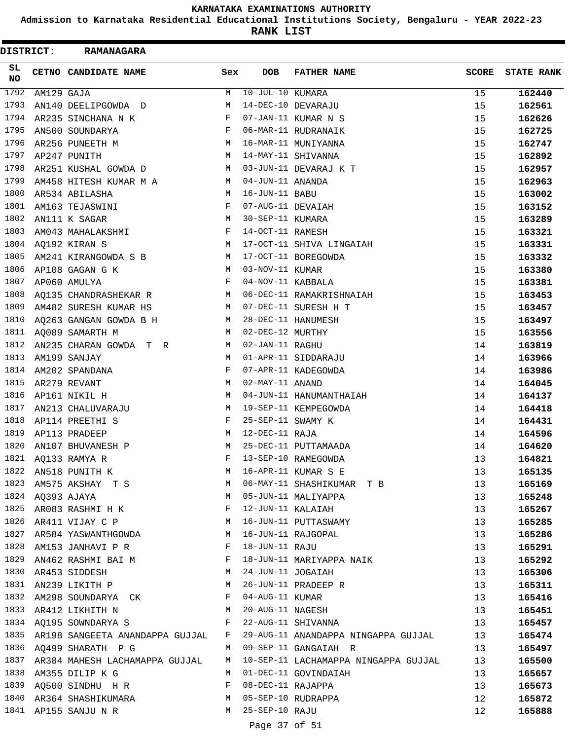# KARNATAKA EXAMINATIONS AUTHORITY

## Admission to Karnataka Residential Educational Institutions Society, Bengaluru - YEAR 2022-23

## RANK LIST

**DISTRICT: RAMANAGARA**

| SL NO | CETNO | CANDIDATE NAME | Sex | DOB | FATHER NAME | SCORE | STATE RANK |
|---|---|---|---|---|---|---|---|
| 1792 | AM129 | GAJA | M | 10-JUL-10 | KUMARA | 15 | **162440** |
| 1793 | AN140 | DEELIPGOWDA D | M | 14-DEC-10 | DEVARAJU | 15 | **162561** |
| 1794 | AR235 | SINCHANA N K | F | 07-JAN-11 | KUMAR N S | 15 | **162626** |
| 1795 | AN500 | SOUNDARYA | F | 06-MAR-11 | RUDRANAIK | 15 | **162725** |
| 1796 | AR256 | PUNEETH M | M | 16-MAR-11 | MUNIYANNA | 15 | **162747** |
| 1797 | AP247 | PUNITH | M | 14-MAY-11 | SHIVANNA | 15 | **162892** |
| 1798 | AR251 | KUSHAL GOWDA D | M | 03-JUN-11 | DEVARAJ K T | 15 | **162957** |
| 1799 | AM458 | HITESH KUMAR M A | M | 04-JUN-11 | ANANDA | 15 | **162963** |
| 1800 | AR534 | ABILASHA | M | 16-JUN-11 | BABU | 15 | **163002** |
| 1801 | AM163 | TEJASWINI | F | 07-AUG-11 | DEVAIAH | 15 | **163152** |
| 1802 | AN111 | K SAGAR | M | 30-SEP-11 | KUMARA | 15 | **163289** |
| 1803 | AM043 | MAHALAKSHMI | F | 14-OCT-11 | RAMESH | 15 | **163321** |
| 1804 | AQ192 | KIRAN S | M | 17-OCT-11 | SHIVA LINGAIAH | 15 | **163331** |
| 1805 | AM241 | KIRANGOWDA S B | M | 17-OCT-11 | BOREGOWDA | 15 | **163332** |
| 1806 | AP108 | GAGAN G K | M | 03-NOV-11 | KUMAR | 15 | **163380** |
| 1807 | AP060 | AMULYA | F | 04-NOV-11 | KABBALA | 15 | **163381** |
| 1808 | AQ135 | CHANDRASHEKAR R | M | 06-DEC-11 | RAMAKRISHNAIAH | 15 | **163453** |
| 1809 | AM482 | SURESH KUMAR HS | M | 07-DEC-11 | SURESH H T | 15 | **163457** |
| 1810 | AQ263 | GANGAN GOWDA B H | M | 28-DEC-11 | HANUMESH | 15 | **163497** |
| 1811 | AQ089 | SAMARTH M | M | 02-DEC-12 | MURTHY | 15 | **163556** |
| 1812 | AN235 | CHARAN GOWDA T R | M | 02-JAN-11 | RAGHU | 14 | **163819** |
| 1813 | AM199 | SANJAY | M | 01-APR-11 | SIDDARAJU | 14 | **163966** |
| 1814 | AM202 | SPANDANA | F | 07-APR-11 | KADEGOWDA | 14 | **163986** |
| 1815 | AR279 | REVANT | M | 02-MAY-11 | ANAND | 14 | **164045** |
| 1816 | AP161 | NIKIL H | M | 04-JUN-11 | HANUMANTHAIAH | 14 | **164137** |
| 1817 | AN213 | CHALUVARAJU | M | 19-SEP-11 | KEMPEGOWDA | 14 | **164418** |
| 1818 | AP114 | PREETHI S | F | 25-SEP-11 | SWAMY K | 14 | **164431** |
| 1819 | AP113 | PRADEEP | M | 12-DEC-11 | RAJA | 14 | **164596** |
| 1820 | AN107 | BHUVANESH P | M | 25-DEC-11 | PUTTAMAADA | 14 | **164620** |
| 1821 | AQ133 | RAMYA R | F | 13-SEP-10 | RAMEGOWDA | 13 | **164821** |
| 1822 | AN518 | PUNITH K | M | 16-APR-11 | KUMAR S E | 13 | **165135** |
| 1823 | AM575 | AKSHAY T S | M | 06-MAY-11 | SHASHIKUMAR T B | 13 | **165169** |
| 1824 | AQ393 | AJAYA | M | 05-JUN-11 | MALIYAPPA | 13 | **165248** |
| 1825 | AR083 | RASHMI H K | F | 12-JUN-11 | KALAIAH | 13 | **165267** |
| 1826 | AR411 | VIJAY C P | M | 16-JUN-11 | PUTTASWAMY | 13 | **165285** |
| 1827 | AR584 | YASWANTHGOWDA | M | 16-JUN-11 | RAJGOPAL | 13 | **165286** |
| 1828 | AM153 | JANHAVI P R | F | 18-JUN-11 | RAJU | 13 | **165291** |
| 1829 | AN462 | RASHMI BAI M | F | 18-JUN-11 | MARIYAPPA NAIK | 13 | **165292** |
| 1830 | AR453 | SIDDESH | M | 24-JUN-11 | JOGAIAH | 13 | **165306** |
| 1831 | AN239 | LIKITH P | M | 26-JUN-11 | PRADEEP R | 13 | **165311** |
| 1832 | AM298 | SOUNDARYA CK | F | 04-AUG-11 | KUMAR | 13 | **165416** |
| 1833 | AR412 | LIKHITH N | M | 20-AUG-11 | NAGESH | 13 | **165451** |
| 1834 | AQ195 | SOWNDARYA S | F | 22-AUG-11 | SHIVANNA | 13 | **165457** |
| 1835 | AR198 | SANGEETA ANANDAPPA GUJJAL | F | 29-AUG-11 | ANANDAPPA NINGAPPA GUJJAL | 13 | **165474** |
| 1836 | AQ499 | SHARATH P G | M | 09-SEP-11 | GANGAIAH R | 13 | **165497** |
| 1837 | AR384 | MAHESH LACHAMAPPA GUJJAL | M | 10-SEP-11 | LACHAMAPPA NINGAPPA GUJJAL | 13 | **165500** |
| 1838 | AM355 | DILIP K G | M | 01-DEC-11 | GOVINDAIAH | 13 | **165657** |
| 1839 | AQ500 | SINDHU H R | F | 08-DEC-11 | RAJAPPA | 13 | **165673** |
| 1840 | AR364 | SHASHIKUMARA | M | 05-SEP-10 | RUDRAPPA | 12 | **165872** |
| 1841 | AP155 | SANJU N R | M | 25-SEP-10 | RAJU | 12 | **165888** |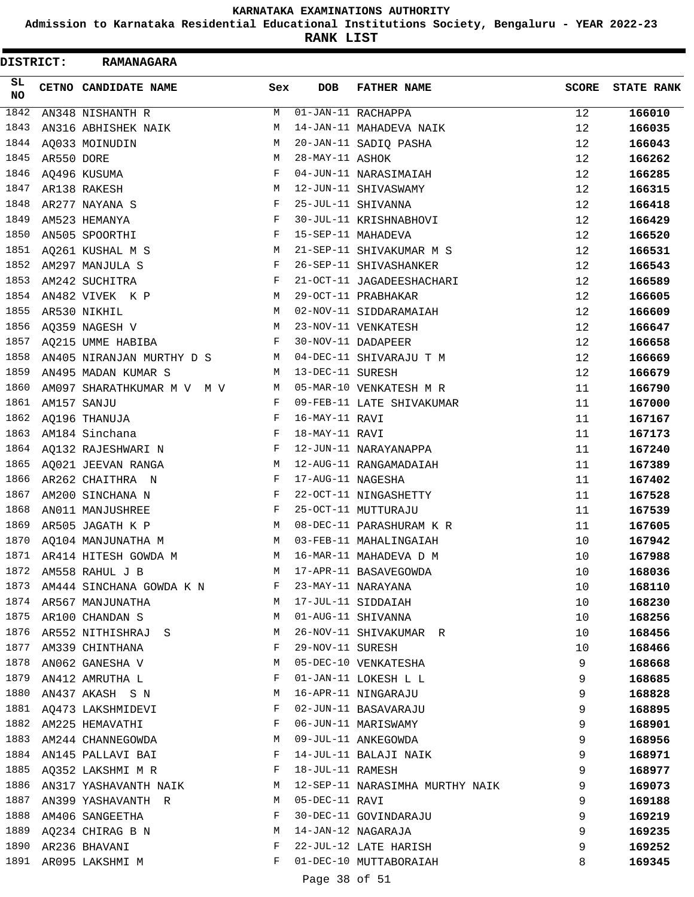# KARNATAKA EXAMINATIONS AUTHORITY

## Admission to Karnataka Residential Educational Institutions Society, Bengaluru - YEAR 2022-23

## RANK LIST

**DISTRICT: RAMANAGARA**

| SL NO | CETNO | CANDIDATE NAME | Sex | DOB | FATHER NAME | SCORE | STATE RANK |
|---|---|---|---|---|---|---|---|
| 1842 | AN348 | NISHANTH R | M | 01-JAN-11 | RACHAPPA | 12 | **166010** |
| 1843 | AN316 | ABHISHEK NAIK | M | 14-JAN-11 | MAHADEVA NAIK | 12 | **166035** |
| 1844 | AQ033 | MOINUDIN | M | 20-JAN-11 | SADIQ PASHA | 12 | **166043** |
| 1845 | AR550 | DORE | M | 28-MAY-11 | ASHOK | 12 | **166262** |
| 1846 | AQ496 | KUSUMA | F | 04-JUN-11 | NARASIMAIAH | 12 | **166285** |
| 1847 | AR138 | RAKESH | M | 12-JUN-11 | SHIVASWAMY | 12 | **166315** |
| 1848 | AR277 | NAYANA S | F | 25-JUL-11 | SHIVANNA | 12 | **166418** |
| 1849 | AM523 | HEMANYA | F | 30-JUL-11 | KRISHNABHOVI | 12 | **166429** |
| 1850 | AN505 | SPOORTHI | F | 15-SEP-11 | MAHADEVA | 12 | **166520** |
| 1851 | AQ261 | KUSHAL M S | M | 21-SEP-11 | SHIVAKUMAR M S | 12 | **166531** |
| 1852 | AM297 | MANJULA S | F | 26-SEP-11 | SHIVASHANKER | 12 | **166543** |
| 1853 | AM242 | SUCHITRA | F | 21-OCT-11 | JAGADEESHACHARI | 12 | **166589** |
| 1854 | AN482 | VIVEK K P | M | 29-OCT-11 | PRABHAKAR | 12 | **166605** |
| 1855 | AR530 | NIKHIL | M | 02-NOV-11 | SIDDARAMAIAH | 12 | **166609** |
| 1856 | AQ359 | NAGESH V | M | 23-NOV-11 | VENKATESH | 12 | **166647** |
| 1857 | AQ215 | UMME HABIBA | F | 30-NOV-11 | DADAPEER | 12 | **166658** |
| 1858 | AN405 | NIRANJAN MURTHY D S | M | 04-DEC-11 | SHIVARAJU T M | 12 | **166669** |
| 1859 | AN495 | MADAN KUMAR S | M | 13-DEC-11 | SURESH | 12 | **166679** |
| 1860 | AM097 | SHARATHKUMAR M V M V | M | 05-MAR-10 | VENKATESH M R | 11 | **166790** |
| 1861 | AM157 | SANJU | F | 09-FEB-11 | LATE SHIVAKUMAR | 11 | **167000** |
| 1862 | AQ196 | THANUJA | F | 16-MAY-11 | RAVI | 11 | **167167** |
| 1863 | AM184 | Sinchana | F | 18-MAY-11 | RAVI | 11 | **167173** |
| 1864 | AQ132 | RAJESHWARI N | F | 12-JUN-11 | NARAYANAPPA | 11 | **167240** |
| 1865 | AQ021 | JEEVAN RANGA | M | 12-AUG-11 | RANGAMADAIAH | 11 | **167389** |
| 1866 | AR262 | CHAITHRA N | F | 17-AUG-11 | NAGESHA | 11 | **167402** |
| 1867 | AM200 | SINCHANA N | F | 22-OCT-11 | NINGASHETTY | 11 | **167528** |
| 1868 | AN011 | MANJUSHREE | F | 25-OCT-11 | MUTTURAJU | 11 | **167539** |
| 1869 | AR505 | JAGATH K P | M | 08-DEC-11 | PARASHURAM K R | 11 | **167605** |
| 1870 | AQ104 | MANJUNATHA M | M | 03-FEB-11 | MAHALINGAIAH | 10 | **167942** |
| 1871 | AR414 | HITESH GOWDA M | M | 16-MAR-11 | MAHADEVA D M | 10 | **167988** |
| 1872 | AM558 | RAHUL J B | M | 17-APR-11 | BASAVEGOWDA | 10 | **168036** |
| 1873 | AM444 | SINCHANA GOWDA K N | F | 23-MAY-11 | NARAYANA | 10 | **168110** |
| 1874 | AR567 | MANJUNATHA | M | 17-JUL-11 | SIDDAIAH | 10 | **168230** |
| 1875 | AR100 | CHANDAN S | M | 01-AUG-11 | SHIVANNA | 10 | **168256** |
| 1876 | AR552 | NITHISHRAJ S | M | 26-NOV-11 | SHIVAKUMAR R | 10 | **168456** |
| 1877 | AM339 | CHINTHANA | F | 29-NOV-11 | SURESH | 10 | **168466** |
| 1878 | AN062 | GANESHA V | M | 05-DEC-10 | VENKATESHA | 9 | **168668** |
| 1879 | AN412 | AMRUTHA L | F | 01-JAN-11 | LOKESH L L | 9 | **168685** |
| 1880 | AN437 | AKASH S N | M | 16-APR-11 | NINGARAJU | 9 | **168828** |
| 1881 | AQ473 | LAKSHMIDEVI | F | 02-JUN-11 | BASAVARAJU | 9 | **168895** |
| 1882 | AM225 | HEMAVATHI | F | 06-JUN-11 | MARISWAMY | 9 | **168901** |
| 1883 | AM244 | CHANNEGOWDA | M | 09-JUL-11 | ANKEGOWDA | 9 | **168956** |
| 1884 | AN145 | PALLAVI BAI | F | 14-JUL-11 | BALAJI NAIK | 9 | **168971** |
| 1885 | AQ352 | LAKSHMI M R | F | 18-JUL-11 | RAMESH | 9 | **168977** |
| 1886 | AN317 | YASHAVANTH NAIK | M | 12-SEP-11 | NARASIMHA MURTHY NAIK | 9 | **169073** |
| 1887 | AN399 | YASHAVANTH R | M | 05-DEC-11 | RAVI | 9 | **169188** |
| 1888 | AM406 | SANGEETHA | F | 30-DEC-11 | GOVINDARAJU | 9 | **169219** |
| 1889 | AQ234 | CHIRAG B N | M | 14-JAN-12 | NAGARAJA | 9 | **169235** |
| 1890 | AR236 | BHAVANI | F | 22-JUL-12 | LATE HARISH | 9 | **169252** |
| 1891 | AR095 | LAKSHMI M | F | 01-DEC-10 | MUTTABORAIAH | 8 | **169345** |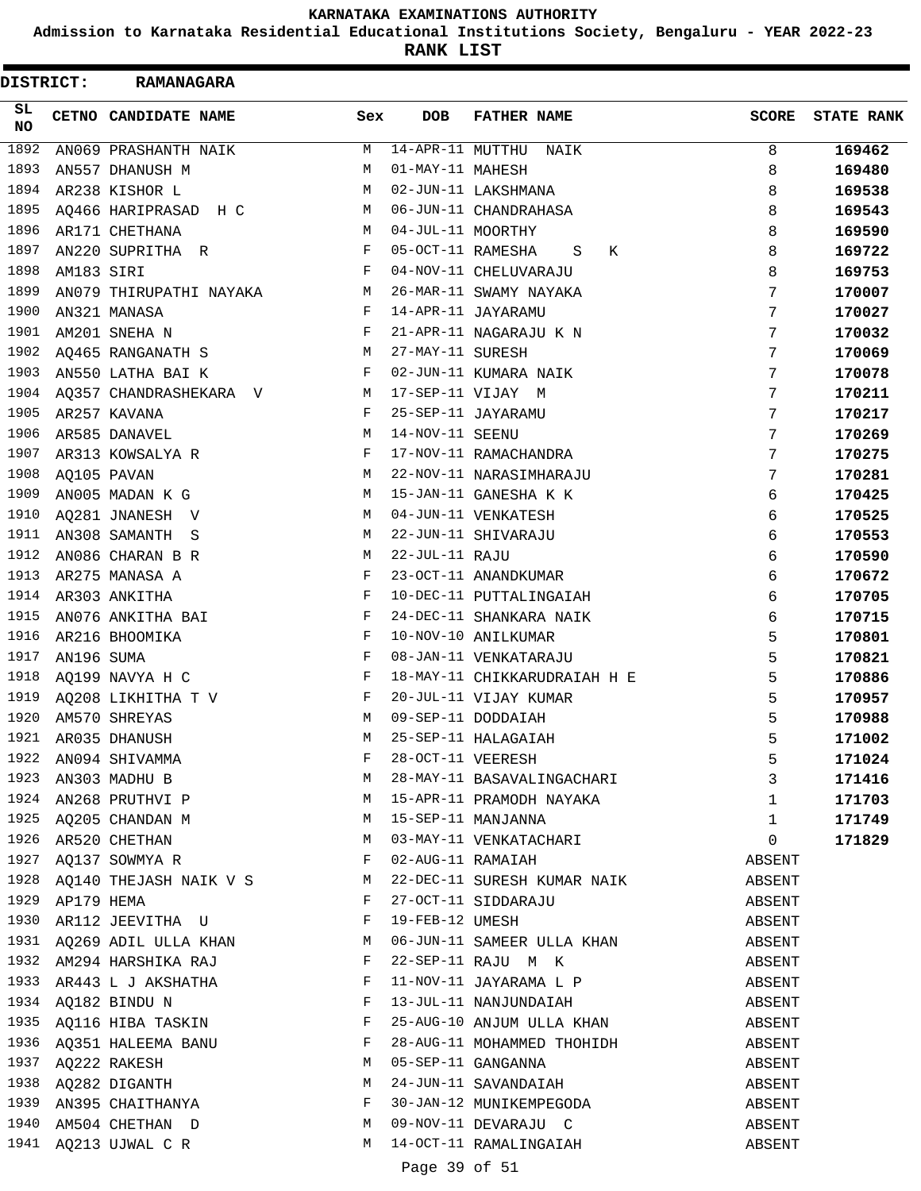# KARNATAKA EXAMINATIONS AUTHORITY

**Admission to Karnataka Residential Educational Institutions Society, Bengaluru - YEAR 2022-23**

**RANK LIST**

**DISTRICT: RAMANAGARA**

| SL NO | CETNO | CANDIDATE NAME | Sex | DOB | FATHER NAME | SCORE | STATE RANK |
|---|---|---|---|---|---|---|---|
| 1892 | AN069 | PRASHANTH NAIK | M | 14-APR-11 | MUTTHU NAIK | 8 | **169462** |
| 1893 | AN557 | DHANUSH M | M | 01-MAY-11 | MAHESH | 8 | **169480** |
| 1894 | AR238 | KISHOR L | M | 02-JUN-11 | LAKSHMANA | 8 | **169538** |
| 1895 | AQ466 | HARIPRASAD H C | M | 06-JUN-11 | CHANDRAHASA | 8 | **169543** |
| 1896 | AR171 | CHETHANA | M | 04-JUL-11 | MOORTHY | 8 | **169590** |
| 1897 | AN220 | SUPRITHA R | F | 05-OCT-11 | RAMESHA S K | 8 | **169722** |
| 1898 | AM183 | SIRI | F | 04-NOV-11 | CHELUVARAJU | 8 | **169753** |
| 1899 | AN079 | THIRUPATHI NAYAKA | M | 26-MAR-11 | SWAMY NAYAKA | 7 | **170007** |
| 1900 | AN321 | MANASA | F | 14-APR-11 | JAYARAMU | 7 | **170027** |
| 1901 | AM201 | SNEHA N | F | 21-APR-11 | NAGARAJU K N | 7 | **170032** |
| 1902 | AQ465 | RANGANATH S | M | 27-MAY-11 | SURESH | 7 | **170069** |
| 1903 | AN550 | LATHA BAI K | F | 02-JUN-11 | KUMARA NAIK | 7 | **170078** |
| 1904 | AQ357 | CHANDRASHEKARA V | M | 17-SEP-11 | VIJAY M | 7 | **170211** |
| 1905 | AR257 | KAVANA | F | 25-SEP-11 | JAYARAMU | 7 | **170217** |
| 1906 | AR585 | DANAVEL | M | 14-NOV-11 | SEENU | 7 | **170269** |
| 1907 | AR313 | KOWSALYA R | F | 17-NOV-11 | RAMACHANDRA | 7 | **170275** |
| 1908 | AQ105 | PAVAN | M | 22-NOV-11 | NARASIMHARAJU | 7 | **170281** |
| 1909 | AN005 | MADAN K G | M | 15-JAN-11 | GANESHA K K | 6 | **170425** |
| 1910 | AQ281 | JNANESH V | M | 04-JUN-11 | VENKATESH | 6 | **170525** |
| 1911 | AN308 | SAMANTH S | M | 22-JUN-11 | SHIVARAJU | 6 | **170553** |
| 1912 | AN086 | CHARAN B R | M | 22-JUL-11 | RAJU | 6 | **170590** |
| 1913 | AR275 | MANASA A | F | 23-OCT-11 | ANANDKUMAR | 6 | **170672** |
| 1914 | AR303 | ANKITHA | F | 10-DEC-11 | PUTTALINGAIAH | 6 | **170705** |
| 1915 | AN076 | ANKITHA BAI | F | 24-DEC-11 | SHANKARA NAIK | 6 | **170715** |
| 1916 | AR216 | BHOOMIKA | F | 10-NOV-10 | ANILKUMAR | 5 | **170801** |
| 1917 | AN196 | SUMA | F | 08-JAN-11 | VENKATARAJU | 5 | **170821** |
| 1918 | AQ199 | NAVYA H C | F | 18-MAY-11 | CHIKKARUDRAIAH H E | 5 | **170886** |
| 1919 | AQ208 | LIKHITHA T V | F | 20-JUL-11 | VIJAY KUMAR | 5 | **170957** |
| 1920 | AM570 | SHREYAS | M | 09-SEP-11 | DODDAIAH | 5 | **170988** |
| 1921 | AR035 | DHANUSH | M | 25-SEP-11 | HALAGAIAH | 5 | **171002** |
| 1922 | AN094 | SHIVAMMA | F | 28-OCT-11 | VEERESH | 5 | **171024** |
| 1923 | AN303 | MADHU B | M | 28-MAY-11 | BASAVALINGACHARI | 3 | **171416** |
| 1924 | AN268 | PRUTHVI P | M | 15-APR-11 | PRAMODH NAYAKA | 1 | **171703** |
| 1925 | AQ205 | CHANDAN M | M | 15-SEP-11 | MANJANNA | 1 | **171749** |
| 1926 | AR520 | CHETHAN | M | 03-MAY-11 | VENKATACHARI | 0 | **171829** |
| 1927 | AQ137 | SOWMYA R | F | 02-AUG-11 | RAMAIAH | ABSENT | |
| 1928 | AQ140 | THEJASH NAIK V S | M | 22-DEC-11 | SURESH KUMAR NAIK | ABSENT | |
| 1929 | AP179 | HEMA | F | 27-OCT-11 | SIDDARAJU | ABSENT | |
| 1930 | AR112 | JEEVITHA U | F | 19-FEB-12 | UMESH | ABSENT | |
| 1931 | AQ269 | ADIL ULLA KHAN | M | 06-JUN-11 | SAMEER ULLA KHAN | ABSENT | |
| 1932 | AM294 | HARSHIKA RAJ | F | 22-SEP-11 | RAJU M K | ABSENT | |
| 1933 | AR443 | L J AKSHATHA | F | 11-NOV-11 | JAYARAMA L P | ABSENT | |
| 1934 | AQ182 | BINDU N | F | 13-JUL-11 | NANJUNDAIAH | ABSENT | |
| 1935 | AQ116 | HIBA TASKIN | F | 25-AUG-10 | ANJUM ULLA KHAN | ABSENT | |
| 1936 | AQ351 | HALEEMA BANU | F | 28-AUG-11 | MOHAMMED THOHIDH | ABSENT | |
| 1937 | AQ222 | RAKESH | M | 05-SEP-11 | GANGANNA | ABSENT | |
| 1938 | AQ282 | DIGANTH | M | 24-JUN-11 | SAVANDAIAH | ABSENT | |
| 1939 | AN395 | CHAITHANYA | F | 30-JAN-12 | MUNIKEMPEGODA | ABSENT | |
| 1940 | AM504 | CHETHAN D | M | 09-NOV-11 | DEVARAJU C | ABSENT | |
| 1941 | AQ213 | UJWAL C R | M | 14-OCT-11 | RAMALINGAIAH | ABSENT | |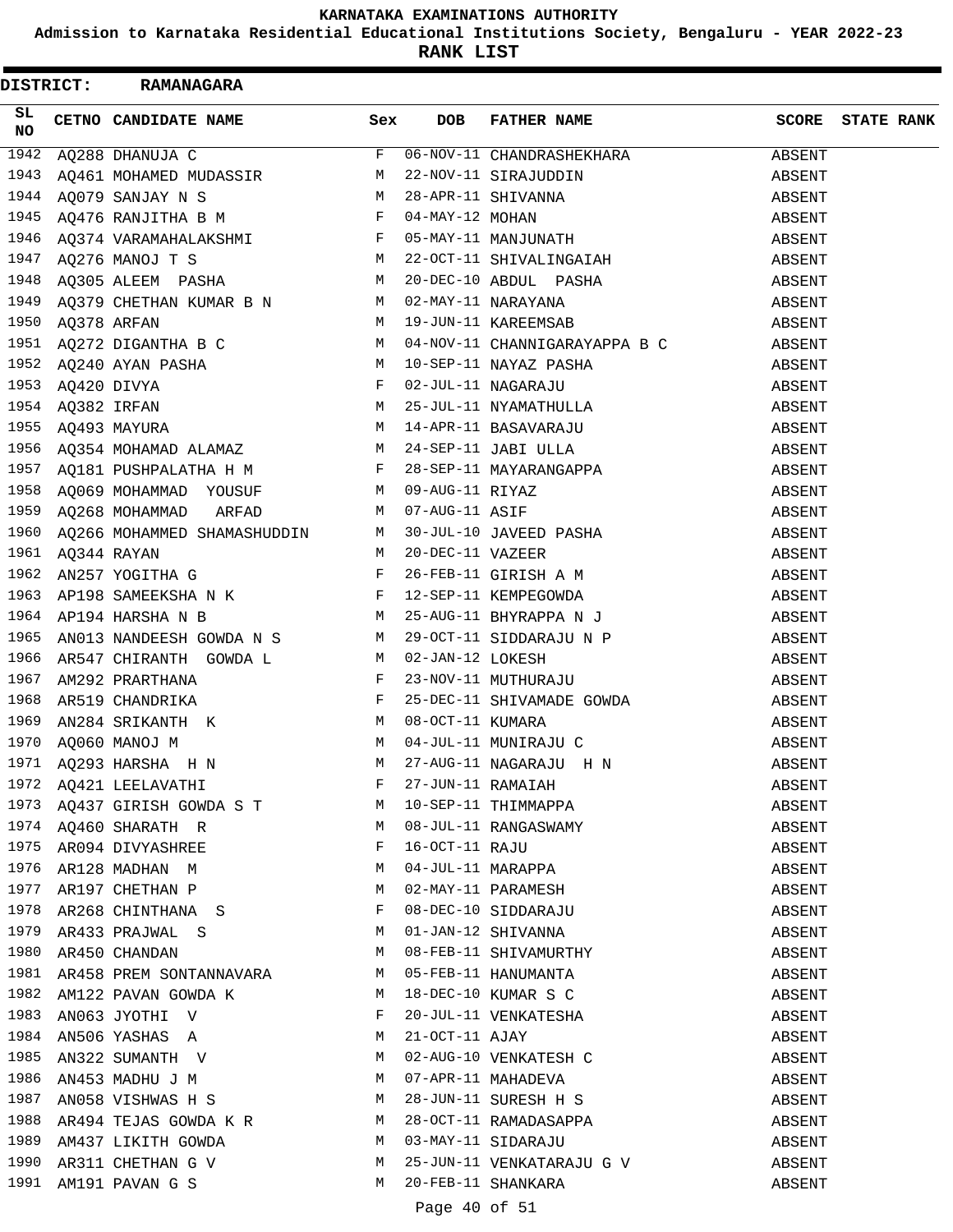# KARNATAKA EXAMINATIONS AUTHORITY

**Admission to Karnataka Residential Educational Institutions Society, Bengaluru - YEAR 2022-23**

**RANK LIST**

**DISTRICT: RAMANAGARA**

| SL NO | CETNO | CANDIDATE NAME | Sex | DOB | FATHER NAME | SCORE | STATE RANK |
|---|---|---|---|---|---|---|---|
| 1942 | AQ288 | DHANUJA C | F | 06-NOV-11 | CHANDRASHEKHARA | ABSENT | |
| 1943 | AQ461 | MOHAMED MUDASSIR | M | 22-NOV-11 | SIRAJUDDIN | ABSENT | |
| 1944 | AQ079 | SANJAY N S | M | 28-APR-11 | SHIVANNA | ABSENT | |
| 1945 | AQ476 | RANJITHA B M | F | 04-MAY-12 | MOHAN | ABSENT | |
| 1946 | AQ374 | VARAMAHALAKSHMI | F | 05-MAY-11 | MANJUNATH | ABSENT | |
| 1947 | AQ276 | MANOJ T S | M | 22-OCT-11 | SHIVALINGAIAH | ABSENT | |
| 1948 | AQ305 | ALEEM PASHA | M | 20-DEC-10 | ABDUL PASHA | ABSENT | |
| 1949 | AQ379 | CHETHAN KUMAR B N | M | 02-MAY-11 | NARAYANA | ABSENT | |
| 1950 | AQ378 | ARFAN | M | 19-JUN-11 | KAREEMSAB | ABSENT | |
| 1951 | AQ272 | DIGANTHA B C | M | 04-NOV-11 | CHANNIGARAYAPPA B C | ABSENT | |
| 1952 | AQ240 | AYAN PASHA | M | 10-SEP-11 | NAYAZ PASHA | ABSENT | |
| 1953 | AQ420 | DIVYA | F | 02-JUL-11 | NAGARAJU | ABSENT | |
| 1954 | AQ382 | IRFAN | M | 25-JUL-11 | NYAMATHULLA | ABSENT | |
| 1955 | AQ493 | MAYURA | M | 14-APR-11 | BASAVARAJU | ABSENT | |
| 1956 | AQ354 | MOHAMAD ALAMAZ | M | 24-SEP-11 | JABI ULLA | ABSENT | |
| 1957 | AQ181 | PUSHPALATHA H M | F | 28-SEP-11 | MAYARANGAPPA | ABSENT | |
| 1958 | AQ069 | MOHAMMAD YOUSUF | M | 09-AUG-11 | RIYAZ | ABSENT | |
| 1959 | AQ268 | MOHAMMAD ARFAD | M | 07-AUG-11 | ASIF | ABSENT | |
| 1960 | AQ266 | MOHAMMED SHAMASHUDDIN | M | 30-JUL-10 | JAVEED PASHA | ABSENT | |
| 1961 | AQ344 | RAYAN | M | 20-DEC-11 | VAZEER | ABSENT | |
| 1962 | AN257 | YOGITHA G | F | 26-FEB-11 | GIRISH A M | ABSENT | |
| 1963 | AP198 | SAMEEKSHA N K | F | 12-SEP-11 | KEMPEGOWDA | ABSENT | |
| 1964 | AP194 | HARSHA N B | M | 25-AUG-11 | BHYRAPPA N J | ABSENT | |
| 1965 | AN013 | NANDEESH GOWDA N S | M | 29-OCT-11 | SIDDARAJU N P | ABSENT | |
| 1966 | AR547 | CHIRANTH GOWDA L | M | 02-JAN-12 | LOKESH | ABSENT | |
| 1967 | AM292 | PRARTHANA | F | 23-NOV-11 | MUTHURAJU | ABSENT | |
| 1968 | AR519 | CHANDRIKA | F | 25-DEC-11 | SHIVAMADE GOWDA | ABSENT | |
| 1969 | AN284 | SRIKANTH K | M | 08-OCT-11 | KUMARA | ABSENT | |
| 1970 | AQ060 | MANOJ M | M | 04-JUL-11 | MUNIRAJU C | ABSENT | |
| 1971 | AQ293 | HARSHA H N | M | 27-AUG-11 | NAGARAJU H N | ABSENT | |
| 1972 | AQ421 | LEELAVATHI | F | 27-JUN-11 | RAMAIAH | ABSENT | |
| 1973 | AQ437 | GIRISH GOWDA S T | M | 10-SEP-11 | THIMMAPPA | ABSENT | |
| 1974 | AQ460 | SHARATH R | M | 08-JUL-11 | RANGASWAMY | ABSENT | |
| 1975 | AR094 | DIVYASHREE | F | 16-OCT-11 | RAJU | ABSENT | |
| 1976 | AR128 | MADHAN M | M | 04-JUL-11 | MARAPPA | ABSENT | |
| 1977 | AR197 | CHETHAN P | M | 02-MAY-11 | PARAMESH | ABSENT | |
| 1978 | AR268 | CHINTHANA S | F | 08-DEC-10 | SIDDARAJU | ABSENT | |
| 1979 | AR433 | PRAJWAL S | M | 01-JAN-12 | SHIVANNA | ABSENT | |
| 1980 | AR450 | CHANDAN | M | 08-FEB-11 | SHIVAMURTHY | ABSENT | |
| 1981 | AR458 | PREM SONTANNAVARA | M | 05-FEB-11 | HANUMANTA | ABSENT | |
| 1982 | AM122 | PAVAN GOWDA K | M | 18-DEC-10 | KUMAR S C | ABSENT | |
| 1983 | AN063 | JYOTHI V | F | 20-JUL-11 | VENKATESHA | ABSENT | |
| 1984 | AN506 | YASHAS A | M | 21-OCT-11 | AJAY | ABSENT | |
| 1985 | AN322 | SUMANTH V | M | 02-AUG-10 | VENKATESH C | ABSENT | |
| 1986 | AN453 | MADHU J M | M | 07-APR-11 | MAHADEVA | ABSENT | |
| 1987 | AN058 | VISHWAS H S | M | 28-JUN-11 | SURESH H S | ABSENT | |
| 1988 | AR494 | TEJAS GOWDA K R | M | 28-OCT-11 | RAMADASAPPA | ABSENT | |
| 1989 | AM437 | LIKITH GOWDA | M | 03-MAY-11 | SIDARAJU | ABSENT | |
| 1990 | AR311 | CHETHAN G V | M | 25-JUN-11 | VENKATARAJU G V | ABSENT | |
| 1991 | AM191 | PAVAN G S | M | 20-FEB-11 | SHANKARA | ABSENT | |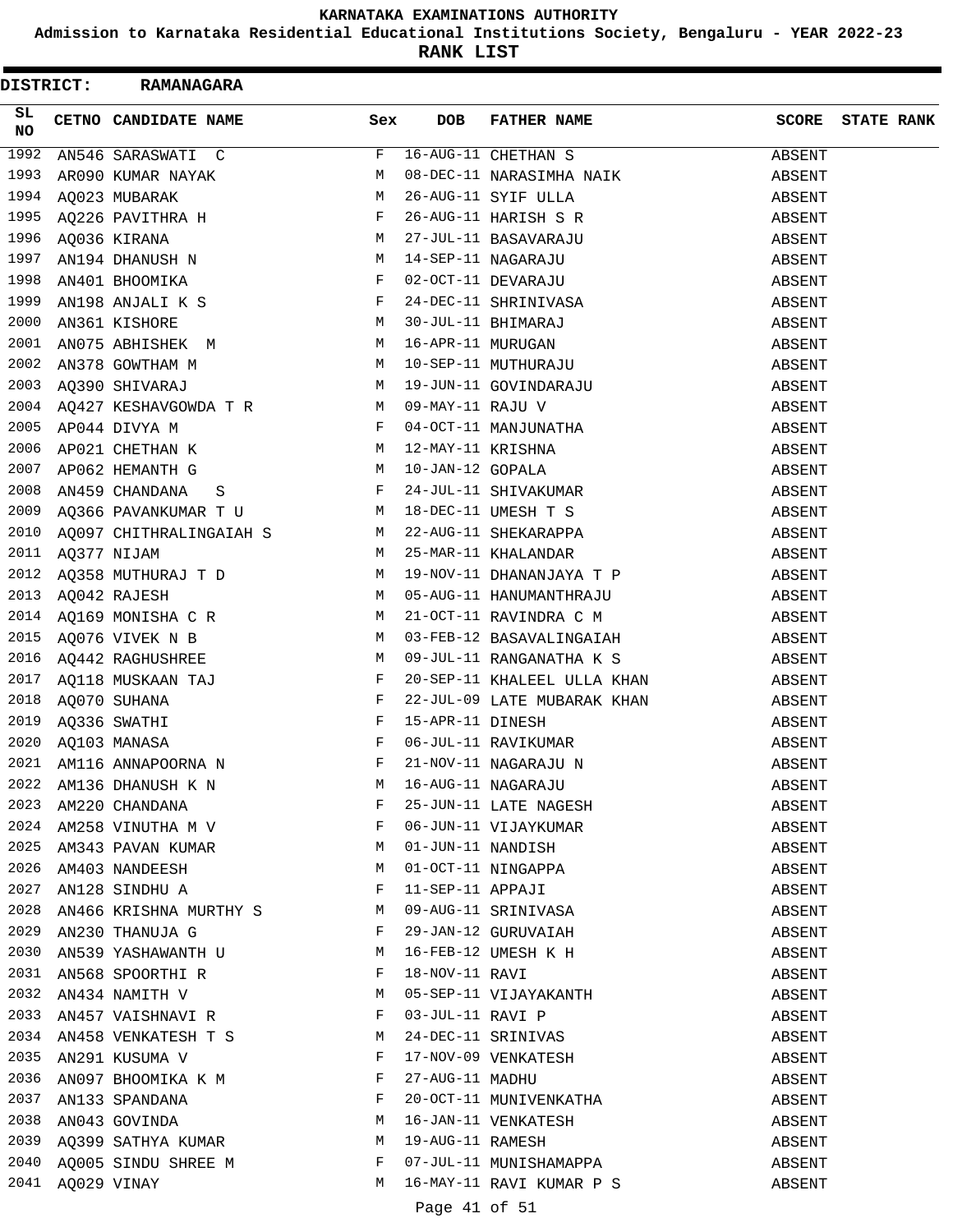# KARNATAKA EXAMINATIONS AUTHORITY

**Admission to Karnataka Residential Educational Institutions Society, Bengaluru - YEAR 2022-23**

**RANK LIST**

**DISTRICT: RAMANAGARA**

| SL NO | CETNO | CANDIDATE NAME | Sex | DOB | FATHER NAME | SCORE | STATE RANK |
|---|---|---|---|---|---|---|---|
| 1992 | AN546 | SARASWATI C | F | 16-AUG-11 | CHETHAN S | ABSENT | |
| 1993 | AR090 | KUMAR NAYAK | M | 08-DEC-11 | NARASIMHA NAIK | ABSENT | |
| 1994 | AQ023 | MUBARAK | M | 26-AUG-11 | SYIF ULLA | ABSENT | |
| 1995 | AQ226 | PAVITHRA H | F | 26-AUG-11 | HARISH S R | ABSENT | |
| 1996 | AQ036 | KIRANA | M | 27-JUL-11 | BASAVARAJU | ABSENT | |
| 1997 | AN194 | DHANUSH N | M | 14-SEP-11 | NAGARAJU | ABSENT | |
| 1998 | AN401 | BHOOMIKA | F | 02-OCT-11 | DEVARAJU | ABSENT | |
| 1999 | AN198 | ANJALI K S | F | 24-DEC-11 | SHRINIVASA | ABSENT | |
| 2000 | AN361 | KISHORE | M | 30-JUL-11 | BHIMARAJ | ABSENT | |
| 2001 | AN075 | ABHISHEK M | M | 16-APR-11 | MURUGAN | ABSENT | |
| 2002 | AN378 | GOWTHAM M | M | 10-SEP-11 | MUTHURAJU | ABSENT | |
| 2003 | AQ390 | SHIVARAJ | M | 19-JUN-11 | GOVINDARAJU | ABSENT | |
| 2004 | AQ427 | KESHAVGOWDA T R | M | 09-MAY-11 | RAJU V | ABSENT | |
| 2005 | AP044 | DIVYA M | F | 04-OCT-11 | MANJUNATHA | ABSENT | |
| 2006 | AP021 | CHETHAN K | M | 12-MAY-11 | KRISHNA | ABSENT | |
| 2007 | AP062 | HEMANTH G | M | 10-JAN-12 | GOPALA | ABSENT | |
| 2008 | AN459 | CHANDANA S | F | 24-JUL-11 | SHIVAKUMAR | ABSENT | |
| 2009 | AQ366 | PAVANKUMAR T U | M | 18-DEC-11 | UMESH T S | ABSENT | |
| 2010 | AQ097 | CHITHRALINGAIAH S | M | 22-AUG-11 | SHEKARAPPA | ABSENT | |
| 2011 | AQ377 | NIJAM | M | 25-MAR-11 | KHALANDAR | ABSENT | |
| 2012 | AQ358 | MUTHURAJ T D | M | 19-NOV-11 | DHANANJAYA T P | ABSENT | |
| 2013 | AQ042 | RAJESH | M | 05-AUG-11 | HANUMANTHRAJU | ABSENT | |
| 2014 | AQ169 | MONISHA C R | M | 21-OCT-11 | RAVINDRA C M | ABSENT | |
| 2015 | AQ076 | VIVEK N B | M | 03-FEB-12 | BASAVALINGAIAH | ABSENT | |
| 2016 | AQ442 | RAGHUSHREE | M | 09-JUL-11 | RANGANATHA K S | ABSENT | |
| 2017 | AQ118 | MUSKAAN TAJ | F | 20-SEP-11 | KHALEEL ULLA KHAN | ABSENT | |
| 2018 | AQ070 | SUHANA | F | 22-JUL-09 | LATE MUBARAK KHAN | ABSENT | |
| 2019 | AQ336 | SWATHI | F | 15-APR-11 | DINESH | ABSENT | |
| 2020 | AQ103 | MANASA | F | 06-JUL-11 | RAVIKUMAR | ABSENT | |
| 2021 | AM116 | ANNAPOORNA N | F | 21-NOV-11 | NAGARAJU N | ABSENT | |
| 2022 | AM136 | DHANUSH K N | M | 16-AUG-11 | NAGARAJU | ABSENT | |
| 2023 | AM220 | CHANDANA | F | 25-JUN-11 | LATE NAGESH | ABSENT | |
| 2024 | AM258 | VINUTHA M V | F | 06-JUN-11 | VIJAYKUMAR | ABSENT | |
| 2025 | AM343 | PAVAN KUMAR | M | 01-JUN-11 | NANDISH | ABSENT | |
| 2026 | AM403 | NANDEESH | M | 01-OCT-11 | NINGAPPA | ABSENT | |
| 2027 | AN128 | SINDHU A | F | 11-SEP-11 | APPAJI | ABSENT | |
| 2028 | AN466 | KRISHNA MURTHY S | M | 09-AUG-11 | SRINIVASA | ABSENT | |
| 2029 | AN230 | THANUJA G | F | 29-JAN-12 | GURUVAIAH | ABSENT | |
| 2030 | AN539 | YASHAWANTH U | M | 16-FEB-12 | UMESH K H | ABSENT | |
| 2031 | AN568 | SPOORTHI R | F | 18-NOV-11 | RAVI | ABSENT | |
| 2032 | AN434 | NAMITH V | M | 05-SEP-11 | VIJAYAKANTH | ABSENT | |
| 2033 | AN457 | VAISHNAVI R | F | 03-JUL-11 | RAVI P | ABSENT | |
| 2034 | AN458 | VENKATESH T S | M | 24-DEC-11 | SRINIVAS | ABSENT | |
| 2035 | AN291 | KUSUMA V | F | 17-NOV-09 | VENKATESH | ABSENT | |
| 2036 | AN097 | BHOOMIKA K M | F | 27-AUG-11 | MADHU | ABSENT | |
| 2037 | AN133 | SPANDANA | F | 20-OCT-11 | MUNIVENKATHA | ABSENT | |
| 2038 | AN043 | GOVINDA | M | 16-JAN-11 | VENKATESH | ABSENT | |
| 2039 | AQ399 | SATHYA KUMAR | M | 19-AUG-11 | RAMESH | ABSENT | |
| 2040 | AQ005 | SINDU SHREE M | F | 07-JUL-11 | MUNISHAMAPPA | ABSENT | |
| 2041 | AQ029 | VINAY | M | 16-MAY-11 | RAVI KUMAR P S | ABSENT | |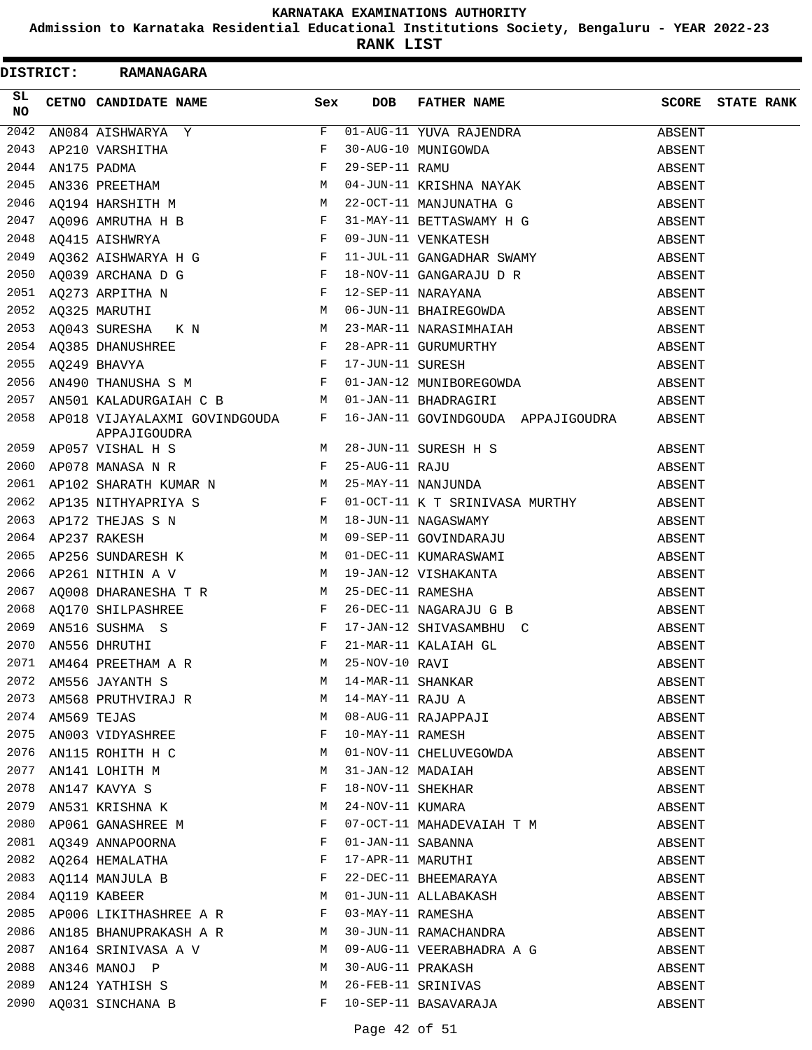KARNATAKA EXAMINATIONS AUTHORITY

Admission to Karnataka Residential Educational Institutions Society, Bengaluru - YEAR 2022-23

RANK LIST

DISTRICT: RAMANAGARA

| SL NO | CETNO | CANDIDATE NAME | Sex | DOB | FATHER NAME | SCORE | STATE RANK |
|---|---|---|---|---|---|---|---|
| 2042 | AN084 | AISHWARYA Y | F | 01-AUG-11 | YUVA RAJENDRA | ABSENT | |
| 2043 | AP210 | VARSHITHA | F | 30-AUG-10 | MUNIGOWDA | ABSENT | |
| 2044 | AN175 | PADMA | F | 29-SEP-11 | RAMU | ABSENT | |
| 2045 | AN336 | PREETHAM | M | 04-JUN-11 | KRISHNA NAYAK | ABSENT | |
| 2046 | AQ194 | HARSHITH M | M | 22-OCT-11 | MANJUNATHA G | ABSENT | |
| 2047 | AQ096 | AMRUTHA H B | F | 31-MAY-11 | BETTASWAMY H G | ABSENT | |
| 2048 | AQ415 | AISHWRYA | F | 09-JUN-11 | VENKATESH | ABSENT | |
| 2049 | AQ362 | AISHWARYA H G | F | 11-JUL-11 | GANGADHAR SWAMY | ABSENT | |
| 2050 | AQ039 | ARCHANA D G | F | 18-NOV-11 | GANGARAJU D R | ABSENT | |
| 2051 | AQ273 | ARPITHA N | F | 12-SEP-11 | NARAYANA | ABSENT | |
| 2052 | AQ325 | MARUTHI | M | 06-JUN-11 | BHAIREGOWDA | ABSENT | |
| 2053 | AQ043 | SURESHA K N | M | 23-MAR-11 | NARASIMHAIAH | ABSENT | |
| 2054 | AQ385 | DHANUSHREE | F | 28-APR-11 | GURUMURTHY | ABSENT | |
| 2055 | AQ249 | BHAVYA | F | 17-JUN-11 | SURESH | ABSENT | |
| 2056 | AN490 | THANUSHA S M | F | 01-JAN-12 | MUNIBOREGOWDA | ABSENT | |
| 2057 | AN501 | KALADURGAIAH C B | M | 01-JAN-11 | BHADRAGIRI | ABSENT | |
| 2058 | AP018 | VIJAYALAXMI GOVINDGOUDA APPAJIGOUDRA | F | 16-JAN-11 | GOVINDGOUDA APPAJIGOUDRA | ABSENT | |
| 2059 | AP057 | VISHAL H S | M | 28-JUN-11 | SURESH H S | ABSENT | |
| 2060 | AP078 | MANASA N R | F | 25-AUG-11 | RAJU | ABSENT | |
| 2061 | AP102 | SHARATH KUMAR N | M | 25-MAY-11 | NANJUNDA | ABSENT | |
| 2062 | AP135 | NITHYAPRIYA S | F | 01-OCT-11 | K T SRINIVASA MURTHY | ABSENT | |
| 2063 | AP172 | THEJAS S N | M | 18-JUN-11 | NAGASWAMY | ABSENT | |
| 2064 | AP237 | RAKESH | M | 09-SEP-11 | GOVINDARAJU | ABSENT | |
| 2065 | AP256 | SUNDARESH K | M | 01-DEC-11 | KUMARASWAMI | ABSENT | |
| 2066 | AP261 | NITHIN A V | M | 19-JAN-12 | VISHAKANTA | ABSENT | |
| 2067 | AQ008 | DHARANESHA T R | M | 25-DEC-11 | RAMESHA | ABSENT | |
| 2068 | AQ170 | SHILPASHREE | F | 26-DEC-11 | NAGARAJU G B | ABSENT | |
| 2069 | AN516 | SUSHMA S | F | 17-JAN-12 | SHIVASAMBHU C | ABSENT | |
| 2070 | AN556 | DHRUTHI | F | 21-MAR-11 | KALAIAH GL | ABSENT | |
| 2071 | AM464 | PREETHAM A R | M | 25-NOV-10 | RAVI | ABSENT | |
| 2072 | AM556 | JAYANTH S | M | 14-MAR-11 | SHANKAR | ABSENT | |
| 2073 | AM568 | PRUTHVIRAJ R | M | 14-MAY-11 | RAJU A | ABSENT | |
| 2074 | AM569 | TEJAS | M | 08-AUG-11 | RAJAPPAJI | ABSENT | |
| 2075 | AN003 | VIDYASHREE | F | 10-MAY-11 | RAMESH | ABSENT | |
| 2076 | AN115 | ROHITH H C | M | 01-NOV-11 | CHELUVEGOWDA | ABSENT | |
| 2077 | AN141 | LOHITH M | M | 31-JAN-12 | MADAIAH | ABSENT | |
| 2078 | AN147 | KAVYA S | F | 18-NOV-11 | SHEKHAR | ABSENT | |
| 2079 | AN531 | KRISHNA K | M | 24-NOV-11 | KUMARA | ABSENT | |
| 2080 | AP061 | GANASHREE M | F | 07-OCT-11 | MAHADEVAIAH T M | ABSENT | |
| 2081 | AQ349 | ANNAPOORNA | F | 01-JAN-11 | SABANNA | ABSENT | |
| 2082 | AQ264 | HEMALATHA | F | 17-APR-11 | MARUTHI | ABSENT | |
| 2083 | AQ114 | MANJULA B | F | 22-DEC-11 | BHEEMARAYA | ABSENT | |
| 2084 | AQ119 | KABEER | M | 01-JUN-11 | ALLABAKASH | ABSENT | |
| 2085 | AP006 | LIKITHASHREE A R | F | 03-MAY-11 | RAMESHA | ABSENT | |
| 2086 | AN185 | BHANUPRAKASH A R | M | 30-JUN-11 | RAMACHANDRA | ABSENT | |
| 2087 | AN164 | SRINIVASA A V | M | 09-AUG-11 | VEERABHADRA A G | ABSENT | |
| 2088 | AN346 | MANOJ P | M | 30-AUG-11 | PRAKASH | ABSENT | |
| 2089 | AN124 | YATHISH S | M | 26-FEB-11 | SRINIVAS | ABSENT | |
| 2090 | AQ031 | SINCHANA B | F | 10-SEP-11 | BASAVARAJA | ABSENT | |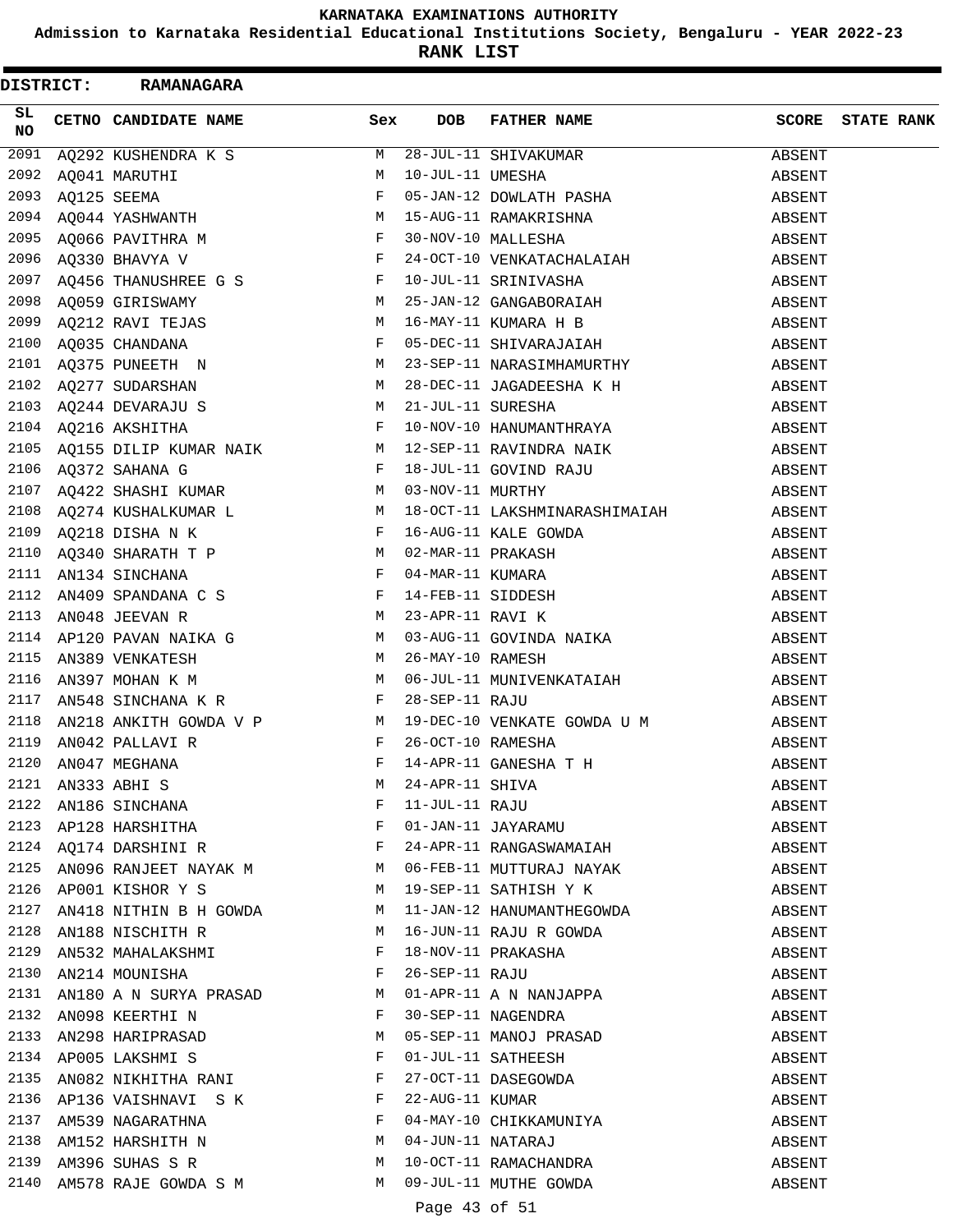# KARNATAKA EXAMINATIONS AUTHORITY

**Admission to Karnataka Residential Educational Institutions Society, Bengaluru - YEAR 2022-23**

**RANK LIST**

**DISTRICT: RAMANAGARA**

| SL NO | CETNO | CANDIDATE NAME | Sex | DOB | FATHER NAME | SCORE | STATE RANK |
|---|---|---|---|---|---|---|---|
| 2091 | AQ292 | KUSHENDRA K S | M | 28-JUL-11 | SHIVAKUMAR | ABSENT | |
| 2092 | AQ041 | MARUTHI | M | 10-JUL-11 | UMESHA | ABSENT | |
| 2093 | AQ125 | SEEMA | F | 05-JAN-12 | DOWLATH PASHA | ABSENT | |
| 2094 | AQ044 | YASHWANTH | M | 15-AUG-11 | RAMAKRISHNA | ABSENT | |
| 2095 | AQ066 | PAVITHRA M | F | 30-NOV-10 | MALLESHA | ABSENT | |
| 2096 | AQ330 | BHAVYA V | F | 24-OCT-10 | VENKATACHALAIAH | ABSENT | |
| 2097 | AQ456 | THANUSHREE G S | F | 10-JUL-11 | SRINIVASHA | ABSENT | |
| 2098 | AQ059 | GIRISWAMY | M | 25-JAN-12 | GANGABORAIAH | ABSENT | |
| 2099 | AQ212 | RAVI TEJAS | M | 16-MAY-11 | KUMARA H B | ABSENT | |
| 2100 | AQ035 | CHANDANA | F | 05-DEC-11 | SHIVARAJAIAH | ABSENT | |
| 2101 | AQ375 | PUNEETH N | M | 23-SEP-11 | NARASIMHAMURTHY | ABSENT | |
| 2102 | AQ277 | SUDARSHAN | M | 28-DEC-11 | JAGADEESHA K H | ABSENT | |
| 2103 | AQ244 | DEVARAJU S | M | 21-JUL-11 | SURESHA | ABSENT | |
| 2104 | AQ216 | AKSHITHA | F | 10-NOV-10 | HANUMANTHRAYA | ABSENT | |
| 2105 | AQ155 | DILIP KUMAR NAIK | M | 12-SEP-11 | RAVINDRA NAIK | ABSENT | |
| 2106 | AQ372 | SAHANA G | F | 18-JUL-11 | GOVIND RAJU | ABSENT | |
| 2107 | AQ422 | SHASHI KUMAR | M | 03-NOV-11 | MURTHY | ABSENT | |
| 2108 | AQ274 | KUSHALKUMAR L | M | 18-OCT-11 | LAKSHMINARASHIMAIAH | ABSENT | |
| 2109 | AQ218 | DISHA N K | F | 16-AUG-11 | KALE GOWDA | ABSENT | |
| 2110 | AQ340 | SHARATH T P | M | 02-MAR-11 | PRAKASH | ABSENT | |
| 2111 | AN134 | SINCHANA | F | 04-MAR-11 | KUMARA | ABSENT | |
| 2112 | AN409 | SPANDANA C S | F | 14-FEB-11 | SIDDESH | ABSENT | |
| 2113 | AN048 | JEEVAN R | M | 23-APR-11 | RAVI K | ABSENT | |
| 2114 | AP120 | PAVAN NAIKA G | M | 03-AUG-11 | GOVINDA NAIKA | ABSENT | |
| 2115 | AN389 | VENKATESH | M | 26-MAY-10 | RAMESH | ABSENT | |
| 2116 | AN397 | MOHAN K M | M | 06-JUL-11 | MUNIVENKATAIAH | ABSENT | |
| 2117 | AN548 | SINCHANA K R | F | 28-SEP-11 | RAJU | ABSENT | |
| 2118 | AN218 | ANKITH GOWDA V P | M | 19-DEC-10 | VENKATE GOWDA U M | ABSENT | |
| 2119 | AN042 | PALLAVI R | F | 26-OCT-10 | RAMESHA | ABSENT | |
| 2120 | AN047 | MEGHANA | F | 14-APR-11 | GANESHA T H | ABSENT | |
| 2121 | AN333 | ABHI S | M | 24-APR-11 | SHIVA | ABSENT | |
| 2122 | AN186 | SINCHANA | F | 11-JUL-11 | RAJU | ABSENT | |
| 2123 | AP128 | HARSHITHA | F | 01-JAN-11 | JAYARAMU | ABSENT | |
| 2124 | AQ174 | DARSHINI R | F | 24-APR-11 | RANGASWAMAIAH | ABSENT | |
| 2125 | AN096 | RANJEET NAYAK M | M | 06-FEB-11 | MUTTURAJ NAYAK | ABSENT | |
| 2126 | AP001 | KISHOR Y S | M | 19-SEP-11 | SATHISH Y K | ABSENT | |
| 2127 | AN418 | NITHIN B H GOWDA | M | 11-JAN-12 | HANUMANTHEGOWDA | ABSENT | |
| 2128 | AN188 | NISCHITH R | M | 16-JUN-11 | RAJU R GOWDA | ABSENT | |
| 2129 | AN532 | MAHALAKSHMI | F | 18-NOV-11 | PRAKASHA | ABSENT | |
| 2130 | AN214 | MOUNISHA | F | 26-SEP-11 | RAJU | ABSENT | |
| 2131 | AN180 | A N SURYA PRASAD | M | 01-APR-11 | A N NANJAPPA | ABSENT | |
| 2132 | AN098 | KEERTHI N | F | 30-SEP-11 | NAGENDRA | ABSENT | |
| 2133 | AN298 | HARIPRASAD | M | 05-SEP-11 | MANOJ PRASAD | ABSENT | |
| 2134 | AP005 | LAKSHMI S | F | 01-JUL-11 | SATHEESH | ABSENT | |
| 2135 | AN082 | NIKHITHA RANI | F | 27-OCT-11 | DASEGOWDA | ABSENT | |
| 2136 | AP136 | VAISHNAVI S K | F | 22-AUG-11 | KUMAR | ABSENT | |
| 2137 | AM539 | NAGARATHNA | F | 04-MAY-10 | CHIKKAMUNIYA | ABSENT | |
| 2138 | AM152 | HARSHITH N | M | 04-JUN-11 | NATARAJ | ABSENT | |
| 2139 | AM396 | SUHAS S R | M | 10-OCT-11 | RAMACHANDRA | ABSENT | |
| 2140 | AM578 | RAJE GOWDA S M | M | 09-JUL-11 | MUTHE GOWDA | ABSENT | |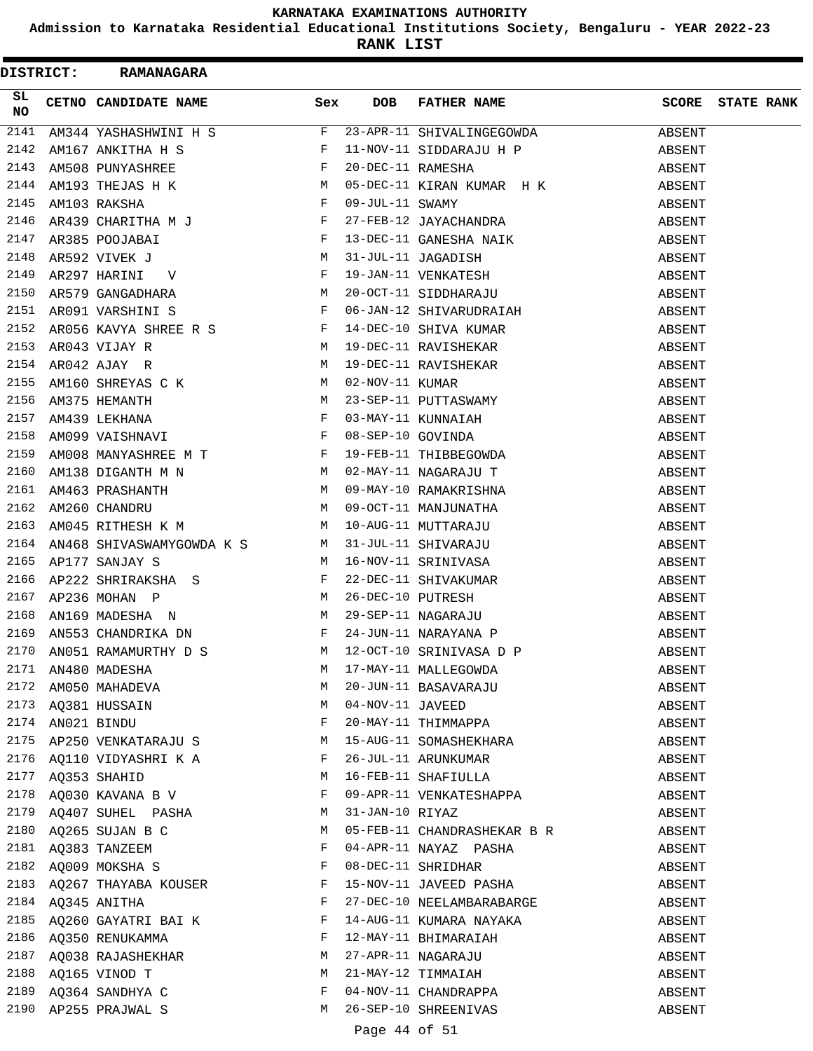# KARNATAKA EXAMINATIONS AUTHORITY

**Admission to Karnataka Residential Educational Institutions Society, Bengaluru - YEAR 2022-23**

**RANK LIST**

**DISTRICT: RAMANAGARA**

| SL NO | CETNO | CANDIDATE NAME | Sex | DOB | FATHER NAME | SCORE | STATE RANK |
|---|---|---|---|---|---|---|---|
| 2141 | AM344 | YASHASHWINI H S | F | 23-APR-11 | SHIVALINGEGOWDA | ABSENT | |
| 2142 | AM167 | ANKITHA H S | F | 11-NOV-11 | SIDDARAJU H P | ABSENT | |
| 2143 | AM508 | PUNYASHREE | F | 20-DEC-11 | RAMESHA | ABSENT | |
| 2144 | AM193 | THEJAS H K | M | 05-DEC-11 | KIRAN KUMAR H K | ABSENT | |
| 2145 | AM103 | RAKSHA | F | 09-JUL-11 | SWAMY | ABSENT | |
| 2146 | AR439 | CHARITHA M J | F | 27-FEB-12 | JAYACHANDRA | ABSENT | |
| 2147 | AR385 | POOJABAI | F | 13-DEC-11 | GANESHA NAIK | ABSENT | |
| 2148 | AR592 | VIVEK J | M | 31-JUL-11 | JAGADISH | ABSENT | |
| 2149 | AR297 | HARINI V | F | 19-JAN-11 | VENKATESH | ABSENT | |
| 2150 | AR579 | GANGADHARA | M | 20-OCT-11 | SIDDHARAJU | ABSENT | |
| 2151 | AR091 | VARSHINI S | F | 06-JAN-12 | SHIVARUDRAIAH | ABSENT | |
| 2152 | AR056 | KAVYA SHREE R S | F | 14-DEC-10 | SHIVA KUMAR | ABSENT | |
| 2153 | AR043 | VIJAY R | M | 19-DEC-11 | RAVISHEKAR | ABSENT | |
| 2154 | AR042 | AJAY R | M | 19-DEC-11 | RAVISHEKAR | ABSENT | |
| 2155 | AM160 | SHREYAS C K | M | 02-NOV-11 | KUMAR | ABSENT | |
| 2156 | AM375 | HEMANTH | M | 23-SEP-11 | PUTTASWAMY | ABSENT | |
| 2157 | AM439 | LEKHANA | F | 03-MAY-11 | KUNNAIAH | ABSENT | |
| 2158 | AM099 | VAISHNAVI | F | 08-SEP-10 | GOVINDA | ABSENT | |
| 2159 | AM008 | MANYASHREE M T | F | 19-FEB-11 | THIBBEGOWDA | ABSENT | |
| 2160 | AM138 | DIGANTH M N | M | 02-MAY-11 | NAGARAJU T | ABSENT | |
| 2161 | AM463 | PRASHANTH | M | 09-MAY-10 | RAMAKRISHNA | ABSENT | |
| 2162 | AM260 | CHANDRU | M | 09-OCT-11 | MANJUNATHA | ABSENT | |
| 2163 | AM045 | RITHESH K M | M | 10-AUG-11 | MUTTARAJU | ABSENT | |
| 2164 | AN468 | SHIVASWAMYGOWDA K S | M | 31-JUL-11 | SHIVARAJU | ABSENT | |
| 2165 | AP177 | SANJAY S | M | 16-NOV-11 | SRINIVASA | ABSENT | |
| 2166 | AP222 | SHRIRAKSHA S | F | 22-DEC-11 | SHIVAKUMAR | ABSENT | |
| 2167 | AP236 | MOHAN P | M | 26-DEC-10 | PUTRESH | ABSENT | |
| 2168 | AN169 | MADESHA N | M | 29-SEP-11 | NAGARAJU | ABSENT | |
| 2169 | AN553 | CHANDRIKA DN | F | 24-JUN-11 | NARAYANA P | ABSENT | |
| 2170 | AN051 | RAMAMURTHY D S | M | 12-OCT-10 | SRINIVASA D P | ABSENT | |
| 2171 | AN480 | MADESHA | M | 17-MAY-11 | MALLEGOWDA | ABSENT | |
| 2172 | AM050 | MAHADEVA | M | 20-JUN-11 | BASAVARAJU | ABSENT | |
| 2173 | AQ381 | HUSSAIN | M | 04-NOV-11 | JAVEED | ABSENT | |
| 2174 | AN021 | BINDU | F | 20-MAY-11 | THIMMAPPA | ABSENT | |
| 2175 | AP250 | VENKATARAJU S | M | 15-AUG-11 | SOMASHEKHARA | ABSENT | |
| 2176 | AQ110 | VIDYASHRI K A | F | 26-JUL-11 | ARUNKUMAR | ABSENT | |
| 2177 | AQ353 | SHAHID | M | 16-FEB-11 | SHAFIULLA | ABSENT | |
| 2178 | AQ030 | KAVANA B V | F | 09-APR-11 | VENKATESHAPPA | ABSENT | |
| 2179 | AQ407 | SUHEL PASHA | M | 31-JAN-10 | RIYAZ | ABSENT | |
| 2180 | AQ265 | SUJAN B C | M | 05-FEB-11 | CHANDRASHEKAR B R | ABSENT | |
| 2181 | AQ383 | TANZEEM | F | 04-APR-11 | NAYAZ PASHA | ABSENT | |
| 2182 | AQ009 | MOKSHA S | F | 08-DEC-11 | SHRIDHAR | ABSENT | |
| 2183 | AQ267 | THAYABA KOUSER | F | 15-NOV-11 | JAVEED PASHA | ABSENT | |
| 2184 | AQ345 | ANITHA | F | 27-DEC-10 | NEELAMBARABARGE | ABSENT | |
| 2185 | AQ260 | GAYATRI BAI K | F | 14-AUG-11 | KUMARA NAYAKA | ABSENT | |
| 2186 | AQ350 | RENUKAMMA | F | 12-MAY-11 | BHIMARAIAH | ABSENT | |
| 2187 | AQ038 | RAJASHEKHAR | M | 27-APR-11 | NAGARAJU | ABSENT | |
| 2188 | AQ165 | VINOD T | M | 21-MAY-12 | TIMMAIAH | ABSENT | |
| 2189 | AQ364 | SANDHYA C | F | 04-NOV-11 | CHANDRAPPA | ABSENT | |
| 2190 | AP255 | PRAJWAL S | M | 26-SEP-10 | SHREENIVAS | ABSENT | |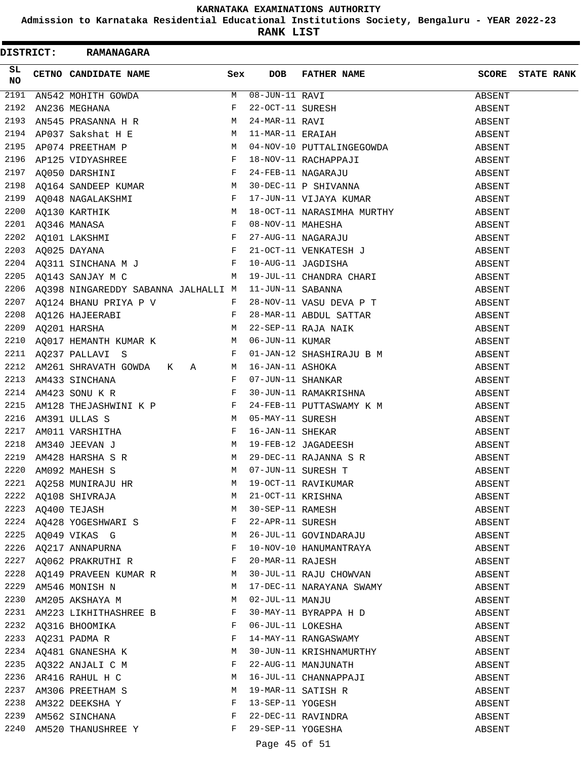# KARNATAKA EXAMINATIONS AUTHORITY

## Admission to Karnataka Residential Educational Institutions Society, Bengaluru - YEAR 2022-23

## RANK LIST

**DISTRICT: RAMANAGARA**

| SL NO | CETNO | CANDIDATE NAME | Sex | DOB | FATHER NAME | SCORE | STATE RANK |
|---|---|---|---|---|---|---|---|
| 2191 | AN542 | MOHITH GOWDA | M | 08-JUN-11 | RAVI | ABSENT | |
| 2192 | AN236 | MEGHANA | F | 22-OCT-11 | SURESH | ABSENT | |
| 2193 | AN545 | PRASANNA H R | M | 24-MAR-11 | RAVI | ABSENT | |
| 2194 | AP037 | Sakshat H E | M | 11-MAR-11 | ERAIAH | ABSENT | |
| 2195 | AP074 | PREETHAM P | M | 04-NOV-10 | PUTTALINGEGOWDA | ABSENT | |
| 2196 | AP125 | VIDYASHREE | F | 18-NOV-11 | RACHAPPAJI | ABSENT | |
| 2197 | AQ050 | DARSHINI | F | 24-FEB-11 | NAGARAJU | ABSENT | |
| 2198 | AQ164 | SANDEEP KUMAR | M | 30-DEC-11 | P SHIVANNA | ABSENT | |
| 2199 | AQ048 | NAGALAKSHMI | F | 17-JUN-11 | VIJAYA KUMAR | ABSENT | |
| 2200 | AQ130 | KARTHIK | M | 18-OCT-11 | NARASIMHA MURTHY | ABSENT | |
| 2201 | AQ346 | MANASA | F | 08-NOV-11 | MAHESHA | ABSENT | |
| 2202 | AQ101 | LAKSHMI | F | 27-AUG-11 | NAGARAJU | ABSENT | |
| 2203 | AQ025 | DAYANA | F | 21-OCT-11 | VENKATESH J | ABSENT | |
| 2204 | AQ311 | SINCHANA M J | F | 10-AUG-11 | JAGDISHA | ABSENT | |
| 2205 | AQ143 | SANJAY M C | M | 19-JUL-11 | CHANDRA CHARI | ABSENT | |
| 2206 | AQ398 | NINGAREDDY SABANNA JALHALLI | M | 11-JUN-11 | SABANNA | ABSENT | |
| 2207 | AQ124 | BHANU PRIYA P V | F | 28-NOV-11 | VASU DEVA P T | ABSENT | |
| 2208 | AQ126 | HAJEERABI | F | 28-MAR-11 | ABDUL SATTAR | ABSENT | |
| 2209 | AQ201 | HARSHA | M | 22-SEP-11 | RAJA NAIK | ABSENT | |
| 2210 | AQ017 | HEMANTH KUMAR K | M | 06-JUN-11 | KUMAR | ABSENT | |
| 2211 | AQ237 | PALLAVI S | F | 01-JAN-12 | SHASHIRAJU B M | ABSENT | |
| 2212 | AM261 | SHRAVATH GOWDA K A | M | 16-JAN-11 | ASHOKA | ABSENT | |
| 2213 | AM433 | SINCHANA | F | 07-JUN-11 | SHANKAR | ABSENT | |
| 2214 | AM423 | SONU K R | F | 30-JUN-11 | RAMAKRISHNA | ABSENT | |
| 2215 | AM128 | THEJASHWINI K P | F | 24-FEB-11 | PUTTASWAMY K M | ABSENT | |
| 2216 | AM391 | ULLAS S | M | 05-MAY-11 | SURESH | ABSENT | |
| 2217 | AM011 | VARSHITHA | F | 16-JAN-11 | SHEKAR | ABSENT | |
| 2218 | AM340 | JEEVAN J | M | 19-FEB-12 | JAGADEESH | ABSENT | |
| 2219 | AM428 | HARSHA S R | M | 29-DEC-11 | RAJANNA S R | ABSENT | |
| 2220 | AM092 | MAHESH S | M | 07-JUN-11 | SURESH T | ABSENT | |
| 2221 | AQ258 | MUNIRAJU HR | M | 19-OCT-11 | RAVIKUMAR | ABSENT | |
| 2222 | AQ108 | SHIVRAJA | M | 21-OCT-11 | KRISHNA | ABSENT | |
| 2223 | AQ400 | TEJASH | M | 30-SEP-11 | RAMESH | ABSENT | |
| 2224 | AQ428 | YOGESHWARI S | F | 22-APR-11 | SURESH | ABSENT | |
| 2225 | AQ049 | VIKAS G | M | 26-JUL-11 | GOVINDARAJU | ABSENT | |
| 2226 | AQ217 | ANNAPURNA | F | 10-NOV-10 | HANUMANTRAYA | ABSENT | |
| 2227 | AQ062 | PRAKRUTHI R | F | 20-MAR-11 | RAJESH | ABSENT | |
| 2228 | AQ149 | PRAVEEN KUMAR R | M | 30-JUL-11 | RAJU CHOWVAN | ABSENT | |
| 2229 | AM546 | MONISH N | M | 17-DEC-11 | NARAYANA SWAMY | ABSENT | |
| 2230 | AM205 | AKSHAYA M | M | 02-JUL-11 | MANJU | ABSENT | |
| 2231 | AM223 | LIKHITHASHREE B | F | 30-MAY-11 | BYRAPPA H D | ABSENT | |
| 2232 | AQ316 | BHOOMIKA | F | 06-JUL-11 | LOKESHA | ABSENT | |
| 2233 | AQ231 | PADMA R | F | 14-MAY-11 | RANGASWAMY | ABSENT | |
| 2234 | AQ481 | GNANESHA K | M | 30-JUN-11 | KRISHNAMURTHY | ABSENT | |
| 2235 | AQ322 | ANJALI C M | F | 22-AUG-11 | MANJUNATH | ABSENT | |
| 2236 | AR416 | RAHUL H C | M | 16-JUL-11 | CHANNAPPAJI | ABSENT | |
| 2237 | AM306 | PREETHAM S | M | 19-MAR-11 | SATISH R | ABSENT | |
| 2238 | AM322 | DEEKSHA Y | F | 13-SEP-11 | YOGESH | ABSENT | |
| 2239 | AM562 | SINCHANA | F | 22-DEC-11 | RAVINDRA | ABSENT | |
| 2240 | AM520 | THANUSHREE Y | F | 29-SEP-11 | YOGESHA | ABSENT | |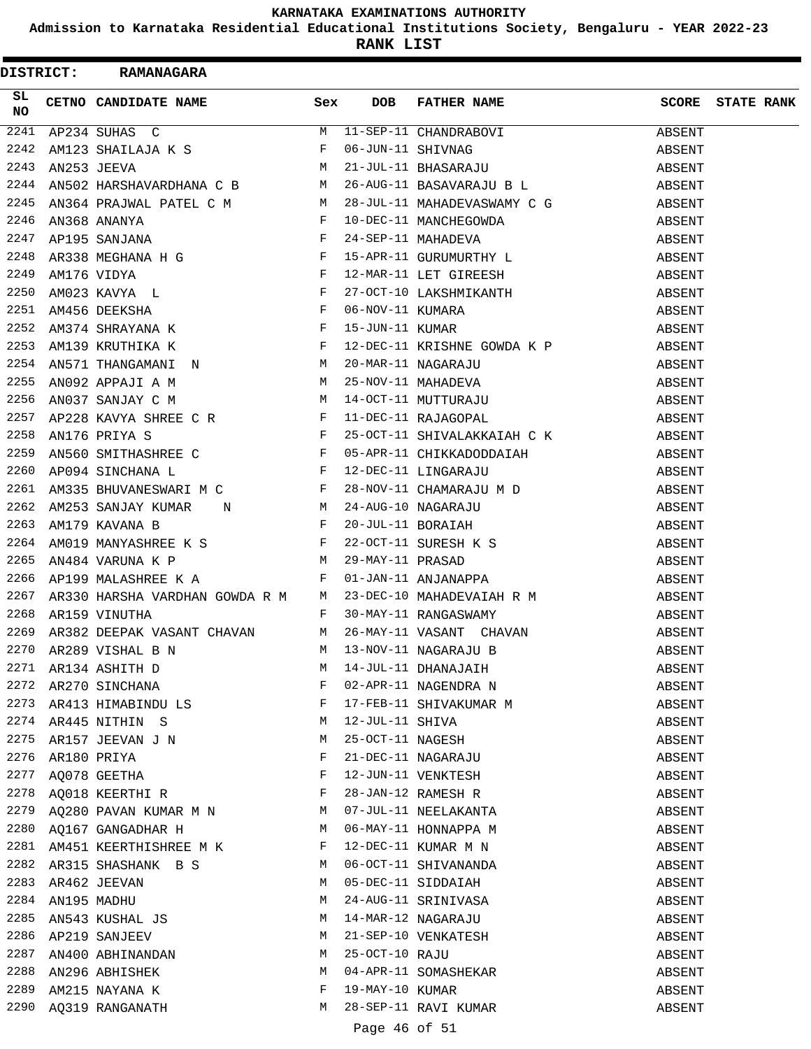# KARNATAKA EXAMINATIONS AUTHORITY

**Admission to Karnataka Residential Educational Institutions Society, Bengaluru - YEAR 2022-23**

**RANK LIST**

**DISTRICT: RAMANAGARA**

| SL NO | CETNO | CANDIDATE NAME | Sex | DOB | FATHER NAME | SCORE | STATE RANK |
|---|---|---|---|---|---|---|---|
| 2241 | AP234 | SUHAS C | M | 11-SEP-11 | CHANDRABOVI | ABSENT | |
| 2242 | AM123 | SHAILAJA K S | F | 06-JUN-11 | SHIVNAG | ABSENT | |
| 2243 | AN253 | JEEVA | M | 21-JUL-11 | BHASARAJU | ABSENT | |
| 2244 | AN502 | HARSHAVARDHANA C B | M | 26-AUG-11 | BASAVARAJU B L | ABSENT | |
| 2245 | AN364 | PRAJWAL PATEL C M | M | 28-JUL-11 | MAHADEVASWAMY C G | ABSENT | |
| 2246 | AN368 | ANANYA | F | 10-DEC-11 | MANCHEGOWDA | ABSENT | |
| 2247 | AP195 | SANJANA | F | 24-SEP-11 | MAHADEVA | ABSENT | |
| 2248 | AR338 | MEGHANA H G | F | 15-APR-11 | GURUMURTHY L | ABSENT | |
| 2249 | AM176 | VIDYA | F | 12-MAR-11 | LET GIREESH | ABSENT | |
| 2250 | AM023 | KAVYA L | F | 27-OCT-10 | LAKSHMIKANTH | ABSENT | |
| 2251 | AM456 | DEEKSHA | F | 06-NOV-11 | KUMARA | ABSENT | |
| 2252 | AM374 | SHRAYANA K | F | 15-JUN-11 | KUMAR | ABSENT | |
| 2253 | AM139 | KRUTHIKA K | F | 12-DEC-11 | KRISHNE GOWDA K P | ABSENT | |
| 2254 | AN571 | THANGAMANI N | M | 20-MAR-11 | NAGARAJU | ABSENT | |
| 2255 | AN092 | APPAJI A M | M | 25-NOV-11 | MAHADEVA | ABSENT | |
| 2256 | AN037 | SANJAY C M | M | 14-OCT-11 | MUTTURAJU | ABSENT | |
| 2257 | AP228 | KAVYA SHREE C R | F | 11-DEC-11 | RAJAGOPAL | ABSENT | |
| 2258 | AN176 | PRIYA S | F | 25-OCT-11 | SHIVALAKKAIAH C K | ABSENT | |
| 2259 | AN560 | SMITHASHREE C | F | 05-APR-11 | CHIKKADODDAIAH | ABSENT | |
| 2260 | AP094 | SINCHANA L | F | 12-DEC-11 | LINGARAJU | ABSENT | |
| 2261 | AM335 | BHUVANESWARI M C | F | 28-NOV-11 | CHAMARAJU M D | ABSENT | |
| 2262 | AM253 | SANJAY KUMAR N | M | 24-AUG-10 | NAGARAJU | ABSENT | |
| 2263 | AM179 | KAVANA B | F | 20-JUL-11 | BORAIAH | ABSENT | |
| 2264 | AM019 | MANYASHREE K S | F | 22-OCT-11 | SURESH K S | ABSENT | |
| 2265 | AN484 | VARUNA K P | M | 29-MAY-11 | PRASAD | ABSENT | |
| 2266 | AP199 | MALASHREE K A | F | 01-JAN-11 | ANJANAPPA | ABSENT | |
| 2267 | AR330 | HARSHA VARDHAN GOWDA R M | M | 23-DEC-10 | MAHADEVAIAH R M | ABSENT | |
| 2268 | AR159 | VINUTHA | F | 30-MAY-11 | RANGASWAMY | ABSENT | |
| 2269 | AR382 | DEEPAK VASANT CHAVAN | M | 26-MAY-11 | VASANT CHAVAN | ABSENT | |
| 2270 | AR289 | VISHAL B N | M | 13-NOV-11 | NAGARAJU B | ABSENT | |
| 2271 | AR134 | ASHITH D | M | 14-JUL-11 | DHANAJAIH | ABSENT | |
| 2272 | AR270 | SINCHANA | F | 02-APR-11 | NAGENDRA N | ABSENT | |
| 2273 | AR413 | HIMABINDU LS | F | 17-FEB-11 | SHIVAKUMAR M | ABSENT | |
| 2274 | AR445 | NITHIN S | M | 12-JUL-11 | SHIVA | ABSENT | |
| 2275 | AR157 | JEEVAN J N | M | 25-OCT-11 | NAGESH | ABSENT | |
| 2276 | AR180 | PRIYA | F | 21-DEC-11 | NAGARAJU | ABSENT | |
| 2277 | AQ078 | GEETHA | F | 12-JUN-11 | VENKTESH | ABSENT | |
| 2278 | AQ018 | KEERTHI R | F | 28-JAN-12 | RAMESH R | ABSENT | |
| 2279 | AQ280 | PAVAN KUMAR M N | M | 07-JUL-11 | NEELAKANTA | ABSENT | |
| 2280 | AQ167 | GANGADHAR H | M | 06-MAY-11 | HONNAPPA M | ABSENT | |
| 2281 | AM451 | KEERTHISHREE M K | F | 12-DEC-11 | KUMAR M N | ABSENT | |
| 2282 | AR315 | SHASHANK B S | M | 06-OCT-11 | SHIVANANDA | ABSENT | |
| 2283 | AR462 | JEEVAN | M | 05-DEC-11 | SIDDAIAH | ABSENT | |
| 2284 | AN195 | MADHU | M | 24-AUG-11 | SRINIVASA | ABSENT | |
| 2285 | AN543 | KUSHAL JS | M | 14-MAR-12 | NAGARAJU | ABSENT | |
| 2286 | AP219 | SANJEEV | M | 21-SEP-10 | VENKATESH | ABSENT | |
| 2287 | AN400 | ABHINANDAN | M | 25-OCT-10 | RAJU | ABSENT | |
| 2288 | AN296 | ABHISHEK | M | 04-APR-11 | SOMASHEKAR | ABSENT | |
| 2289 | AM215 | NAYANA K | F | 19-MAY-10 | KUMAR | ABSENT | |
| 2290 | AQ319 | RANGANATH | M | 28-SEP-11 | RAVI KUMAR | ABSENT | |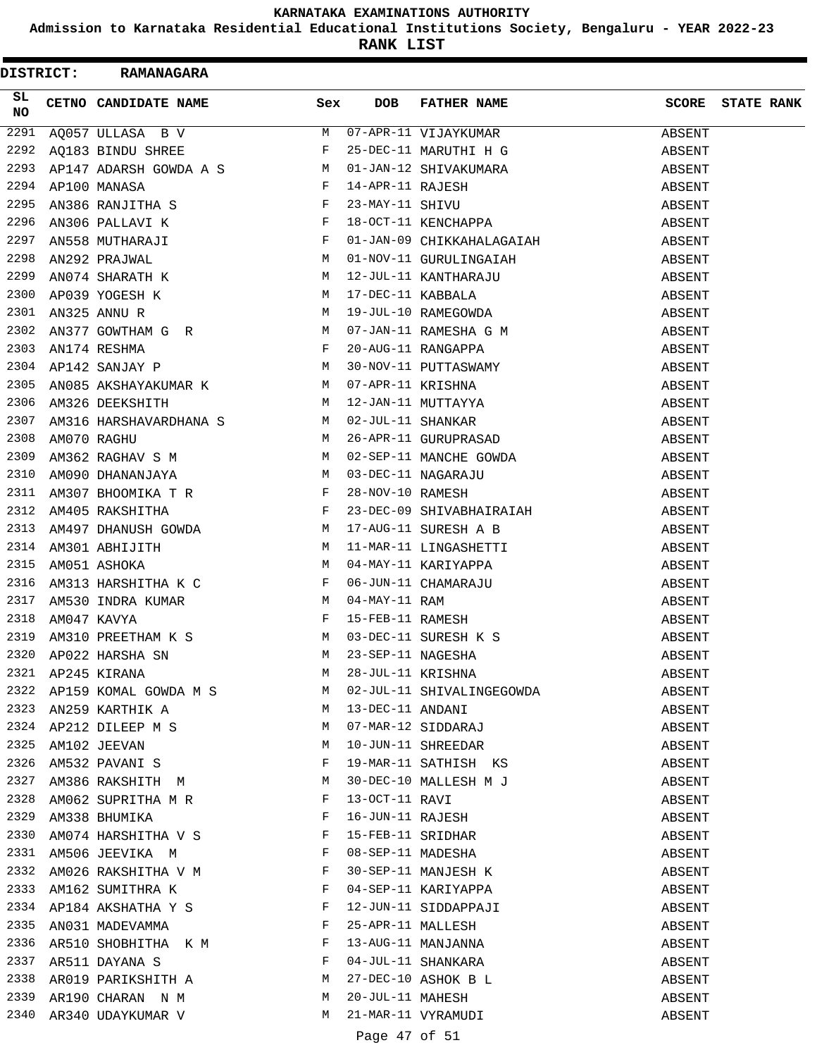# KARNATAKA EXAMINATIONS AUTHORITY

**Admission to Karnataka Residential Educational Institutions Society, Bengaluru - YEAR 2022-23**

**RANK LIST**

**DISTRICT: RAMANAGARA**

| SL NO | CETNO | CANDIDATE NAME | Sex | DOB | FATHER NAME | SCORE | STATE RANK |
|---|---|---|---|---|---|---|---|
| 2291 | AQ057 | ULLASA B V | M | 07-APR-11 | VIJAYKUMAR | ABSENT | |
| 2292 | AQ183 | BINDU SHREE | F | 25-DEC-11 | MARUTHI H G | ABSENT | |
| 2293 | AP147 | ADARSH GOWDA A S | M | 01-JAN-12 | SHIVAKUMARA | ABSENT | |
| 2294 | AP100 | MANASA | F | 14-APR-11 | RAJESH | ABSENT | |
| 2295 | AN386 | RANJITHA S | F | 23-MAY-11 | SHIVU | ABSENT | |
| 2296 | AN306 | PALLAVI K | F | 18-OCT-11 | KENCHAPPA | ABSENT | |
| 2297 | AN558 | MUTHARAJI | F | 01-JAN-09 | CHIKKAHALAGAIAH | ABSENT | |
| 2298 | AN292 | PRAJWAL | M | 01-NOV-11 | GURULINGAIAH | ABSENT | |
| 2299 | AN074 | SHARATH K | M | 12-JUL-11 | KANTHARAJU | ABSENT | |
| 2300 | AP039 | YOGESH K | M | 17-DEC-11 | KABBALA | ABSENT | |
| 2301 | AN325 | ANNU R | M | 19-JUL-10 | RAMEGOWDA | ABSENT | |
| 2302 | AN377 | GOWTHAM G R | M | 07-JAN-11 | RAMESHA G M | ABSENT | |
| 2303 | AN174 | RESHMA | F | 20-AUG-11 | RANGAPPA | ABSENT | |
| 2304 | AP142 | SANJAY P | M | 30-NOV-11 | PUTTASWAMY | ABSENT | |
| 2305 | AN085 | AKSHAYAKUMAR K | M | 07-APR-11 | KRISHNA | ABSENT | |
| 2306 | AM326 | DEEKSHITH | M | 12-JAN-11 | MUTTAYYA | ABSENT | |
| 2307 | AM316 | HARSHAVARDHANA S | M | 02-JUL-11 | SHANKAR | ABSENT | |
| 2308 | AM070 | RAGHU | M | 26-APR-11 | GURUPRASAD | ABSENT | |
| 2309 | AM362 | RAGHAV S M | M | 02-SEP-11 | MANCHE GOWDA | ABSENT | |
| 2310 | AM090 | DHANANJAYA | M | 03-DEC-11 | NAGARAJU | ABSENT | |
| 2311 | AM307 | BHOOMIKA T R | F | 28-NOV-10 | RAMESH | ABSENT | |
| 2312 | AM405 | RAKSHITHA | F | 23-DEC-09 | SHIVABHAIRAIAH | ABSENT | |
| 2313 | AM497 | DHANUSH GOWDA | M | 17-AUG-11 | SURESH A B | ABSENT | |
| 2314 | AM301 | ABHIJITH | M | 11-MAR-11 | LINGASHETTI | ABSENT | |
| 2315 | AM051 | ASHOKA | M | 04-MAY-11 | KARIYAPPA | ABSENT | |
| 2316 | AM313 | HARSHITHA K C | F | 06-JUN-11 | CHAMARAJU | ABSENT | |
| 2317 | AM530 | INDRA KUMAR | M | 04-MAY-11 | RAM | ABSENT | |
| 2318 | AM047 | KAVYA | F | 15-FEB-11 | RAMESH | ABSENT | |
| 2319 | AM310 | PREETHAM K S | M | 03-DEC-11 | SURESH K S | ABSENT | |
| 2320 | AP022 | HARSHA SN | M | 23-SEP-11 | NAGESHA | ABSENT | |
| 2321 | AP245 | KIRANA | M | 28-JUL-11 | KRISHNA | ABSENT | |
| 2322 | AP159 | KOMAL GOWDA M S | M | 02-JUL-11 | SHIVALINGEGOWDA | ABSENT | |
| 2323 | AN259 | KARTHIK A | M | 13-DEC-11 | ANDANI | ABSENT | |
| 2324 | AP212 | DILEEP M S | M | 07-MAR-12 | SIDDARAJ | ABSENT | |
| 2325 | AM102 | JEEVAN | M | 10-JUN-11 | SHREEDAR | ABSENT | |
| 2326 | AM532 | PAVANI S | F | 19-MAR-11 | SATHISH KS | ABSENT | |
| 2327 | AM386 | RAKSHITH M | M | 30-DEC-10 | MALLESH M J | ABSENT | |
| 2328 | AM062 | SUPRITHA M R | F | 13-OCT-11 | RAVI | ABSENT | |
| 2329 | AM338 | BHUMIKA | F | 16-JUN-11 | RAJESH | ABSENT | |
| 2330 | AM074 | HARSHITHA V S | F | 15-FEB-11 | SRIDHAR | ABSENT | |
| 2331 | AM506 | JEEVIKA M | F | 08-SEP-11 | MADESHA | ABSENT | |
| 2332 | AM026 | RAKSHITHA V M | F | 30-SEP-11 | MANJESH K | ABSENT | |
| 2333 | AM162 | SUMITHRA K | F | 04-SEP-11 | KARIYAPPA | ABSENT | |
| 2334 | AP184 | AKSHATHA Y S | F | 12-JUN-11 | SIDDAPPAJI | ABSENT | |
| 2335 | AN031 | MADEVAMMA | F | 25-APR-11 | MALLESH | ABSENT | |
| 2336 | AR510 | SHOBHITHA K M | F | 13-AUG-11 | MANJANNA | ABSENT | |
| 2337 | AR511 | DAYANA S | F | 04-JUL-11 | SHANKARA | ABSENT | |
| 2338 | AR019 | PARIKSHITH A | M | 27-DEC-10 | ASHOK B L | ABSENT | |
| 2339 | AR190 | CHARAN N M | M | 20-JUL-11 | MAHESH | ABSENT | |
| 2340 | AR340 | UDAYKUMAR V | M | 21-MAR-11 | VYRAMUDI | ABSENT | |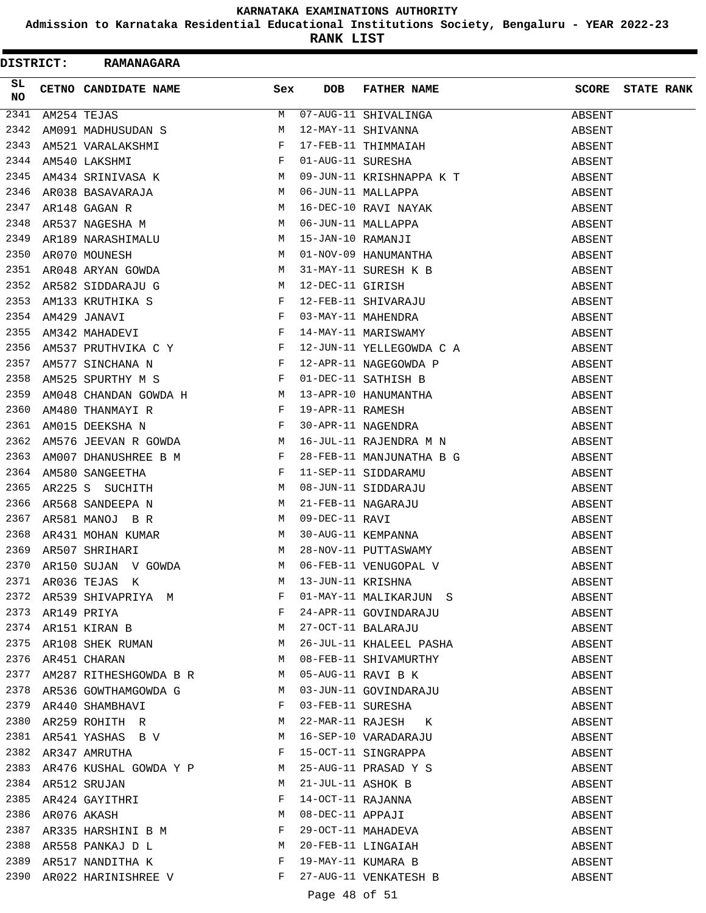# KARNATAKA EXAMINATIONS AUTHORITY

**Admission to Karnataka Residential Educational Institutions Society, Bengaluru - YEAR 2022-23**

**RANK LIST**

**DISTRICT: RAMANAGARA**

| SL NO | CETNO | CANDIDATE NAME | Sex | DOB | FATHER NAME | SCORE | STATE RANK |
|---|---|---|---|---|---|---|---|
| 2341 | AM254 | TEJAS | M | 07-AUG-11 | SHIVALINGA | ABSENT | |
| 2342 | AM091 | MADHUSUDAN S | M | 12-MAY-11 | SHIVANNA | ABSENT | |
| 2343 | AM521 | VARALAKSHMI | F | 17-FEB-11 | THIMMAIAH | ABSENT | |
| 2344 | AM540 | LAKSHMI | F | 01-AUG-11 | SURESHA | ABSENT | |
| 2345 | AM434 | SRINIVASA K | M | 09-JUN-11 | KRISHNAPPA K T | ABSENT | |
| 2346 | AR038 | BASAVARAJA | M | 06-JUN-11 | MALLAPPA | ABSENT | |
| 2347 | AR148 | GAGAN R | M | 16-DEC-10 | RAVI NAYAK | ABSENT | |
| 2348 | AR537 | NAGESHA M | M | 06-JUN-11 | MALLAPPA | ABSENT | |
| 2349 | AR189 | NARASHIMALU | M | 15-JAN-10 | RAMANJI | ABSENT | |
| 2350 | AR070 | MOUNESH | M | 01-NOV-09 | HANUMANTHA | ABSENT | |
| 2351 | AR048 | ARYAN GOWDA | M | 31-MAY-11 | SURESH K B | ABSENT | |
| 2352 | AR582 | SIDDARAJU G | M | 12-DEC-11 | GIRISH | ABSENT | |
| 2353 | AM133 | KRUTHIKA S | F | 12-FEB-11 | SHIVARAJU | ABSENT | |
| 2354 | AM429 | JANAVI | F | 03-MAY-11 | MAHENDRA | ABSENT | |
| 2355 | AM342 | MAHADEVI | F | 14-MAY-11 | MARISWAMY | ABSENT | |
| 2356 | AM537 | PRUTHVIKA C Y | F | 12-JUN-11 | YELLEGOWDA C A | ABSENT | |
| 2357 | AM577 | SINCHANA N | F | 12-APR-11 | NAGEGOWDA P | ABSENT | |
| 2358 | AM525 | SPURTHY M S | F | 01-DEC-11 | SATHISH B | ABSENT | |
| 2359 | AM048 | CHANDAN GOWDA H | M | 13-APR-10 | HANUMANTHA | ABSENT | |
| 2360 | AM480 | THANMAYI R | F | 19-APR-11 | RAMESH | ABSENT | |
| 2361 | AM015 | DEEKSHA N | F | 30-APR-11 | NAGENDRA | ABSENT | |
| 2362 | AM576 | JEEVAN R GOWDA | M | 16-JUL-11 | RAJENDRA M N | ABSENT | |
| 2363 | AM007 | DHANUSHREE B M | F | 28-FEB-11 | MANJUNATHA B G | ABSENT | |
| 2364 | AM580 | SANGEETHA | F | 11-SEP-11 | SIDDARAMU | ABSENT | |
| 2365 | AR225 | S SUCHITH | M | 08-JUN-11 | SIDDARAJU | ABSENT | |
| 2366 | AR568 | SANDEEPA N | M | 21-FEB-11 | NAGARAJU | ABSENT | |
| 2367 | AR581 | MANOJ B R | M | 09-DEC-11 | RAVI | ABSENT | |
| 2368 | AR431 | MOHAN KUMAR | M | 30-AUG-11 | KEMPANNA | ABSENT | |
| 2369 | AR507 | SHRIHARI | M | 28-NOV-11 | PUTTASWAMY | ABSENT | |
| 2370 | AR150 | SUJAN V GOWDA | M | 06-FEB-11 | VENUGOPAL V | ABSENT | |
| 2371 | AR036 | TEJAS K | M | 13-JUN-11 | KRISHNA | ABSENT | |
| 2372 | AR539 | SHIVAPRIYA M | F | 01-MAY-11 | MALIKARJUN S | ABSENT | |
| 2373 | AR149 | PRIYA | F | 24-APR-11 | GOVINDARAJU | ABSENT | |
| 2374 | AR151 | KIRAN B | M | 27-OCT-11 | BALARAJU | ABSENT | |
| 2375 | AR108 | SHEK RUMAN | M | 26-JUL-11 | KHALEEL PASHA | ABSENT | |
| 2376 | AR451 | CHARAN | M | 08-FEB-11 | SHIVAMURTHY | ABSENT | |
| 2377 | AM287 | RITHESHGOWDA B R | M | 05-AUG-11 | RAVI B K | ABSENT | |
| 2378 | AR536 | GOWTHAMGOWDA G | M | 03-JUN-11 | GOVINDARAJU | ABSENT | |
| 2379 | AR440 | SHAMBHAVI | F | 03-FEB-11 | SURESHA | ABSENT | |
| 2380 | AR259 | ROHITH R | M | 22-MAR-11 | RAJESH K | ABSENT | |
| 2381 | AR541 | YASHAS B V | M | 16-SEP-10 | VARADARAJU | ABSENT | |
| 2382 | AR347 | AMRUTHA | F | 15-OCT-11 | SINGRAPPA | ABSENT | |
| 2383 | AR476 | KUSHAL GOWDA Y P | M | 25-AUG-11 | PRASAD Y S | ABSENT | |
| 2384 | AR512 | SRUJAN | M | 21-JUL-11 | ASHOK B | ABSENT | |
| 2385 | AR424 | GAYITHRI | F | 14-OCT-11 | RAJANNA | ABSENT | |
| 2386 | AR076 | AKASH | M | 08-DEC-11 | APPAJI | ABSENT | |
| 2387 | AR335 | HARSHINI B M | F | 29-OCT-11 | MAHADEVA | ABSENT | |
| 2388 | AR558 | PANKAJ D L | M | 20-FEB-11 | LINGAIAH | ABSENT | |
| 2389 | AR517 | NANDITHA K | F | 19-MAY-11 | KUMARA B | ABSENT | |
| 2390 | AR022 | HARINISHREE V | F | 27-AUG-11 | VENKATESH B | ABSENT | |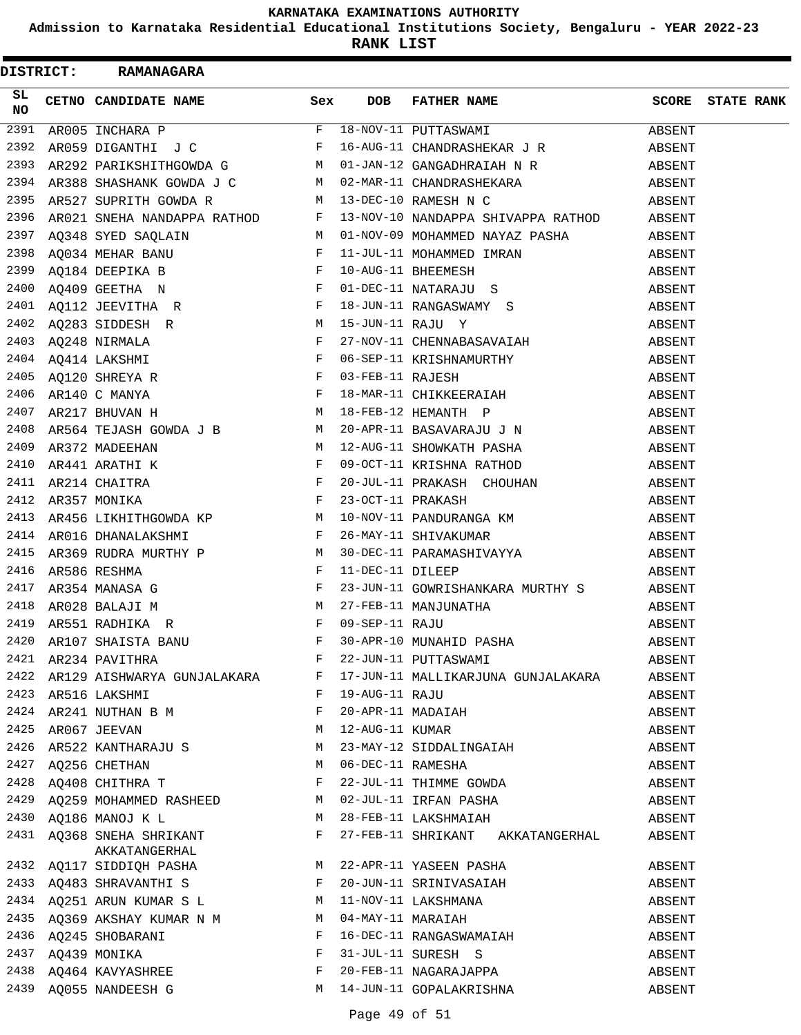# KARNATAKA EXAMINATIONS AUTHORITY

**Admission to Karnataka Residential Educational Institutions Society, Bengaluru - YEAR 2022-23**

**RANK LIST**

**DISTRICT: RAMANAGARA**

| SL NO | CETNO | CANDIDATE NAME | Sex | DOB | FATHER NAME | SCORE | STATE RANK |
|---|---|---|---|---|---|---|---|
| 2391 | AR005 | INCHARA P | F | 18-NOV-11 | PUTTASWAMI | ABSENT | |
| 2392 | AR059 | DIGANTHI J C | F | 16-AUG-11 | CHANDRASHEKAR J R | ABSENT | |
| 2393 | AR292 | PARIKSHITHGOWDA G | M | 01-JAN-12 | GANGADHRAIAH N R | ABSENT | |
| 2394 | AR388 | SHASHANK GOWDA J C | M | 02-MAR-11 | CHANDRASHEKARA | ABSENT | |
| 2395 | AR527 | SUPRITH GOWDA R | M | 13-DEC-10 | RAMESH N C | ABSENT | |
| 2396 | AR021 | SNEHA NANDAPPA RATHOD | F | 13-NOV-10 | NANDAPPA SHIVAPPA RATHOD | ABSENT | |
| 2397 | AQ348 | SYED SAQLAIN | M | 01-NOV-09 | MOHAMMED NAYAZ PASHA | ABSENT | |
| 2398 | AQ034 | MEHAR BANU | F | 11-JUL-11 | MOHAMMED IMRAN | ABSENT | |
| 2399 | AQ184 | DEEPIKA B | F | 10-AUG-11 | BHEEMESH | ABSENT | |
| 2400 | AQ409 | GEETHA N | F | 01-DEC-11 | NATARAJU S | ABSENT | |
| 2401 | AQ112 | JEEVITHA R | F | 18-JUN-11 | RANGASWAMY S | ABSENT | |
| 2402 | AQ283 | SIDDESH R | M | 15-JUN-11 | RAJU Y | ABSENT | |
| 2403 | AQ248 | NIRMALA | F | 27-NOV-11 | CHENNABASAVAIAH | ABSENT | |
| 2404 | AQ414 | LAKSHMI | F | 06-SEP-11 | KRISHNAMURTHY | ABSENT | |
| 2405 | AQ120 | SHREYA R | F | 03-FEB-11 | RAJESH | ABSENT | |
| 2406 | AR140 | C MANYA | F | 18-MAR-11 | CHIKKEERAIAH | ABSENT | |
| 2407 | AR217 | BHUVAN H | M | 18-FEB-12 | HEMANTH P | ABSENT | |
| 2408 | AR564 | TEJASH GOWDA J B | M | 20-APR-11 | BASAVARAJU J N | ABSENT | |
| 2409 | AR372 | MADEEHAN | M | 12-AUG-11 | SHOWKATH PASHA | ABSENT | |
| 2410 | AR441 | ARATHI K | F | 09-OCT-11 | KRISHNA RATHOD | ABSENT | |
| 2411 | AR214 | CHAITRA | F | 20-JUL-11 | PRAKASH CHOUHAN | ABSENT | |
| 2412 | AR357 | MONIKA | F | 23-OCT-11 | PRAKASH | ABSENT | |
| 2413 | AR456 | LIKHITHGOWDA KP | M | 10-NOV-11 | PANDURANGA KM | ABSENT | |
| 2414 | AR016 | DHANALAKSHMI | F | 26-MAY-11 | SHIVAKUMAR | ABSENT | |
| 2415 | AR369 | RUDRA MURTHY P | M | 30-DEC-11 | PARAMASHIVAYYA | ABSENT | |
| 2416 | AR586 | RESHMA | F | 11-DEC-11 | DILEEP | ABSENT | |
| 2417 | AR354 | MANASA G | F | 23-JUN-11 | GOWRISHANKARA MURTHY S | ABSENT | |
| 2418 | AR028 | BALAJI M | M | 27-FEB-11 | MANJUNATHA | ABSENT | |
| 2419 | AR551 | RADHIKA R | F | 09-SEP-11 | RAJU | ABSENT | |
| 2420 | AR107 | SHAISTA BANU | F | 30-APR-10 | MUNAHID PASHA | ABSENT | |
| 2421 | AR234 | PAVITHRA | F | 22-JUN-11 | PUTTASWAMI | ABSENT | |
| 2422 | AR129 | AISHWARYA GUNJALAKARA | F | 17-JUN-11 | MALLIKARJUNA GUNJALAKARA | ABSENT | |
| 2423 | AR516 | LAKSHMI | F | 19-AUG-11 | RAJU | ABSENT | |
| 2424 | AR241 | NUTHAN B M | F | 20-APR-11 | MADAIAH | ABSENT | |
| 2425 | AR067 | JEEVAN | M | 12-AUG-11 | KUMAR | ABSENT | |
| 2426 | AR522 | KANTHARAJU S | M | 23-MAY-12 | SIDDALINGAIAH | ABSENT | |
| 2427 | AQ256 | CHETHAN | M | 06-DEC-11 | RAMESHA | ABSENT | |
| 2428 | AQ408 | CHITHRA T | F | 22-JUL-11 | THIMME GOWDA | ABSENT | |
| 2429 | AQ259 | MOHAMMED RASHEED | M | 02-JUL-11 | IRFAN PASHA | ABSENT | |
| 2430 | AQ186 | MANOJ K L | M | 28-FEB-11 | LAKSHMAIAH | ABSENT | |
| 2431 | AQ368 | SNEHA SHRIKANT AKKATANGERHAL | F | 27-FEB-11 | SHRIKANT AKKATANGERHAL | ABSENT | |
| 2432 | AQ117 | SIDDIQH PASHA | M | 22-APR-11 | YASEEN PASHA | ABSENT | |
| 2433 | AQ483 | SHRAVANTHI S | F | 20-JUN-11 | SRINIVASAIAH | ABSENT | |
| 2434 | AQ251 | ARUN KUMAR S L | M | 11-NOV-11 | LAKSHMANA | ABSENT | |
| 2435 | AQ369 | AKSHAY KUMAR N M | M | 04-MAY-11 | MARAIAH | ABSENT | |
| 2436 | AQ245 | SHOBARANI | F | 16-DEC-11 | RANGASWAMAIAH | ABSENT | |
| 2437 | AQ439 | MONIKA | F | 31-JUL-11 | SURESH S | ABSENT | |
| 2438 | AQ464 | KAVYASHREE | F | 20-FEB-11 | NAGARAJAPPA | ABSENT | |
| 2439 | AQ055 | NANDEESH G | M | 14-JUN-11 | GOPALAKRISHNA | ABSENT | |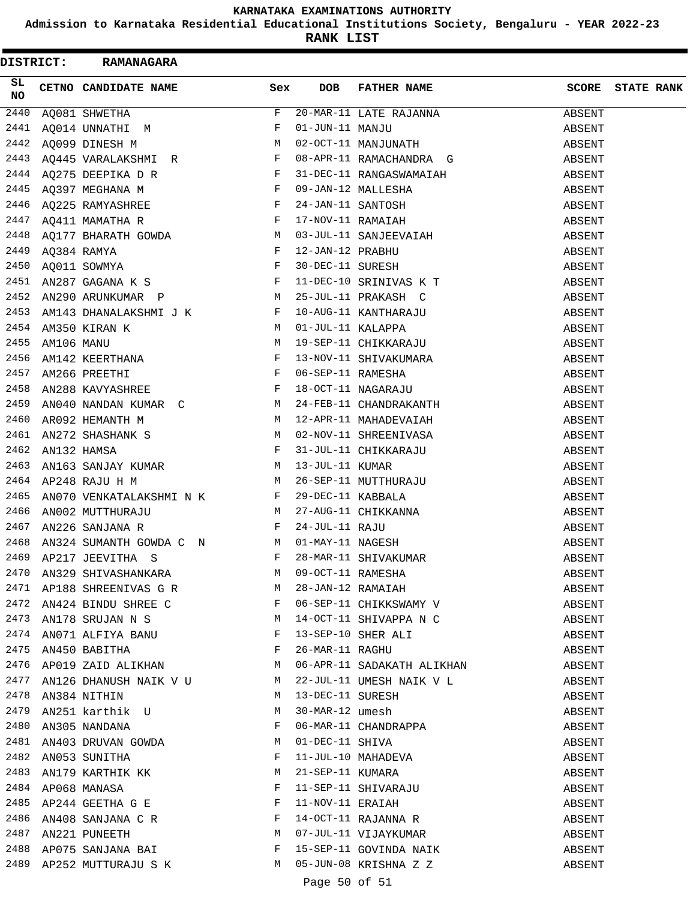# KARNATAKA EXAMINATIONS AUTHORITY

## Admission to Karnataka Residential Educational Institutions Society, Bengaluru - YEAR 2022-23

## RANK LIST

**DISTRICT: RAMANAGARA**

| SL NO | CETNO | CANDIDATE NAME | Sex | DOB | FATHER NAME | SCORE | STATE RANK |
|---|---|---|---|---|---|---|---|
| 2440 | AQ081 | SHWETHA | F | 20-MAR-11 | LATE RAJANNA | ABSENT | |
| 2441 | AQ014 | UNNATHI M | F | 01-JUN-11 | MANJU | ABSENT | |
| 2442 | AQ099 | DINESH M | M | 02-OCT-11 | MANJUNATH | ABSENT | |
| 2443 | AQ445 | VARALAKSHMI R | F | 08-APR-11 | RAMACHANDRA G | ABSENT | |
| 2444 | AQ275 | DEEPIKA D R | F | 31-DEC-11 | RANGASWAMAIAH | ABSENT | |
| 2445 | AQ397 | MEGHANA M | F | 09-JAN-12 | MALLESHA | ABSENT | |
| 2446 | AQ225 | RAMYASHREE | F | 24-JAN-11 | SANTOSH | ABSENT | |
| 2447 | AQ411 | MAMATHA R | F | 17-NOV-11 | RAMAIAH | ABSENT | |
| 2448 | AQ177 | BHARATH GOWDA | M | 03-JUL-11 | SANJEEVAIAH | ABSENT | |
| 2449 | AQ384 | RAMYA | F | 12-JAN-12 | PRABHU | ABSENT | |
| 2450 | AQ011 | SOWMYA | F | 30-DEC-11 | SURESH | ABSENT | |
| 2451 | AN287 | GAGANA K S | F | 11-DEC-10 | SRINIVAS K T | ABSENT | |
| 2452 | AN290 | ARUNKUMAR P | M | 25-JUL-11 | PRAKASH C | ABSENT | |
| 2453 | AM143 | DHANALAKSHMI J K | F | 10-AUG-11 | KANTHARAJU | ABSENT | |
| 2454 | AM350 | KIRAN K | M | 01-JUL-11 | KALAPPA | ABSENT | |
| 2455 | AM106 | MANU | M | 19-SEP-11 | CHIKKARAJU | ABSENT | |
| 2456 | AM142 | KEERTHANA | F | 13-NOV-11 | SHIVAKUMARA | ABSENT | |
| 2457 | AM266 | PREETHI | F | 06-SEP-11 | RAMESHA | ABSENT | |
| 2458 | AN288 | KAVYASHREE | F | 18-OCT-11 | NAGARAJU | ABSENT | |
| 2459 | AN040 | NANDAN KUMAR C | M | 24-FEB-11 | CHANDRAKANTH | ABSENT | |
| 2460 | AR092 | HEMANTH M | M | 12-APR-11 | MAHADEVAIAH | ABSENT | |
| 2461 | AN272 | SHASHANK S | M | 02-NOV-11 | SHREENIVASA | ABSENT | |
| 2462 | AN132 | HAMSA | F | 31-JUL-11 | CHIKKARAJU | ABSENT | |
| 2463 | AN163 | SANJAY KUMAR | M | 13-JUL-11 | KUMAR | ABSENT | |
| 2464 | AP248 | RAJU H M | M | 26-SEP-11 | MUTTHURAJU | ABSENT | |
| 2465 | AN070 | VENKATALAKSHMI N K | F | 29-DEC-11 | KABBALA | ABSENT | |
| 2466 | AN002 | MUTTHURAJU | M | 27-AUG-11 | CHIKKANNA | ABSENT | |
| 2467 | AN226 | SANJANA R | F | 24-JUL-11 | RAJU | ABSENT | |
| 2468 | AN324 | SUMANTH GOWDA C N | M | 01-MAY-11 | NAGESH | ABSENT | |
| 2469 | AP217 | JEEVITHA S | F | 28-MAR-11 | SHIVAKUMAR | ABSENT | |
| 2470 | AN329 | SHIVASHANKARA | M | 09-OCT-11 | RAMESHA | ABSENT | |
| 2471 | AP188 | SHREENIVAS G R | M | 28-JAN-12 | RAMAIAH | ABSENT | |
| 2472 | AN424 | BINDU SHREE C | F | 06-SEP-11 | CHIKKSWAMY V | ABSENT | |
| 2473 | AN178 | SRUJAN N S | M | 14-OCT-11 | SHIVAPPA N C | ABSENT | |
| 2474 | AN071 | ALFIYA BANU | F | 13-SEP-10 | SHER ALI | ABSENT | |
| 2475 | AN450 | BABITHA | F | 26-MAR-11 | RAGHU | ABSENT | |
| 2476 | AP019 | ZAID ALIKHAN | M | 06-APR-11 | SADAKATH ALIKHAN | ABSENT | |
| 2477 | AN126 | DHANUSH NAIK V U | M | 22-JUL-11 | UMESH NAIK V L | ABSENT | |
| 2478 | AN384 | NITHIN | M | 13-DEC-11 | SURESH | ABSENT | |
| 2479 | AN251 | karthik U | M | 30-MAR-12 | umesh | ABSENT | |
| 2480 | AN305 | NANDANA | F | 06-MAR-11 | CHANDRAPPA | ABSENT | |
| 2481 | AN403 | DRUVAN GOWDA | M | 01-DEC-11 | SHIVA | ABSENT | |
| 2482 | AN053 | SUNITHA | F | 11-JUL-10 | MAHADEVA | ABSENT | |
| 2483 | AN179 | KARTHIK KK | M | 21-SEP-11 | KUMARA | ABSENT | |
| 2484 | AP068 | MANASA | F | 11-SEP-11 | SHIVARAJU | ABSENT | |
| 2485 | AP244 | GEETHA G E | F | 11-NOV-11 | ERAIAH | ABSENT | |
| 2486 | AN408 | SANJANA C R | F | 14-OCT-11 | RAJANNA R | ABSENT | |
| 2487 | AN221 | PUNEETH | M | 07-JUL-11 | VIJAYKUMAR | ABSENT | |
| 2488 | AP075 | SANJANA BAI | F | 15-SEP-11 | GOVINDA NAIK | ABSENT | |
| 2489 | AP252 | MUTTURAJU S K | M | 05-JUN-08 | KRISHNA Z Z | ABSENT | |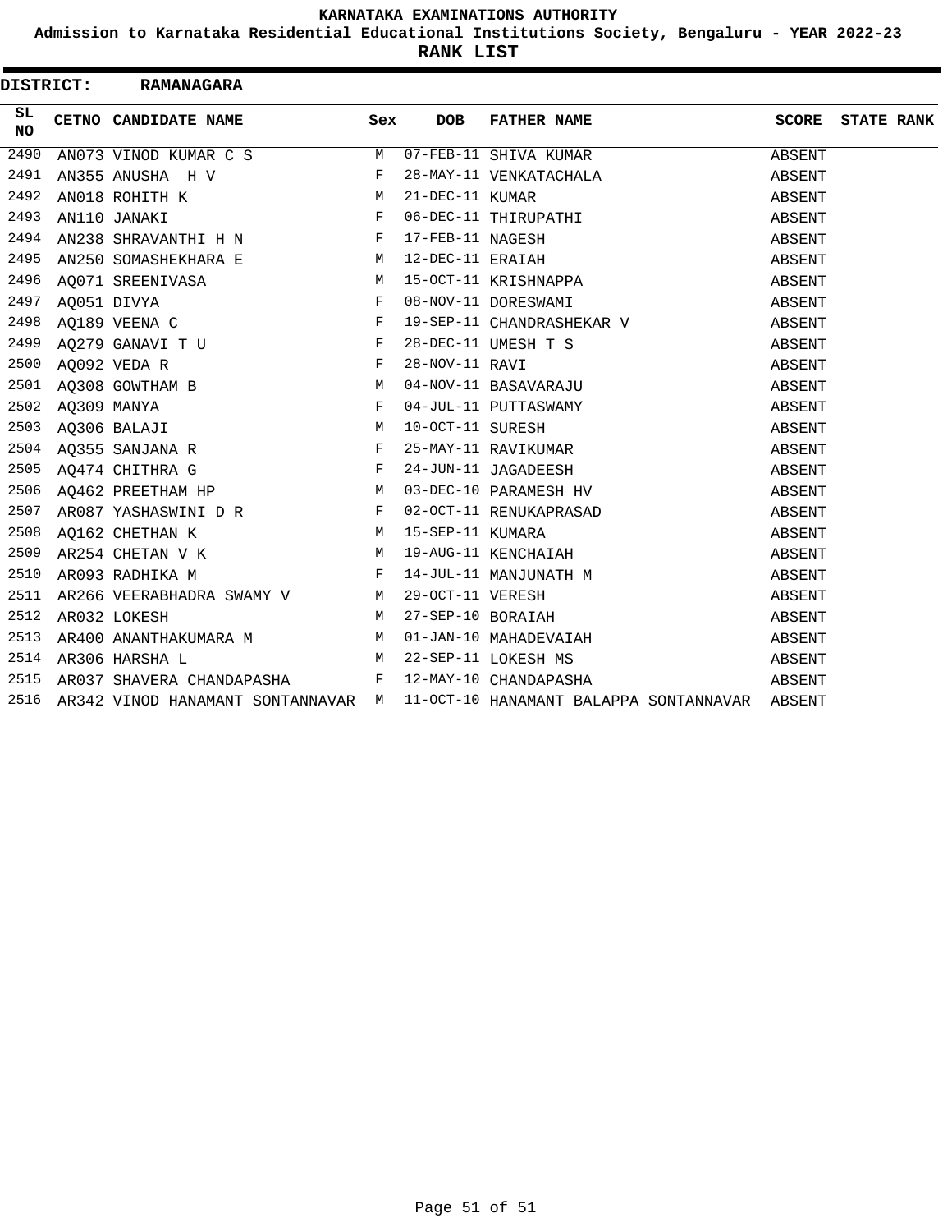**KARNATAKA EXAMINATIONS AUTHORITY**

**Admission to Karnataka Residential Educational Institutions Society, Bengaluru - YEAR 2022-23**

**RANK LIST**

**DISTRICT: RAMANAGARA**

| SL NO | CETNO | CANDIDATE NAME | Sex | DOB | FATHER NAME | SCORE | STATE RANK |
|---|---|---|---|---|---|---|---|
| 2490 | AN073 | VINOD KUMAR C S | M | 07-FEB-11 | SHIVA KUMAR | ABSENT | |
| 2491 | AN355 | ANUSHA H V | F | 28-MAY-11 | VENKATACHALA | ABSENT | |
| 2492 | AN018 | ROHITH K | M | 21-DEC-11 | KUMAR | ABSENT | |
| 2493 | AN110 | JANAKI | F | 06-DEC-11 | THIRUPATHI | ABSENT | |
| 2494 | AN238 | SHRAVANTHI H N | F | 17-FEB-11 | NAGESH | ABSENT | |
| 2495 | AN250 | SOMASHEKHARA E | M | 12-DEC-11 | ERAIAH | ABSENT | |
| 2496 | AQ071 | SREENIVASA | M | 15-OCT-11 | KRISHNAPPA | ABSENT | |
| 2497 | AQ051 | DIVYA | F | 08-NOV-11 | DORESWAMI | ABSENT | |
| 2498 | AQ189 | VEENA C | F | 19-SEP-11 | CHANDRASHEKAR V | ABSENT | |
| 2499 | AQ279 | GANAVI T U | F | 28-DEC-11 | UMESH T S | ABSENT | |
| 2500 | AQ092 | VEDA R | F | 28-NOV-11 | RAVI | ABSENT | |
| 2501 | AQ308 | GOWTHAM B | M | 04-NOV-11 | BASAVARAJU | ABSENT | |
| 2502 | AQ309 | MANYA | F | 04-JUL-11 | PUTTASWAMY | ABSENT | |
| 2503 | AQ306 | BALAJI | M | 10-OCT-11 | SURESH | ABSENT | |
| 2504 | AQ355 | SANJANA R | F | 25-MAY-11 | RAVIKUMAR | ABSENT | |
| 2505 | AQ474 | CHITHRA G | F | 24-JUN-11 | JAGADEESH | ABSENT | |
| 2506 | AQ462 | PREETHAM HP | M | 03-DEC-10 | PARAMESH HV | ABSENT | |
| 2507 | AR087 | YASHASWINI D R | F | 02-OCT-11 | RENUKAPRASAD | ABSENT | |
| 2508 | AQ162 | CHETHAN K | M | 15-SEP-11 | KUMARA | ABSENT | |
| 2509 | AR254 | CHETAN V K | M | 19-AUG-11 | KENCHAIAH | ABSENT | |
| 2510 | AR093 | RADHIKA M | F | 14-JUL-11 | MANJUNATH M | ABSENT | |
| 2511 | AR266 | VEERABHADRA SWAMY V | M | 29-OCT-11 | VERESH | ABSENT | |
| 2512 | AR032 | LOKESH | M | 27-SEP-10 | BORAIAH | ABSENT | |
| 2513 | AR400 | ANANTHAKUMARA M | M | 01-JAN-10 | MAHADEVAIAH | ABSENT | |
| 2514 | AR306 | HARSHA L | M | 22-SEP-11 | LOKESH MS | ABSENT | |
| 2515 | AR037 | SHAVERA CHANDAPASHA | F | 12-MAY-10 | CHANDAPASHA | ABSENT | |
| 2516 | AR342 | VINOD HANAMANT SONTANNAVAR | M | 11-OCT-10 | HANAMANT BALAPPA SONTANNAVAR | ABSENT | |